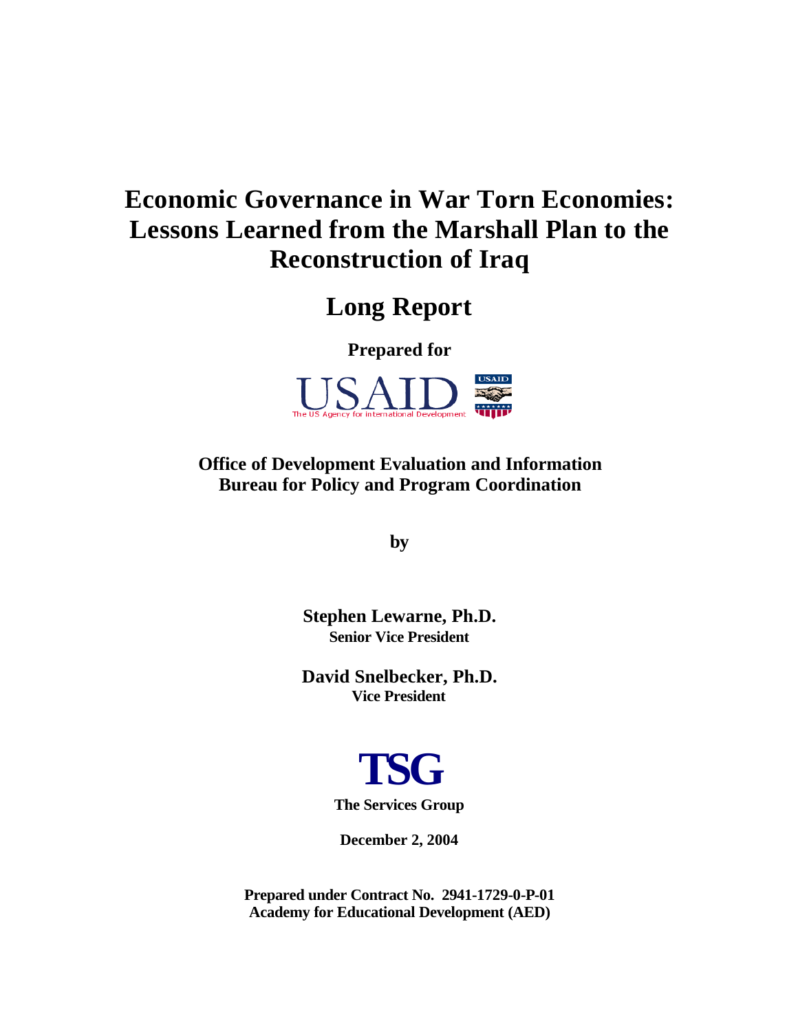# Economic Governance in War Torn Economies: Lessons Learned from the Marshall Plan to the Reconstruction of Iraq

## Long Report

**Prepared for**

USAID
The US Agency for International Development

**Office of Development Evaluation and Information**
**Bureau for Policy and Program Coordination**

**by**

**Stephen Lewarne, Ph.D.**
**Senior Vice President**

**David Snelbecker, Ph.D.**
**Vice President**

**TSG**
**The Services Group**

**December 2, 2004**

**Prepared under Contract No. 2941-1729-0-P-01**
**Academy for Educational Development (AED)**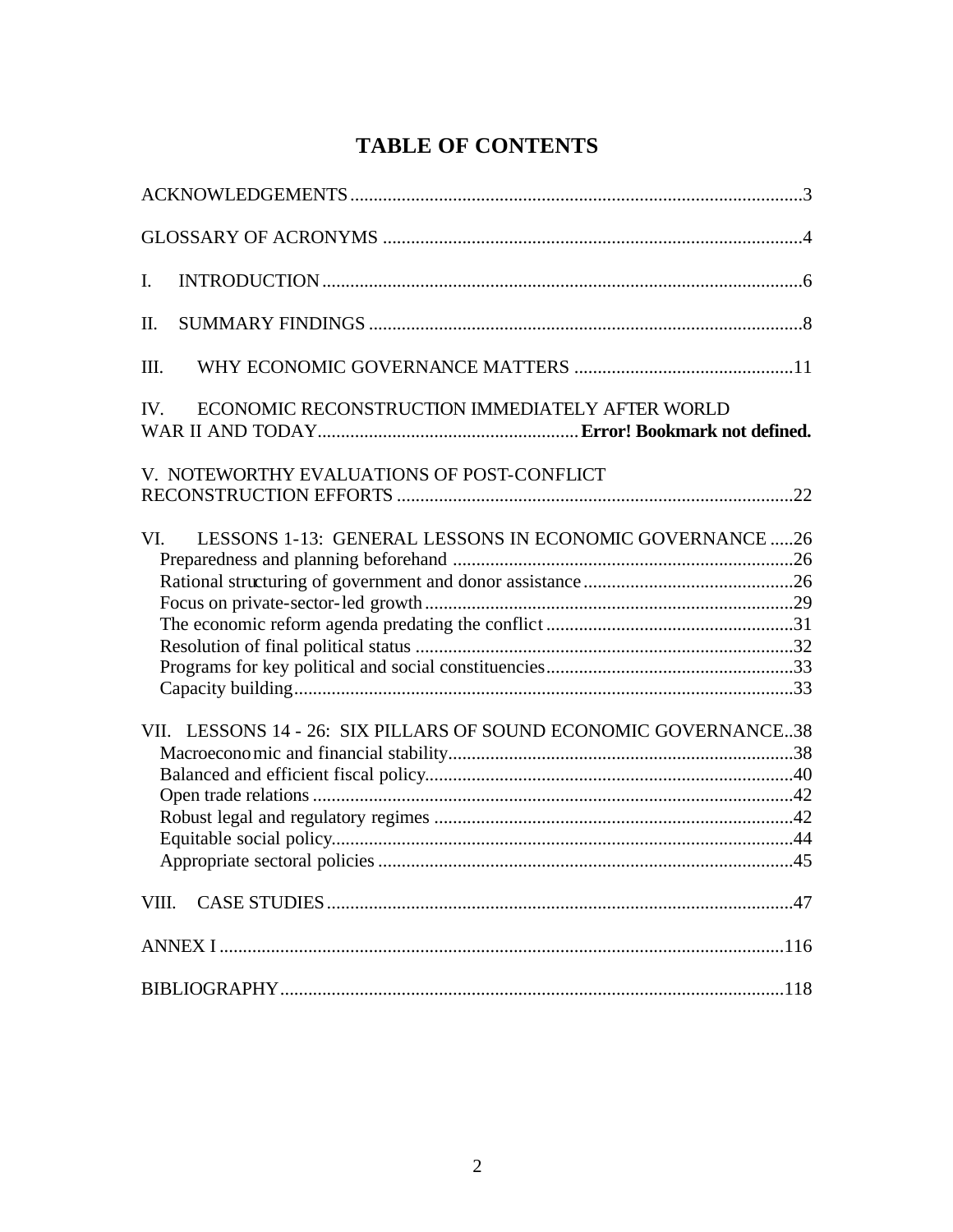# TABLE OF CONTENTS

ACKNOWLEDGEMENTS .....3

GLOSSARY OF ACRONYMS .....4

I. INTRODUCTION .....6

II. SUMMARY FINDINGS .....8

III. WHY ECONOMIC GOVERNANCE MATTERS .....11

IV. ECONOMIC RECONSTRUCTION IMMEDIATELY AFTER WORLD WAR II AND TODAY..... **Error! Bookmark not defined.**

V. NOTEWORTHY EVALUATIONS OF POST-CONFLICT RECONSTRUCTION EFFORTS .....22

VI. LESSONS 1-13: GENERAL LESSONS IN ECONOMIC GOVERNANCE .....26
- Preparedness and planning beforehand .....26
- Rational structuring of government and donor assistance .....26
- Focus on private-sector-led growth .....29
- The economic reform agenda predating the conflict .....31
- Resolution of final political status .....32
- Programs for key political and social constituencies .....33
- Capacity building .....33

VII. LESSONS 14 - 26: SIX PILLARS OF SOUND ECONOMIC GOVERNANCE ..38
- Macroeconomic and financial stability .....38
- Balanced and efficient fiscal policy .....40
- Open trade relations .....42
- Robust legal and regulatory regimes .....42
- Equitable social policy .....44
- Appropriate sectoral policies .....45

VIII. CASE STUDIES .....47

ANNEX I .....116

BIBLIOGRAPHY .....118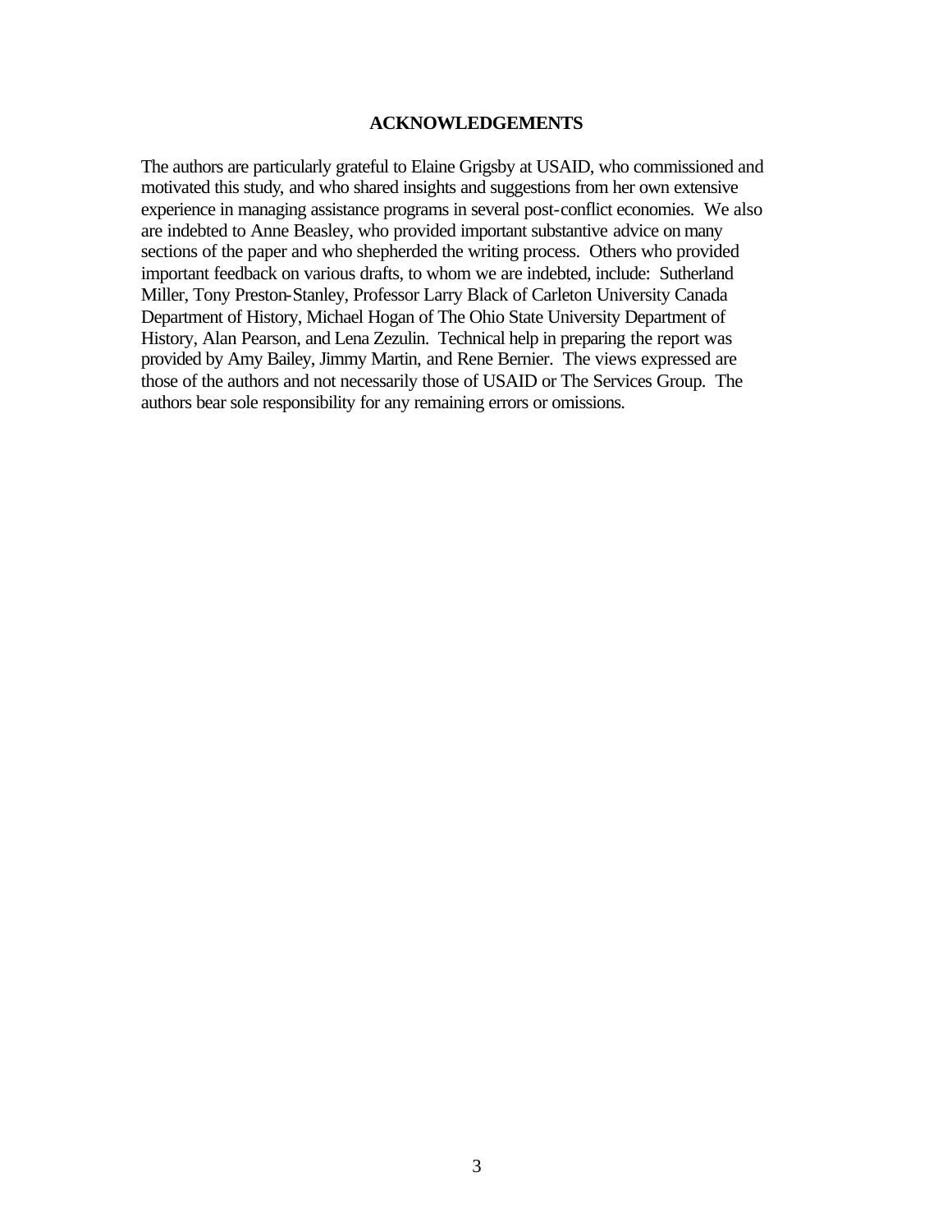## ACKNOWLEDGEMENTS

The authors are particularly grateful to Elaine Grigsby at USAID, who commissioned and motivated this study, and who shared insights and suggestions from her own extensive experience in managing assistance programs in several post-conflict economies. We also are indebted to Anne Beasley, who provided important substantive advice on many sections of the paper and who shepherded the writing process. Others who provided important feedback on various drafts, to whom we are indebted, include: Sutherland Miller, Tony Preston-Stanley, Professor Larry Black of Carleton University Canada Department of History, Michael Hogan of The Ohio State University Department of History, Alan Pearson, and Lena Zezulin. Technical help in preparing the report was provided by Amy Bailey, Jimmy Martin, and Rene Bernier. The views expressed are those of the authors and not necessarily those of USAID or The Services Group. The authors bear sole responsibility for any remaining errors or omissions.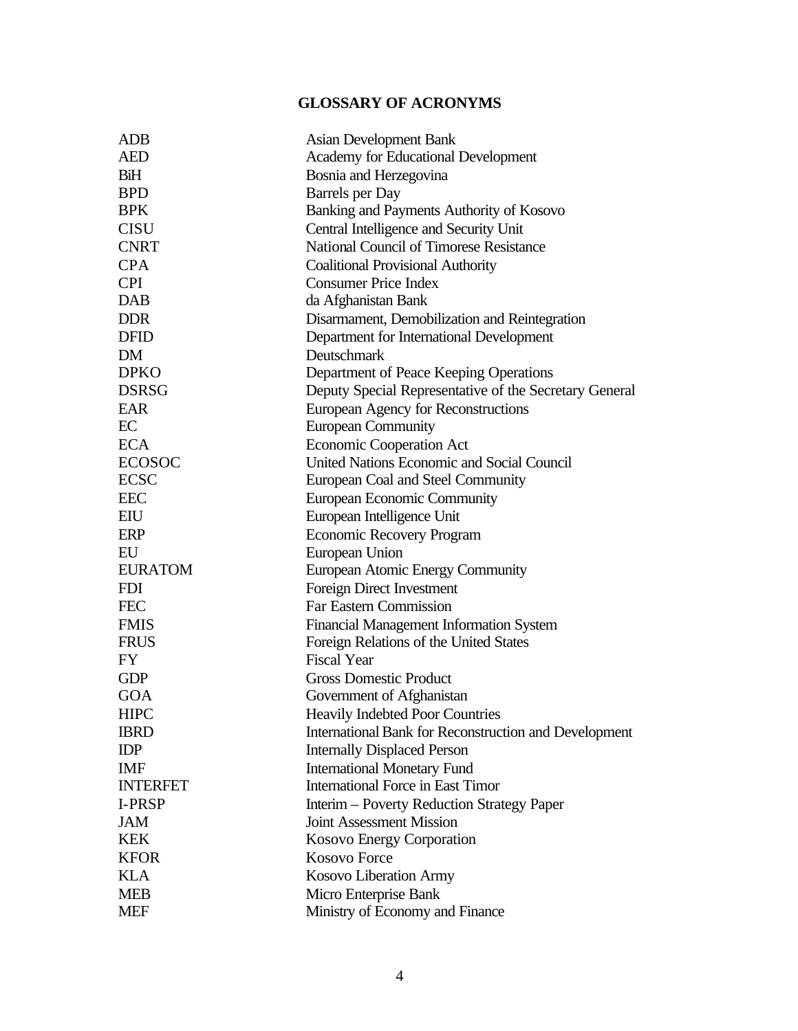## GLOSSARY OF ACRONYMS

| | |
|---|---|
| ADB | Asian Development Bank |
| AED | Academy for Educational Development |
| BiH | Bosnia and Herzegovina |
| BPD | Barrels per Day |
| BPK | Banking and Payments Authority of Kosovo |
| CISU | Central Intelligence and Security Unit |
| CNRT | National Council of Timorese Resistance |
| CPA | Coalitional Provisional Authority |
| CPI | Consumer Price Index |
| DAB | da Afghanistan Bank |
| DDR | Disarmament, Demobilization and Reintegration |
| DFID | Department for International Development |
| DM | Deutschmark |
| DPKO | Department of Peace Keeping Operations |
| DSRSG | Deputy Special Representative of the Secretary General |
| EAR | European Agency for Reconstructions |
| EC | European Community |
| ECA | Economic Cooperation Act |
| ECOSOC | United Nations Economic and Social Council |
| ECSC | European Coal and Steel Community |
| EEC | European Economic Community |
| EIU | European Intelligence Unit |
| ERP | Economic Recovery Program |
| EU | European Union |
| EURATOM | European Atomic Energy Community |
| FDI | Foreign Direct Investment |
| FEC | Far Eastern Commission |
| FMIS | Financial Management Information System |
| FRUS | Foreign Relations of the United States |
| FY | Fiscal Year |
| GDP | Gross Domestic Product |
| GOA | Government of Afghanistan |
| HIPC | Heavily Indebted Poor Countries |
| IBRD | International Bank for Reconstruction and Development |
| IDP | Internally Displaced Person |
| IMF | International Monetary Fund |
| INTERFET | International Force in East Timor |
| I-PRSP | Interim – Poverty Reduction Strategy Paper |
| JAM | Joint Assessment Mission |
| KEK | Kosovo Energy Corporation |
| KFOR | Kosovo Force |
| KLA | Kosovo Liberation Army |
| MEB | Micro Enterprise Bank |
| MEF | Ministry of Economy and Finance |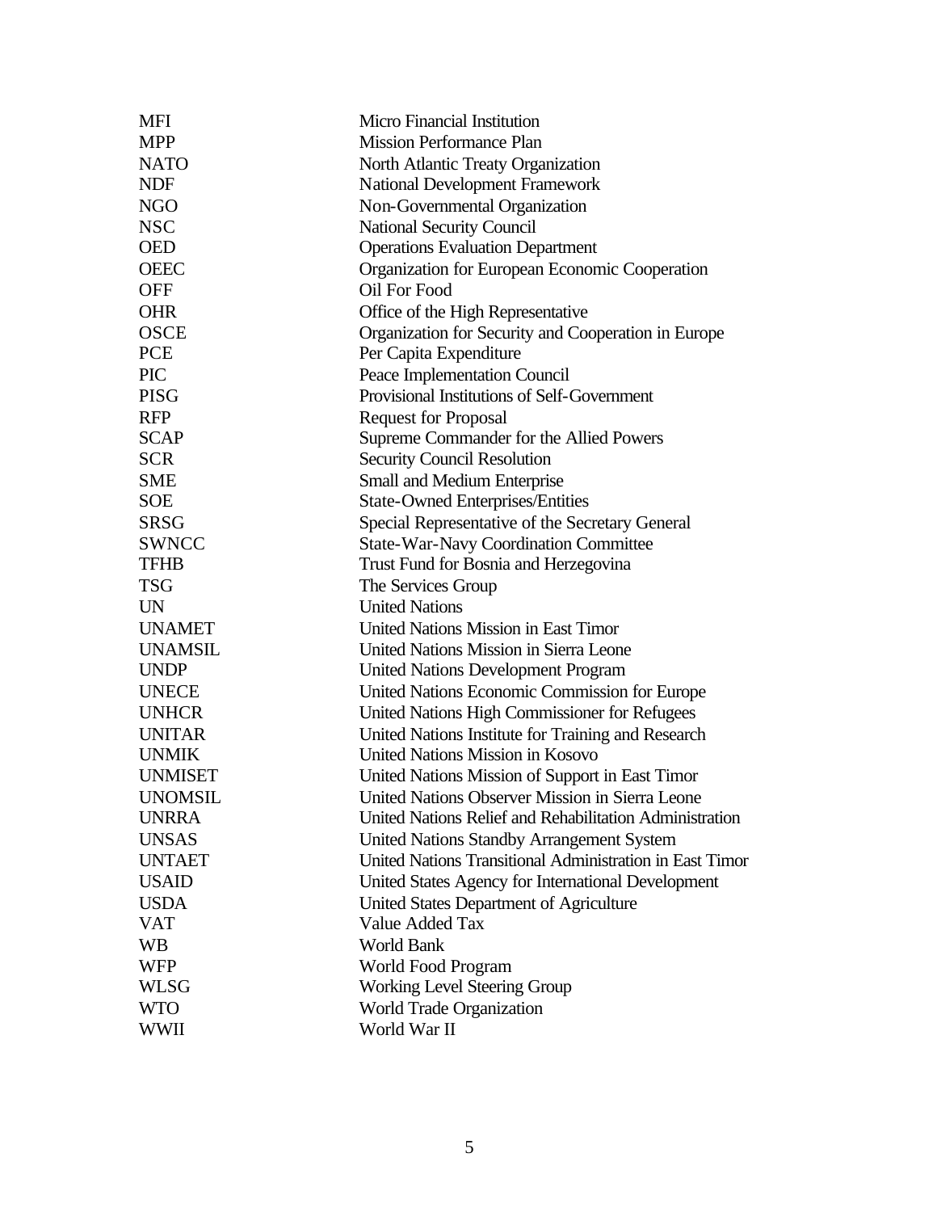| | |
|---|---|
| MFI | Micro Financial Institution |
| MPP | Mission Performance Plan |
| NATO | North Atlantic Treaty Organization |
| NDF | National Development Framework |
| NGO | Non-Governmental Organization |
| NSC | National Security Council |
| OED | Operations Evaluation Department |
| OEEC | Organization for European Economic Cooperation |
| OFF | Oil For Food |
| OHR | Office of the High Representative |
| OSCE | Organization for Security and Cooperation in Europe |
| PCE | Per Capita Expenditure |
| PIC | Peace Implementation Council |
| PISG | Provisional Institutions of Self-Government |
| RFP | Request for Proposal |
| SCAP | Supreme Commander for the Allied Powers |
| SCR | Security Council Resolution |
| SME | Small and Medium Enterprise |
| SOE | State-Owned Enterprises/Entities |
| SRSG | Special Representative of the Secretary General |
| SWNCC | State-War-Navy Coordination Committee |
| TFHB | Trust Fund for Bosnia and Herzegovina |
| TSG | The Services Group |
| UN | United Nations |
| UNAMET | United Nations Mission in East Timor |
| UNAMSIL | United Nations Mission in Sierra Leone |
| UNDP | United Nations Development Program |
| UNECE | United Nations Economic Commission for Europe |
| UNHCR | United Nations High Commissioner for Refugees |
| UNITAR | United Nations Institute for Training and Research |
| UNMIK | United Nations Mission in Kosovo |
| UNMISET | United Nations Mission of Support in East Timor |
| UNOMSIL | United Nations Observer Mission in Sierra Leone |
| UNRRA | United Nations Relief and Rehabilitation Administration |
| UNSAS | United Nations Standby Arrangement System |
| UNTAET | United Nations Transitional Administration in East Timor |
| USAID | United States Agency for International Development |
| USDA | United States Department of Agriculture |
| VAT | Value Added Tax |
| WB | World Bank |
| WFP | World Food Program |
| WLSG | Working Level Steering Group |
| WTO | World Trade Organization |
| WWII | World War II |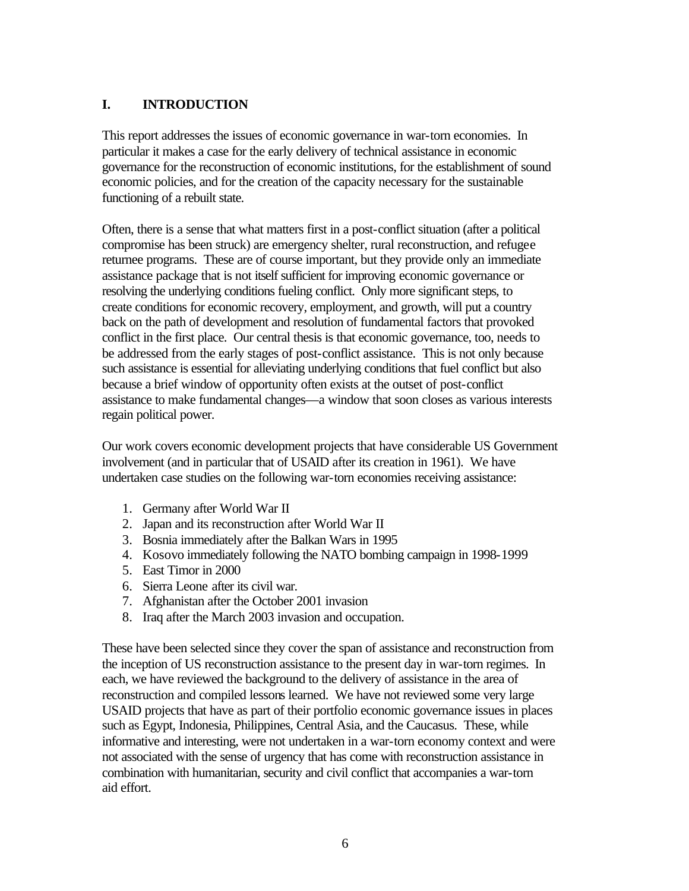# I. INTRODUCTION

This report addresses the issues of economic governance in war-torn economies. In particular it makes a case for the early delivery of technical assistance in economic governance for the reconstruction of economic institutions, for the establishment of sound economic policies, and for the creation of the capacity necessary for the sustainable functioning of a rebuilt state.

Often, there is a sense that what matters first in a post-conflict situation (after a political compromise has been struck) are emergency shelter, rural reconstruction, and refugee returnee programs. These are of course important, but they provide only an immediate assistance package that is not itself sufficient for improving economic governance or resolving the underlying conditions fueling conflict. Only more significant steps, to create conditions for economic recovery, employment, and growth, will put a country back on the path of development and resolution of fundamental factors that provoked conflict in the first place. Our central thesis is that economic governance, too, needs to be addressed from the early stages of post-conflict assistance. This is not only because such assistance is essential for alleviating underlying conditions that fuel conflict but also because a brief window of opportunity often exists at the outset of post-conflict assistance to make fundamental changes—a window that soon closes as various interests regain political power.

Our work covers economic development projects that have considerable US Government involvement (and in particular that of USAID after its creation in 1961). We have undertaken case studies on the following war-torn economies receiving assistance:

1. Germany after World War II
2. Japan and its reconstruction after World War II
3. Bosnia immediately after the Balkan Wars in 1995
4. Kosovo immediately following the NATO bombing campaign in 1998-1999
5. East Timor in 2000
6. Sierra Leone after its civil war.
7. Afghanistan after the October 2001 invasion
8. Iraq after the March 2003 invasion and occupation.

These have been selected since they cover the span of assistance and reconstruction from the inception of US reconstruction assistance to the present day in war-torn regimes. In each, we have reviewed the background to the delivery of assistance in the area of reconstruction and compiled lessons learned. We have not reviewed some very large USAID projects that have as part of their portfolio economic governance issues in places such as Egypt, Indonesia, Philippines, Central Asia, and the Caucasus. These, while informative and interesting, were not undertaken in a war-torn economy context and were not associated with the sense of urgency that has come with reconstruction assistance in combination with humanitarian, security and civil conflict that accompanies a war-torn aid effort.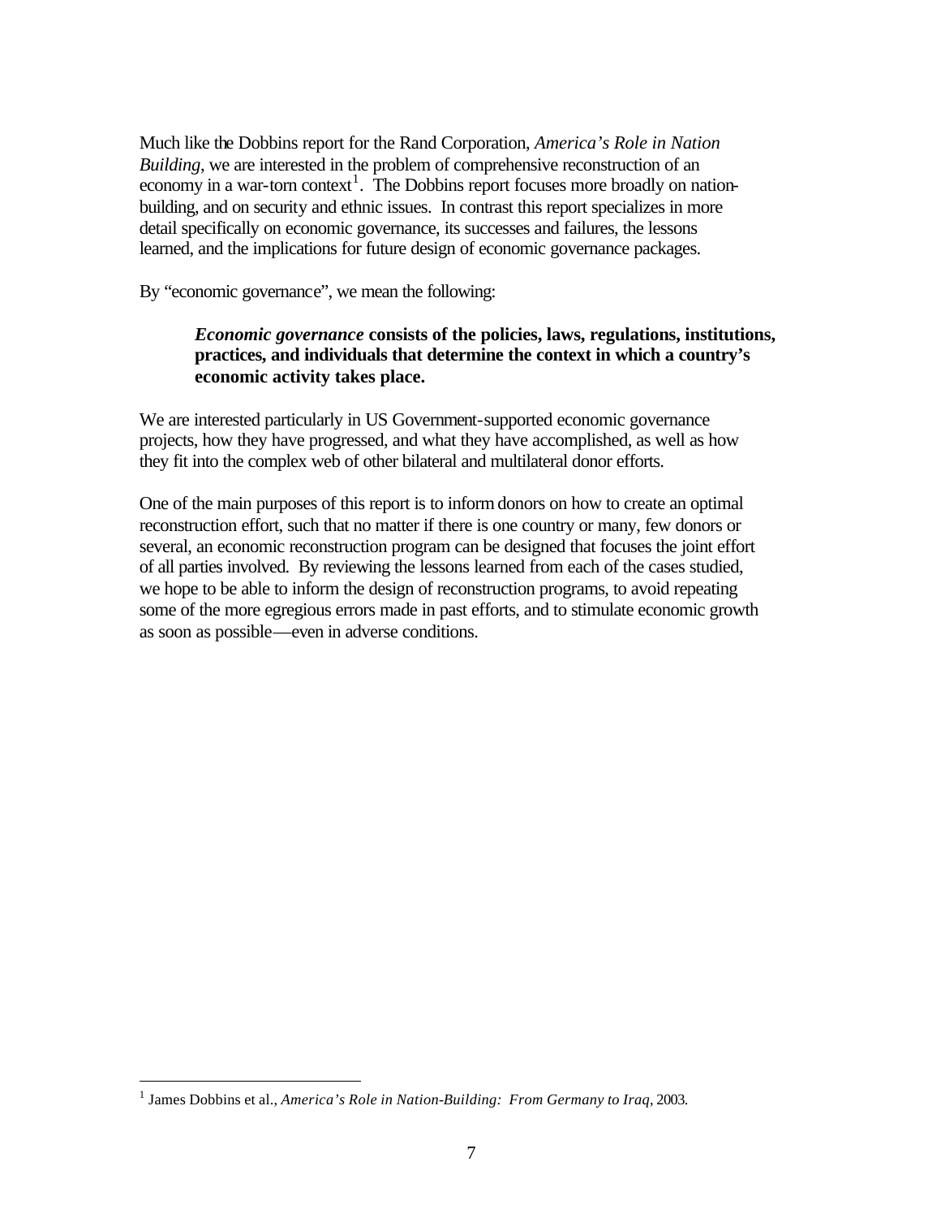Much like the Dobbins report for the Rand Corporation, *America's Role in Nation Building*, we are interested in the problem of comprehensive reconstruction of an economy in a war-torn context[1]. The Dobbins report focuses more broadly on nation-building, and on security and ethnic issues. In contrast this report specializes in more detail specifically on economic governance, its successes and failures, the lessons learned, and the implications for future design of economic governance packages.

By "economic governance", we mean the following:

> ***Economic governance*** **consists of the policies, laws, regulations, institutions, practices, and individuals that determine the context in which a country's economic activity takes place.**

We are interested particularly in US Government-supported economic governance projects, how they have progressed, and what they have accomplished, as well as how they fit into the complex web of other bilateral and multilateral donor efforts.

One of the main purposes of this report is to inform donors on how to create an optimal reconstruction effort, such that no matter if there is one country or many, few donors or several, an economic reconstruction program can be designed that focuses the joint effort of all parties involved. By reviewing the lessons learned from each of the cases studied, we hope to be able to inform the design of reconstruction programs, to avoid repeating some of the more egregious errors made in past efforts, and to stimulate economic growth as soon as possible—even in adverse conditions.

---

[1] James Dobbins et al., *America's Role in Nation-Building: From Germany to Iraq*, 2003.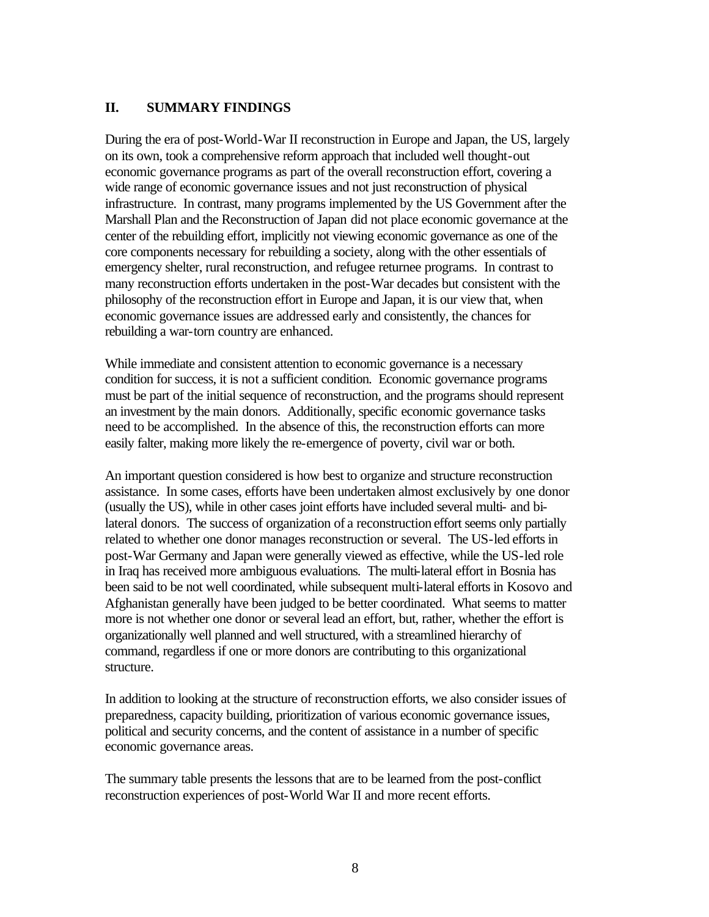## II. SUMMARY FINDINGS

During the era of post-World-War II reconstruction in Europe and Japan, the US, largely on its own, took a comprehensive reform approach that included well thought-out economic governance programs as part of the overall reconstruction effort, covering a wide range of economic governance issues and not just reconstruction of physical infrastructure. In contrast, many programs implemented by the US Government after the Marshall Plan and the Reconstruction of Japan did not place economic governance at the center of the rebuilding effort, implicitly not viewing economic governance as one of the core components necessary for rebuilding a society, along with the other essentials of emergency shelter, rural reconstruction, and refugee returnee programs. In contrast to many reconstruction efforts undertaken in the post-War decades but consistent with the philosophy of the reconstruction effort in Europe and Japan, it is our view that, when economic governance issues are addressed early and consistently, the chances for rebuilding a war-torn country are enhanced.

While immediate and consistent attention to economic governance is a necessary condition for success, it is not a sufficient condition. Economic governance programs must be part of the initial sequence of reconstruction, and the programs should represent an investment by the main donors. Additionally, specific economic governance tasks need to be accomplished. In the absence of this, the reconstruction efforts can more easily falter, making more likely the re-emergence of poverty, civil war or both.

An important question considered is how best to organize and structure reconstruction assistance. In some cases, efforts have been undertaken almost exclusively by one donor (usually the US), while in other cases joint efforts have included several multi- and bi-lateral donors. The success of organization of a reconstruction effort seems only partially related to whether one donor manages reconstruction or several. The US-led efforts in post-War Germany and Japan were generally viewed as effective, while the US-led role in Iraq has received more ambiguous evaluations. The multi-lateral effort in Bosnia has been said to be not well coordinated, while subsequent multi-lateral efforts in Kosovo and Afghanistan generally have been judged to be better coordinated. What seems to matter more is not whether one donor or several lead an effort, but, rather, whether the effort is organizationally well planned and well structured, with a streamlined hierarchy of command, regardless if one or more donors are contributing to this organizational structure.

In addition to looking at the structure of reconstruction efforts, we also consider issues of preparedness, capacity building, prioritization of various economic governance issues, political and security concerns, and the content of assistance in a number of specific economic governance areas.

The summary table presents the lessons that are to be learned from the post-conflict reconstruction experiences of post-World War II and more recent efforts.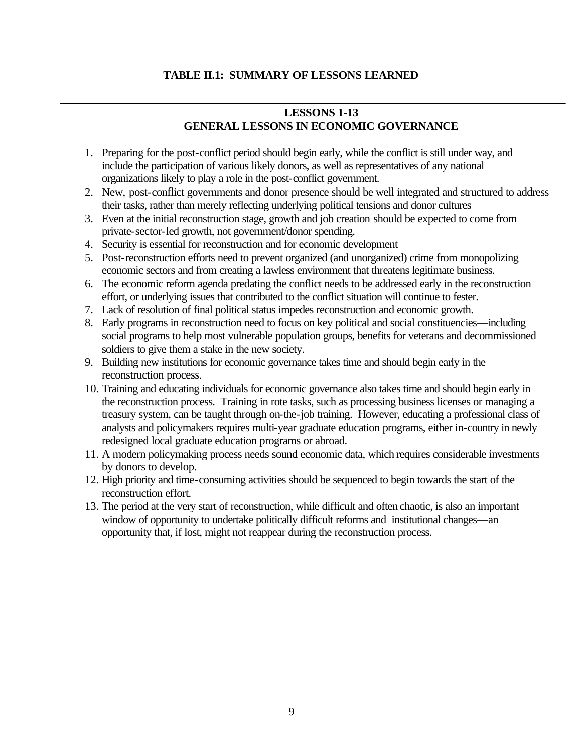**TABLE II.1: SUMMARY OF LESSONS LEARNED**

**LESSONS 1-13**
**GENERAL LESSONS IN ECONOMIC GOVERNANCE**

1. Preparing for the post-conflict period should begin early, while the conflict is still under way, and include the participation of various likely donors, as well as representatives of any national organizations likely to play a role in the post-conflict government.
2. New, post-conflict governments and donor presence should be well integrated and structured to address their tasks, rather than merely reflecting underlying political tensions and donor cultures
3. Even at the initial reconstruction stage, growth and job creation should be expected to come from private-sector-led growth, not government/donor spending.
4. Security is essential for reconstruction and for economic development
5. Post-reconstruction efforts need to prevent organized (and unorganized) crime from monopolizing economic sectors and from creating a lawless environment that threatens legitimate business.
6. The economic reform agenda predating the conflict needs to be addressed early in the reconstruction effort, or underlying issues that contributed to the conflict situation will continue to fester.
7. Lack of resolution of final political status impedes reconstruction and economic growth.
8. Early programs in reconstruction need to focus on key political and social constituencies—including social programs to help most vulnerable population groups, benefits for veterans and decommissioned soldiers to give them a stake in the new society.
9. Building new institutions for economic governance takes time and should begin early in the reconstruction process.
10. Training and educating individuals for economic governance also takes time and should begin early in the reconstruction process. Training in rote tasks, such as processing business licenses or managing a treasury system, can be taught through on-the-job training. However, educating a professional class of analysts and policymakers requires multi-year graduate education programs, either in-country in newly redesigned local graduate education programs or abroad.
11. A modern policymaking process needs sound economic data, which requires considerable investments by donors to develop.
12. High priority and time-consuming activities should be sequenced to begin towards the start of the reconstruction effort.
13. The period at the very start of reconstruction, while difficult and often chaotic, is also an important window of opportunity to undertake politically difficult reforms and institutional changes—an opportunity that, if lost, might not reappear during the reconstruction process.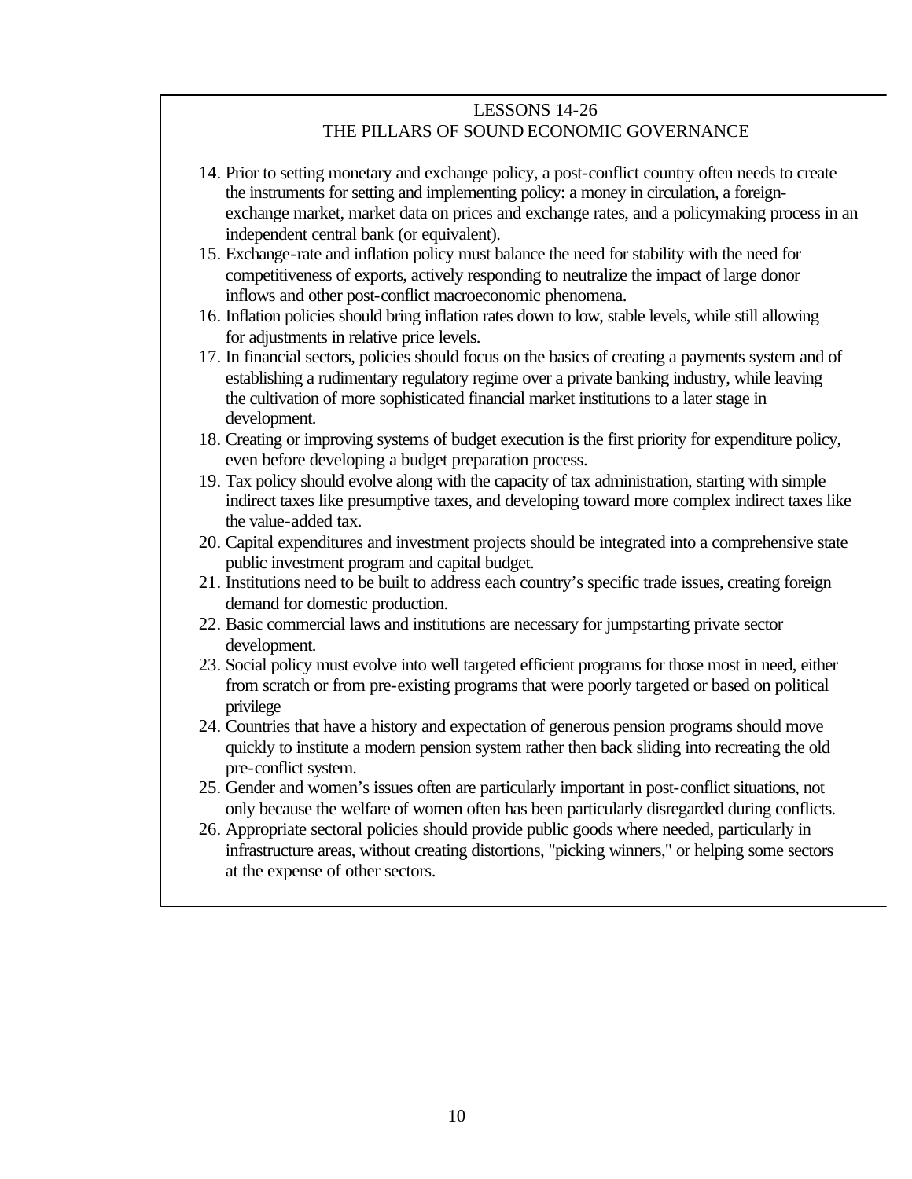## LESSONS 14-26
## THE PILLARS OF SOUND ECONOMIC GOVERNANCE

14. Prior to setting monetary and exchange policy, a post-conflict country often needs to create the instruments for setting and implementing policy: a money in circulation, a foreign-exchange market, market data on prices and exchange rates, and a policymaking process in an independent central bank (or equivalent).
15. Exchange-rate and inflation policy must balance the need for stability with the need for competitiveness of exports, actively responding to neutralize the impact of large donor inflows and other post-conflict macroeconomic phenomena.
16. Inflation policies should bring inflation rates down to low, stable levels, while still allowing for adjustments in relative price levels.
17. In financial sectors, policies should focus on the basics of creating a payments system and of establishing a rudimentary regulatory regime over a private banking industry, while leaving the cultivation of more sophisticated financial market institutions to a later stage in development.
18. Creating or improving systems of budget execution is the first priority for expenditure policy, even before developing a budget preparation process.
19. Tax policy should evolve along with the capacity of tax administration, starting with simple indirect taxes like presumptive taxes, and developing toward more complex indirect taxes like the value-added tax.
20. Capital expenditures and investment projects should be integrated into a comprehensive state public investment program and capital budget.
21. Institutions need to be built to address each country's specific trade issues, creating foreign demand for domestic production.
22. Basic commercial laws and institutions are necessary for jumpstarting private sector development.
23. Social policy must evolve into well targeted efficient programs for those most in need, either from scratch or from pre-existing programs that were poorly targeted or based on political privilege
24. Countries that have a history and expectation of generous pension programs should move quickly to institute a modern pension system rather then back sliding into recreating the old pre-conflict system.
25. Gender and women's issues often are particularly important in post-conflict situations, not only because the welfare of women often has been particularly disregarded during conflicts.
26. Appropriate sectoral policies should provide public goods where needed, particularly in infrastructure areas, without creating distortions, "picking winners," or helping some sectors at the expense of other sectors.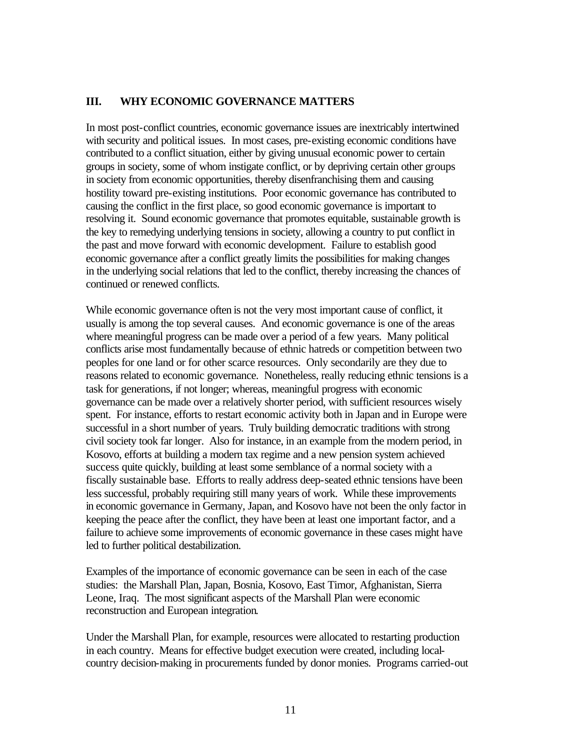## III. WHY ECONOMIC GOVERNANCE MATTERS

In most post-conflict countries, economic governance issues are inextricably intertwined with security and political issues. In most cases, pre-existing economic conditions have contributed to a conflict situation, either by giving unusual economic power to certain groups in society, some of whom instigate conflict, or by depriving certain other groups in society from economic opportunities, thereby disenfranchising them and causing hostility toward pre-existing institutions. Poor economic governance has contributed to causing the conflict in the first place, so good economic governance is important to resolving it. Sound economic governance that promotes equitable, sustainable growth is the key to remedying underlying tensions in society, allowing a country to put conflict in the past and move forward with economic development. Failure to establish good economic governance after a conflict greatly limits the possibilities for making changes in the underlying social relations that led to the conflict, thereby increasing the chances of continued or renewed conflicts.

While economic governance often is not the very most important cause of conflict, it usually is among the top several causes. And economic governance is one of the areas where meaningful progress can be made over a period of a few years. Many political conflicts arise most fundamentally because of ethnic hatreds or competition between two peoples for one land or for other scarce resources. Only secondarily are they due to reasons related to economic governance. Nonetheless, really reducing ethnic tensions is a task for generations, if not longer; whereas, meaningful progress with economic governance can be made over a relatively shorter period, with sufficient resources wisely spent. For instance, efforts to restart economic activity both in Japan and in Europe were successful in a short number of years. Truly building democratic traditions with strong civil society took far longer. Also for instance, in an example from the modern period, in Kosovo, efforts at building a modern tax regime and a new pension system achieved success quite quickly, building at least some semblance of a normal society with a fiscally sustainable base. Efforts to really address deep-seated ethnic tensions have been less successful, probably requiring still many years of work. While these improvements in economic governance in Germany, Japan, and Kosovo have not been the only factor in keeping the peace after the conflict, they have been at least one important factor, and a failure to achieve some improvements of economic governance in these cases might have led to further political destabilization.

Examples of the importance of economic governance can be seen in each of the case studies: the Marshall Plan, Japan, Bosnia, Kosovo, East Timor, Afghanistan, Sierra Leone, Iraq. The most significant aspects of the Marshall Plan were economic reconstruction and European integration.

Under the Marshall Plan, for example, resources were allocated to restarting production in each country. Means for effective budget execution were created, including local-country decision-making in procurements funded by donor monies. Programs carried-out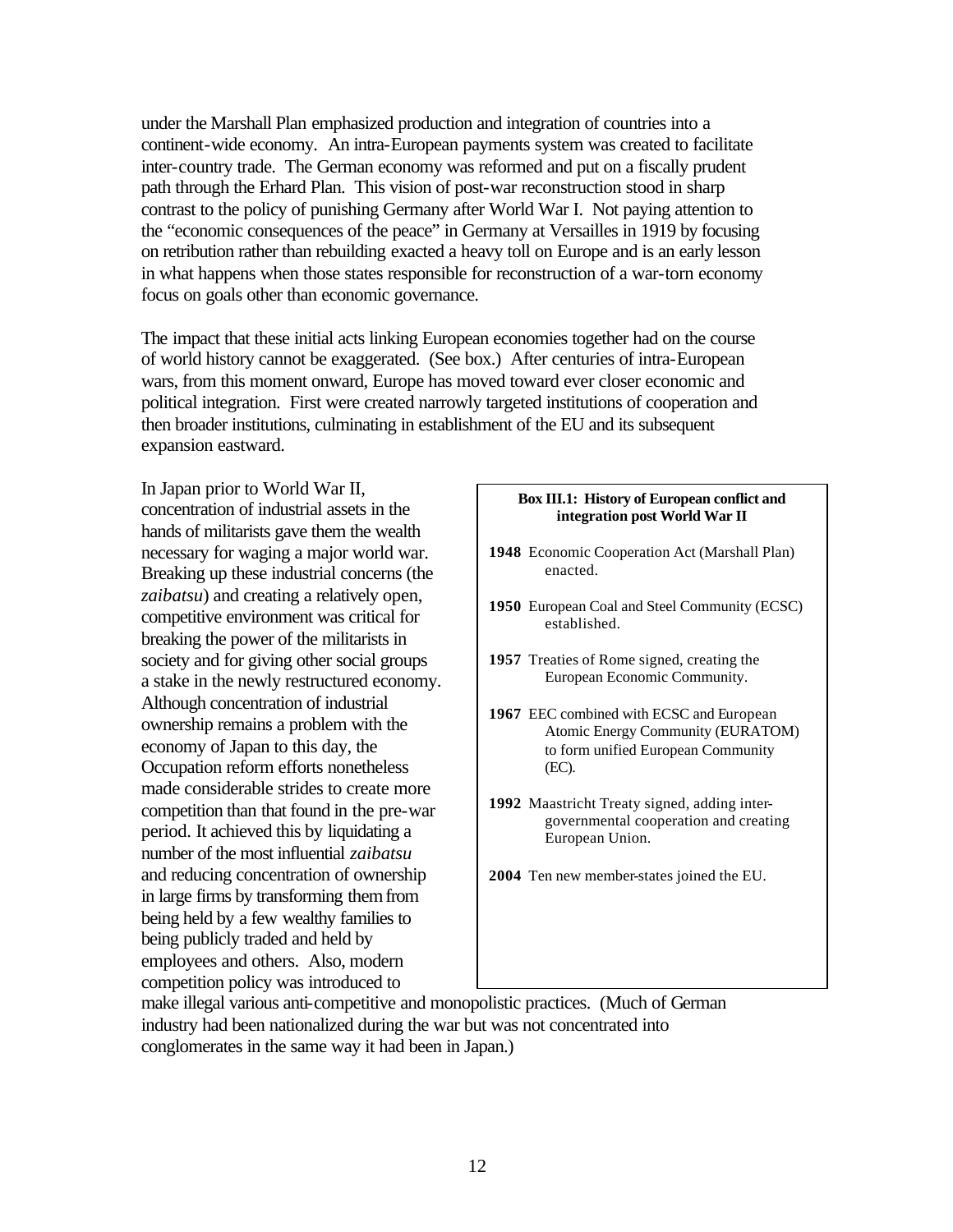under the Marshall Plan emphasized production and integration of countries into a continent-wide economy. An intra-European payments system was created to facilitate inter-country trade. The German economy was reformed and put on a fiscally prudent path through the Erhard Plan. This vision of post-war reconstruction stood in sharp contrast to the policy of punishing Germany after World War I. Not paying attention to the "economic consequences of the peace" in Germany at Versailles in 1919 by focusing on retribution rather than rebuilding exacted a heavy toll on Europe and is an early lesson in what happens when those states responsible for reconstruction of a war-torn economy focus on goals other than economic governance.

The impact that these initial acts linking European economies together had on the course of world history cannot be exaggerated. (See box.) After centuries of intra-European wars, from this moment onward, Europe has moved toward ever closer economic and political integration. First were created narrowly targeted institutions of cooperation and then broader institutions, culminating in establishment of the EU and its subsequent expansion eastward.

In Japan prior to World War II, concentration of industrial assets in the hands of militarists gave them the wealth necessary for waging a major world war. Breaking up these industrial concerns (the *zaibatsu*) and creating a relatively open, competitive environment was critical for breaking the power of the militarists in society and for giving other social groups a stake in the newly restructured economy. Although concentration of industrial ownership remains a problem with the economy of Japan to this day, the Occupation reform efforts nonetheless made considerable strides to create more competition than that found in the pre-war period. It achieved this by liquidating a number of the most influential *zaibatsu* and reducing concentration of ownership in large firms by transforming them from being held by a few wealthy families to being publicly traded and held by employees and others. Also, modern competition policy was introduced to make illegal various anti-competitive and monopolistic practices. (Much of German industry had been nationalized during the war but was not concentrated into conglomerates in the same way it had been in Japan.)

> **Box III.1: History of European conflict and integration post World War II**
>
> **1948** Economic Cooperation Act (Marshall Plan) enacted.
>
> **1950** European Coal and Steel Community (ECSC) established.
>
> **1957** Treaties of Rome signed, creating the European Economic Community.
>
> **1967** EEC combined with ECSC and European Atomic Energy Community (EURATOM) to form unified European Community (EC).
>
> **1992** Maastricht Treaty signed, adding inter-governmental cooperation and creating European Union.
>
> **2004** Ten new member-states joined the EU.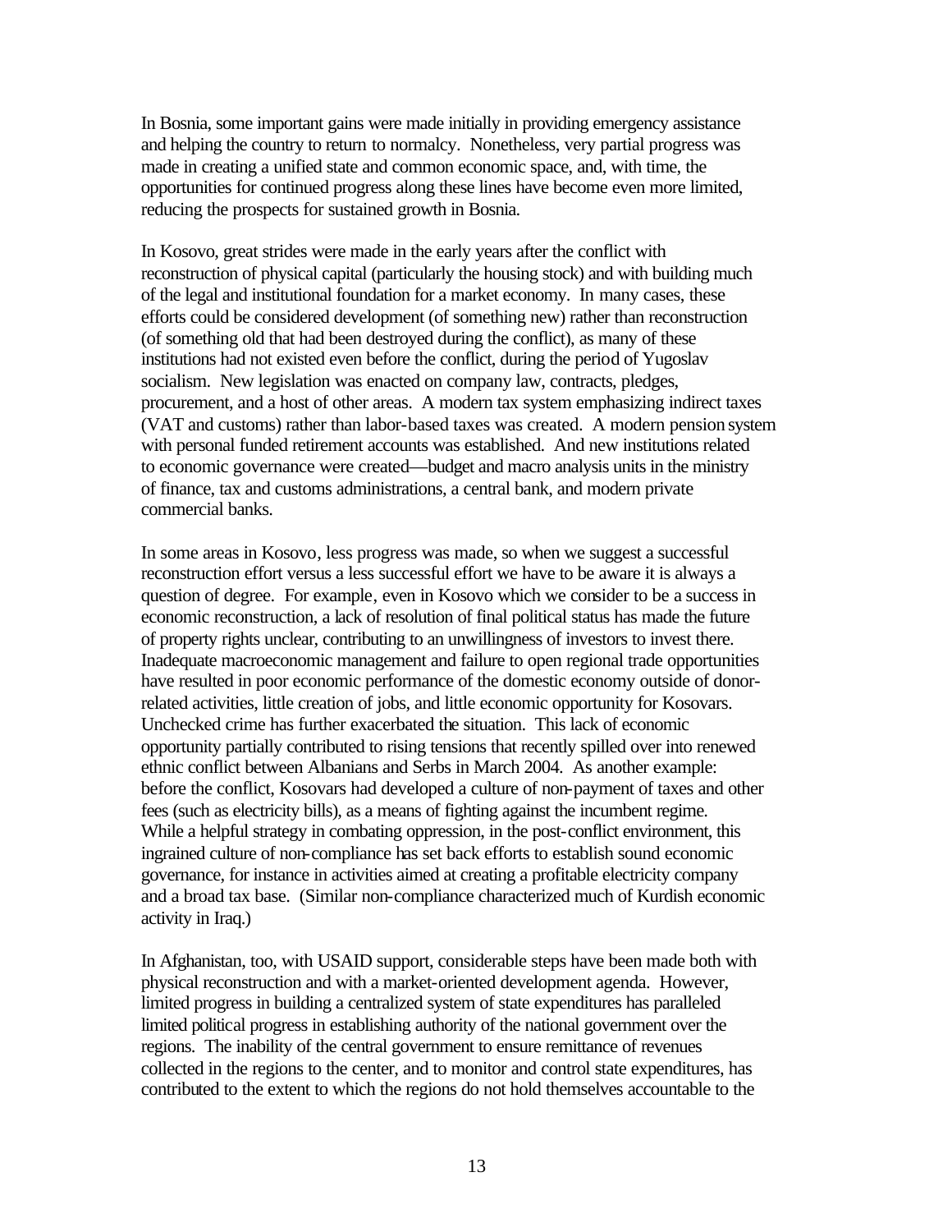In Bosnia, some important gains were made initially in providing emergency assistance and helping the country to return to normalcy. Nonetheless, very partial progress was made in creating a unified state and common economic space, and, with time, the opportunities for continued progress along these lines have become even more limited, reducing the prospects for sustained growth in Bosnia.

In Kosovo, great strides were made in the early years after the conflict with reconstruction of physical capital (particularly the housing stock) and with building much of the legal and institutional foundation for a market economy. In many cases, these efforts could be considered development (of something new) rather than reconstruction (of something old that had been destroyed during the conflict), as many of these institutions had not existed even before the conflict, during the period of Yugoslav socialism. New legislation was enacted on company law, contracts, pledges, procurement, and a host of other areas. A modern tax system emphasizing indirect taxes (VAT and customs) rather than labor-based taxes was created. A modern pension system with personal funded retirement accounts was established. And new institutions related to economic governance were created—budget and macro analysis units in the ministry of finance, tax and customs administrations, a central bank, and modern private commercial banks.

In some areas in Kosovo, less progress was made, so when we suggest a successful reconstruction effort versus a less successful effort we have to be aware it is always a question of degree. For example, even in Kosovo which we consider to be a success in economic reconstruction, a lack of resolution of final political status has made the future of property rights unclear, contributing to an unwillingness of investors to invest there. Inadequate macroeconomic management and failure to open regional trade opportunities have resulted in poor economic performance of the domestic economy outside of donor-related activities, little creation of jobs, and little economic opportunity for Kosovars. Unchecked crime has further exacerbated the situation. This lack of economic opportunity partially contributed to rising tensions that recently spilled over into renewed ethnic conflict between Albanians and Serbs in March 2004. As another example: before the conflict, Kosovars had developed a culture of non-payment of taxes and other fees (such as electricity bills), as a means of fighting against the incumbent regime. While a helpful strategy in combating oppression, in the post-conflict environment, this ingrained culture of non-compliance has set back efforts to establish sound economic governance, for instance in activities aimed at creating a profitable electricity company and a broad tax base. (Similar non-compliance characterized much of Kurdish economic activity in Iraq.)

In Afghanistan, too, with USAID support, considerable steps have been made both with physical reconstruction and with a market-oriented development agenda. However, limited progress in building a centralized system of state expenditures has paralleled limited political progress in establishing authority of the national government over the regions. The inability of the central government to ensure remittance of revenues collected in the regions to the center, and to monitor and control state expenditures, has contributed to the extent to which the regions do not hold themselves accountable to the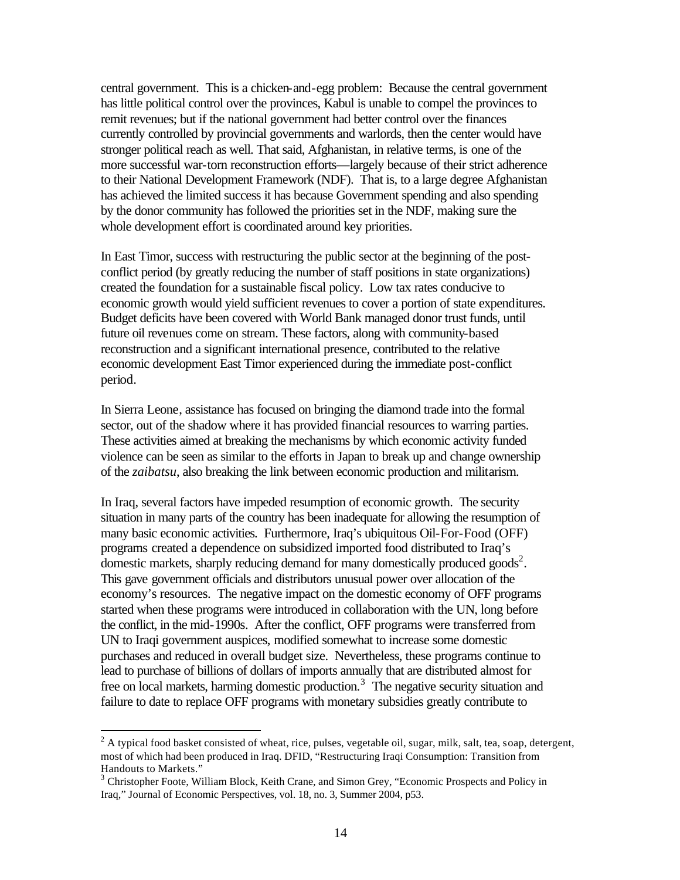central government. This is a chicken-and-egg problem: Because the central government has little political control over the provinces, Kabul is unable to compel the provinces to remit revenues; but if the national government had better control over the finances currently controlled by provincial governments and warlords, then the center would have stronger political reach as well. That said, Afghanistan, in relative terms, is one of the more successful war-torn reconstruction efforts—largely because of their strict adherence to their National Development Framework (NDF). That is, to a large degree Afghanistan has achieved the limited success it has because Government spending and also spending by the donor community has followed the priorities set in the NDF, making sure the whole development effort is coordinated around key priorities.

In East Timor, success with restructuring the public sector at the beginning of the post-conflict period (by greatly reducing the number of staff positions in state organizations) created the foundation for a sustainable fiscal policy. Low tax rates conducive to economic growth would yield sufficient revenues to cover a portion of state expenditures. Budget deficits have been covered with World Bank managed donor trust funds, until future oil revenues come on stream. These factors, along with community-based reconstruction and a significant international presence, contributed to the relative economic development East Timor experienced during the immediate post-conflict period.

In Sierra Leone, assistance has focused on bringing the diamond trade into the formal sector, out of the shadow where it has provided financial resources to warring parties. These activities aimed at breaking the mechanisms by which economic activity funded violence can be seen as similar to the efforts in Japan to break up and change ownership of the *zaibatsu*, also breaking the link between economic production and militarism.

In Iraq, several factors have impeded resumption of economic growth. The security situation in many parts of the country has been inadequate for allowing the resumption of many basic economic activities. Furthermore, Iraq's ubiquitous Oil-For-Food (OFF) programs created a dependence on subsidized imported food distributed to Iraq's domestic markets, sharply reducing demand for many domestically produced goods[2]. This gave government officials and distributors unusual power over allocation of the economy's resources. The negative impact on the domestic economy of OFF programs started when these programs were introduced in collaboration with the UN, long before the conflict, in the mid-1990s. After the conflict, OFF programs were transferred from UN to Iraqi government auspices, modified somewhat to increase some domestic purchases and reduced in overall budget size. Nevertheless, these programs continue to lead to purchase of billions of dollars of imports annually that are distributed almost for free on local markets, harming domestic production.[3] The negative security situation and failure to date to replace OFF programs with monetary subsidies greatly contribute to

---

[2] A typical food basket consisted of wheat, rice, pulses, vegetable oil, sugar, milk, salt, tea, soap, detergent, most of which had been produced in Iraq. DFID, "Restructuring Iraqi Consumption: Transition from Handouts to Markets."

[3] Christopher Foote, William Block, Keith Crane, and Simon Grey, "Economic Prospects and Policy in Iraq," Journal of Economic Perspectives, vol. 18, no. 3, Summer 2004, p53.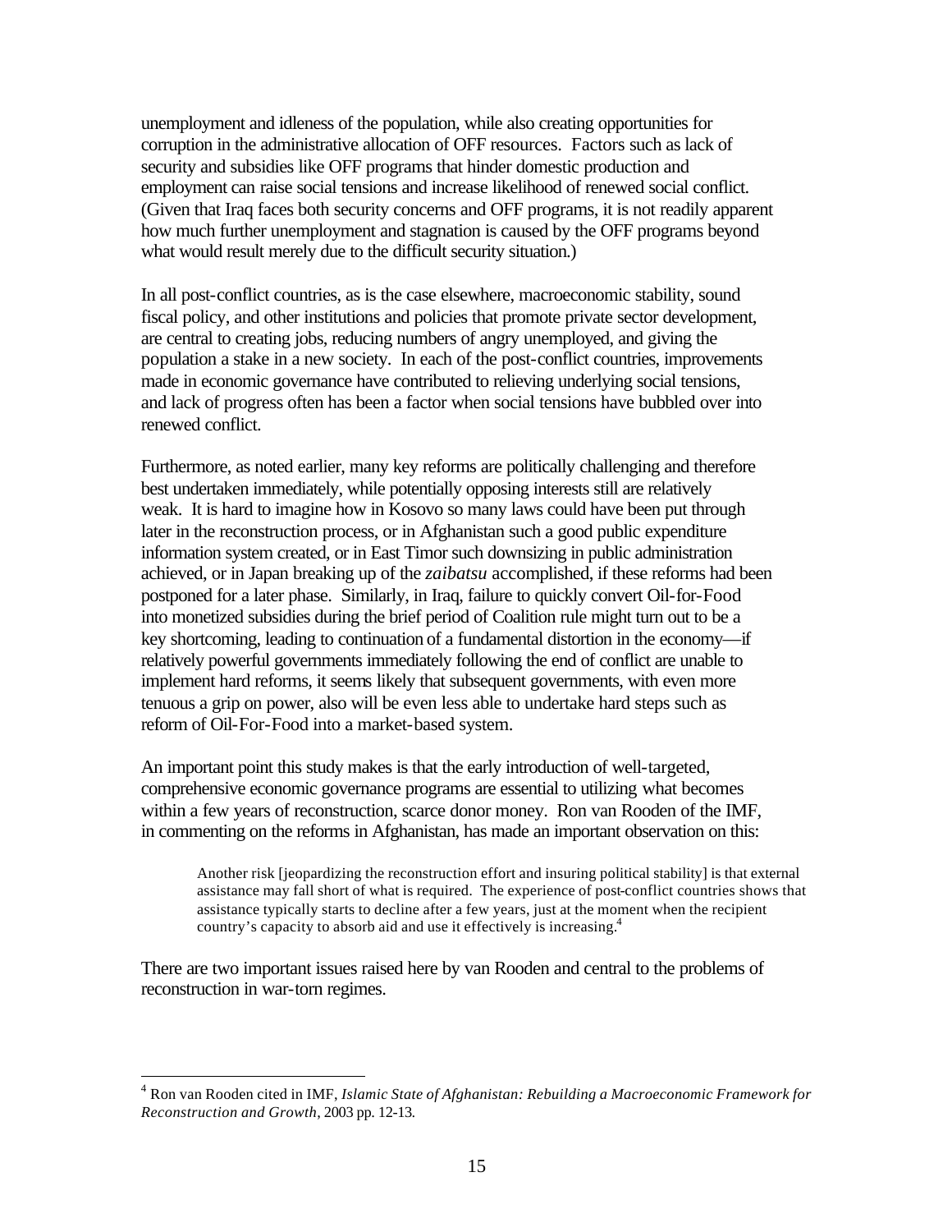unemployment and idleness of the population, while also creating opportunities for corruption in the administrative allocation of OFF resources. Factors such as lack of security and subsidies like OFF programs that hinder domestic production and employment can raise social tensions and increase likelihood of renewed social conflict. (Given that Iraq faces both security concerns and OFF programs, it is not readily apparent how much further unemployment and stagnation is caused by the OFF programs beyond what would result merely due to the difficult security situation.)

In all post-conflict countries, as is the case elsewhere, macroeconomic stability, sound fiscal policy, and other institutions and policies that promote private sector development, are central to creating jobs, reducing numbers of angry unemployed, and giving the population a stake in a new society. In each of the post-conflict countries, improvements made in economic governance have contributed to relieving underlying social tensions, and lack of progress often has been a factor when social tensions have bubbled over into renewed conflict.

Furthermore, as noted earlier, many key reforms are politically challenging and therefore best undertaken immediately, while potentially opposing interests still are relatively weak. It is hard to imagine how in Kosovo so many laws could have been put through later in the reconstruction process, or in Afghanistan such a good public expenditure information system created, or in East Timor such downsizing in public administration achieved, or in Japan breaking up of the *zaibatsu* accomplished, if these reforms had been postponed for a later phase. Similarly, in Iraq, failure to quickly convert Oil-for-Food into monetized subsidies during the brief period of Coalition rule might turn out to be a key shortcoming, leading to continuation of a fundamental distortion in the economy—if relatively powerful governments immediately following the end of conflict are unable to implement hard reforms, it seems likely that subsequent governments, with even more tenuous a grip on power, also will be even less able to undertake hard steps such as reform of Oil-For-Food into a market-based system.

An important point this study makes is that the early introduction of well-targeted, comprehensive economic governance programs are essential to utilizing what becomes within a few years of reconstruction, scarce donor money. Ron van Rooden of the IMF, in commenting on the reforms in Afghanistan, has made an important observation on this:

> Another risk [jeopardizing the reconstruction effort and insuring political stability] is that external assistance may fall short of what is required. The experience of post-conflict countries shows that assistance typically starts to decline after a few years, just at the moment when the recipient country's capacity to absorb aid and use it effectively is increasing.[4]

There are two important issues raised here by van Rooden and central to the problems of reconstruction in war-torn regimes.

[4] Ron van Rooden cited in IMF, *Islamic State of Afghanistan: Rebuilding a Macroeconomic Framework for Reconstruction and Growth*, 2003 pp. 12-13.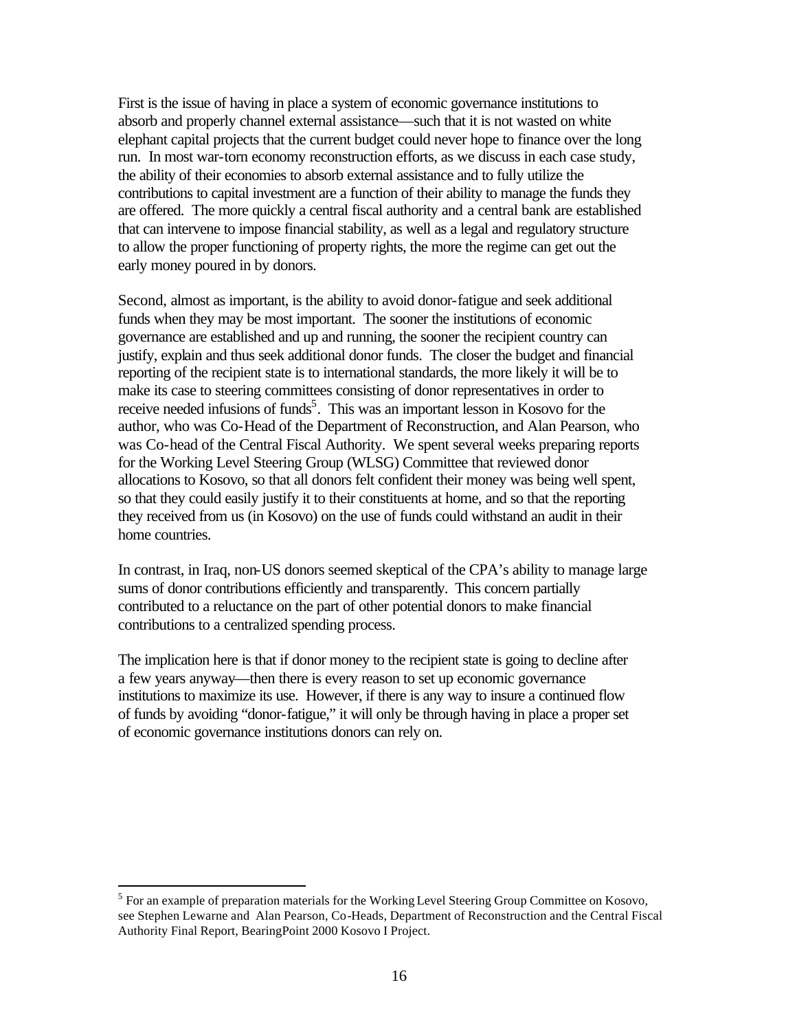First is the issue of having in place a system of economic governance institutions to absorb and properly channel external assistance—such that it is not wasted on white elephant capital projects that the current budget could never hope to finance over the long run. In most war-torn economy reconstruction efforts, as we discuss in each case study, the ability of their economies to absorb external assistance and to fully utilize the contributions to capital investment are a function of their ability to manage the funds they are offered. The more quickly a central fiscal authority and a central bank are established that can intervene to impose financial stability, as well as a legal and regulatory structure to allow the proper functioning of property rights, the more the regime can get out the early money poured in by donors.

Second, almost as important, is the ability to avoid donor-fatigue and seek additional funds when they may be most important. The sooner the institutions of economic governance are established and up and running, the sooner the recipient country can justify, explain and thus seek additional donor funds. The closer the budget and financial reporting of the recipient state is to international standards, the more likely it will be to make its case to steering committees consisting of donor representatives in order to receive needed infusions of funds[5]. This was an important lesson in Kosovo for the author, who was Co-Head of the Department of Reconstruction, and Alan Pearson, who was Co-head of the Central Fiscal Authority. We spent several weeks preparing reports for the Working Level Steering Group (WLSG) Committee that reviewed donor allocations to Kosovo, so that all donors felt confident their money was being well spent, so that they could easily justify it to their constituents at home, and so that the reporting they received from us (in Kosovo) on the use of funds could withstand an audit in their home countries.

In contrast, in Iraq, non-US donors seemed skeptical of the CPA's ability to manage large sums of donor contributions efficiently and transparently. This concern partially contributed to a reluctance on the part of other potential donors to make financial contributions to a centralized spending process.

The implication here is that if donor money to the recipient state is going to decline after a few years anyway—then there is every reason to set up economic governance institutions to maximize its use. However, if there is any way to insure a continued flow of funds by avoiding "donor-fatigue," it will only be through having in place a proper set of economic governance institutions donors can rely on.

---

[5] For an example of preparation materials for the Working Level Steering Group Committee on Kosovo, see Stephen Lewarne and Alan Pearson, Co-Heads, Department of Reconstruction and the Central Fiscal Authority Final Report, BearingPoint 2000 Kosovo I Project.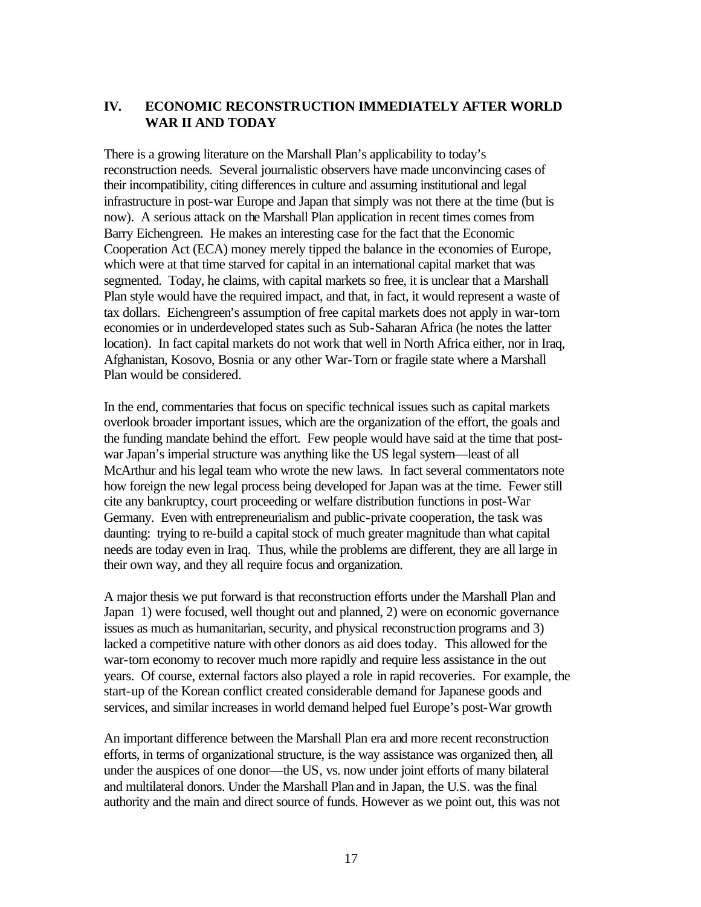## IV. ECONOMIC RECONSTRUCTION IMMEDIATELY AFTER WORLD WAR II AND TODAY

There is a growing literature on the Marshall Plan's applicability to today's reconstruction needs. Several journalistic observers have made unconvincing cases of their incompatibility, citing differences in culture and assuming institutional and legal infrastructure in post-war Europe and Japan that simply was not there at the time (but is now). A serious attack on the Marshall Plan application in recent times comes from Barry Eichengreen. He makes an interesting case for the fact that the Economic Cooperation Act (ECA) money merely tipped the balance in the economies of Europe, which were at that time starved for capital in an international capital market that was segmented. Today, he claims, with capital markets so free, it is unclear that a Marshall Plan style would have the required impact, and that, in fact, it would represent a waste of tax dollars. Eichengreen's assumption of free capital markets does not apply in war-torn economies or in underdeveloped states such as Sub-Saharan Africa (he notes the latter location). In fact capital markets do not work that well in North Africa either, nor in Iraq, Afghanistan, Kosovo, Bosnia or any other War-Torn or fragile state where a Marshall Plan would be considered.

In the end, commentaries that focus on specific technical issues such as capital markets overlook broader important issues, which are the organization of the effort, the goals and the funding mandate behind the effort. Few people would have said at the time that post-war Japan's imperial structure was anything like the US legal system—least of all McArthur and his legal team who wrote the new laws. In fact several commentators note how foreign the new legal process being developed for Japan was at the time. Fewer still cite any bankruptcy, court proceeding or welfare distribution functions in post-War Germany. Even with entrepreneurialism and public-private cooperation, the task was daunting: trying to re-build a capital stock of much greater magnitude than what capital needs are today even in Iraq. Thus, while the problems are different, they are all large in their own way, and they all require focus and organization.

A major thesis we put forward is that reconstruction efforts under the Marshall Plan and Japan 1) were focused, well thought out and planned, 2) were on economic governance issues as much as humanitarian, security, and physical reconstruction programs and 3) lacked a competitive nature with other donors as aid does today. This allowed for the war-torn economy to recover much more rapidly and require less assistance in the out years. Of course, external factors also played a role in rapid recoveries. For example, the start-up of the Korean conflict created considerable demand for Japanese goods and services, and similar increases in world demand helped fuel Europe's post-War growth

An important difference between the Marshall Plan era and more recent reconstruction efforts, in terms of organizational structure, is the way assistance was organized then, all under the auspices of one donor—the US, vs. now under joint efforts of many bilateral and multilateral donors. Under the Marshall Plan and in Japan, the U.S. was the final authority and the main and direct source of funds. However as we point out, this was not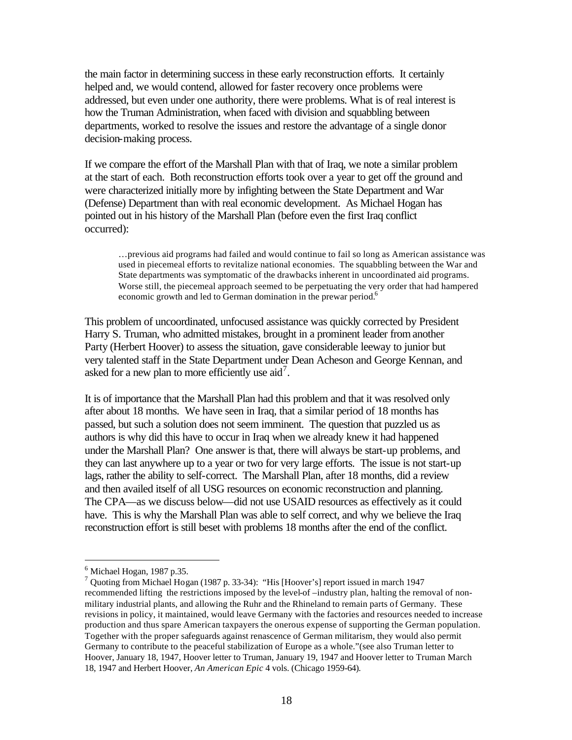the main factor in determining success in these early reconstruction efforts. It certainly helped and, we would contend, allowed for faster recovery once problems were addressed, but even under one authority, there were problems. What is of real interest is how the Truman Administration, when faced with division and squabbling between departments, worked to resolve the issues and restore the advantage of a single donor decision-making process.

If we compare the effort of the Marshall Plan with that of Iraq, we note a similar problem at the start of each. Both reconstruction efforts took over a year to get off the ground and were characterized initially more by infighting between the State Department and War (Defense) Department than with real economic development. As Michael Hogan has pointed out in his history of the Marshall Plan (before even the first Iraq conflict occurred):

> …previous aid programs had failed and would continue to fail so long as American assistance was used in piecemeal efforts to revitalize national economies. The squabbling between the War and State departments was symptomatic of the drawbacks inherent in uncoordinated aid programs. Worse still, the piecemeal approach seemed to be perpetuating the very order that had hampered economic growth and led to German domination in the prewar period.[6]

This problem of uncoordinated, unfocused assistance was quickly corrected by President Harry S. Truman, who admitted mistakes, brought in a prominent leader from another Party (Herbert Hoover) to assess the situation, gave considerable leeway to junior but very talented staff in the State Department under Dean Acheson and George Kennan, and asked for a new plan to more efficiently use aid[7].

It is of importance that the Marshall Plan had this problem and that it was resolved only after about 18 months. We have seen in Iraq, that a similar period of 18 months has passed, but such a solution does not seem imminent. The question that puzzled us as authors is why did this have to occur in Iraq when we already knew it had happened under the Marshall Plan? One answer is that, there will always be start-up problems, and they can last anywhere up to a year or two for very large efforts. The issue is not start-up lags, rather the ability to self-correct. The Marshall Plan, after 18 months, did a review and then availed itself of all USG resources on economic reconstruction and planning. The CPA—as we discuss below—did not use USAID resources as effectively as it could have. This is why the Marshall Plan was able to self correct, and why we believe the Iraq reconstruction effort is still beset with problems 18 months after the end of the conflict.

---

[6] Michael Hogan, 1987 p.35.

[7] Quoting from Michael Hogan (1987 p. 33-34): "His [Hoover's] report issued in march 1947 recommended lifting the restrictions imposed by the level-of –industry plan, halting the removal of non-military industrial plants, and allowing the Ruhr and the Rhineland to remain parts of Germany. These revisions in policy, it maintained, would leave Germany with the factories and resources needed to increase production and thus spare American taxpayers the onerous expense of supporting the German population. Together with the proper safeguards against renascence of German militarism, they would also permit Germany to contribute to the peaceful stabilization of Europe as a whole."(see also Truman letter to Hoover, January 18, 1947, Hoover letter to Truman, January 19, 1947 and Hoover letter to Truman March 18, 1947 and Herbert Hoover, *An American Epic* 4 vols. (Chicago 1959-64).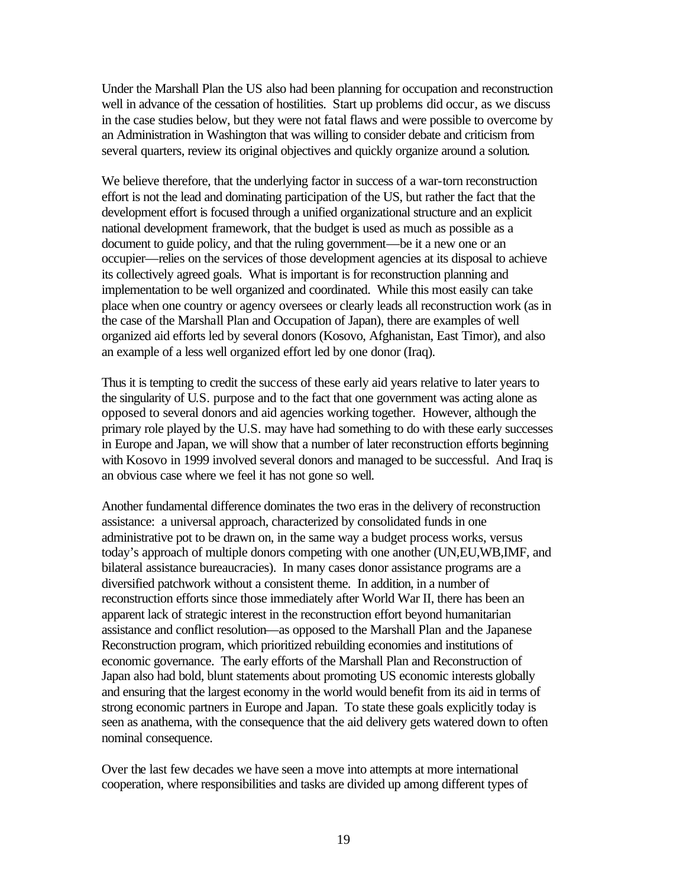Under the Marshall Plan the US also had been planning for occupation and reconstruction well in advance of the cessation of hostilities. Start up problems did occur, as we discuss in the case studies below, but they were not fatal flaws and were possible to overcome by an Administration in Washington that was willing to consider debate and criticism from several quarters, review its original objectives and quickly organize around a solution.

We believe therefore, that the underlying factor in success of a war-torn reconstruction effort is not the lead and dominating participation of the US, but rather the fact that the development effort is focused through a unified organizational structure and an explicit national development framework, that the budget is used as much as possible as a document to guide policy, and that the ruling government—be it a new one or an occupier—relies on the services of those development agencies at its disposal to achieve its collectively agreed goals. What is important is for reconstruction planning and implementation to be well organized and coordinated. While this most easily can take place when one country or agency oversees or clearly leads all reconstruction work (as in the case of the Marshall Plan and Occupation of Japan), there are examples of well organized aid efforts led by several donors (Kosovo, Afghanistan, East Timor), and also an example of a less well organized effort led by one donor (Iraq).

Thus it is tempting to credit the success of these early aid years relative to later years to the singularity of U.S. purpose and to the fact that one government was acting alone as opposed to several donors and aid agencies working together. However, although the primary role played by the U.S. may have had something to do with these early successes in Europe and Japan, we will show that a number of later reconstruction efforts beginning with Kosovo in 1999 involved several donors and managed to be successful. And Iraq is an obvious case where we feel it has not gone so well.

Another fundamental difference dominates the two eras in the delivery of reconstruction assistance: a universal approach, characterized by consolidated funds in one administrative pot to be drawn on, in the same way a budget process works, versus today's approach of multiple donors competing with one another (UN,EU,WB,IMF, and bilateral assistance bureaucracies). In many cases donor assistance programs are a diversified patchwork without a consistent theme. In addition, in a number of reconstruction efforts since those immediately after World War II, there has been an apparent lack of strategic interest in the reconstruction effort beyond humanitarian assistance and conflict resolution—as opposed to the Marshall Plan and the Japanese Reconstruction program, which prioritized rebuilding economies and institutions of economic governance. The early efforts of the Marshall Plan and Reconstruction of Japan also had bold, blunt statements about promoting US economic interests globally and ensuring that the largest economy in the world would benefit from its aid in terms of strong economic partners in Europe and Japan. To state these goals explicitly today is seen as anathema, with the consequence that the aid delivery gets watered down to often nominal consequence.

Over the last few decades we have seen a move into attempts at more international cooperation, where responsibilities and tasks are divided up among different types of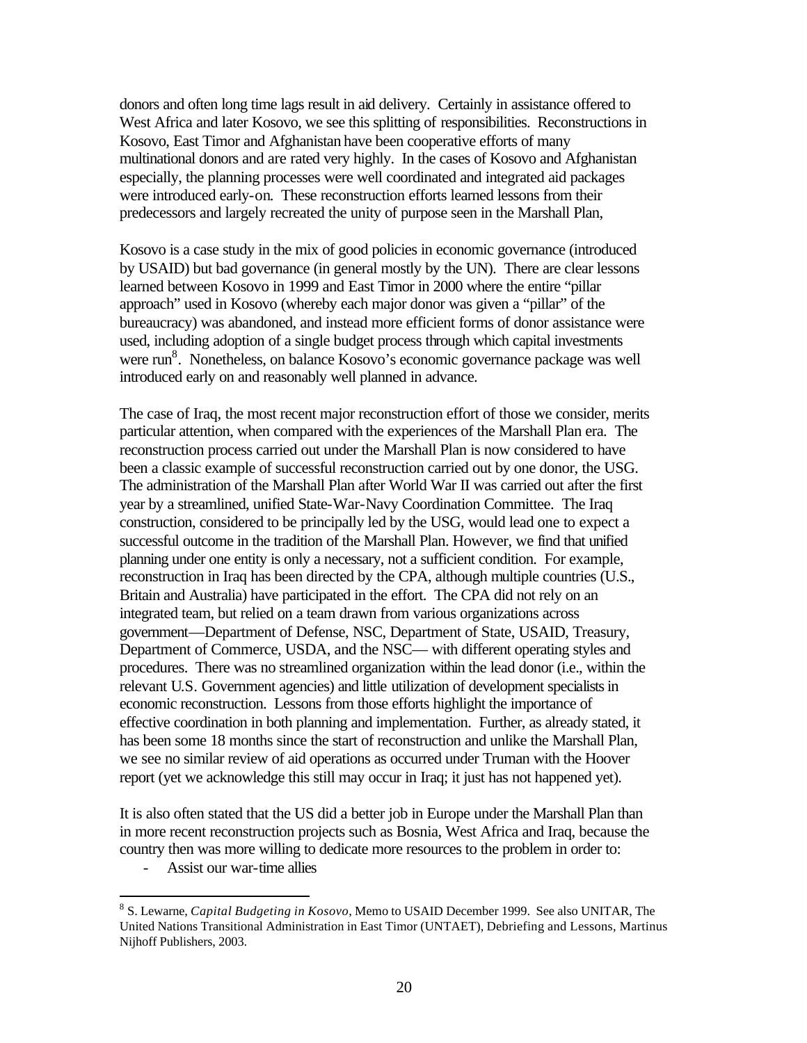donors and often long time lags result in aid delivery. Certainly in assistance offered to West Africa and later Kosovo, we see this splitting of responsibilities. Reconstructions in Kosovo, East Timor and Afghanistan have been cooperative efforts of many multinational donors and are rated very highly. In the cases of Kosovo and Afghanistan especially, the planning processes were well coordinated and integrated aid packages were introduced early-on. These reconstruction efforts learned lessons from their predecessors and largely recreated the unity of purpose seen in the Marshall Plan,

Kosovo is a case study in the mix of good policies in economic governance (introduced by USAID) but bad governance (in general mostly by the UN). There are clear lessons learned between Kosovo in 1999 and East Timor in 2000 where the entire "pillar approach" used in Kosovo (whereby each major donor was given a "pillar" of the bureaucracy) was abandoned, and instead more efficient forms of donor assistance were used, including adoption of a single budget process through which capital investments were run[8]. Nonetheless, on balance Kosovo's economic governance package was well introduced early on and reasonably well planned in advance.

The case of Iraq, the most recent major reconstruction effort of those we consider, merits particular attention, when compared with the experiences of the Marshall Plan era. The reconstruction process carried out under the Marshall Plan is now considered to have been a classic example of successful reconstruction carried out by one donor, the USG. The administration of the Marshall Plan after World War II was carried out after the first year by a streamlined, unified State-War-Navy Coordination Committee. The Iraq construction, considered to be principally led by the USG, would lead one to expect a successful outcome in the tradition of the Marshall Plan. However, we find that unified planning under one entity is only a necessary, not a sufficient condition. For example, reconstruction in Iraq has been directed by the CPA, although multiple countries (U.S., Britain and Australia) have participated in the effort. The CPA did not rely on an integrated team, but relied on a team drawn from various organizations across government—Department of Defense, NSC, Department of State, USAID, Treasury, Department of Commerce, USDA, and the NSC— with different operating styles and procedures. There was no streamlined organization within the lead donor (i.e., within the relevant U.S. Government agencies) and little utilization of development specialists in economic reconstruction. Lessons from those efforts highlight the importance of effective coordination in both planning and implementation. Further, as already stated, it has been some 18 months since the start of reconstruction and unlike the Marshall Plan, we see no similar review of aid operations as occurred under Truman with the Hoover report (yet we acknowledge this still may occur in Iraq; it just has not happened yet).

It is also often stated that the US did a better job in Europe under the Marshall Plan than in more recent reconstruction projects such as Bosnia, West Africa and Iraq, because the country then was more willing to dedicate more resources to the problem in order to:

- Assist our war-time allies

[8] S. Lewarne, *Capital Budgeting in Kosovo*, Memo to USAID December 1999. See also UNITAR, The United Nations Transitional Administration in East Timor (UNTAET), Debriefing and Lessons, Martinus Nijhoff Publishers, 2003.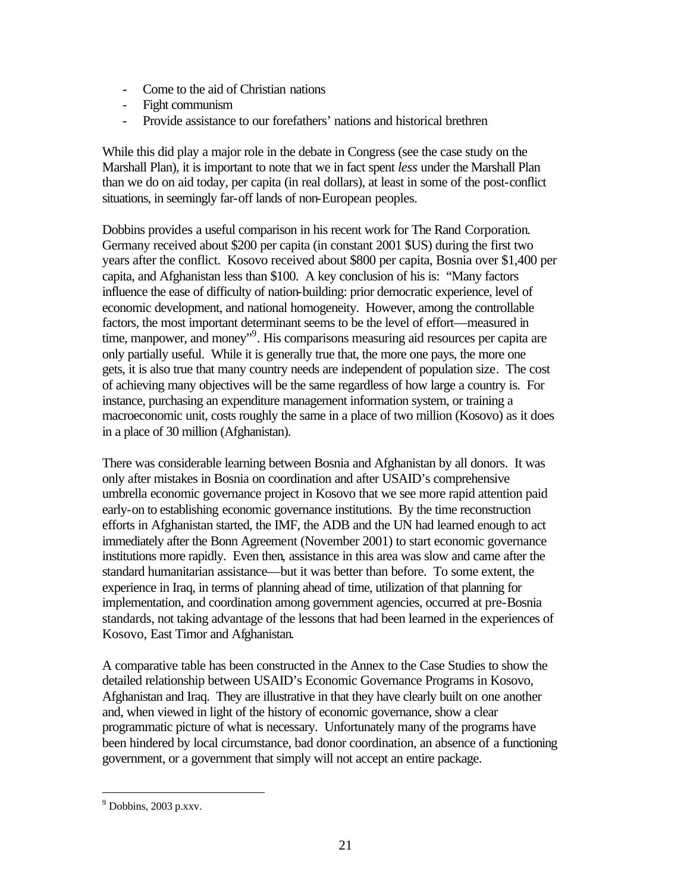- Come to the aid of Christian nations
- Fight communism
- Provide assistance to our forefathers' nations and historical brethren

While this did play a major role in the debate in Congress (see the case study on the Marshall Plan), it is important to note that we in fact spent *less* under the Marshall Plan than we do on aid today, per capita (in real dollars), at least in some of the post-conflict situations, in seemingly far-off lands of non-European peoples.

Dobbins provides a useful comparison in his recent work for The Rand Corporation. Germany received about $200 per capita (in constant 2001 $US) during the first two years after the conflict. Kosovo received about $800 per capita, Bosnia over $1,400 per capita, and Afghanistan less than $100. A key conclusion of his is: "Many factors influence the ease of difficulty of nation-building: prior democratic experience, level of economic development, and national homogeneity. However, among the controllable factors, the most important determinant seems to be the level of effort—measured in time, manpower, and money"[9]. His comparisons measuring aid resources per capita are only partially useful. While it is generally true that, the more one pays, the more one gets, it is also true that many country needs are independent of population size. The cost of achieving many objectives will be the same regardless of how large a country is. For instance, purchasing an expenditure management information system, or training a macroeconomic unit, costs roughly the same in a place of two million (Kosovo) as it does in a place of 30 million (Afghanistan).

There was considerable learning between Bosnia and Afghanistan by all donors. It was only after mistakes in Bosnia on coordination and after USAID's comprehensive umbrella economic governance project in Kosovo that we see more rapid attention paid early-on to establishing economic governance institutions. By the time reconstruction efforts in Afghanistan started, the IMF, the ADB and the UN had learned enough to act immediately after the Bonn Agreement (November 2001) to start economic governance institutions more rapidly. Even then, assistance in this area was slow and came after the standard humanitarian assistance—but it was better than before. To some extent, the experience in Iraq, in terms of planning ahead of time, utilization of that planning for implementation, and coordination among government agencies, occurred at pre-Bosnia standards, not taking advantage of the lessons that had been learned in the experiences of Kosovo, East Timor and Afghanistan.

A comparative table has been constructed in the Annex to the Case Studies to show the detailed relationship between USAID's Economic Governance Programs in Kosovo, Afghanistan and Iraq. They are illustrative in that they have clearly built on one another and, when viewed in light of the history of economic governance, show a clear programmatic picture of what is necessary. Unfortunately many of the programs have been hindered by local circumstance, bad donor coordination, an absence of a functioning government, or a government that simply will not accept an entire package.

---

[9] Dobbins, 2003 p.xxv.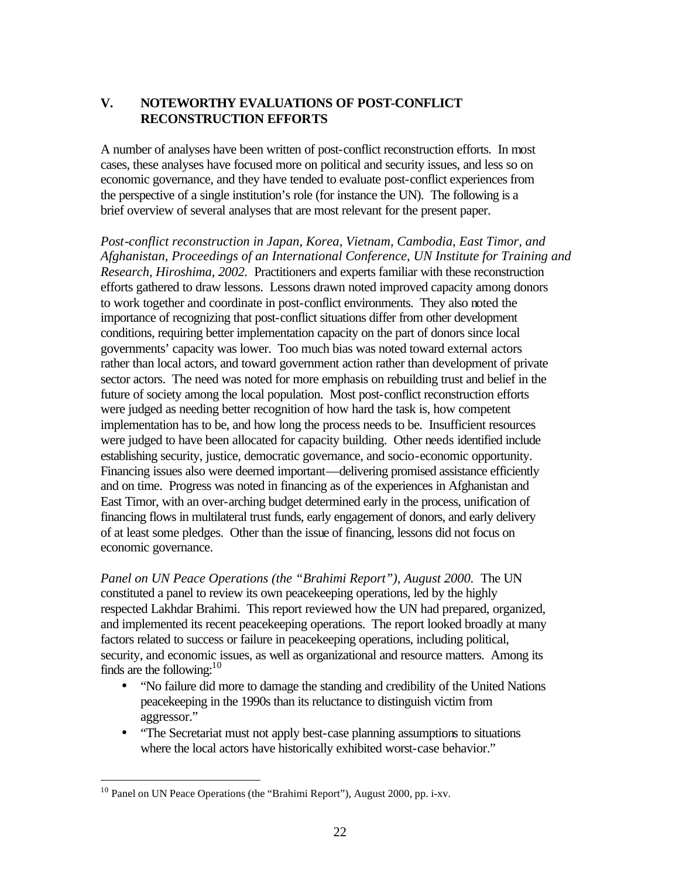## V. NOTEWORTHY EVALUATIONS OF POST-CONFLICT RECONSTRUCTION EFFORTS

A number of analyses have been written of post-conflict reconstruction efforts. In most cases, these analyses have focused more on political and security issues, and less so on economic governance, and they have tended to evaluate post-conflict experiences from the perspective of a single institution's role (for instance the UN). The following is a brief overview of several analyses that are most relevant for the present paper.

*Post-conflict reconstruction in Japan, Korea, Vietnam, Cambodia, East Timor, and Afghanistan, Proceedings of an International Conference, UN Institute for Training and Research, Hiroshima, 2002.* Practitioners and experts familiar with these reconstruction efforts gathered to draw lessons. Lessons drawn noted improved capacity among donors to work together and coordinate in post-conflict environments. They also noted the importance of recognizing that post-conflict situations differ from other development conditions, requiring better implementation capacity on the part of donors since local governments' capacity was lower. Too much bias was noted toward external actors rather than local actors, and toward government action rather than development of private sector actors. The need was noted for more emphasis on rebuilding trust and belief in the future of society among the local population. Most post-conflict reconstruction efforts were judged as needing better recognition of how hard the task is, how competent implementation has to be, and how long the process needs to be. Insufficient resources were judged to have been allocated for capacity building. Other needs identified include establishing security, justice, democratic governance, and socio-economic opportunity. Financing issues also were deemed important—delivering promised assistance efficiently and on time. Progress was noted in financing as of the experiences in Afghanistan and East Timor, with an over-arching budget determined early in the process, unification of financing flows in multilateral trust funds, early engagement of donors, and early delivery of at least some pledges. Other than the issue of financing, lessons did not focus on economic governance.

*Panel on UN Peace Operations (the "Brahimi Report"), August 2000.* The UN constituted a panel to review its own peacekeeping operations, led by the highly respected Lakhdar Brahimi. This report reviewed how the UN had prepared, organized, and implemented its recent peacekeeping operations. The report looked broadly at many factors related to success or failure in peacekeeping operations, including political, security, and economic issues, as well as organizational and resource matters. Among its finds are the following:[10]

- "No failure did more to damage the standing and credibility of the United Nations peacekeeping in the 1990s than its reluctance to distinguish victim from aggressor."
- "The Secretariat must not apply best-case planning assumptions to situations where the local actors have historically exhibited worst-case behavior."

[10] Panel on UN Peace Operations (the "Brahimi Report"), August 2000, pp. i-xv.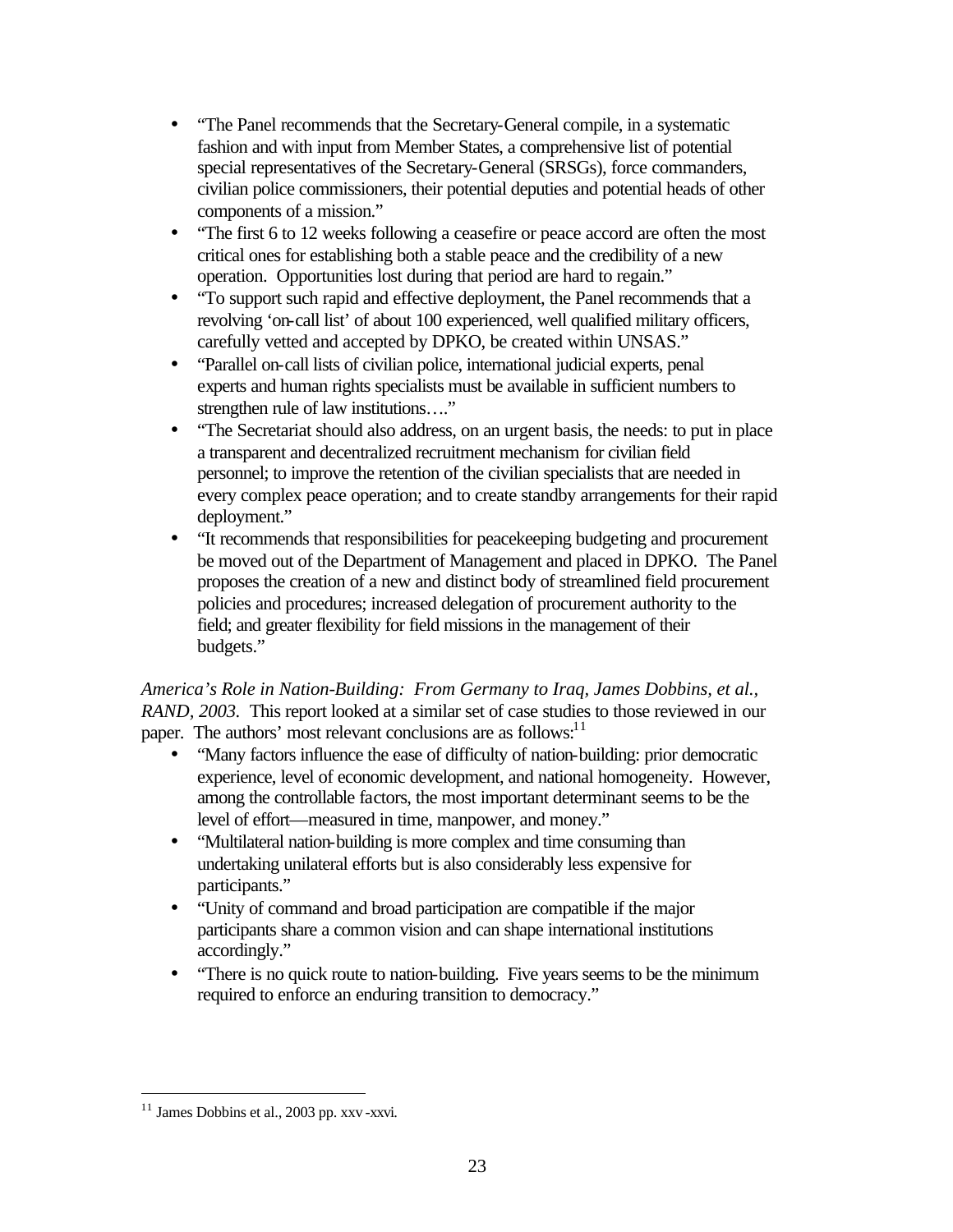- "The Panel recommends that the Secretary-General compile, in a systematic fashion and with input from Member States, a comprehensive list of potential special representatives of the Secretary-General (SRSGs), force commanders, civilian police commissioners, their potential deputies and potential heads of other components of a mission."
- "The first 6 to 12 weeks following a ceasefire or peace accord are often the most critical ones for establishing both a stable peace and the credibility of a new operation. Opportunities lost during that period are hard to regain."
- "To support such rapid and effective deployment, the Panel recommends that a revolving 'on-call list' of about 100 experienced, well qualified military officers, carefully vetted and accepted by DPKO, be created within UNSAS."
- "Parallel on-call lists of civilian police, international judicial experts, penal experts and human rights specialists must be available in sufficient numbers to strengthen rule of law institutions…."
- "The Secretariat should also address, on an urgent basis, the needs: to put in place a transparent and decentralized recruitment mechanism for civilian field personnel; to improve the retention of the civilian specialists that are needed in every complex peace operation; and to create standby arrangements for their rapid deployment."
- "It recommends that responsibilities for peacekeeping budgeting and procurement be moved out of the Department of Management and placed in DPKO. The Panel proposes the creation of a new and distinct body of streamlined field procurement policies and procedures; increased delegation of procurement authority to the field; and greater flexibility for field missions in the management of their budgets."

*America's Role in Nation-Building: From Germany to Iraq, James Dobbins, et al., RAND, 2003.* This report looked at a similar set of case studies to those reviewed in our paper. The authors' most relevant conclusions are as follows:[11]

- "Many factors influence the ease of difficulty of nation-building: prior democratic experience, level of economic development, and national homogeneity. However, among the controllable factors, the most important determinant seems to be the level of effort—measured in time, manpower, and money."
- "Multilateral nation-building is more complex and time consuming than undertaking unilateral efforts but is also considerably less expensive for participants."
- "Unity of command and broad participation are compatible if the major participants share a common vision and can shape international institutions accordingly."
- "There is no quick route to nation-building. Five years seems to be the minimum required to enforce an enduring transition to democracy."

[11] James Dobbins et al., 2003 pp. xxv-xxvi.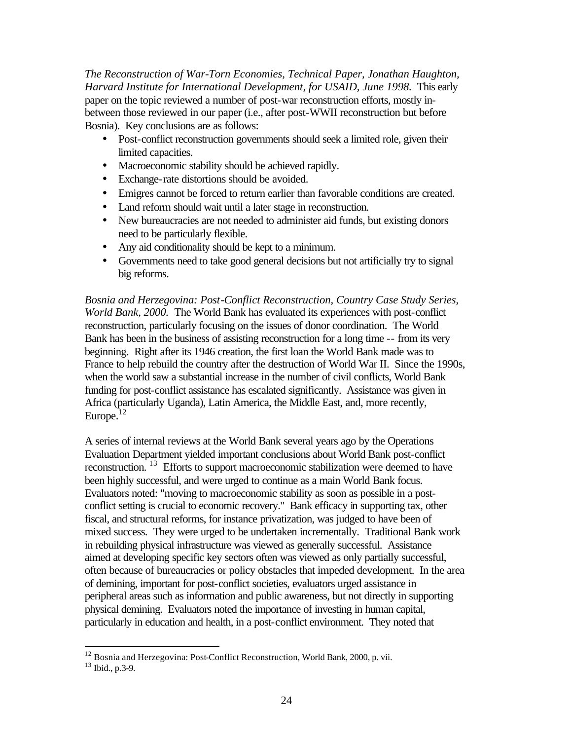*The Reconstruction of War-Torn Economies, Technical Paper, Jonathan Haughton, Harvard Institute for International Development, for USAID, June 1998.* This early paper on the topic reviewed a number of post-war reconstruction efforts, mostly in-between those reviewed in our paper (i.e., after post-WWII reconstruction but before Bosnia). Key conclusions are as follows:

- Post-conflict reconstruction governments should seek a limited role, given their limited capacities.
- Macroeconomic stability should be achieved rapidly.
- Exchange-rate distortions should be avoided.
- Emigres cannot be forced to return earlier than favorable conditions are created.
- Land reform should wait until a later stage in reconstruction.
- New bureaucracies are not needed to administer aid funds, but existing donors need to be particularly flexible.
- Any aid conditionality should be kept to a minimum.
- Governments need to take good general decisions but not artificially try to signal big reforms.

*Bosnia and Herzegovina: Post-Conflict Reconstruction, Country Case Study Series, World Bank, 2000.* The World Bank has evaluated its experiences with post-conflict reconstruction, particularly focusing on the issues of donor coordination. The World Bank has been in the business of assisting reconstruction for a long time -- from its very beginning. Right after its 1946 creation, the first loan the World Bank made was to France to help rebuild the country after the destruction of World War II. Since the 1990s, when the world saw a substantial increase in the number of civil conflicts, World Bank funding for post-conflict assistance has escalated significantly. Assistance was given in Africa (particularly Uganda), Latin America, the Middle East, and, more recently, Europe.[12]

A series of internal reviews at the World Bank several years ago by the Operations Evaluation Department yielded important conclusions about World Bank post-conflict reconstruction.[13] Efforts to support macroeconomic stabilization were deemed to have been highly successful, and were urged to continue as a main World Bank focus. Evaluators noted: "moving to macroeconomic stability as soon as possible in a post-conflict setting is crucial to economic recovery." Bank efficacy in supporting tax, other fiscal, and structural reforms, for instance privatization, was judged to have been of mixed success. They were urged to be undertaken incrementally. Traditional Bank work in rebuilding physical infrastructure was viewed as generally successful. Assistance aimed at developing specific key sectors often was viewed as only partially successful, often because of bureaucracies or policy obstacles that impeded development. In the area of demining, important for post-conflict societies, evaluators urged assistance in peripheral areas such as information and public awareness, but not directly in supporting physical demining. Evaluators noted the importance of investing in human capital, particularly in education and health, in a post-conflict environment. They noted that

---

[12] Bosnia and Herzegovina: Post-Conflict Reconstruction, World Bank, 2000, p. vii.

[13] Ibid., p.3-9.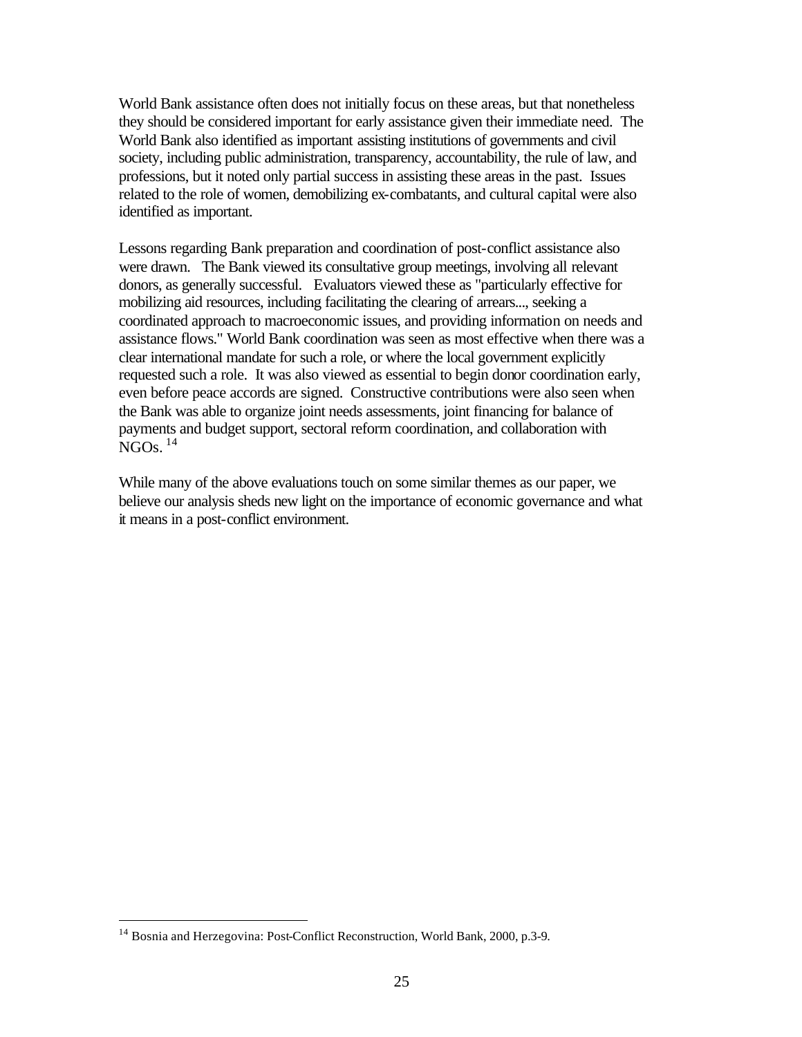World Bank assistance often does not initially focus on these areas, but that nonetheless they should be considered important for early assistance given their immediate need. The World Bank also identified as important assisting institutions of governments and civil society, including public administration, transparency, accountability, the rule of law, and professions, but it noted only partial success in assisting these areas in the past. Issues related to the role of women, demobilizing ex-combatants, and cultural capital were also identified as important.

Lessons regarding Bank preparation and coordination of post-conflict assistance also were drawn. The Bank viewed its consultative group meetings, involving all relevant donors, as generally successful. Evaluators viewed these as "particularly effective for mobilizing aid resources, including facilitating the clearing of arrears..., seeking a coordinated approach to macroeconomic issues, and providing information on needs and assistance flows." World Bank coordination was seen as most effective when there was a clear international mandate for such a role, or where the local government explicitly requested such a role. It was also viewed as essential to begin donor coordination early, even before peace accords are signed. Constructive contributions were also seen when the Bank was able to organize joint needs assessments, joint financing for balance of payments and budget support, sectoral reform coordination, and collaboration with NGOs. [14]

While many of the above evaluations touch on some similar themes as our paper, we believe our analysis sheds new light on the importance of economic governance and what it means in a post-conflict environment.

---

[14] Bosnia and Herzegovina: Post-Conflict Reconstruction, World Bank, 2000, p.3-9.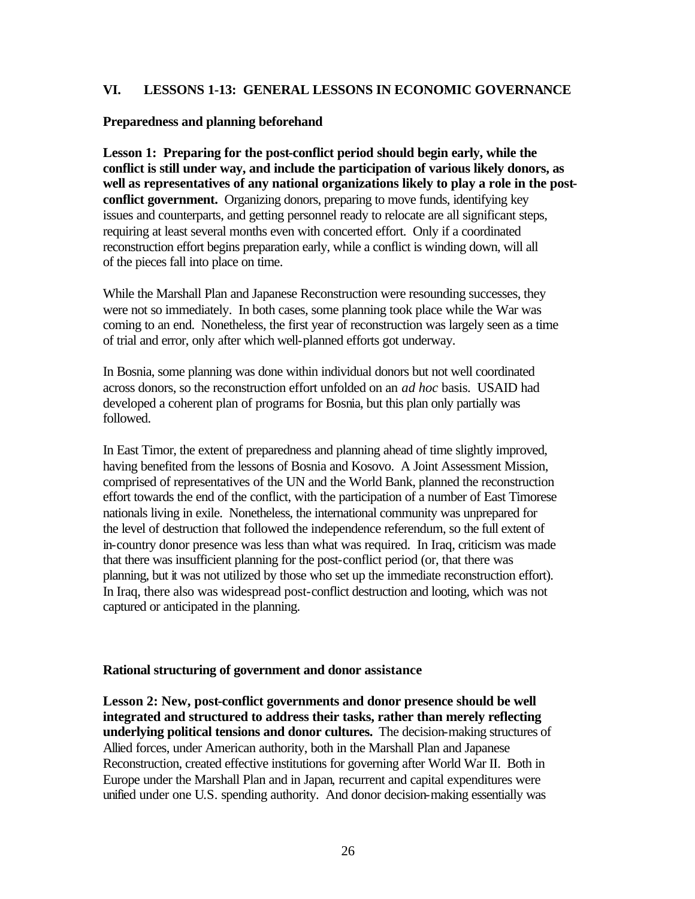## VI. LESSONS 1-13: GENERAL LESSONS IN ECONOMIC GOVERNANCE

### Preparedness and planning beforehand

**Lesson 1: Preparing for the post-conflict period should begin early, while the conflict is still under way, and include the participation of various likely donors, as well as representatives of any national organizations likely to play a role in the post-conflict government.** Organizing donors, preparing to move funds, identifying key issues and counterparts, and getting personnel ready to relocate are all significant steps, requiring at least several months even with concerted effort. Only if a coordinated reconstruction effort begins preparation early, while a conflict is winding down, will all of the pieces fall into place on time.

While the Marshall Plan and Japanese Reconstruction were resounding successes, they were not so immediately. In both cases, some planning took place while the War was coming to an end. Nonetheless, the first year of reconstruction was largely seen as a time of trial and error, only after which well-planned efforts got underway.

In Bosnia, some planning was done within individual donors but not well coordinated across donors, so the reconstruction effort unfolded on an *ad hoc* basis. USAID had developed a coherent plan of programs for Bosnia, but this plan only partially was followed.

In East Timor, the extent of preparedness and planning ahead of time slightly improved, having benefited from the lessons of Bosnia and Kosovo. A Joint Assessment Mission, comprised of representatives of the UN and the World Bank, planned the reconstruction effort towards the end of the conflict, with the participation of a number of East Timorese nationals living in exile. Nonetheless, the international community was unprepared for the level of destruction that followed the independence referendum, so the full extent of in-country donor presence was less than what was required. In Iraq, criticism was made that there was insufficient planning for the post-conflict period (or, that there was planning, but it was not utilized by those who set up the immediate reconstruction effort). In Iraq, there also was widespread post-conflict destruction and looting, which was not captured or anticipated in the planning.

### Rational structuring of government and donor assistance

**Lesson 2: New, post-conflict governments and donor presence should be well integrated and structured to address their tasks, rather than merely reflecting underlying political tensions and donor cultures.** The decision-making structures of Allied forces, under American authority, both in the Marshall Plan and Japanese Reconstruction, created effective institutions for governing after World War II. Both in Europe under the Marshall Plan and in Japan, recurrent and capital expenditures were unified under one U.S. spending authority. And donor decision-making essentially was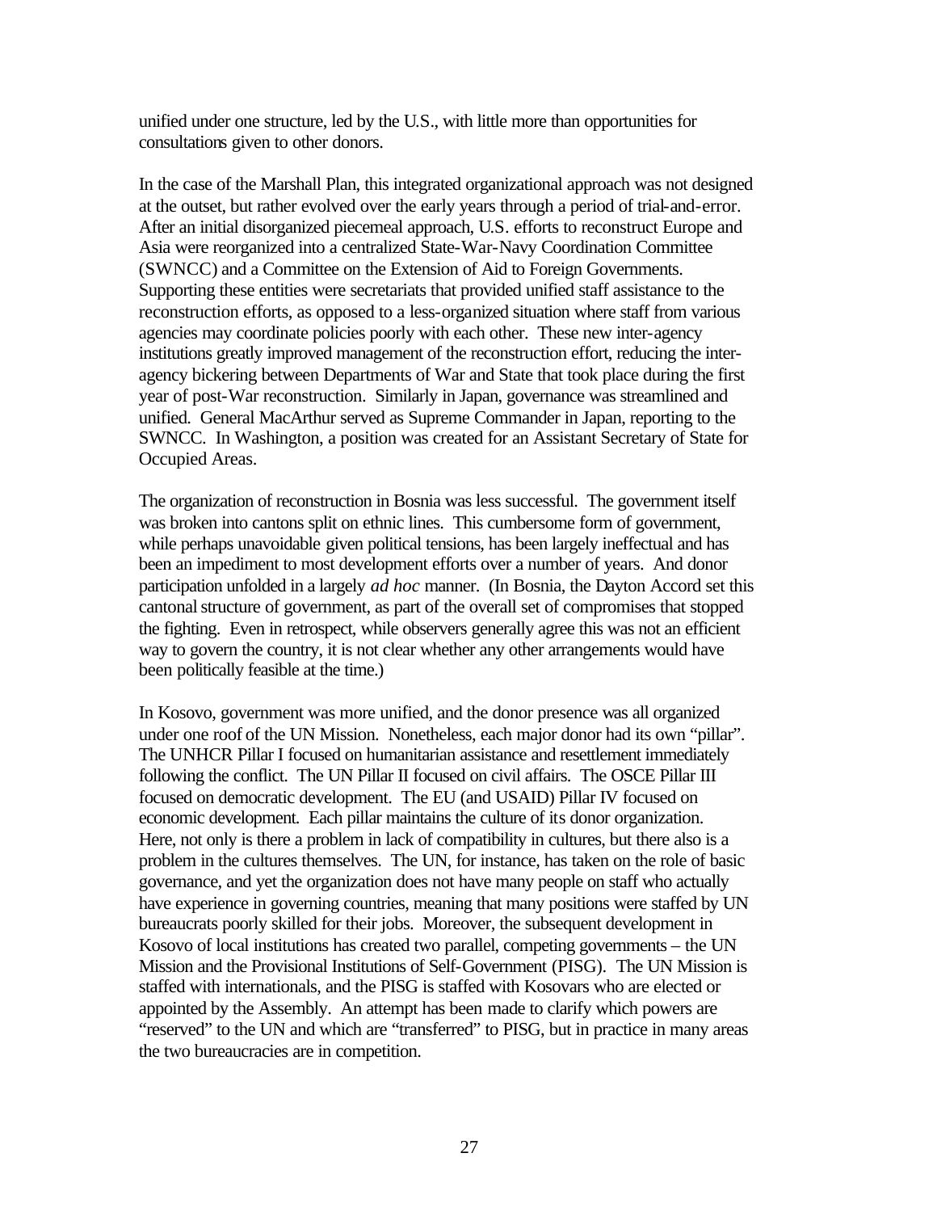unified under one structure, led by the U.S., with little more than opportunities for consultations given to other donors.

In the case of the Marshall Plan, this integrated organizational approach was not designed at the outset, but rather evolved over the early years through a period of trial-and-error. After an initial disorganized piecemeal approach, U.S. efforts to reconstruct Europe and Asia were reorganized into a centralized State-War-Navy Coordination Committee (SWNCC) and a Committee on the Extension of Aid to Foreign Governments. Supporting these entities were secretariats that provided unified staff assistance to the reconstruction efforts, as opposed to a less-organized situation where staff from various agencies may coordinate policies poorly with each other. These new inter-agency institutions greatly improved management of the reconstruction effort, reducing the inter-agency bickering between Departments of War and State that took place during the first year of post-War reconstruction. Similarly in Japan, governance was streamlined and unified. General MacArthur served as Supreme Commander in Japan, reporting to the SWNCC. In Washington, a position was created for an Assistant Secretary of State for Occupied Areas.

The organization of reconstruction in Bosnia was less successful. The government itself was broken into cantons split on ethnic lines. This cumbersome form of government, while perhaps unavoidable given political tensions, has been largely ineffectual and has been an impediment to most development efforts over a number of years. And donor participation unfolded in a largely *ad hoc* manner. (In Bosnia, the Dayton Accord set this cantonal structure of government, as part of the overall set of compromises that stopped the fighting. Even in retrospect, while observers generally agree this was not an efficient way to govern the country, it is not clear whether any other arrangements would have been politically feasible at the time.)

In Kosovo, government was more unified, and the donor presence was all organized under one roof of the UN Mission. Nonetheless, each major donor had its own "pillar". The UNHCR Pillar I focused on humanitarian assistance and resettlement immediately following the conflict. The UN Pillar II focused on civil affairs. The OSCE Pillar III focused on democratic development. The EU (and USAID) Pillar IV focused on economic development. Each pillar maintains the culture of its donor organization. Here, not only is there a problem in lack of compatibility in cultures, but there also is a problem in the cultures themselves. The UN, for instance, has taken on the role of basic governance, and yet the organization does not have many people on staff who actually have experience in governing countries, meaning that many positions were staffed by UN bureaucrats poorly skilled for their jobs. Moreover, the subsequent development in Kosovo of local institutions has created two parallel, competing governments – the UN Mission and the Provisional Institutions of Self-Government (PISG). The UN Mission is staffed with internationals, and the PISG is staffed with Kosovars who are elected or appointed by the Assembly. An attempt has been made to clarify which powers are "reserved" to the UN and which are "transferred" to PISG, but in practice in many areas the two bureaucracies are in competition.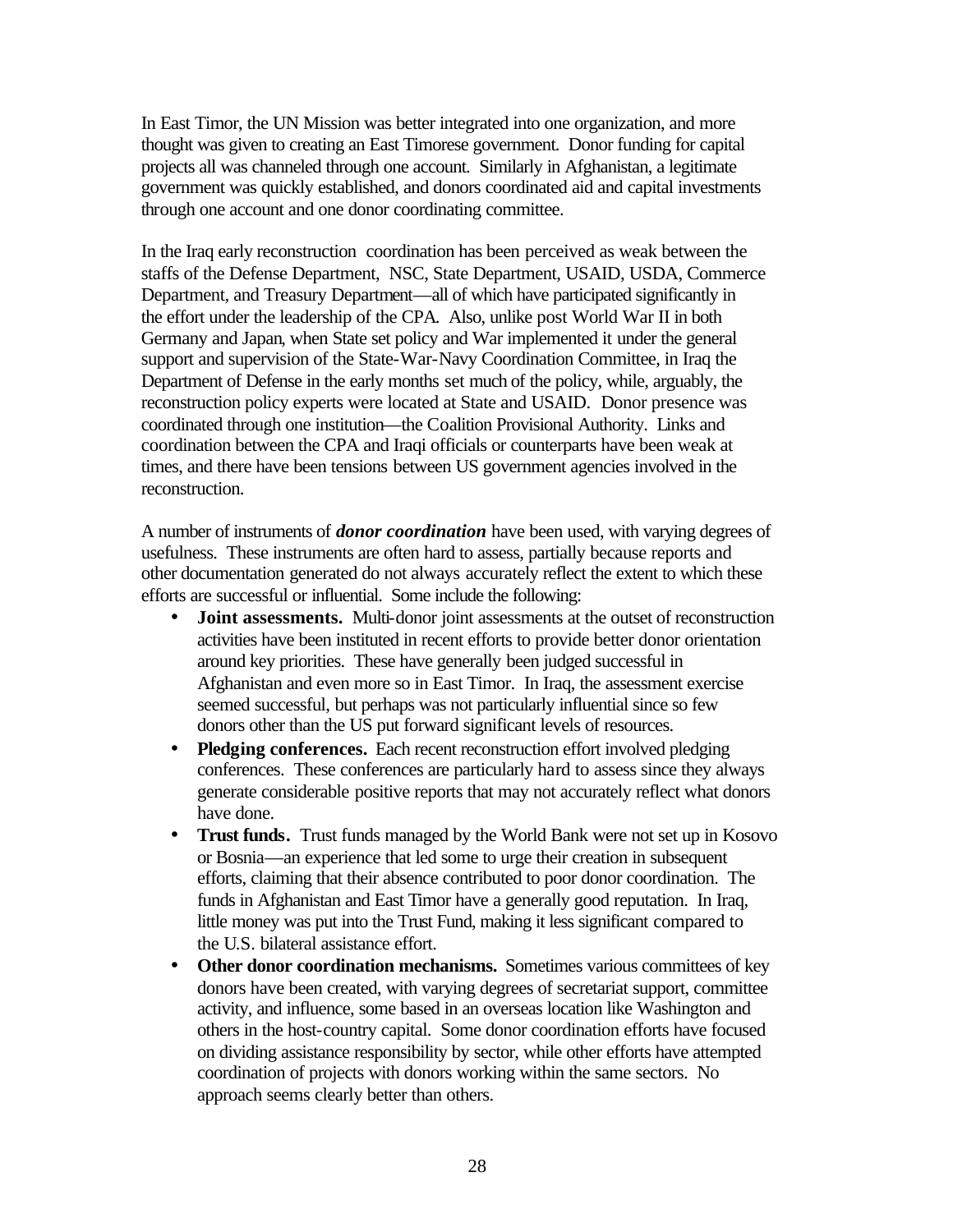In East Timor, the UN Mission was better integrated into one organization, and more thought was given to creating an East Timorese government. Donor funding for capital projects all was channeled through one account. Similarly in Afghanistan, a legitimate government was quickly established, and donors coordinated aid and capital investments through one account and one donor coordinating committee.

In the Iraq early reconstruction coordination has been perceived as weak between the staffs of the Defense Department, NSC, State Department, USAID, USDA, Commerce Department, and Treasury Department—all of which have participated significantly in the effort under the leadership of the CPA. Also, unlike post World War II in both Germany and Japan, when State set policy and War implemented it under the general support and supervision of the State-War-Navy Coordination Committee, in Iraq the Department of Defense in the early months set much of the policy, while, arguably, the reconstruction policy experts were located at State and USAID. Donor presence was coordinated through one institution—the Coalition Provisional Authority. Links and coordination between the CPA and Iraqi officials or counterparts have been weak at times, and there have been tensions between US government agencies involved in the reconstruction.

A number of instruments of ***donor coordination*** have been used, with varying degrees of usefulness. These instruments are often hard to assess, partially because reports and other documentation generated do not always accurately reflect the extent to which these efforts are successful or influential. Some include the following:

- **Joint assessments.** Multi-donor joint assessments at the outset of reconstruction activities have been instituted in recent efforts to provide better donor orientation around key priorities. These have generally been judged successful in Afghanistan and even more so in East Timor. In Iraq, the assessment exercise seemed successful, but perhaps was not particularly influential since so few donors other than the US put forward significant levels of resources.
- **Pledging conferences.** Each recent reconstruction effort involved pledging conferences. These conferences are particularly hard to assess since they always generate considerable positive reports that may not accurately reflect what donors have done.
- **Trust funds.** Trust funds managed by the World Bank were not set up in Kosovo or Bosnia—an experience that led some to urge their creation in subsequent efforts, claiming that their absence contributed to poor donor coordination. The funds in Afghanistan and East Timor have a generally good reputation. In Iraq, little money was put into the Trust Fund, making it less significant compared to the U.S. bilateral assistance effort.
- **Other donor coordination mechanisms.** Sometimes various committees of key donors have been created, with varying degrees of secretariat support, committee activity, and influence, some based in an overseas location like Washington and others in the host-country capital. Some donor coordination efforts have focused on dividing assistance responsibility by sector, while other efforts have attempted coordination of projects with donors working within the same sectors. No approach seems clearly better than others.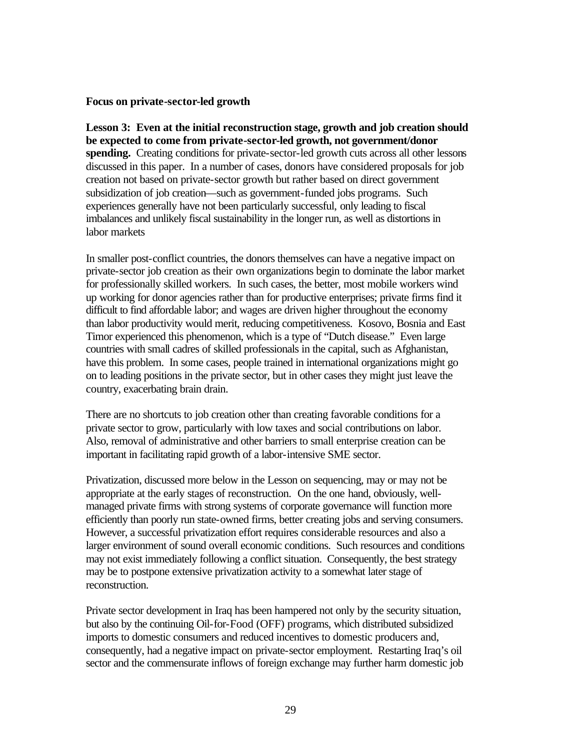**Focus on private-sector-led growth**

**Lesson 3: Even at the initial reconstruction stage, growth and job creation should be expected to come from private-sector-led growth, not government/donor spending.** Creating conditions for private-sector-led growth cuts across all other lessons discussed in this paper. In a number of cases, donors have considered proposals for job creation not based on private-sector growth but rather based on direct government subsidization of job creation—such as government-funded jobs programs. Such experiences generally have not been particularly successful, only leading to fiscal imbalances and unlikely fiscal sustainability in the longer run, as well as distortions in labor markets

In smaller post-conflict countries, the donors themselves can have a negative impact on private-sector job creation as their own organizations begin to dominate the labor market for professionally skilled workers. In such cases, the better, most mobile workers wind up working for donor agencies rather than for productive enterprises; private firms find it difficult to find affordable labor; and wages are driven higher throughout the economy than labor productivity would merit, reducing competitiveness. Kosovo, Bosnia and East Timor experienced this phenomenon, which is a type of "Dutch disease." Even large countries with small cadres of skilled professionals in the capital, such as Afghanistan, have this problem. In some cases, people trained in international organizations might go on to leading positions in the private sector, but in other cases they might just leave the country, exacerbating brain drain.

There are no shortcuts to job creation other than creating favorable conditions for a private sector to grow, particularly with low taxes and social contributions on labor. Also, removal of administrative and other barriers to small enterprise creation can be important in facilitating rapid growth of a labor-intensive SME sector.

Privatization, discussed more below in the Lesson on sequencing, may or may not be appropriate at the early stages of reconstruction. On the one hand, obviously, well-managed private firms with strong systems of corporate governance will function more efficiently than poorly run state-owned firms, better creating jobs and serving consumers. However, a successful privatization effort requires considerable resources and also a larger environment of sound overall economic conditions. Such resources and conditions may not exist immediately following a conflict situation. Consequently, the best strategy may be to postpone extensive privatization activity to a somewhat later stage of reconstruction.

Private sector development in Iraq has been hampered not only by the security situation, but also by the continuing Oil-for-Food (OFF) programs, which distributed subsidized imports to domestic consumers and reduced incentives to domestic producers and, consequently, had a negative impact on private-sector employment. Restarting Iraq's oil sector and the commensurate inflows of foreign exchange may further harm domestic job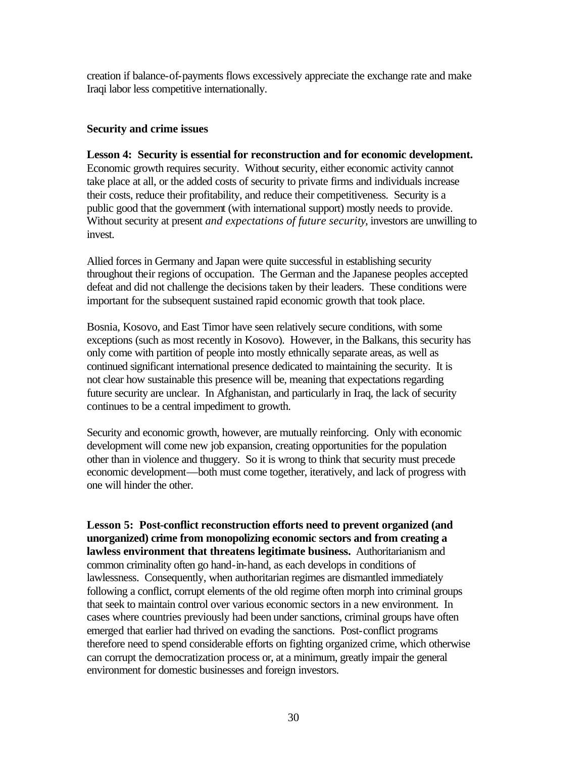creation if balance-of-payments flows excessively appreciate the exchange rate and make Iraqi labor less competitive internationally.

**Security and crime issues**

**Lesson 4: Security is essential for reconstruction and for economic development.** Economic growth requires security. Without security, either economic activity cannot take place at all, or the added costs of security to private firms and individuals increase their costs, reduce their profitability, and reduce their competitiveness. Security is a public good that the government (with international support) mostly needs to provide. Without security at present *and expectations of future security*, investors are unwilling to invest.

Allied forces in Germany and Japan were quite successful in establishing security throughout their regions of occupation. The German and the Japanese peoples accepted defeat and did not challenge the decisions taken by their leaders. These conditions were important for the subsequent sustained rapid economic growth that took place.

Bosnia, Kosovo, and East Timor have seen relatively secure conditions, with some exceptions (such as most recently in Kosovo). However, in the Balkans, this security has only come with partition of people into mostly ethnically separate areas, as well as continued significant international presence dedicated to maintaining the security. It is not clear how sustainable this presence will be, meaning that expectations regarding future security are unclear. In Afghanistan, and particularly in Iraq, the lack of security continues to be a central impediment to growth.

Security and economic growth, however, are mutually reinforcing. Only with economic development will come new job expansion, creating opportunities for the population other than in violence and thuggery. So it is wrong to think that security must precede economic development—both must come together, iteratively, and lack of progress with one will hinder the other.

**Lesson 5: Post-conflict reconstruction efforts need to prevent organized (and unorganized) crime from monopolizing economic sectors and from creating a lawless environment that threatens legitimate business.** Authoritarianism and common criminality often go hand-in-hand, as each develops in conditions of lawlessness. Consequently, when authoritarian regimes are dismantled immediately following a conflict, corrupt elements of the old regime often morph into criminal groups that seek to maintain control over various economic sectors in a new environment. In cases where countries previously had been under sanctions, criminal groups have often emerged that earlier had thrived on evading the sanctions. Post-conflict programs therefore need to spend considerable efforts on fighting organized crime, which otherwise can corrupt the democratization process or, at a minimum, greatly impair the general environment for domestic businesses and foreign investors.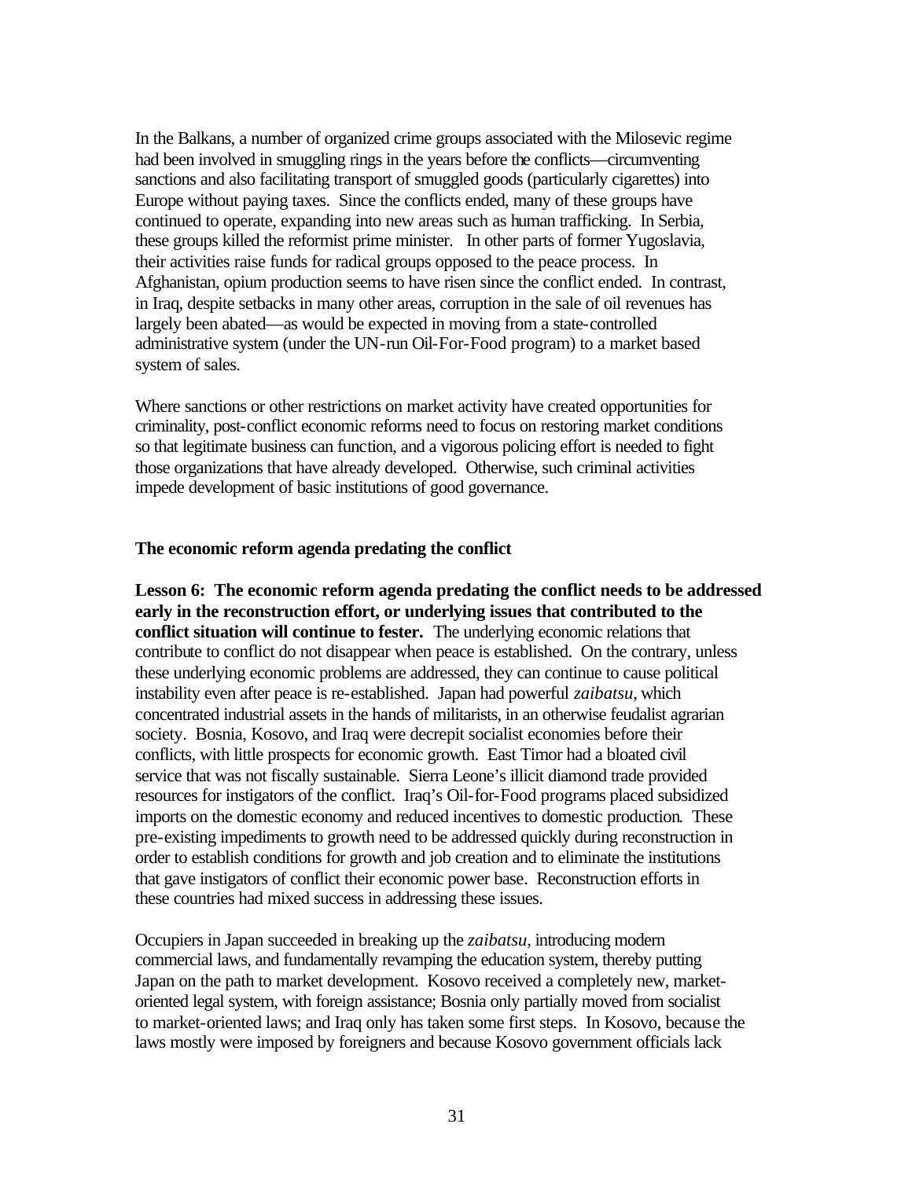In the Balkans, a number of organized crime groups associated with the Milosevic regime had been involved in smuggling rings in the years before the conflicts—circumventing sanctions and also facilitating transport of smuggled goods (particularly cigarettes) into Europe without paying taxes. Since the conflicts ended, many of these groups have continued to operate, expanding into new areas such as human trafficking. In Serbia, these groups killed the reformist prime minister. In other parts of former Yugoslavia, their activities raise funds for radical groups opposed to the peace process. In Afghanistan, opium production seems to have risen since the conflict ended. In contrast, in Iraq, despite setbacks in many other areas, corruption in the sale of oil revenues has largely been abated—as would be expected in moving from a state-controlled administrative system (under the UN-run Oil-For-Food program) to a market based system of sales.

Where sanctions or other restrictions on market activity have created opportunities for criminality, post-conflict economic reforms need to focus on restoring market conditions so that legitimate business can function, and a vigorous policing effort is needed to fight those organizations that have already developed. Otherwise, such criminal activities impede development of basic institutions of good governance.

### The economic reform agenda predating the conflict

**Lesson 6: The economic reform agenda predating the conflict needs to be addressed early in the reconstruction effort, or underlying issues that contributed to the conflict situation will continue to fester.** The underlying economic relations that contribute to conflict do not disappear when peace is established. On the contrary, unless these underlying economic problems are addressed, they can continue to cause political instability even after peace is re-established. Japan had powerful *zaibatsu*, which concentrated industrial assets in the hands of militarists, in an otherwise feudalist agrarian society. Bosnia, Kosovo, and Iraq were decrepit socialist economies before their conflicts, with little prospects for economic growth. East Timor had a bloated civil service that was not fiscally sustainable. Sierra Leone's illicit diamond trade provided resources for instigators of the conflict. Iraq's Oil-for-Food programs placed subsidized imports on the domestic economy and reduced incentives to domestic production. These pre-existing impediments to growth need to be addressed quickly during reconstruction in order to establish conditions for growth and job creation and to eliminate the institutions that gave instigators of conflict their economic power base. Reconstruction efforts in these countries had mixed success in addressing these issues.

Occupiers in Japan succeeded in breaking up the *zaibatsu*, introducing modern commercial laws, and fundamentally revamping the education system, thereby putting Japan on the path to market development. Kosovo received a completely new, market-oriented legal system, with foreign assistance; Bosnia only partially moved from socialist to market-oriented laws; and Iraq only has taken some first steps. In Kosovo, because the laws mostly were imposed by foreigners and because Kosovo government officials lack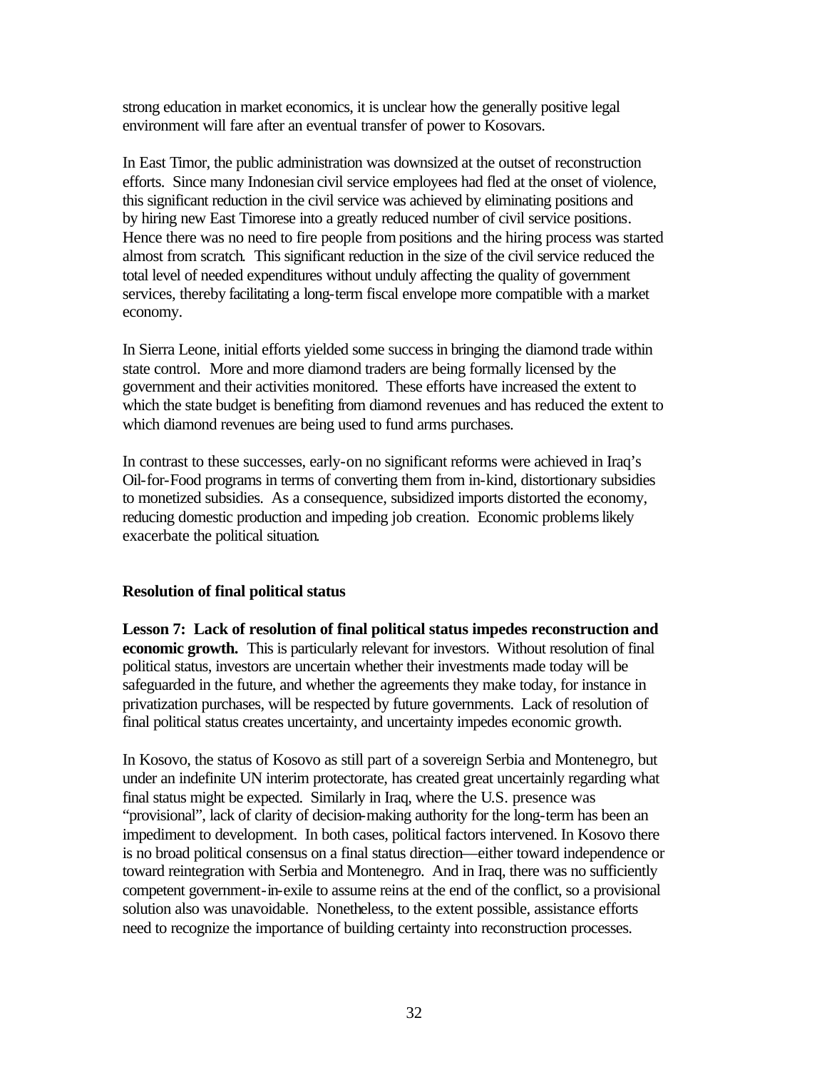strong education in market economics, it is unclear how the generally positive legal environment will fare after an eventual transfer of power to Kosovars.

In East Timor, the public administration was downsized at the outset of reconstruction efforts. Since many Indonesian civil service employees had fled at the onset of violence, this significant reduction in the civil service was achieved by eliminating positions and by hiring new East Timorese into a greatly reduced number of civil service positions. Hence there was no need to fire people from positions and the hiring process was started almost from scratch. This significant reduction in the size of the civil service reduced the total level of needed expenditures without unduly affecting the quality of government services, thereby facilitating a long-term fiscal envelope more compatible with a market economy.

In Sierra Leone, initial efforts yielded some success in bringing the diamond trade within state control. More and more diamond traders are being formally licensed by the government and their activities monitored. These efforts have increased the extent to which the state budget is benefiting from diamond revenues and has reduced the extent to which diamond revenues are being used to fund arms purchases.

In contrast to these successes, early-on no significant reforms were achieved in Iraq's Oil-for-Food programs in terms of converting them from in-kind, distortionary subsidies to monetized subsidies. As a consequence, subsidized imports distorted the economy, reducing domestic production and impeding job creation. Economic problems likely exacerbate the political situation.

### Resolution of final political status

**Lesson 7: Lack of resolution of final political status impedes reconstruction and economic growth.** This is particularly relevant for investors. Without resolution of final political status, investors are uncertain whether their investments made today will be safeguarded in the future, and whether the agreements they make today, for instance in privatization purchases, will be respected by future governments. Lack of resolution of final political status creates uncertainty, and uncertainty impedes economic growth.

In Kosovo, the status of Kosovo as still part of a sovereign Serbia and Montenegro, but under an indefinite UN interim protectorate, has created great uncertainly regarding what final status might be expected. Similarly in Iraq, where the U.S. presence was "provisional", lack of clarity of decision-making authority for the long-term has been an impediment to development. In both cases, political factors intervened. In Kosovo there is no broad political consensus on a final status direction—either toward independence or toward reintegration with Serbia and Montenegro. And in Iraq, there was no sufficiently competent government-in-exile to assume reins at the end of the conflict, so a provisional solution also was unavoidable. Nonetheless, to the extent possible, assistance efforts need to recognize the importance of building certainty into reconstruction processes.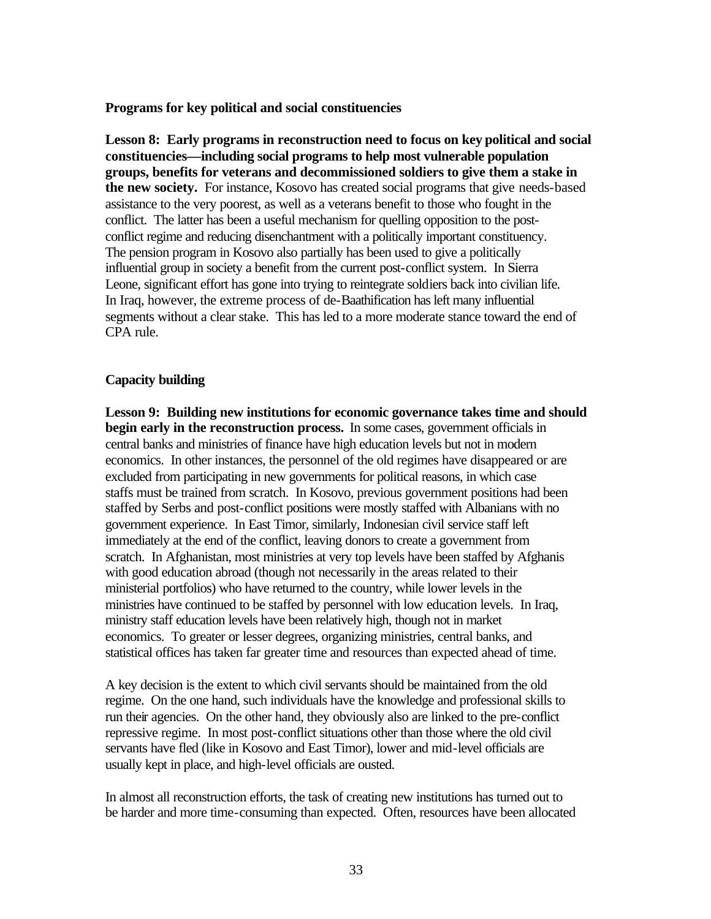**Programs for key political and social constituencies**

**Lesson 8: Early programs in reconstruction need to focus on key political and social constituencies—including social programs to help most vulnerable population groups, benefits for veterans and decommissioned soldiers to give them a stake in the new society.** For instance, Kosovo has created social programs that give needs-based assistance to the very poorest, as well as a veterans benefit to those who fought in the conflict. The latter has been a useful mechanism for quelling opposition to the post-conflict regime and reducing disenchantment with a politically important constituency. The pension program in Kosovo also partially has been used to give a politically influential group in society a benefit from the current post-conflict system. In Sierra Leone, significant effort has gone into trying to reintegrate soldiers back into civilian life. In Iraq, however, the extreme process of de-Baathification has left many influential segments without a clear stake. This has led to a more moderate stance toward the end of CPA rule.

**Capacity building**

**Lesson 9: Building new institutions for economic governance takes time and should begin early in the reconstruction process.** In some cases, government officials in central banks and ministries of finance have high education levels but not in modern economics. In other instances, the personnel of the old regimes have disappeared or are excluded from participating in new governments for political reasons, in which case staffs must be trained from scratch. In Kosovo, previous government positions had been staffed by Serbs and post-conflict positions were mostly staffed with Albanians with no government experience. In East Timor, similarly, Indonesian civil service staff left immediately at the end of the conflict, leaving donors to create a government from scratch. In Afghanistan, most ministries at very top levels have been staffed by Afghanis with good education abroad (though not necessarily in the areas related to their ministerial portfolios) who have returned to the country, while lower levels in the ministries have continued to be staffed by personnel with low education levels. In Iraq, ministry staff education levels have been relatively high, though not in market economics. To greater or lesser degrees, organizing ministries, central banks, and statistical offices has taken far greater time and resources than expected ahead of time.

A key decision is the extent to which civil servants should be maintained from the old regime. On the one hand, such individuals have the knowledge and professional skills to run their agencies. On the other hand, they obviously also are linked to the pre-conflict repressive regime. In most post-conflict situations other than those where the old civil servants have fled (like in Kosovo and East Timor), lower and mid-level officials are usually kept in place, and high-level officials are ousted.

In almost all reconstruction efforts, the task of creating new institutions has turned out to be harder and more time-consuming than expected. Often, resources have been allocated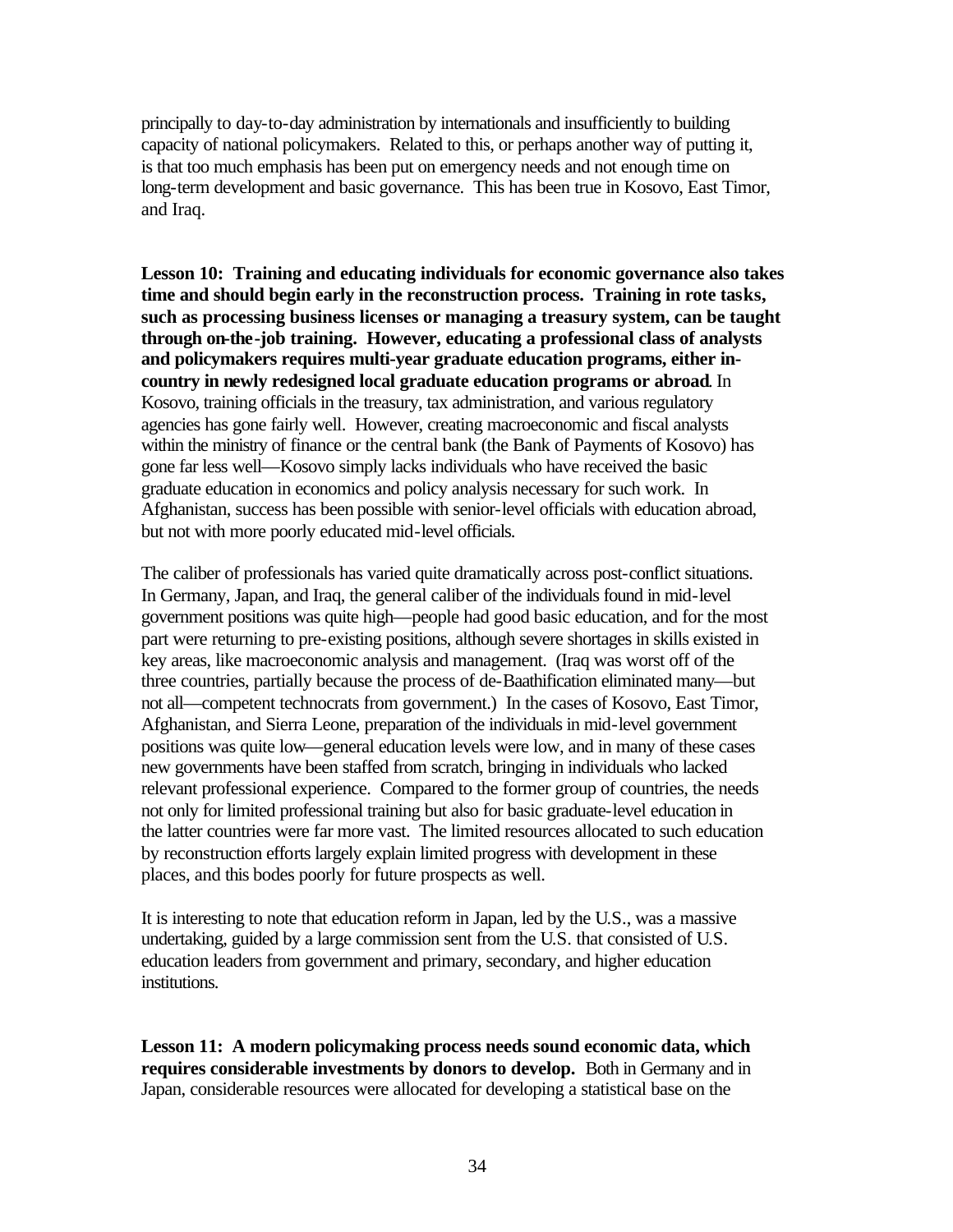principally to day-to-day administration by internationals and insufficiently to building capacity of national policymakers. Related to this, or perhaps another way of putting it, is that too much emphasis has been put on emergency needs and not enough time on long-term development and basic governance. This has been true in Kosovo, East Timor, and Iraq.

**Lesson 10: Training and educating individuals for economic governance also takes time and should begin early in the reconstruction process. Training in rote tasks, such as processing business licenses or managing a treasury system, can be taught through on-the-job training. However, educating a professional class of analysts and policymakers requires multi-year graduate education programs, either in-country in newly redesigned local graduate education programs or abroad**. In Kosovo, training officials in the treasury, tax administration, and various regulatory agencies has gone fairly well. However, creating macroeconomic and fiscal analysts within the ministry of finance or the central bank (the Bank of Payments of Kosovo) has gone far less well—Kosovo simply lacks individuals who have received the basic graduate education in economics and policy analysis necessary for such work. In Afghanistan, success has been possible with senior-level officials with education abroad, but not with more poorly educated mid-level officials.

The caliber of professionals has varied quite dramatically across post-conflict situations. In Germany, Japan, and Iraq, the general caliber of the individuals found in mid-level government positions was quite high—people had good basic education, and for the most part were returning to pre-existing positions, although severe shortages in skills existed in key areas, like macroeconomic analysis and management. (Iraq was worst off of the three countries, partially because the process of de-Baathification eliminated many—but not all—competent technocrats from government.) In the cases of Kosovo, East Timor, Afghanistan, and Sierra Leone, preparation of the individuals in mid-level government positions was quite low—general education levels were low, and in many of these cases new governments have been staffed from scratch, bringing in individuals who lacked relevant professional experience. Compared to the former group of countries, the needs not only for limited professional training but also for basic graduate-level education in the latter countries were far more vast. The limited resources allocated to such education by reconstruction efforts largely explain limited progress with development in these places, and this bodes poorly for future prospects as well.

It is interesting to note that education reform in Japan, led by the U.S., was a massive undertaking, guided by a large commission sent from the U.S. that consisted of U.S. education leaders from government and primary, secondary, and higher education institutions.

**Lesson 11: A modern policymaking process needs sound economic data, which requires considerable investments by donors to develop.** Both in Germany and in Japan, considerable resources were allocated for developing a statistical base on the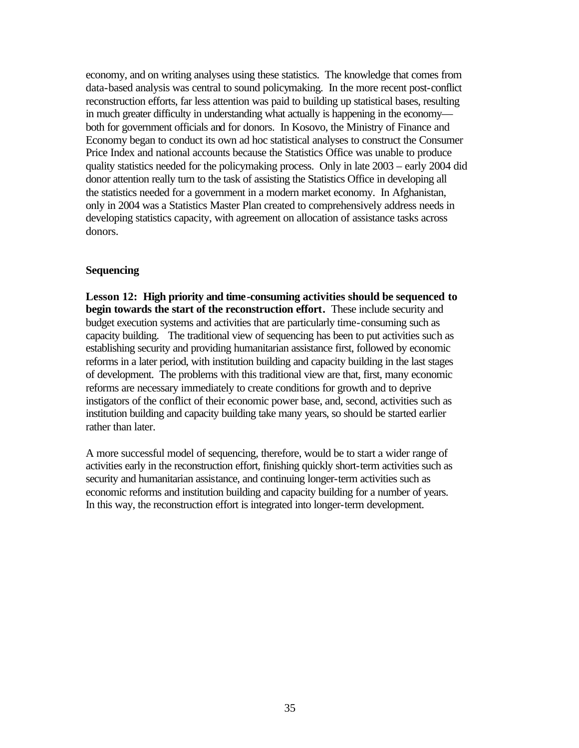economy, and on writing analyses using these statistics. The knowledge that comes from data-based analysis was central to sound policymaking. In the more recent post-conflict reconstruction efforts, far less attention was paid to building up statistical bases, resulting in much greater difficulty in understanding what actually is happening in the economy—both for government officials and for donors. In Kosovo, the Ministry of Finance and Economy began to conduct its own ad hoc statistical analyses to construct the Consumer Price Index and national accounts because the Statistics Office was unable to produce quality statistics needed for the policymaking process. Only in late 2003 – early 2004 did donor attention really turn to the task of assisting the Statistics Office in developing all the statistics needed for a government in a modern market economy. In Afghanistan, only in 2004 was a Statistics Master Plan created to comprehensively address needs in developing statistics capacity, with agreement on allocation of assistance tasks across donors.

### Sequencing

**Lesson 12: High priority and time-consuming activities should be sequenced to begin towards the start of the reconstruction effort.** These include security and budget execution systems and activities that are particularly time-consuming such as capacity building. The traditional view of sequencing has been to put activities such as establishing security and providing humanitarian assistance first, followed by economic reforms in a later period, with institution building and capacity building in the last stages of development. The problems with this traditional view are that, first, many economic reforms are necessary immediately to create conditions for growth and to deprive instigators of the conflict of their economic power base, and, second, activities such as institution building and capacity building take many years, so should be started earlier rather than later.

A more successful model of sequencing, therefore, would be to start a wider range of activities early in the reconstruction effort, finishing quickly short-term activities such as security and humanitarian assistance, and continuing longer-term activities such as economic reforms and institution building and capacity building for a number of years. In this way, the reconstruction effort is integrated into longer-term development.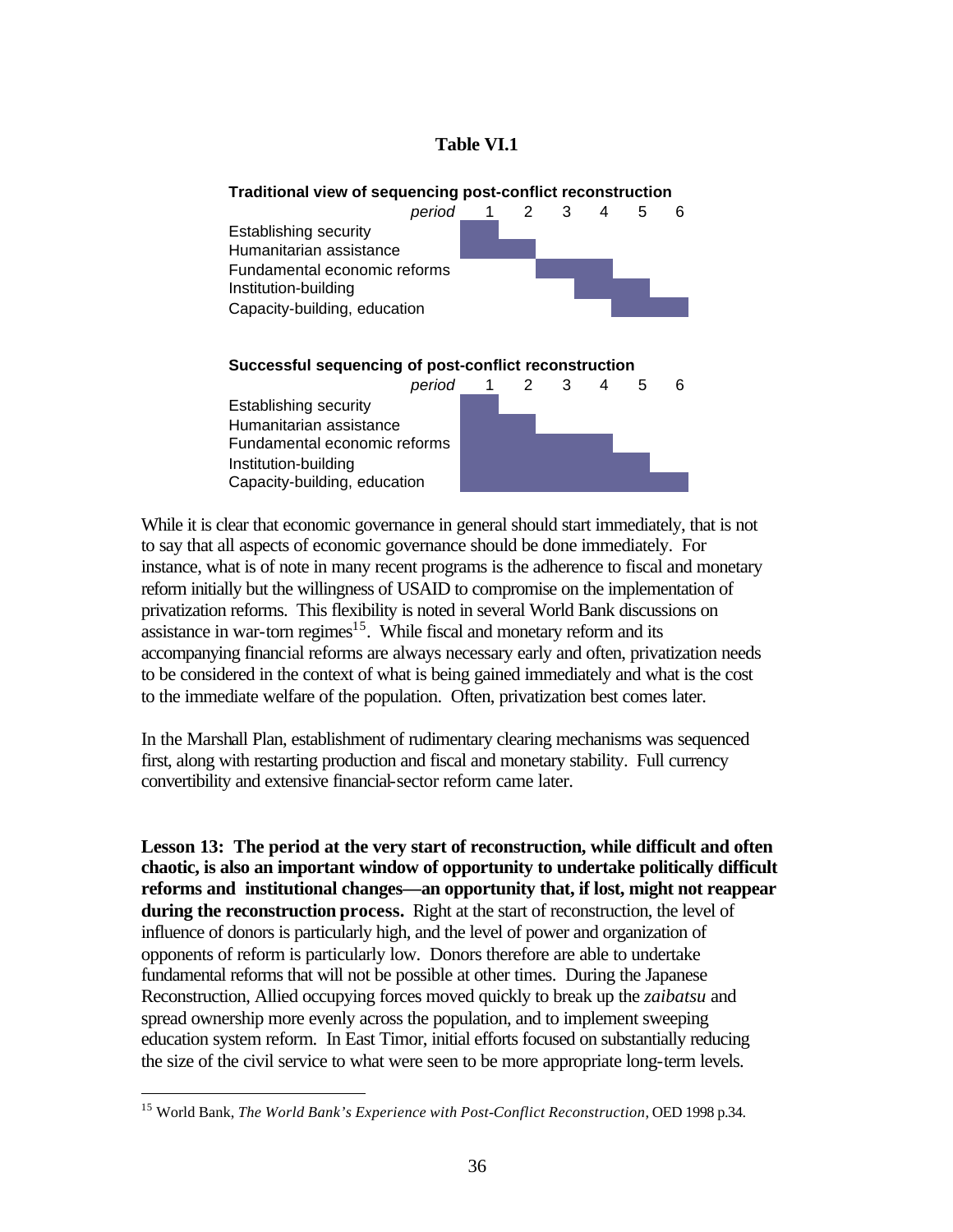**Table VI.1**

**Traditional view of sequencing post-conflict reconstruction**

| *period* | 1 | 2 | 3 | 4 | 5 | 6 |
|---|---|---|---|---|---|---|
| Establishing security | ■ | | | | | |
| Humanitarian assistance | ■ | ■ | | | | |
| Fundamental economic reforms | | | ■ | ■ | | |
| Institution-building | | | | ■ | ■ | |
| Capacity-building, education | | | | | ■ | ■ |

**Successful sequencing of post-conflict reconstruction**

| *period* | 1 | 2 | 3 | 4 | 5 | 6 |
|---|---|---|---|---|---|---|
| Establishing security | ■ | | | | | |
| Humanitarian assistance | ■ | ■ | | | | |
| Fundamental economic reforms | ■ | ■ | ■ | ■ | | |
| Institution-building | ■ | ■ | ■ | ■ | ■ | |
| Capacity-building, education | ■ | ■ | ■ | ■ | ■ | ■ |

While it is clear that economic governance in general should start immediately, that is not to say that all aspects of economic governance should be done immediately. For instance, what is of note in many recent programs is the adherence to fiscal and monetary reform initially but the willingness of USAID to compromise on the implementation of privatization reforms. This flexibility is noted in several World Bank discussions on assistance in war-torn regimes[15]. While fiscal and monetary reform and its accompanying financial reforms are always necessary early and often, privatization needs to be considered in the context of what is being gained immediately and what is the cost to the immediate welfare of the population. Often, privatization best comes later.

In the Marshall Plan, establishment of rudimentary clearing mechanisms was sequenced first, along with restarting production and fiscal and monetary stability. Full currency convertibility and extensive financial-sector reform came later.

**Lesson 13: The period at the very start of reconstruction, while difficult and often chaotic, is also an important window of opportunity to undertake politically difficult reforms and institutional changes—an opportunity that, if lost, might not reappear during the reconstruction process.** Right at the start of reconstruction, the level of influence of donors is particularly high, and the level of power and organization of opponents of reform is particularly low. Donors therefore are able to undertake fundamental reforms that will not be possible at other times. During the Japanese Reconstruction, Allied occupying forces moved quickly to break up the *zaibatsu* and spread ownership more evenly across the population, and to implement sweeping education system reform. In East Timor, initial efforts focused on substantially reducing the size of the civil service to what were seen to be more appropriate long-term levels.

[15] World Bank, *The World Bank's Experience with Post-Conflict Reconstruction*, OED 1998 p.34.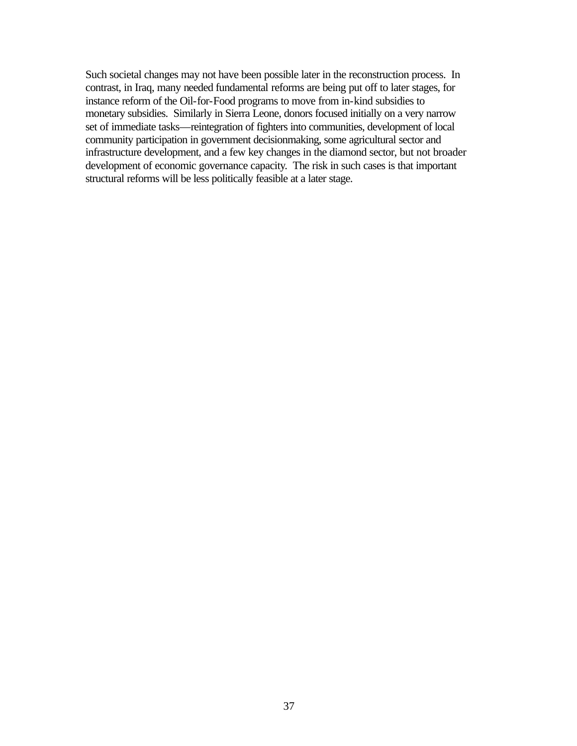Such societal changes may not have been possible later in the reconstruction process. In contrast, in Iraq, many needed fundamental reforms are being put off to later stages, for instance reform of the Oil-for-Food programs to move from in-kind subsidies to monetary subsidies. Similarly in Sierra Leone, donors focused initially on a very narrow set of immediate tasks—reintegration of fighters into communities, development of local community participation in government decisionmaking, some agricultural sector and infrastructure development, and a few key changes in the diamond sector, but not broader development of economic governance capacity. The risk in such cases is that important structural reforms will be less politically feasible at a later stage.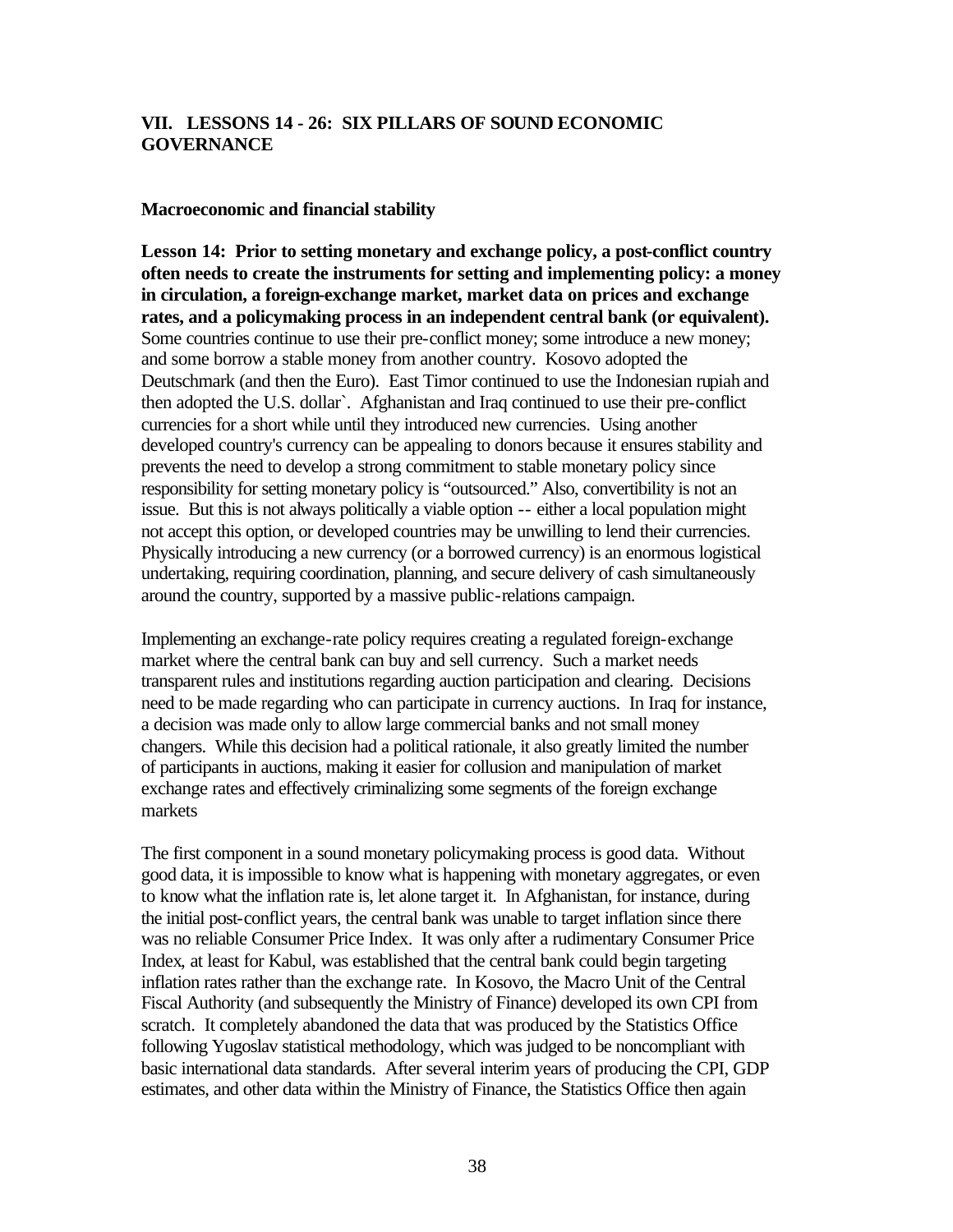## VII. LESSONS 14 - 26: SIX PILLARS OF SOUND ECONOMIC GOVERNANCE

### Macroeconomic and financial stability

**Lesson 14: Prior to setting monetary and exchange policy, a post-conflict country often needs to create the instruments for setting and implementing policy: a money in circulation, a foreign-exchange market, market data on prices and exchange rates, and a policymaking process in an independent central bank (or equivalent).** Some countries continue to use their pre-conflict money; some introduce a new money; and some borrow a stable money from another country. Kosovo adopted the Deutschmark (and then the Euro). East Timor continued to use the Indonesian rupiah and then adopted the U.S. dollar`. Afghanistan and Iraq continued to use their pre-conflict currencies for a short while until they introduced new currencies. Using another developed country's currency can be appealing to donors because it ensures stability and prevents the need to develop a strong commitment to stable monetary policy since responsibility for setting monetary policy is "outsourced." Also, convertibility is not an issue. But this is not always politically a viable option -- either a local population might not accept this option, or developed countries may be unwilling to lend their currencies. Physically introducing a new currency (or a borrowed currency) is an enormous logistical undertaking, requiring coordination, planning, and secure delivery of cash simultaneously around the country, supported by a massive public-relations campaign.

Implementing an exchange-rate policy requires creating a regulated foreign-exchange market where the central bank can buy and sell currency. Such a market needs transparent rules and institutions regarding auction participation and clearing. Decisions need to be made regarding who can participate in currency auctions. In Iraq for instance, a decision was made only to allow large commercial banks and not small money changers. While this decision had a political rationale, it also greatly limited the number of participants in auctions, making it easier for collusion and manipulation of market exchange rates and effectively criminalizing some segments of the foreign exchange markets

The first component in a sound monetary policymaking process is good data. Without good data, it is impossible to know what is happening with monetary aggregates, or even to know what the inflation rate is, let alone target it. In Afghanistan, for instance, during the initial post-conflict years, the central bank was unable to target inflation since there was no reliable Consumer Price Index. It was only after a rudimentary Consumer Price Index, at least for Kabul, was established that the central bank could begin targeting inflation rates rather than the exchange rate. In Kosovo, the Macro Unit of the Central Fiscal Authority (and subsequently the Ministry of Finance) developed its own CPI from scratch. It completely abandoned the data that was produced by the Statistics Office following Yugoslav statistical methodology, which was judged to be noncompliant with basic international data standards. After several interim years of producing the CPI, GDP estimates, and other data within the Ministry of Finance, the Statistics Office then again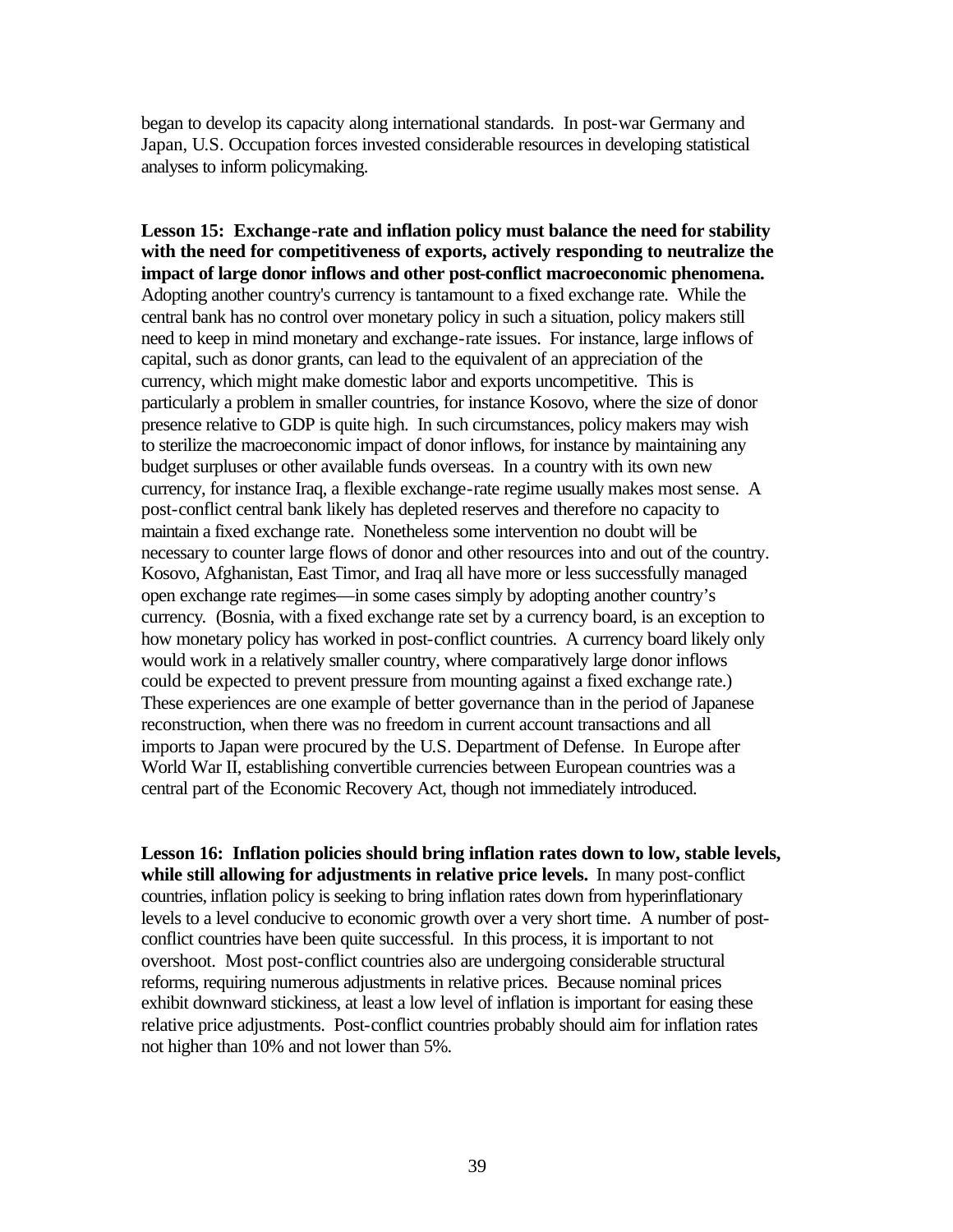began to develop its capacity along international standards. In post-war Germany and Japan, U.S. Occupation forces invested considerable resources in developing statistical analyses to inform policymaking.

**Lesson 15: Exchange-rate and inflation policy must balance the need for stability with the need for competitiveness of exports, actively responding to neutralize the impact of large donor inflows and other post-conflict macroeconomic phenomena.** Adopting another country's currency is tantamount to a fixed exchange rate. While the central bank has no control over monetary policy in such a situation, policy makers still need to keep in mind monetary and exchange-rate issues. For instance, large inflows of capital, such as donor grants, can lead to the equivalent of an appreciation of the currency, which might make domestic labor and exports uncompetitive. This is particularly a problem in smaller countries, for instance Kosovo, where the size of donor presence relative to GDP is quite high. In such circumstances, policy makers may wish to sterilize the macroeconomic impact of donor inflows, for instance by maintaining any budget surpluses or other available funds overseas. In a country with its own new currency, for instance Iraq, a flexible exchange-rate regime usually makes most sense. A post-conflict central bank likely has depleted reserves and therefore no capacity to maintain a fixed exchange rate. Nonetheless some intervention no doubt will be necessary to counter large flows of donor and other resources into and out of the country. Kosovo, Afghanistan, East Timor, and Iraq all have more or less successfully managed open exchange rate regimes—in some cases simply by adopting another country's currency. (Bosnia, with a fixed exchange rate set by a currency board, is an exception to how monetary policy has worked in post-conflict countries. A currency board likely only would work in a relatively smaller country, where comparatively large donor inflows could be expected to prevent pressure from mounting against a fixed exchange rate.) These experiences are one example of better governance than in the period of Japanese reconstruction, when there was no freedom in current account transactions and all imports to Japan were procured by the U.S. Department of Defense. In Europe after World War II, establishing convertible currencies between European countries was a central part of the Economic Recovery Act, though not immediately introduced.

**Lesson 16: Inflation policies should bring inflation rates down to low, stable levels, while still allowing for adjustments in relative price levels.** In many post-conflict countries, inflation policy is seeking to bring inflation rates down from hyperinflationary levels to a level conducive to economic growth over a very short time. A number of post-conflict countries have been quite successful. In this process, it is important to not overshoot. Most post-conflict countries also are undergoing considerable structural reforms, requiring numerous adjustments in relative prices. Because nominal prices exhibit downward stickiness, at least a low level of inflation is important for easing these relative price adjustments. Post-conflict countries probably should aim for inflation rates not higher than 10% and not lower than 5%.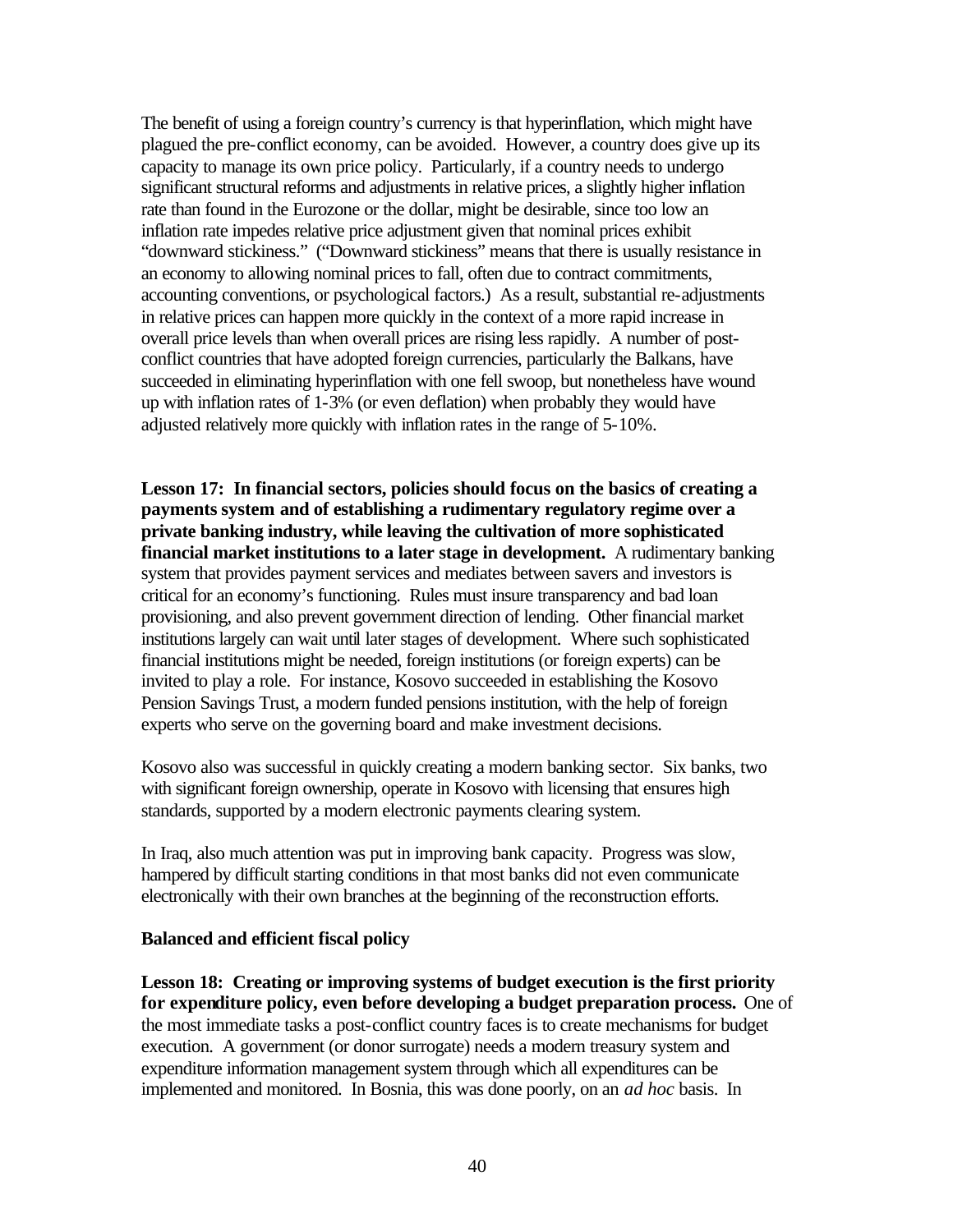The benefit of using a foreign country's currency is that hyperinflation, which might have plagued the pre-conflict economy, can be avoided. However, a country does give up its capacity to manage its own price policy. Particularly, if a country needs to undergo significant structural reforms and adjustments in relative prices, a slightly higher inflation rate than found in the Eurozone or the dollar, might be desirable, since too low an inflation rate impedes relative price adjustment given that nominal prices exhibit "downward stickiness." ("Downward stickiness" means that there is usually resistance in an economy to allowing nominal prices to fall, often due to contract commitments, accounting conventions, or psychological factors.) As a result, substantial re-adjustments in relative prices can happen more quickly in the context of a more rapid increase in overall price levels than when overall prices are rising less rapidly. A number of post-conflict countries that have adopted foreign currencies, particularly the Balkans, have succeeded in eliminating hyperinflation with one fell swoop, but nonetheless have wound up with inflation rates of 1-3% (or even deflation) when probably they would have adjusted relatively more quickly with inflation rates in the range of 5-10%.

**Lesson 17: In financial sectors, policies should focus on the basics of creating a payments system and of establishing a rudimentary regulatory regime over a private banking industry, while leaving the cultivation of more sophisticated financial market institutions to a later stage in development.** A rudimentary banking system that provides payment services and mediates between savers and investors is critical for an economy's functioning. Rules must insure transparency and bad loan provisioning, and also prevent government direction of lending. Other financial market institutions largely can wait until later stages of development. Where such sophisticated financial institutions might be needed, foreign institutions (or foreign experts) can be invited to play a role. For instance, Kosovo succeeded in establishing the Kosovo Pension Savings Trust, a modern funded pensions institution, with the help of foreign experts who serve on the governing board and make investment decisions.

Kosovo also was successful in quickly creating a modern banking sector. Six banks, two with significant foreign ownership, operate in Kosovo with licensing that ensures high standards, supported by a modern electronic payments clearing system.

In Iraq, also much attention was put in improving bank capacity. Progress was slow, hampered by difficult starting conditions in that most banks did not even communicate electronically with their own branches at the beginning of the reconstruction efforts.

**Balanced and efficient fiscal policy**

**Lesson 18: Creating or improving systems of budget execution is the first priority for expenditure policy, even before developing a budget preparation process.** One of the most immediate tasks a post-conflict country faces is to create mechanisms for budget execution. A government (or donor surrogate) needs a modern treasury system and expenditure information management system through which all expenditures can be implemented and monitored. In Bosnia, this was done poorly, on an *ad hoc* basis. In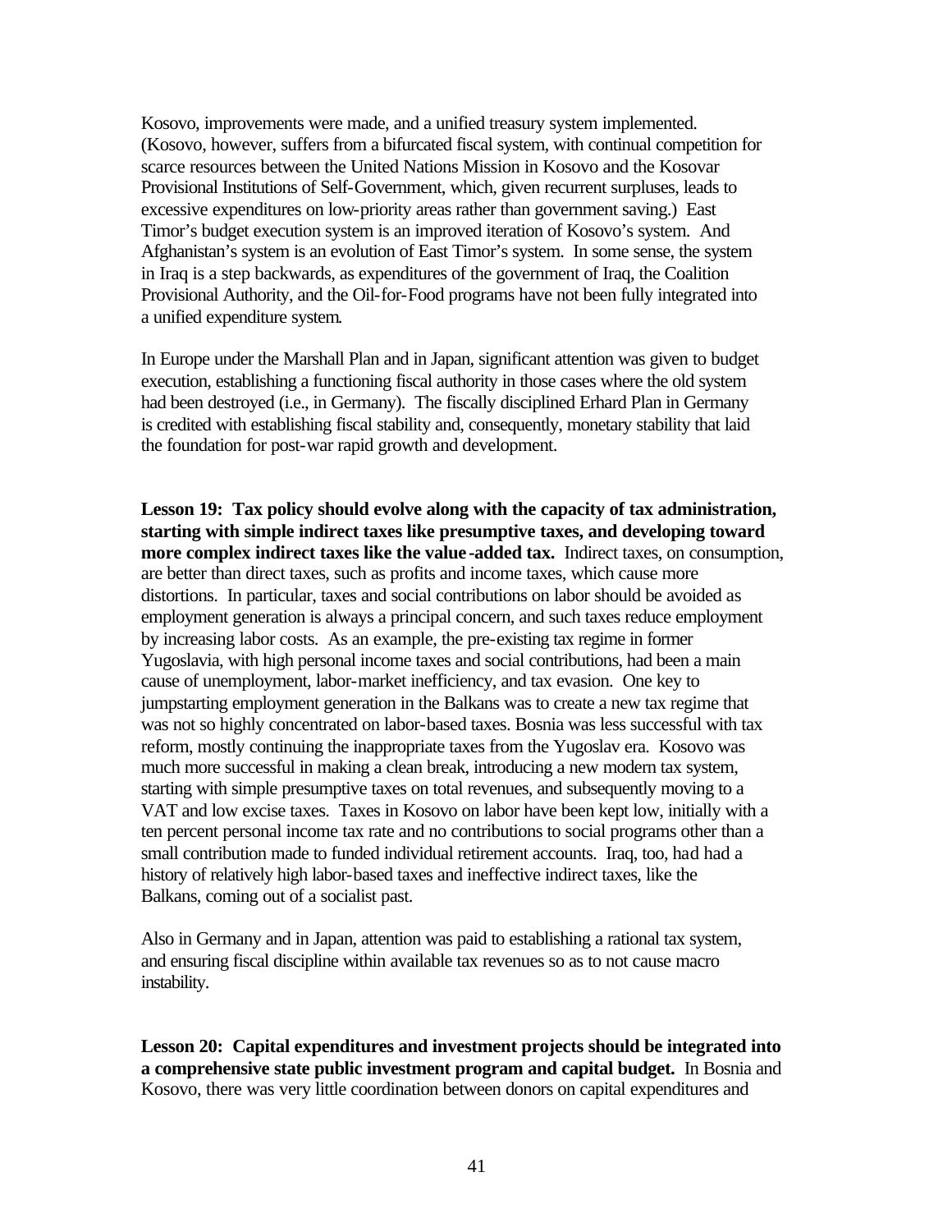Kosovo, improvements were made, and a unified treasury system implemented. (Kosovo, however, suffers from a bifurcated fiscal system, with continual competition for scarce resources between the United Nations Mission in Kosovo and the Kosovar Provisional Institutions of Self-Government, which, given recurrent surpluses, leads to excessive expenditures on low-priority areas rather than government saving.) East Timor's budget execution system is an improved iteration of Kosovo's system. And Afghanistan's system is an evolution of East Timor's system. In some sense, the system in Iraq is a step backwards, as expenditures of the government of Iraq, the Coalition Provisional Authority, and the Oil-for-Food programs have not been fully integrated into a unified expenditure system.

In Europe under the Marshall Plan and in Japan, significant attention was given to budget execution, establishing a functioning fiscal authority in those cases where the old system had been destroyed (i.e., in Germany). The fiscally disciplined Erhard Plan in Germany is credited with establishing fiscal stability and, consequently, monetary stability that laid the foundation for post-war rapid growth and development.

**Lesson 19: Tax policy should evolve along with the capacity of tax administration, starting with simple indirect taxes like presumptive taxes, and developing toward more complex indirect taxes like the value-added tax.** Indirect taxes, on consumption, are better than direct taxes, such as profits and income taxes, which cause more distortions. In particular, taxes and social contributions on labor should be avoided as employment generation is always a principal concern, and such taxes reduce employment by increasing labor costs. As an example, the pre-existing tax regime in former Yugoslavia, with high personal income taxes and social contributions, had been a main cause of unemployment, labor-market inefficiency, and tax evasion. One key to jumpstarting employment generation in the Balkans was to create a new tax regime that was not so highly concentrated on labor-based taxes. Bosnia was less successful with tax reform, mostly continuing the inappropriate taxes from the Yugoslav era. Kosovo was much more successful in making a clean break, introducing a new modern tax system, starting with simple presumptive taxes on total revenues, and subsequently moving to a VAT and low excise taxes. Taxes in Kosovo on labor have been kept low, initially with a ten percent personal income tax rate and no contributions to social programs other than a small contribution made to funded individual retirement accounts. Iraq, too, had had a history of relatively high labor-based taxes and ineffective indirect taxes, like the Balkans, coming out of a socialist past.

Also in Germany and in Japan, attention was paid to establishing a rational tax system, and ensuring fiscal discipline within available tax revenues so as to not cause macro instability.

**Lesson 20: Capital expenditures and investment projects should be integrated into a comprehensive state public investment program and capital budget.** In Bosnia and Kosovo, there was very little coordination between donors on capital expenditures and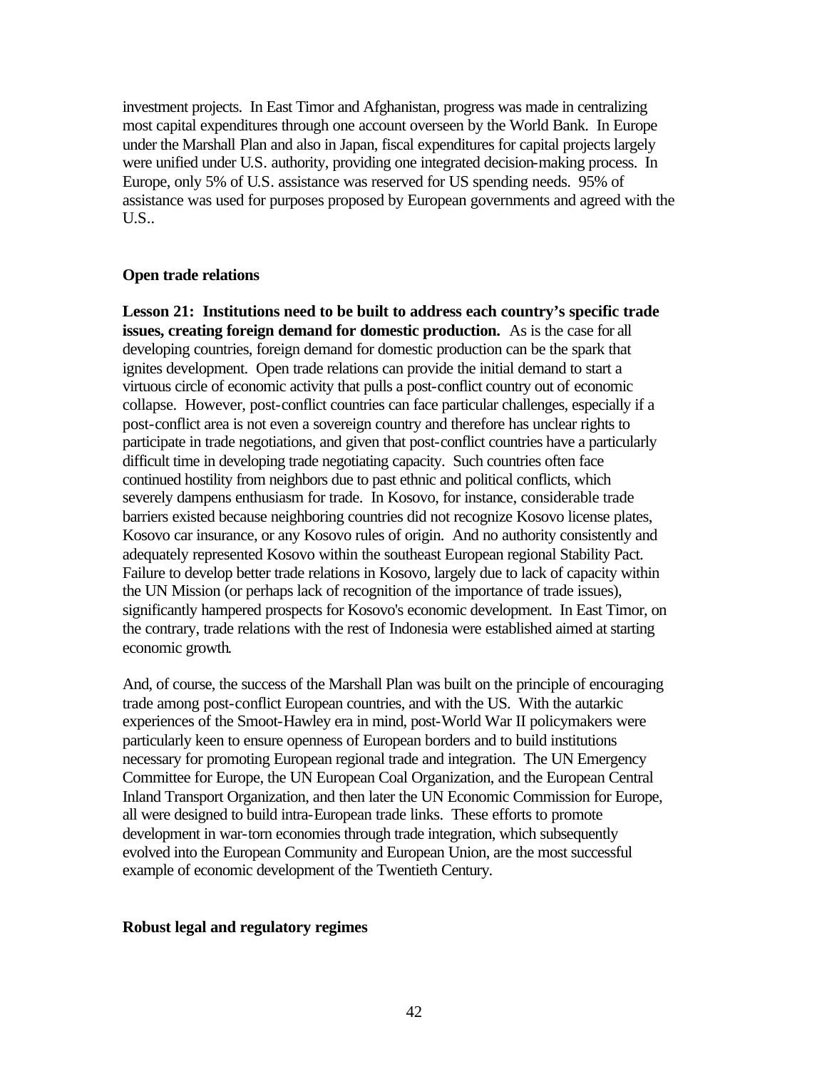investment projects. In East Timor and Afghanistan, progress was made in centralizing most capital expenditures through one account overseen by the World Bank. In Europe under the Marshall Plan and also in Japan, fiscal expenditures for capital projects largely were unified under U.S. authority, providing one integrated decision-making process. In Europe, only 5% of U.S. assistance was reserved for US spending needs. 95% of assistance was used for purposes proposed by European governments and agreed with the U.S..

### Open trade relations

**Lesson 21: Institutions need to be built to address each country's specific trade issues, creating foreign demand for domestic production.** As is the case for all developing countries, foreign demand for domestic production can be the spark that ignites development. Open trade relations can provide the initial demand to start a virtuous circle of economic activity that pulls a post-conflict country out of economic collapse. However, post-conflict countries can face particular challenges, especially if a post-conflict area is not even a sovereign country and therefore has unclear rights to participate in trade negotiations, and given that post-conflict countries have a particularly difficult time in developing trade negotiating capacity. Such countries often face continued hostility from neighbors due to past ethnic and political conflicts, which severely dampens enthusiasm for trade. In Kosovo, for instance, considerable trade barriers existed because neighboring countries did not recognize Kosovo license plates, Kosovo car insurance, or any Kosovo rules of origin. And no authority consistently and adequately represented Kosovo within the southeast European regional Stability Pact. Failure to develop better trade relations in Kosovo, largely due to lack of capacity within the UN Mission (or perhaps lack of recognition of the importance of trade issues), significantly hampered prospects for Kosovo's economic development. In East Timor, on the contrary, trade relations with the rest of Indonesia were established aimed at starting economic growth.

And, of course, the success of the Marshall Plan was built on the principle of encouraging trade among post-conflict European countries, and with the US. With the autarkic experiences of the Smoot-Hawley era in mind, post-World War II policymakers were particularly keen to ensure openness of European borders and to build institutions necessary for promoting European regional trade and integration. The UN Emergency Committee for Europe, the UN European Coal Organization, and the European Central Inland Transport Organization, and then later the UN Economic Commission for Europe, all were designed to build intra-European trade links. These efforts to promote development in war-torn economies through trade integration, which subsequently evolved into the European Community and European Union, are the most successful example of economic development of the Twentieth Century.

### Robust legal and regulatory regimes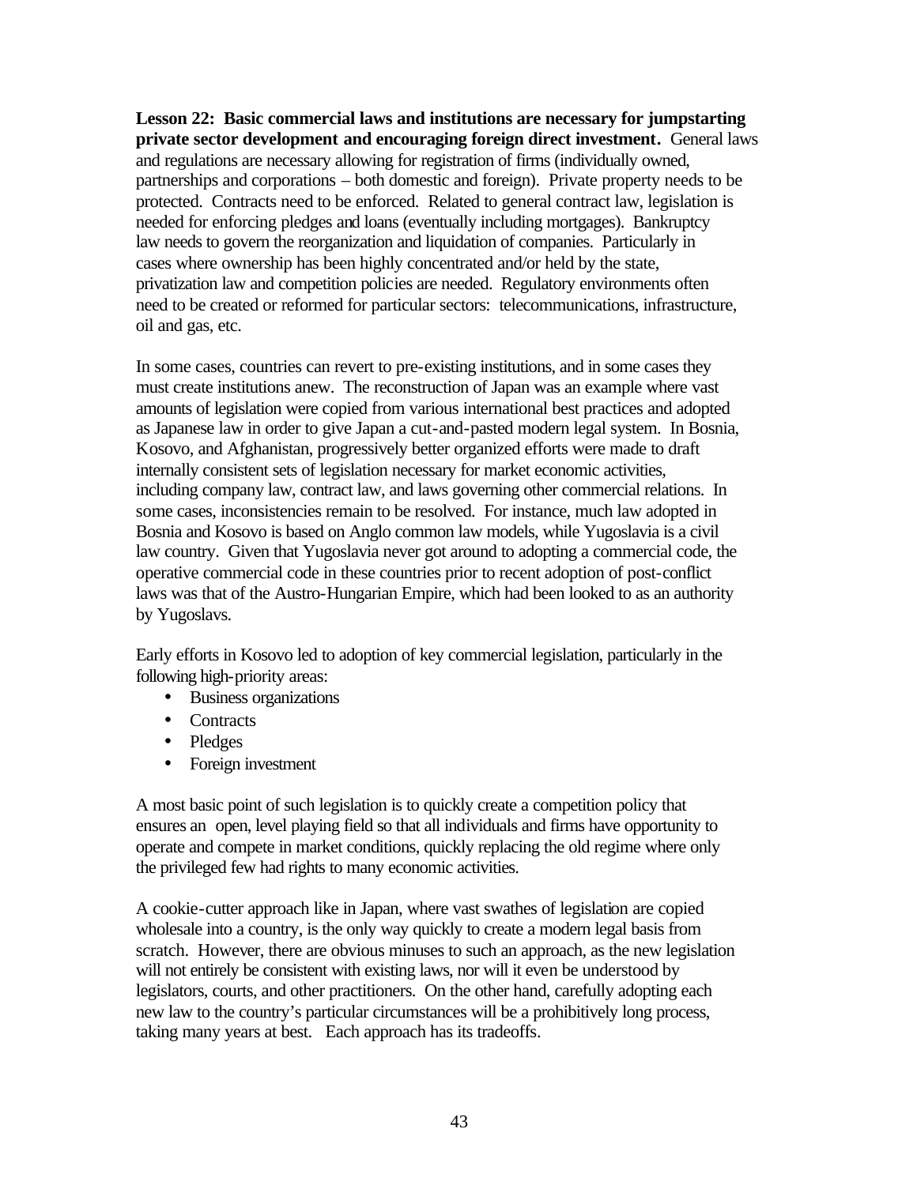**Lesson 22: Basic commercial laws and institutions are necessary for jumpstarting private sector development and encouraging foreign direct investment.** General laws and regulations are necessary allowing for registration of firms (individually owned, partnerships and corporations – both domestic and foreign). Private property needs to be protected. Contracts need to be enforced. Related to general contract law, legislation is needed for enforcing pledges and loans (eventually including mortgages). Bankruptcy law needs to govern the reorganization and liquidation of companies. Particularly in cases where ownership has been highly concentrated and/or held by the state, privatization law and competition policies are needed. Regulatory environments often need to be created or reformed for particular sectors: telecommunications, infrastructure, oil and gas, etc.

In some cases, countries can revert to pre-existing institutions, and in some cases they must create institutions anew. The reconstruction of Japan was an example where vast amounts of legislation were copied from various international best practices and adopted as Japanese law in order to give Japan a cut-and-pasted modern legal system. In Bosnia, Kosovo, and Afghanistan, progressively better organized efforts were made to draft internally consistent sets of legislation necessary for market economic activities, including company law, contract law, and laws governing other commercial relations. In some cases, inconsistencies remain to be resolved. For instance, much law adopted in Bosnia and Kosovo is based on Anglo common law models, while Yugoslavia is a civil law country. Given that Yugoslavia never got around to adopting a commercial code, the operative commercial code in these countries prior to recent adoption of post-conflict laws was that of the Austro-Hungarian Empire, which had been looked to as an authority by Yugoslavs.

Early efforts in Kosovo led to adoption of key commercial legislation, particularly in the following high-priority areas:

- Business organizations
- Contracts
- Pledges
- Foreign investment

A most basic point of such legislation is to quickly create a competition policy that ensures an open, level playing field so that all individuals and firms have opportunity to operate and compete in market conditions, quickly replacing the old regime where only the privileged few had rights to many economic activities.

A cookie-cutter approach like in Japan, where vast swathes of legislation are copied wholesale into a country, is the only way quickly to create a modern legal basis from scratch. However, there are obvious minuses to such an approach, as the new legislation will not entirely be consistent with existing laws, nor will it even be understood by legislators, courts, and other practitioners. On the other hand, carefully adopting each new law to the country's particular circumstances will be a prohibitively long process, taking many years at best. Each approach has its tradeoffs.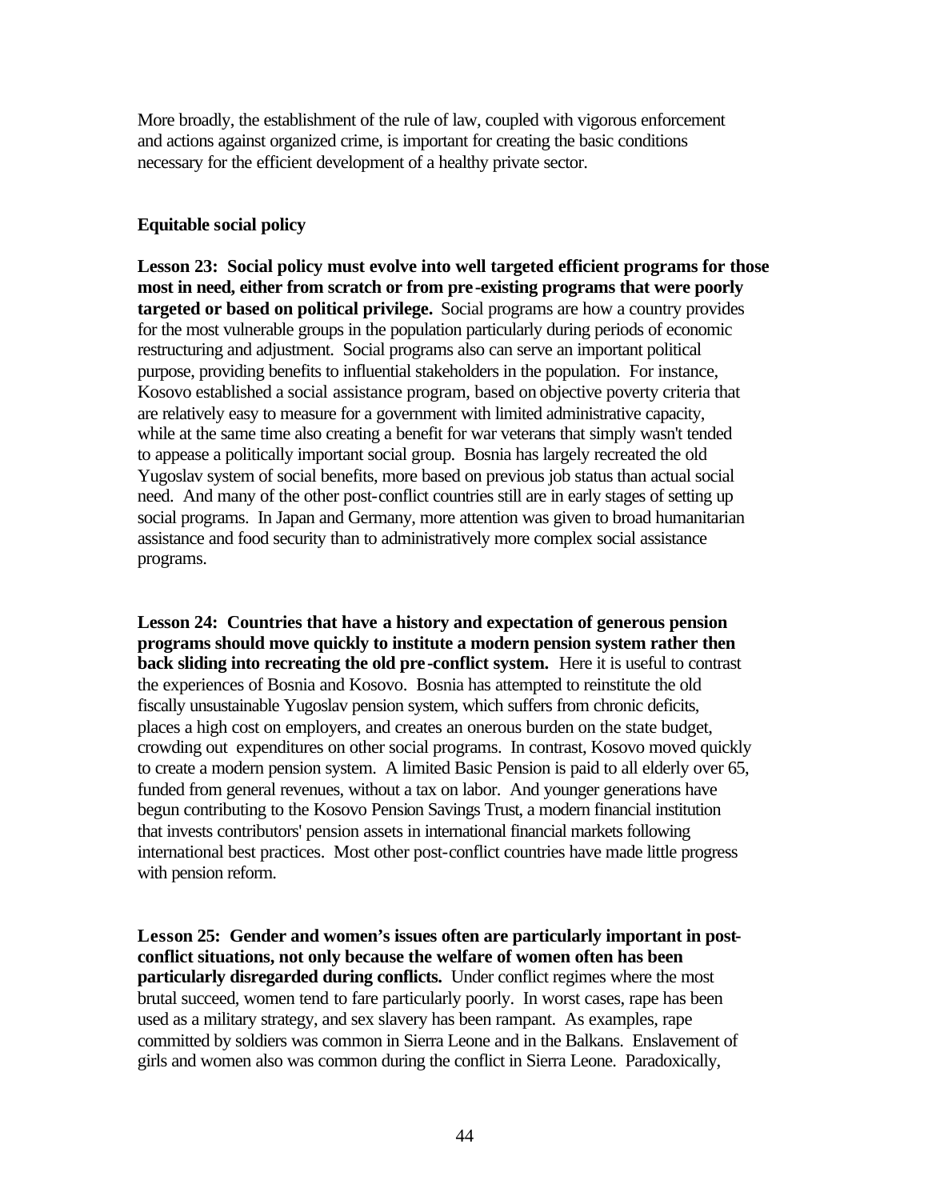More broadly, the establishment of the rule of law, coupled with vigorous enforcement and actions against organized crime, is important for creating the basic conditions necessary for the efficient development of a healthy private sector.

**Equitable social policy**

**Lesson 23: Social policy must evolve into well targeted efficient programs for those most in need, either from scratch or from pre-existing programs that were poorly targeted or based on political privilege.** Social programs are how a country provides for the most vulnerable groups in the population particularly during periods of economic restructuring and adjustment. Social programs also can serve an important political purpose, providing benefits to influential stakeholders in the population. For instance, Kosovo established a social assistance program, based on objective poverty criteria that are relatively easy to measure for a government with limited administrative capacity, while at the same time also creating a benefit for war veterans that simply wasn't tended to appease a politically important social group. Bosnia has largely recreated the old Yugoslav system of social benefits, more based on previous job status than actual social need. And many of the other post-conflict countries still are in early stages of setting up social programs. In Japan and Germany, more attention was given to broad humanitarian assistance and food security than to administratively more complex social assistance programs.

**Lesson 24: Countries that have a history and expectation of generous pension programs should move quickly to institute a modern pension system rather then back sliding into recreating the old pre-conflict system.** Here it is useful to contrast the experiences of Bosnia and Kosovo. Bosnia has attempted to reinstitute the old fiscally unsustainable Yugoslav pension system, which suffers from chronic deficits, places a high cost on employers, and creates an onerous burden on the state budget, crowding out expenditures on other social programs. In contrast, Kosovo moved quickly to create a modern pension system. A limited Basic Pension is paid to all elderly over 65, funded from general revenues, without a tax on labor. And younger generations have begun contributing to the Kosovo Pension Savings Trust, a modern financial institution that invests contributors' pension assets in international financial markets following international best practices. Most other post-conflict countries have made little progress with pension reform.

**Lesson 25: Gender and women's issues often are particularly important in post-conflict situations, not only because the welfare of women often has been particularly disregarded during conflicts.** Under conflict regimes where the most brutal succeed, women tend to fare particularly poorly. In worst cases, rape has been used as a military strategy, and sex slavery has been rampant. As examples, rape committed by soldiers was common in Sierra Leone and in the Balkans. Enslavement of girls and women also was common during the conflict in Sierra Leone. Paradoxically,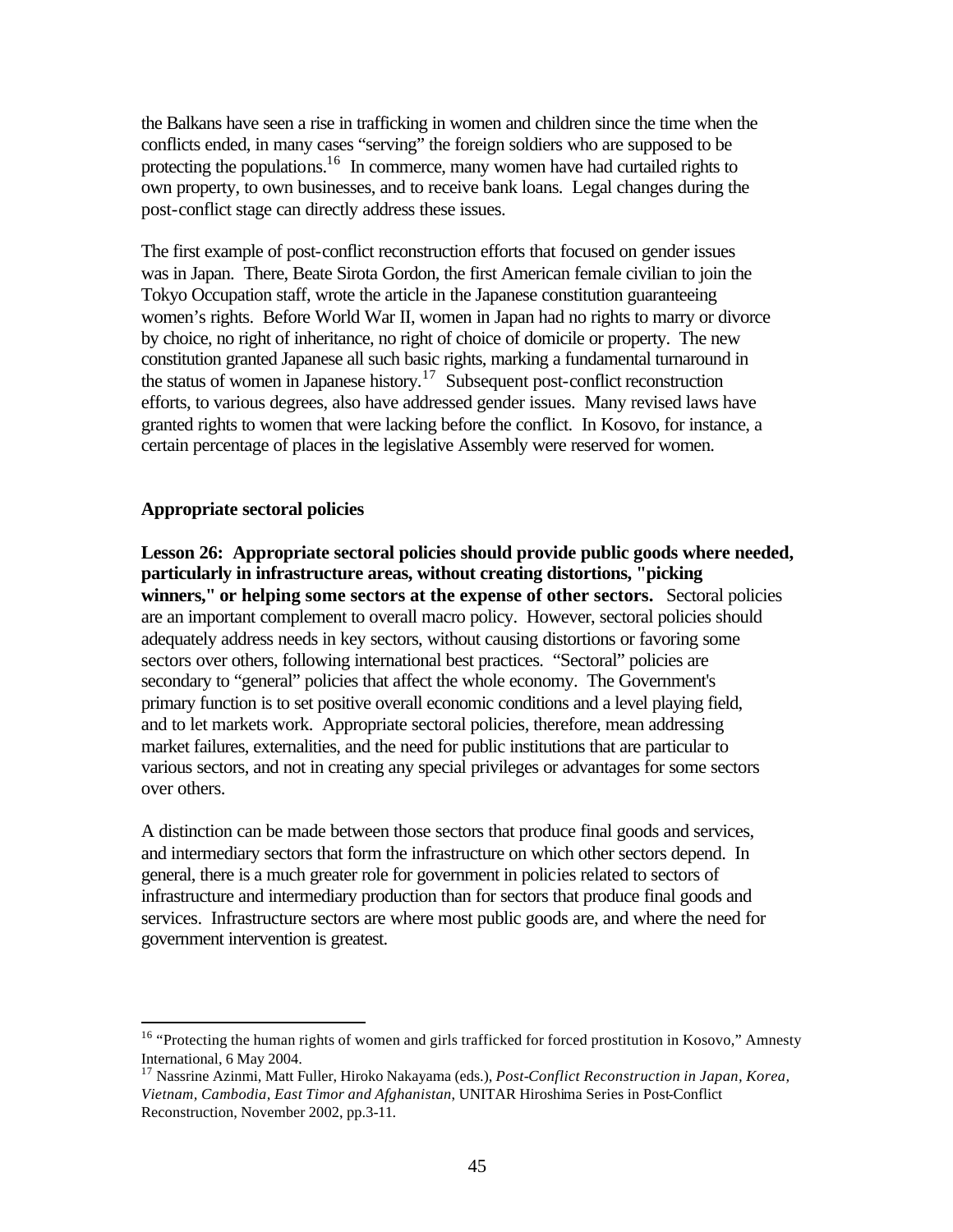the Balkans have seen a rise in trafficking in women and children since the time when the conflicts ended, in many cases "serving" the foreign soldiers who are supposed to be protecting the populations.[16] In commerce, many women have had curtailed rights to own property, to own businesses, and to receive bank loans. Legal changes during the post-conflict stage can directly address these issues.

The first example of post-conflict reconstruction efforts that focused on gender issues was in Japan. There, Beate Sirota Gordon, the first American female civilian to join the Tokyo Occupation staff, wrote the article in the Japanese constitution guaranteeing women's rights. Before World War II, women in Japan had no rights to marry or divorce by choice, no right of inheritance, no right of choice of domicile or property. The new constitution granted Japanese all such basic rights, marking a fundamental turnaround in the status of women in Japanese history.[17] Subsequent post-conflict reconstruction efforts, to various degrees, also have addressed gender issues. Many revised laws have granted rights to women that were lacking before the conflict. In Kosovo, for instance, a certain percentage of places in the legislative Assembly were reserved for women.

### Appropriate sectoral policies

**Lesson 26: Appropriate sectoral policies should provide public goods where needed, particularly in infrastructure areas, without creating distortions, "picking winners," or helping some sectors at the expense of other sectors.** Sectoral policies are an important complement to overall macro policy. However, sectoral policies should adequately address needs in key sectors, without causing distortions or favoring some sectors over others, following international best practices. "Sectoral" policies are secondary to "general" policies that affect the whole economy. The Government's primary function is to set positive overall economic conditions and a level playing field, and to let markets work. Appropriate sectoral policies, therefore, mean addressing market failures, externalities, and the need for public institutions that are particular to various sectors, and not in creating any special privileges or advantages for some sectors over others.

A distinction can be made between those sectors that produce final goods and services, and intermediary sectors that form the infrastructure on which other sectors depend. In general, there is a much greater role for government in policies related to sectors of infrastructure and intermediary production than for sectors that produce final goods and services. Infrastructure sectors are where most public goods are, and where the need for government intervention is greatest.

---

[16] "Protecting the human rights of women and girls trafficked for forced prostitution in Kosovo," Amnesty International, 6 May 2004.

[17] Nassrine Azinmi, Matt Fuller, Hiroko Nakayama (eds.), *Post-Conflict Reconstruction in Japan, Korea, Vietnam, Cambodia, East Timor and Afghanistan*, UNITAR Hiroshima Series in Post-Conflict Reconstruction, November 2002, pp.3-11.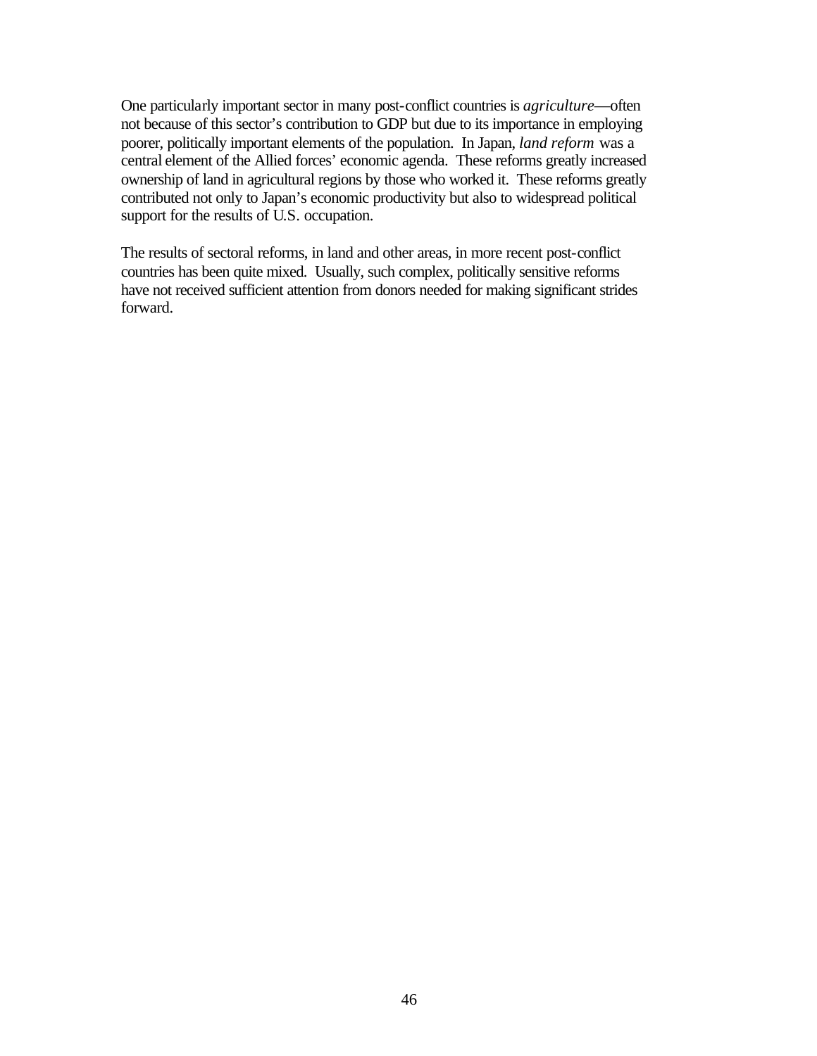One particularly important sector in many post-conflict countries is *agriculture*—often not because of this sector's contribution to GDP but due to its importance in employing poorer, politically important elements of the population. In Japan, *land reform* was a central element of the Allied forces' economic agenda. These reforms greatly increased ownership of land in agricultural regions by those who worked it. These reforms greatly contributed not only to Japan's economic productivity but also to widespread political support for the results of U.S. occupation.

The results of sectoral reforms, in land and other areas, in more recent post-conflict countries has been quite mixed. Usually, such complex, politically sensitive reforms have not received sufficient attention from donors needed for making significant strides forward.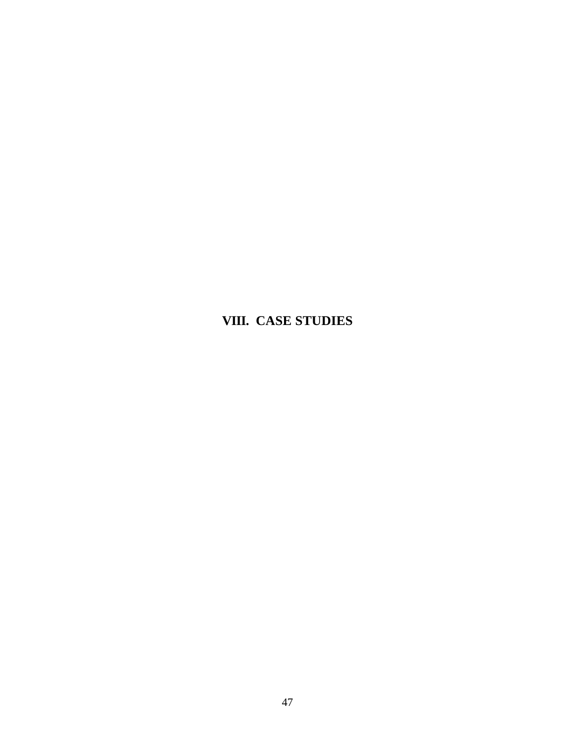# VIII. CASE STUDIES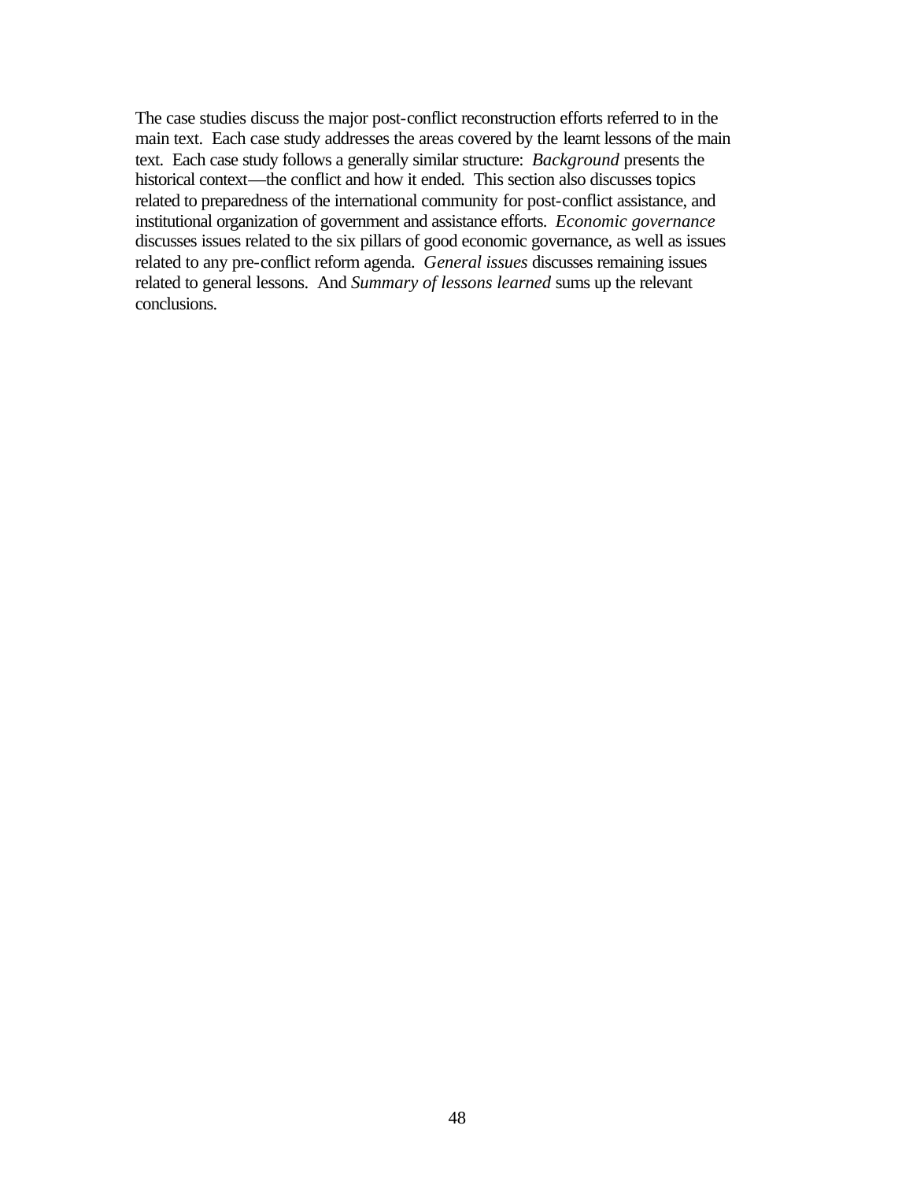The case studies discuss the major post-conflict reconstruction efforts referred to in the main text. Each case study addresses the areas covered by the learnt lessons of the main text. Each case study follows a generally similar structure: *Background* presents the historical context—the conflict and how it ended. This section also discusses topics related to preparedness of the international community for post-conflict assistance, and institutional organization of government and assistance efforts. *Economic governance* discusses issues related to the six pillars of good economic governance, as well as issues related to any pre-conflict reform agenda. *General issues* discusses remaining issues related to general lessons. And *Summary of lessons learned* sums up the relevant conclusions.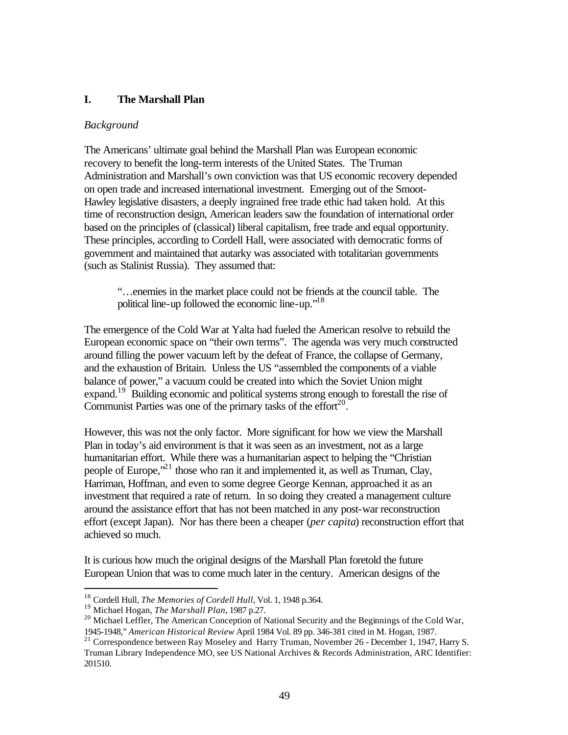## I. The Marshall Plan

*Background*

The Americans' ultimate goal behind the Marshall Plan was European economic recovery to benefit the long-term interests of the United States. The Truman Administration and Marshall's own conviction was that US economic recovery depended on open trade and increased international investment. Emerging out of the Smoot-Hawley legislative disasters, a deeply ingrained free trade ethic had taken hold. At this time of reconstruction design, American leaders saw the foundation of international order based on the principles of (classical) liberal capitalism, free trade and equal opportunity. These principles, according to Cordell Hall, were associated with democratic forms of government and maintained that autarky was associated with totalitarian governments (such as Stalinist Russia). They assumed that:

> "…enemies in the market place could not be friends at the council table. The political line-up followed the economic line-up."[18]

The emergence of the Cold War at Yalta had fueled the American resolve to rebuild the European economic space on "their own terms". The agenda was very much constructed around filling the power vacuum left by the defeat of France, the collapse of Germany, and the exhaustion of Britain. Unless the US "assembled the components of a viable balance of power," a vacuum could be created into which the Soviet Union might expand.[19] Building economic and political systems strong enough to forestall the rise of Communist Parties was one of the primary tasks of the effort[20].

However, this was not the only factor. More significant for how we view the Marshall Plan in today's aid environment is that it was seen as an investment, not as a large humanitarian effort. While there was a humanitarian aspect to helping the "Christian people of Europe,"[21] those who ran it and implemented it, as well as Truman, Clay, Harriman, Hoffman, and even to some degree George Kennan, approached it as an investment that required a rate of return. In so doing they created a management culture around the assistance effort that has not been matched in any post-war reconstruction effort (except Japan). Nor has there been a cheaper (*per capita*) reconstruction effort that achieved so much.

It is curious how much the original designs of the Marshall Plan foretold the future European Union that was to come much later in the century. American designs of the

---

[18] Cordell Hull, *The Memories of Cordell Hull*, Vol. 1, 1948 p.364.

[19] Michael Hogan, *The Marshall Plan*, 1987 p.27.

[20] Michael Leffler, The American Conception of National Security and the Beginnings of the Cold War, 1945-1948," *American Historical Review* April 1984 Vol. 89 pp. 346-381 cited in M. Hogan, 1987.

[21] Correspondence between Ray Moseley and Harry Truman, November 26 - December 1, 1947, Harry S. Truman Library Independence MO, see US National Archives & Records Administration, ARC Identifier: 201510.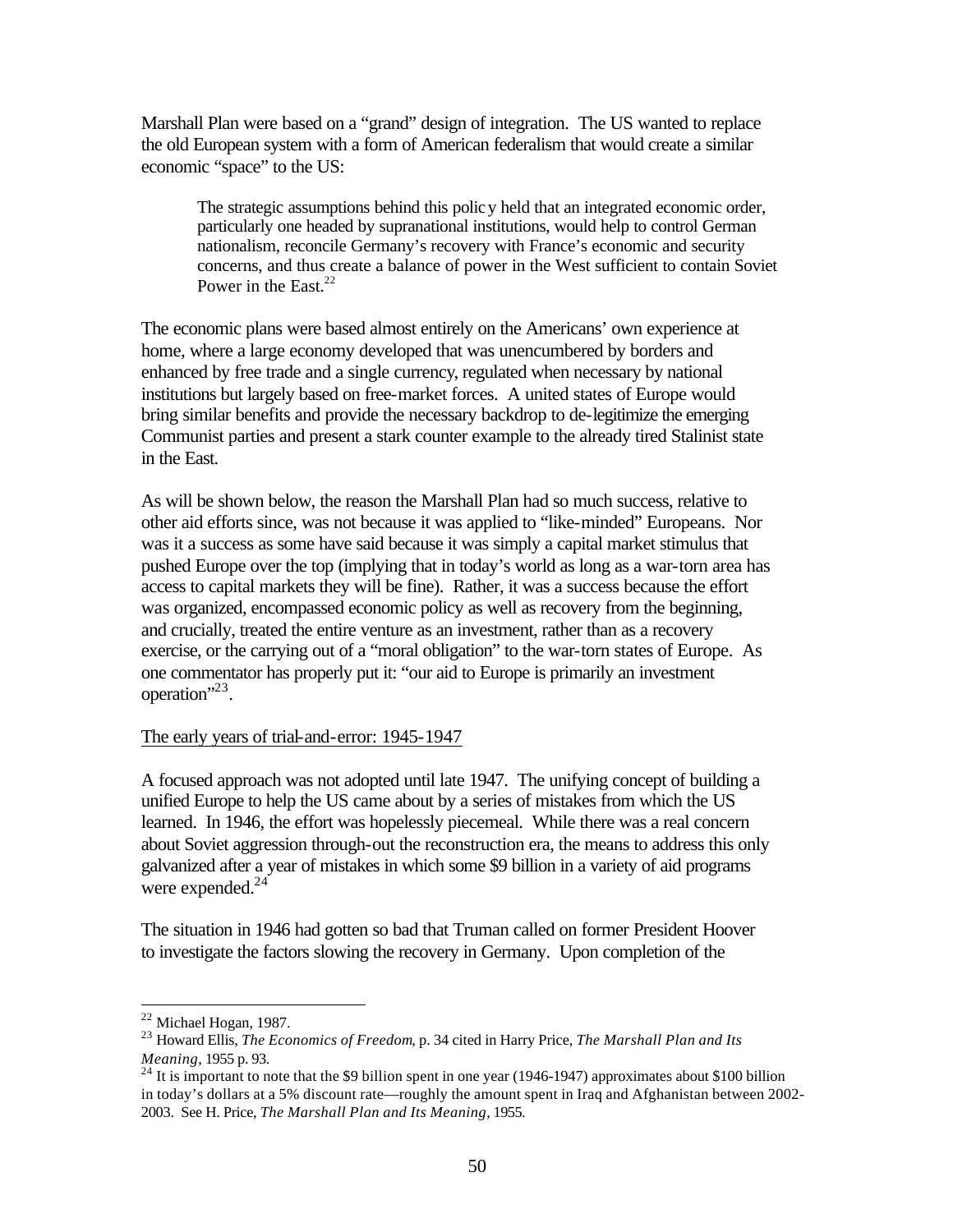Marshall Plan were based on a "grand" design of integration. The US wanted to replace the old European system with a form of American federalism that would create a similar economic "space" to the US:

> The strategic assumptions behind this policy held that an integrated economic order, particularly one headed by supranational institutions, would help to control German nationalism, reconcile Germany's recovery with France's economic and security concerns, and thus create a balance of power in the West sufficient to contain Soviet Power in the East.[22]

The economic plans were based almost entirely on the Americans' own experience at home, where a large economy developed that was unencumbered by borders and enhanced by free trade and a single currency, regulated when necessary by national institutions but largely based on free-market forces. A united states of Europe would bring similar benefits and provide the necessary backdrop to de-legitimize the emerging Communist parties and present a stark counter example to the already tired Stalinist state in the East.

As will be shown below, the reason the Marshall Plan had so much success, relative to other aid efforts since, was not because it was applied to "like-minded" Europeans. Nor was it a success as some have said because it was simply a capital market stimulus that pushed Europe over the top (implying that in today's world as long as a war-torn area has access to capital markets they will be fine). Rather, it was a success because the effort was organized, encompassed economic policy as well as recovery from the beginning, and crucially, treated the entire venture as an investment, rather than as a recovery exercise, or the carrying out of a "moral obligation" to the war-torn states of Europe. As one commentator has properly put it: "our aid to Europe is primarily an investment operation"[23].

<u>The early years of trial-and-error: 1945-1947</u>

A focused approach was not adopted until late 1947. The unifying concept of building a unified Europe to help the US came about by a series of mistakes from which the US learned. In 1946, the effort was hopelessly piecemeal. While there was a real concern about Soviet aggression through-out the reconstruction era, the means to address this only galvanized after a year of mistakes in which some $9 billion in a variety of aid programs were expended.[24]

The situation in 1946 had gotten so bad that Truman called on former President Hoover to investigate the factors slowing the recovery in Germany. Upon completion of the

---

[22] Michael Hogan, 1987.

[23] Howard Ellis, *The Economics of Freedom*, p. 34 cited in Harry Price, *The Marshall Plan and Its Meaning*, 1955 p. 93.

[24] It is important to note that the $9 billion spent in one year (1946-1947) approximates about $100 billion in today's dollars at a 5% discount rate—roughly the amount spent in Iraq and Afghanistan between 2002-2003. See H. Price, *The Marshall Plan and Its Meaning*, 1955.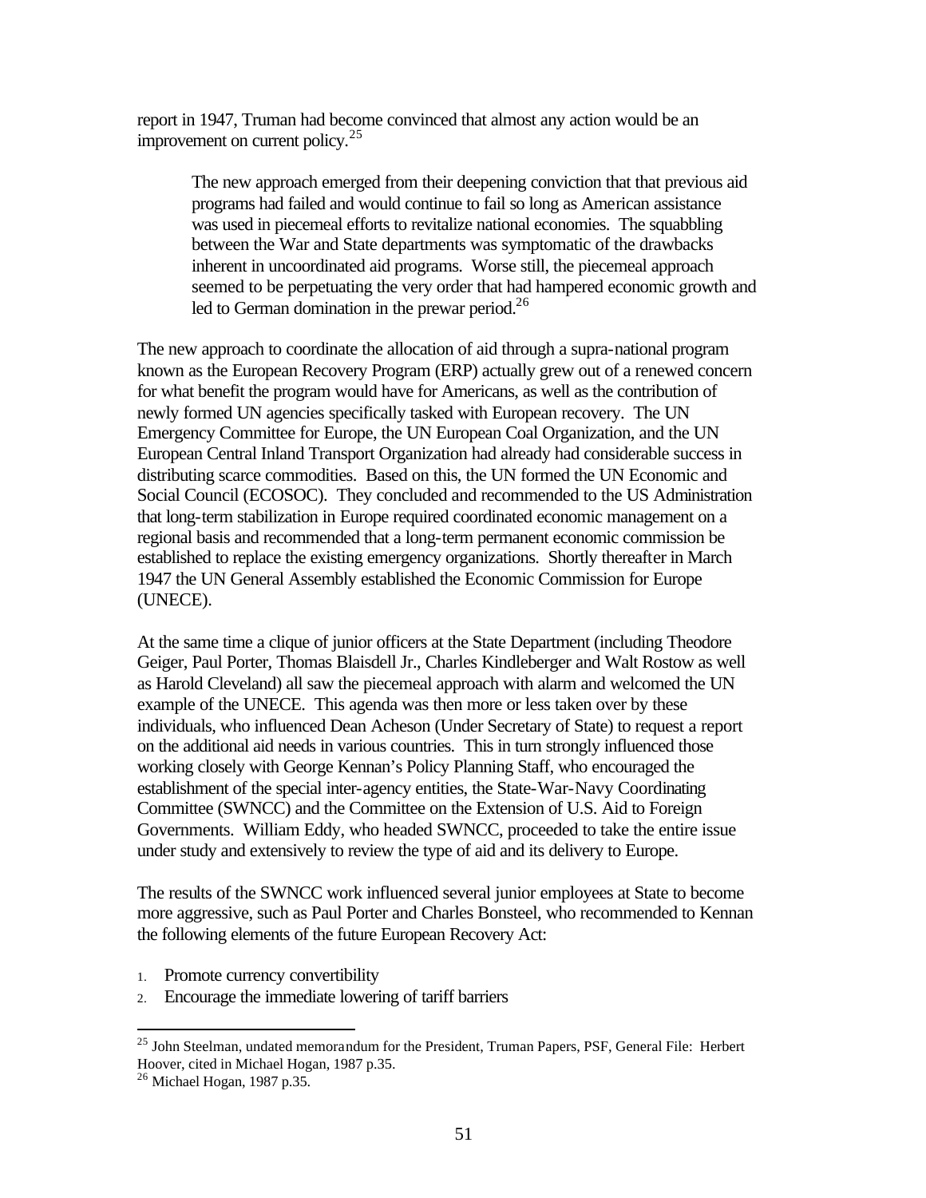report in 1947, Truman had become convinced that almost any action would be an improvement on current policy.[25]

> The new approach emerged from their deepening conviction that that previous aid programs had failed and would continue to fail so long as American assistance was used in piecemeal efforts to revitalize national economies. The squabbling between the War and State departments was symptomatic of the drawbacks inherent in uncoordinated aid programs. Worse still, the piecemeal approach seemed to be perpetuating the very order that had hampered economic growth and led to German domination in the prewar period.[26]

The new approach to coordinate the allocation of aid through a supra-national program known as the European Recovery Program (ERP) actually grew out of a renewed concern for what benefit the program would have for Americans, as well as the contribution of newly formed UN agencies specifically tasked with European recovery. The UN Emergency Committee for Europe, the UN European Coal Organization, and the UN European Central Inland Transport Organization had already had considerable success in distributing scarce commodities. Based on this, the UN formed the UN Economic and Social Council (ECOSOC). They concluded and recommended to the US Administration that long-term stabilization in Europe required coordinated economic management on a regional basis and recommended that a long-term permanent economic commission be established to replace the existing emergency organizations. Shortly thereafter in March 1947 the UN General Assembly established the Economic Commission for Europe (UNECE).

At the same time a clique of junior officers at the State Department (including Theodore Geiger, Paul Porter, Thomas Blaisdell Jr., Charles Kindleberger and Walt Rostow as well as Harold Cleveland) all saw the piecemeal approach with alarm and welcomed the UN example of the UNECE. This agenda was then more or less taken over by these individuals, who influenced Dean Acheson (Under Secretary of State) to request a report on the additional aid needs in various countries. This in turn strongly influenced those working closely with George Kennan's Policy Planning Staff, who encouraged the establishment of the special inter-agency entities, the State-War-Navy Coordinating Committee (SWNCC) and the Committee on the Extension of U.S. Aid to Foreign Governments. William Eddy, who headed SWNCC, proceeded to take the entire issue under study and extensively to review the type of aid and its delivery to Europe.

The results of the SWNCC work influenced several junior employees at State to become more aggressive, such as Paul Porter and Charles Bonsteel, who recommended to Kennan the following elements of the future European Recovery Act:

1. Promote currency convertibility
2. Encourage the immediate lowering of tariff barriers

---

[25] John Steelman, undated memorandum for the President, Truman Papers, PSF, General File: Herbert Hoover, cited in Michael Hogan, 1987 p.35.

[26] Michael Hogan, 1987 p.35.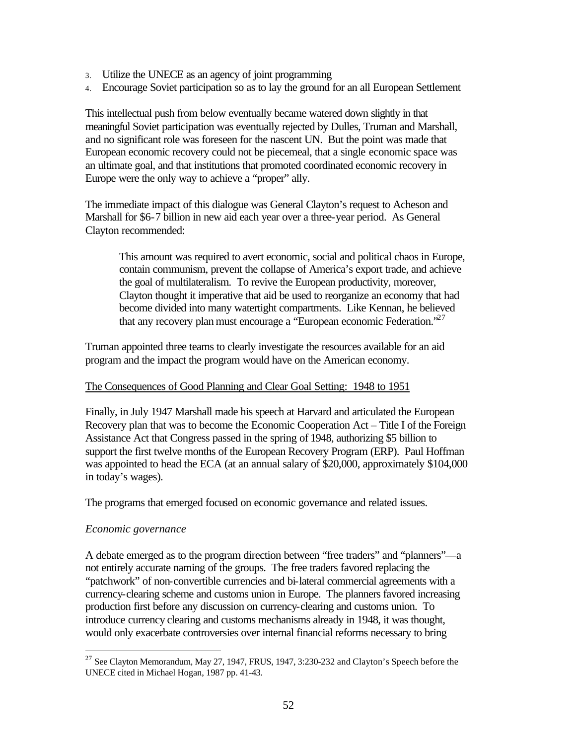3. Utilize the UNECE as an agency of joint programming
4. Encourage Soviet participation so as to lay the ground for an all European Settlement

This intellectual push from below eventually became watered down slightly in that meaningful Soviet participation was eventually rejected by Dulles, Truman and Marshall, and no significant role was foreseen for the nascent UN. But the point was made that European economic recovery could not be piecemeal, that a single economic space was an ultimate goal, and that institutions that promoted coordinated economic recovery in Europe were the only way to achieve a "proper" ally.

The immediate impact of this dialogue was General Clayton's request to Acheson and Marshall for $6-7 billion in new aid each year over a three-year period. As General Clayton recommended:

> This amount was required to avert economic, social and political chaos in Europe, contain communism, prevent the collapse of America's export trade, and achieve the goal of multilateralism. To revive the European productivity, moreover, Clayton thought it imperative that aid be used to reorganize an economy that had become divided into many watertight compartments. Like Kennan, he believed that any recovery plan must encourage a "European economic Federation."[27]

Truman appointed three teams to clearly investigate the resources available for an aid program and the impact the program would have on the American economy.

<u>The Consequences of Good Planning and Clear Goal Setting: 1948 to 1951</u>

Finally, in July 1947 Marshall made his speech at Harvard and articulated the European Recovery plan that was to become the Economic Cooperation Act – Title I of the Foreign Assistance Act that Congress passed in the spring of 1948, authorizing $5 billion to support the first twelve months of the European Recovery Program (ERP). Paul Hoffman was appointed to head the ECA (at an annual salary of $20,000, approximately $104,000 in today's wages).

The programs that emerged focused on economic governance and related issues.

*Economic governance*

A debate emerged as to the program direction between "free traders" and "planners"—a not entirely accurate naming of the groups. The free traders favored replacing the "patchwork" of non-convertible currencies and bi-lateral commercial agreements with a currency-clearing scheme and customs union in Europe. The planners favored increasing production first before any discussion on currency-clearing and customs union. To introduce currency clearing and customs mechanisms already in 1948, it was thought, would only exacerbate controversies over internal financial reforms necessary to bring

---

[27] See Clayton Memorandum, May 27, 1947, FRUS, 1947, 3:230-232 and Clayton's Speech before the UNECE cited in Michael Hogan, 1987 pp. 41-43.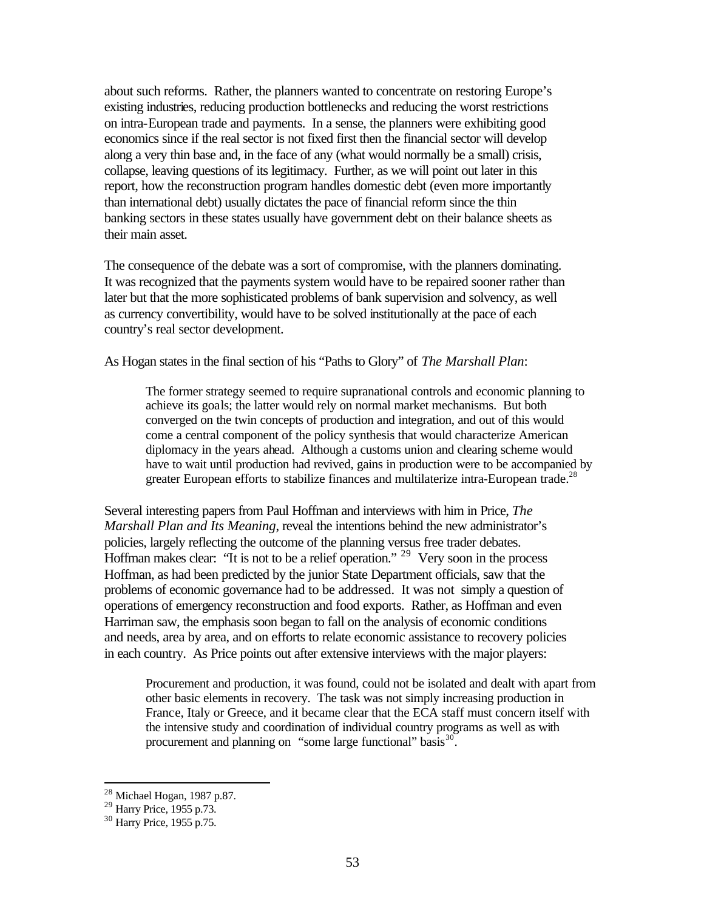about such reforms. Rather, the planners wanted to concentrate on restoring Europe's existing industries, reducing production bottlenecks and reducing the worst restrictions on intra-European trade and payments. In a sense, the planners were exhibiting good economics since if the real sector is not fixed first then the financial sector will develop along a very thin base and, in the face of any (what would normally be a small) crisis, collapse, leaving questions of its legitimacy. Further, as we will point out later in this report, how the reconstruction program handles domestic debt (even more importantly than international debt) usually dictates the pace of financial reform since the thin banking sectors in these states usually have government debt on their balance sheets as their main asset.

The consequence of the debate was a sort of compromise, with the planners dominating. It was recognized that the payments system would have to be repaired sooner rather than later but that the more sophisticated problems of bank supervision and solvency, as well as currency convertibility, would have to be solved institutionally at the pace of each country's real sector development.

As Hogan states in the final section of his "Paths to Glory" of *The Marshall Plan*:

> The former strategy seemed to require supranational controls and economic planning to achieve its goals; the latter would rely on normal market mechanisms. But both converged on the twin concepts of production and integration, and out of this would come a central component of the policy synthesis that would characterize American diplomacy in the years ahead. Although a customs union and clearing scheme would have to wait until production had revived, gains in production were to be accompanied by greater European efforts to stabilize finances and multilaterize intra-European trade.[28]

Several interesting papers from Paul Hoffman and interviews with him in Price, *The Marshall Plan and Its Meaning*, reveal the intentions behind the new administrator's policies, largely reflecting the outcome of the planning versus free trader debates. Hoffman makes clear: "It is not to be a relief operation." [29] Very soon in the process Hoffman, as had been predicted by the junior State Department officials, saw that the problems of economic governance had to be addressed. It was not simply a question of operations of emergency reconstruction and food exports. Rather, as Hoffman and even Harriman saw, the emphasis soon began to fall on the analysis of economic conditions and needs, area by area, and on efforts to relate economic assistance to recovery policies in each country. As Price points out after extensive interviews with the major players:

> Procurement and production, it was found, could not be isolated and dealt with apart from other basic elements in recovery. The task was not simply increasing production in France, Italy or Greece, and it became clear that the ECA staff must concern itself with the intensive study and coordination of individual country programs as well as with procurement and planning on "some large functional" basis[30].

---

[28] Michael Hogan, 1987 p.87.

[29] Harry Price, 1955 p.73.

[30] Harry Price, 1955 p.75.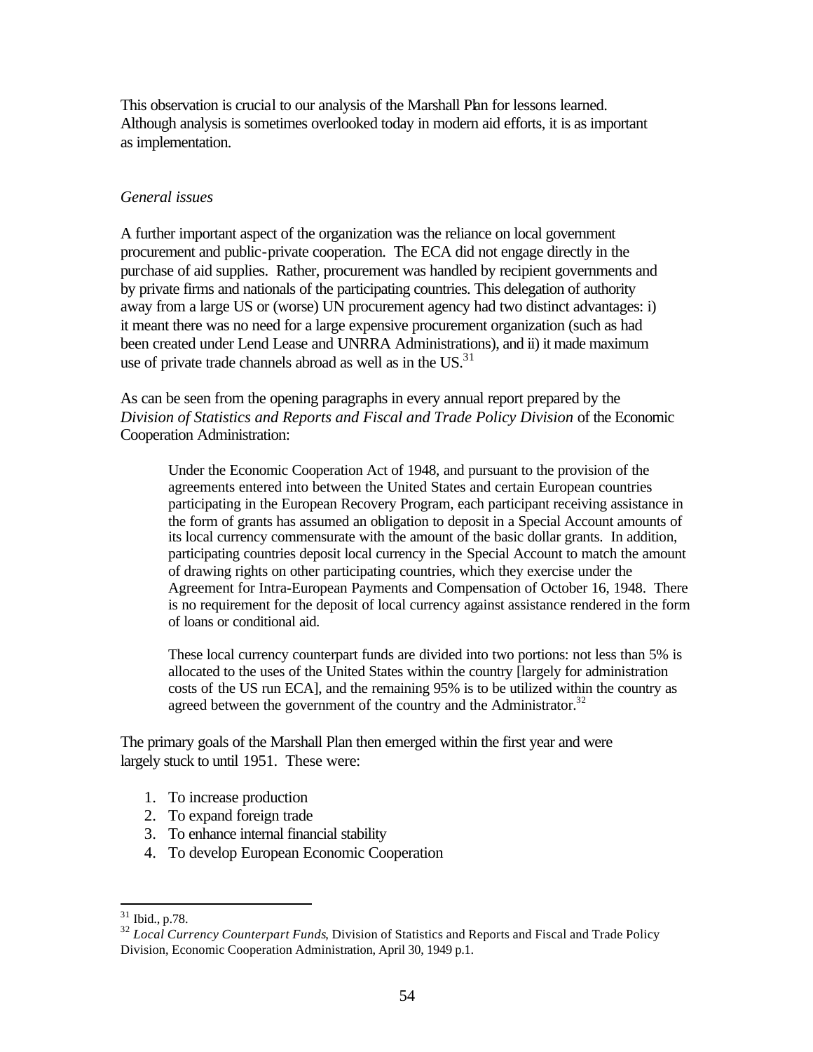This observation is crucial to our analysis of the Marshall Plan for lessons learned. Although analysis is sometimes overlooked today in modern aid efforts, it is as important as implementation.

*General issues*

A further important aspect of the organization was the reliance on local government procurement and public-private cooperation. The ECA did not engage directly in the purchase of aid supplies. Rather, procurement was handled by recipient governments and by private firms and nationals of the participating countries. This delegation of authority away from a large US or (worse) UN procurement agency had two distinct advantages: i) it meant there was no need for a large expensive procurement organization (such as had been created under Lend Lease and UNRRA Administrations), and ii) it made maximum use of private trade channels abroad as well as in the US.[31]

As can be seen from the opening paragraphs in every annual report prepared by the *Division of Statistics and Reports and Fiscal and Trade Policy Division* of the Economic Cooperation Administration:

> Under the Economic Cooperation Act of 1948, and pursuant to the provision of the agreements entered into between the United States and certain European countries participating in the European Recovery Program, each participant receiving assistance in the form of grants has assumed an obligation to deposit in a Special Account amounts of its local currency commensurate with the amount of the basic dollar grants. In addition, participating countries deposit local currency in the Special Account to match the amount of drawing rights on other participating countries, which they exercise under the Agreement for Intra-European Payments and Compensation of October 16, 1948. There is no requirement for the deposit of local currency against assistance rendered in the form of loans or conditional aid.
>
> These local currency counterpart funds are divided into two portions: not less than 5% is allocated to the uses of the United States within the country [largely for administration costs of the US run ECA], and the remaining 95% is to be utilized within the country as agreed between the government of the country and the Administrator.[32]

The primary goals of the Marshall Plan then emerged within the first year and were largely stuck to until 1951. These were:

1. To increase production
2. To expand foreign trade
3. To enhance internal financial stability
4. To develop European Economic Cooperation

---

[31] Ibid., p.78.

[32] *Local Currency Counterpart Funds*, Division of Statistics and Reports and Fiscal and Trade Policy Division, Economic Cooperation Administration, April 30, 1949 p.1.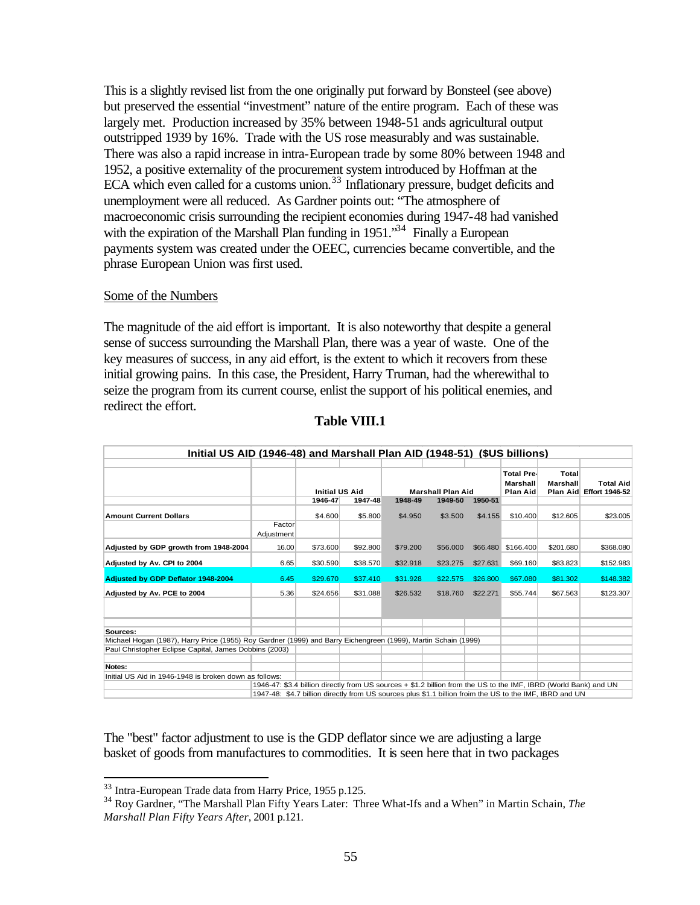This is a slightly revised list from the one originally put forward by Bonsteel (see above) but preserved the essential "investment" nature of the entire program. Each of these was largely met. Production increased by 35% between 1948-51 ands agricultural output outstripped 1939 by 16%. Trade with the US rose measurably and was sustainable. There was also a rapid increase in intra-European trade by some 80% between 1948 and 1952, a positive externality of the procurement system introduced by Hoffman at the ECA which even called for a customs union.[33] Inflationary pressure, budget deficits and unemployment were all reduced. As Gardner points out: "The atmosphere of macroeconomic crisis surrounding the recipient economies during 1947-48 had vanished with the expiration of the Marshall Plan funding in 1951."[34] Finally a European payments system was created under the OEEC, currencies became convertible, and the phrase European Union was first used.

## Some of the Numbers

The magnitude of the aid effort is important. It is also noteworthy that despite a general sense of success surrounding the Marshall Plan, there was a year of waste. One of the key measures of success, in any aid effort, is the extent to which it recovers from these initial growing pains. In this case, the President, Harry Truman, had the wherewithal to seize the program from its current course, enlist the support of his political enemies, and redirect the effort.

**Table VIII.1**

**Initial US AID (1946-48) and Marshall Plan AID (1948-51) ($US billions)**

| | | Initial US Aid | | Marshall Plan Aid | | | Total Pre-Marshall Plan Aid | Total Marshall Plan Aid | Total Aid Effort 1946-52 |
|---|---|---|---|---|---|---|---|---|---|
| | | 1946-47 | 1947-48 | 1948-49 | 1949-50 | 1950-51 | | | |
| **Amount Current Dollars** | | $4.600 | $5.800 | $4.950 | $3.500 | $4.155 | $10.400 | $12.605 | $23.005 |
| | Factor Adjustment | | | | | | | | |
| **Adjusted by GDP growth from 1948-2004** | 16.00 | $73.600 | $92.800 | $79.200 | $56.000 | $66.480 | $166.400 | $201.680 | $368.080 |
| **Adjusted by Av. CPI to 2004** | 6.65 | $30.590 | $38.570 | $32.918 | $23.275 | $27.631 | $69.160 | $83.823 | $152.983 |
| **Adjusted by GDP Deflator 1948-2004** | 6.45 | $29.670 | $37.410 | $31.928 | $22.575 | $26.800 | $67.080 | $81.302 | $148.382 |
| **Adjusted by Av. PCE to 2004** | 5.36 | $24.656 | $31.088 | $26.532 | $18.760 | $22.271 | $55.744 | $67.563 | $123.307 |

**Sources:**
Michael Hogan (1987), Harry Price (1955) Roy Gardner (1999) and Barry Eichengreen (1999), Martin Schain (1999)
Paul Christopher Eclipse Capital, James Dobbins (2003)

**Notes:**
Initial US Aid in 1946-1948 is broken down as follows:
1946-47: $3.4 billion directly from US sources + $1.2 billion from the US to the IMF, IBRD (World Bank) and UN
1947-48: $4.7 billion directly from US sources plus $1.1 billion froim the US to the IMF, IBRD and UN

The "best" factor adjustment to use is the GDP deflator since we are adjusting a large basket of goods from manufactures to commodities. It is seen here that in two packages

[33] Intra-European Trade data from Harry Price, 1955 p.125.

[34] Roy Gardner, "The Marshall Plan Fifty Years Later: Three What-Ifs and a When" in Martin Schain, *The Marshall Plan Fifty Years After*, 2001 p.121.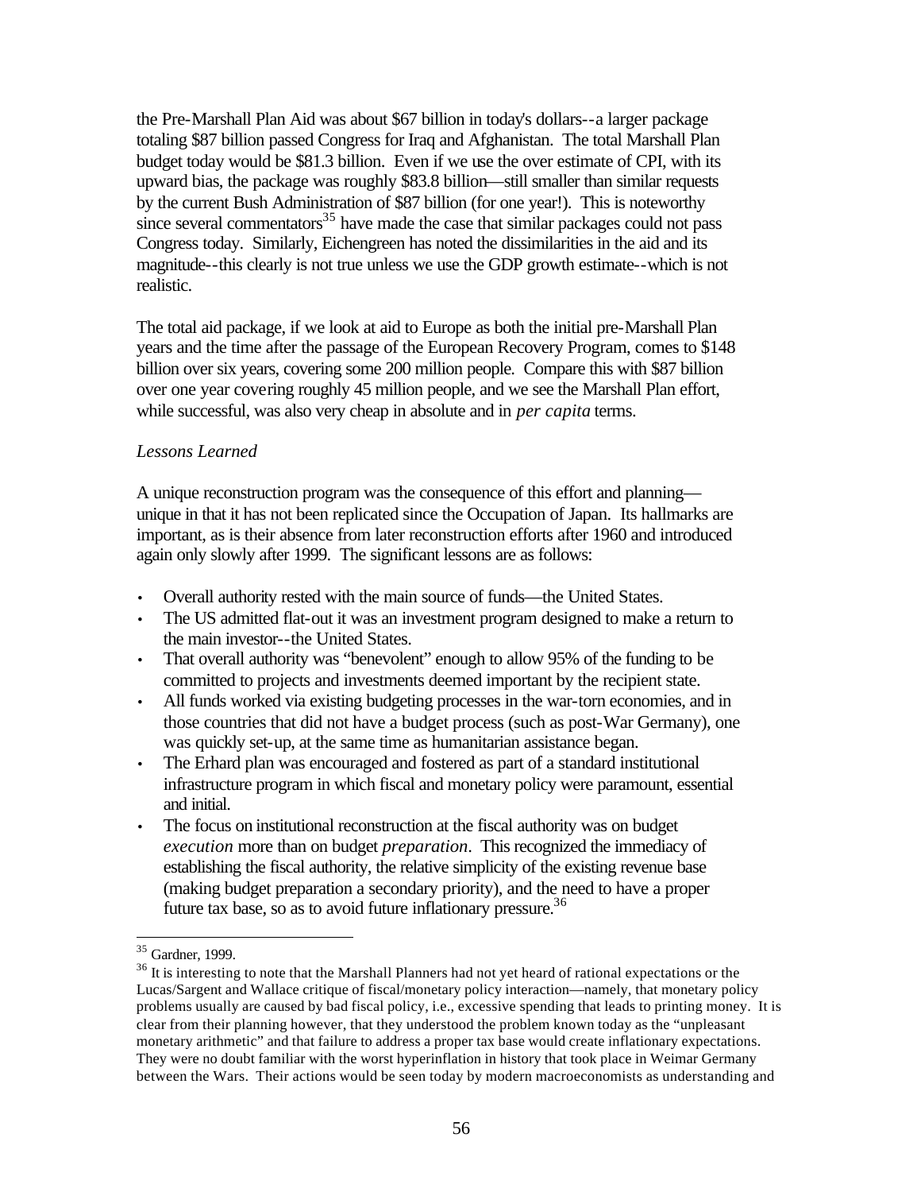the Pre-Marshall Plan Aid was about $67 billion in today's dollars--a larger package totaling $87 billion passed Congress for Iraq and Afghanistan. The total Marshall Plan budget today would be $81.3 billion. Even if we use the over estimate of CPI, with its upward bias, the package was roughly $83.8 billion—still smaller than similar requests by the current Bush Administration of $87 billion (for one year!). This is noteworthy since several commentators[35] have made the case that similar packages could not pass Congress today. Similarly, Eichengreen has noted the dissimilarities in the aid and its magnitude--this clearly is not true unless we use the GDP growth estimate--which is not realistic.

The total aid package, if we look at aid to Europe as both the initial pre-Marshall Plan years and the time after the passage of the European Recovery Program, comes to $148 billion over six years, covering some 200 million people. Compare this with $87 billion over one year covering roughly 45 million people, and we see the Marshall Plan effort, while successful, was also very cheap in absolute and in *per capita* terms.

*Lessons Learned*

A unique reconstruction program was the consequence of this effort and planning—unique in that it has not been replicated since the Occupation of Japan. Its hallmarks are important, as is their absence from later reconstruction efforts after 1960 and introduced again only slowly after 1999. The significant lessons are as follows:

- Overall authority rested with the main source of funds—the United States.
- The US admitted flat-out it was an investment program designed to make a return to the main investor--the United States.
- That overall authority was "benevolent" enough to allow 95% of the funding to be committed to projects and investments deemed important by the recipient state.
- All funds worked via existing budgeting processes in the war-torn economies, and in those countries that did not have a budget process (such as post-War Germany), one was quickly set-up, at the same time as humanitarian assistance began.
- The Erhard plan was encouraged and fostered as part of a standard institutional infrastructure program in which fiscal and monetary policy were paramount, essential and initial.
- The focus on institutional reconstruction at the fiscal authority was on budget *execution* more than on budget *preparation*. This recognized the immediacy of establishing the fiscal authority, the relative simplicity of the existing revenue base (making budget preparation a secondary priority), and the need to have a proper future tax base, so as to avoid future inflationary pressure.[36]

[35] Gardner, 1999.

[36] It is interesting to note that the Marshall Planners had not yet heard of rational expectations or the Lucas/Sargent and Wallace critique of fiscal/monetary policy interaction—namely, that monetary policy problems usually are caused by bad fiscal policy, i.e., excessive spending that leads to printing money. It is clear from their planning however, that they understood the problem known today as the "unpleasant monetary arithmetic" and that failure to address a proper tax base would create inflationary expectations. They were no doubt familiar with the worst hyperinflation in history that took place in Weimar Germany between the Wars. Their actions would be seen today by modern macroeconomists as understanding and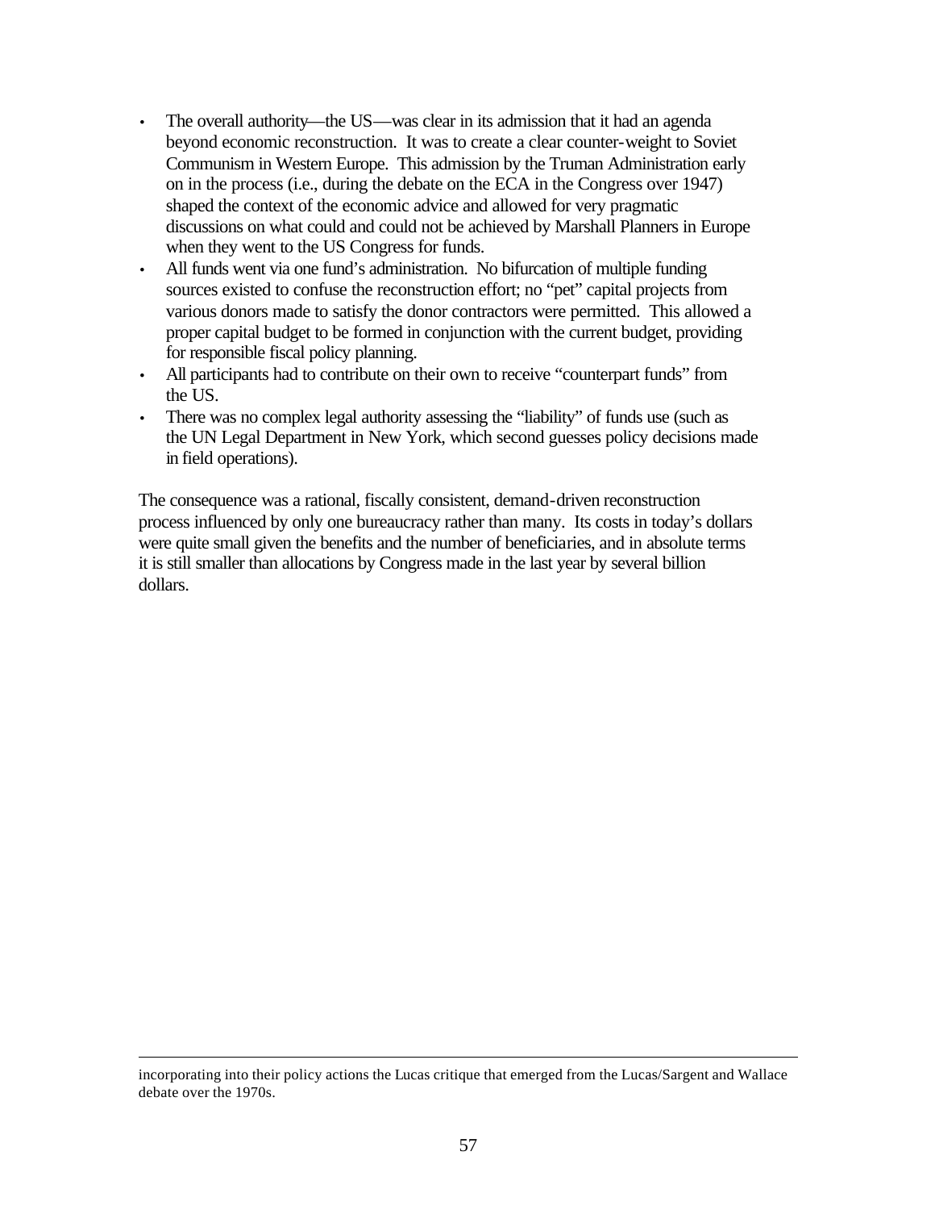- The overall authority—the US—was clear in its admission that it had an agenda beyond economic reconstruction. It was to create a clear counter-weight to Soviet Communism in Western Europe. This admission by the Truman Administration early on in the process (i.e., during the debate on the ECA in the Congress over 1947) shaped the context of the economic advice and allowed for very pragmatic discussions on what could and could not be achieved by Marshall Planners in Europe when they went to the US Congress for funds.
- All funds went via one fund's administration. No bifurcation of multiple funding sources existed to confuse the reconstruction effort; no "pet" capital projects from various donors made to satisfy the donor contractors were permitted. This allowed a proper capital budget to be formed in conjunction with the current budget, providing for responsible fiscal policy planning.
- All participants had to contribute on their own to receive "counterpart funds" from the US.
- There was no complex legal authority assessing the "liability" of funds use (such as the UN Legal Department in New York, which second guesses policy decisions made in field operations).

The consequence was a rational, fiscally consistent, demand-driven reconstruction process influenced by only one bureaucracy rather than many. Its costs in today's dollars were quite small given the benefits and the number of beneficiaries, and in absolute terms it is still smaller than allocations by Congress made in the last year by several billion dollars.

---

incorporating into their policy actions the Lucas critique that emerged from the Lucas/Sargent and Wallace debate over the 1970s.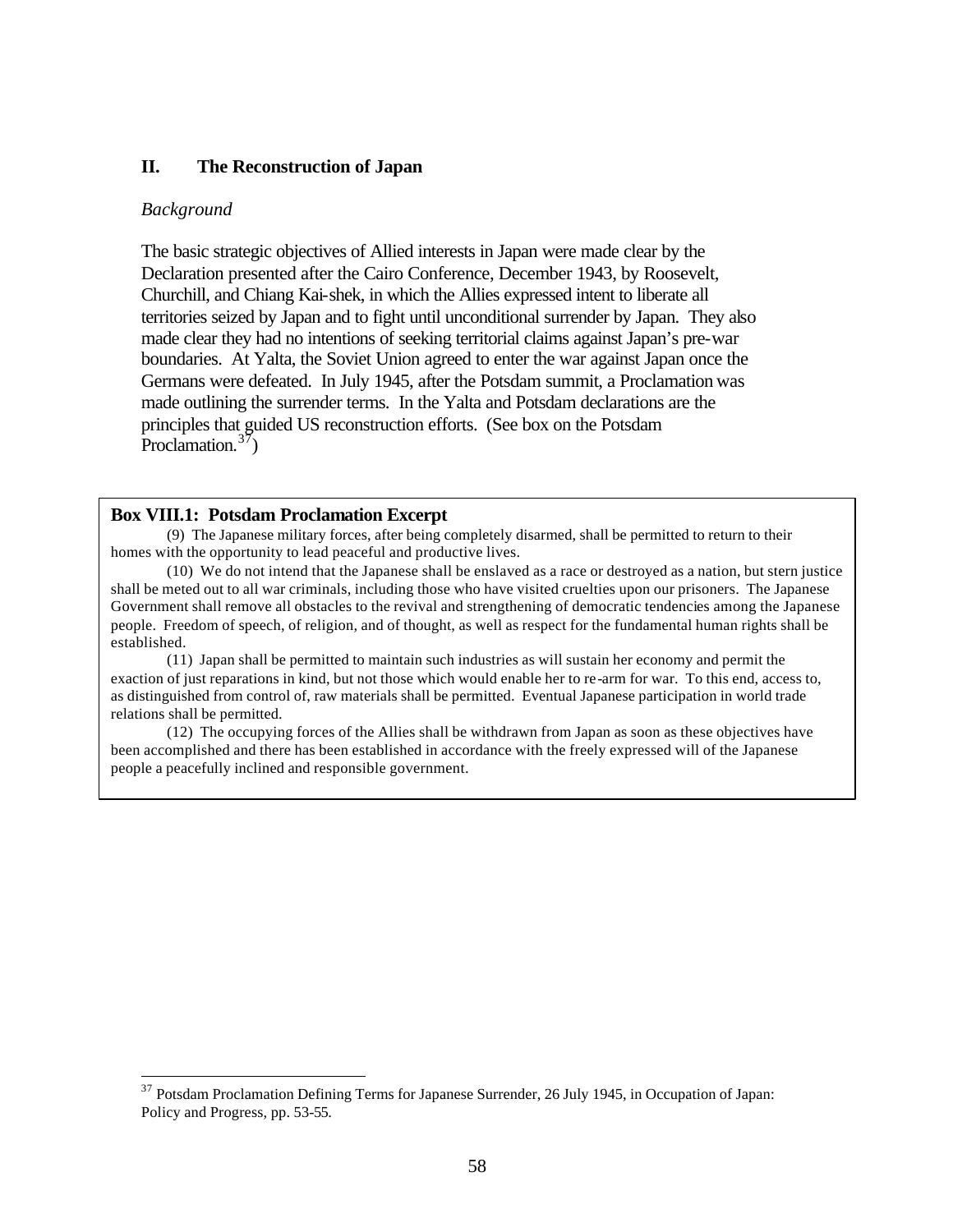## II. The Reconstruction of Japan

*Background*

The basic strategic objectives of Allied interests in Japan were made clear by the Declaration presented after the Cairo Conference, December 1943, by Roosevelt, Churchill, and Chiang Kai-shek, in which the Allies expressed intent to liberate all territories seized by Japan and to fight until unconditional surrender by Japan. They also made clear they had no intentions of seeking territorial claims against Japan's pre-war boundaries. At Yalta, the Soviet Union agreed to enter the war against Japan once the Germans were defeated. In July 1945, after the Potsdam summit, a Proclamation was made outlining the surrender terms. In the Yalta and Potsdam declarations are the principles that guided US reconstruction efforts. (See box on the Potsdam Proclamation.[37])

**Box VIII.1: Potsdam Proclamation Excerpt**

(9) The Japanese military forces, after being completely disarmed, shall be permitted to return to their homes with the opportunity to lead peaceful and productive lives.

(10) We do not intend that the Japanese shall be enslaved as a race or destroyed as a nation, but stern justice shall be meted out to all war criminals, including those who have visited cruelties upon our prisoners. The Japanese Government shall remove all obstacles to the revival and strengthening of democratic tendencies among the Japanese people. Freedom of speech, of religion, and of thought, as well as respect for the fundamental human rights shall be established.

(11) Japan shall be permitted to maintain such industries as will sustain her economy and permit the exaction of just reparations in kind, but not those which would enable her to re-arm for war. To this end, access to, as distinguished from control of, raw materials shall be permitted. Eventual Japanese participation in world trade relations shall be permitted.

(12) The occupying forces of the Allies shall be withdrawn from Japan as soon as these objectives have been accomplished and there has been established in accordance with the freely expressed will of the Japanese people a peacefully inclined and responsible government.

---

[37] Potsdam Proclamation Defining Terms for Japanese Surrender, 26 July 1945, in Occupation of Japan: Policy and Progress, pp. 53-55.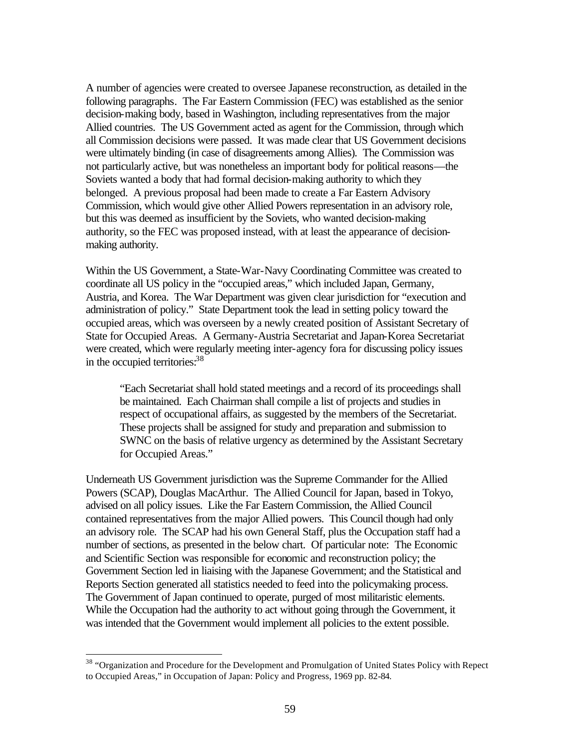A number of agencies were created to oversee Japanese reconstruction, as detailed in the following paragraphs. The Far Eastern Commission (FEC) was established as the senior decision-making body, based in Washington, including representatives from the major Allied countries. The US Government acted as agent for the Commission, through which all Commission decisions were passed. It was made clear that US Government decisions were ultimately binding (in case of disagreements among Allies). The Commission was not particularly active, but was nonetheless an important body for political reasons—the Soviets wanted a body that had formal decision-making authority to which they belonged. A previous proposal had been made to create a Far Eastern Advisory Commission, which would give other Allied Powers representation in an advisory role, but this was deemed as insufficient by the Soviets, who wanted decision-making authority, so the FEC was proposed instead, with at least the appearance of decision-making authority.

Within the US Government, a State-War-Navy Coordinating Committee was created to coordinate all US policy in the "occupied areas," which included Japan, Germany, Austria, and Korea. The War Department was given clear jurisdiction for "execution and administration of policy." State Department took the lead in setting policy toward the occupied areas, which was overseen by a newly created position of Assistant Secretary of State for Occupied Areas. A Germany-Austria Secretariat and Japan-Korea Secretariat were created, which were regularly meeting inter-agency fora for discussing policy issues in the occupied territories:[38]

> "Each Secretariat shall hold stated meetings and a record of its proceedings shall be maintained. Each Chairman shall compile a list of projects and studies in respect of occupational affairs, as suggested by the members of the Secretariat. These projects shall be assigned for study and preparation and submission to SWNC on the basis of relative urgency as determined by the Assistant Secretary for Occupied Areas."

Underneath US Government jurisdiction was the Supreme Commander for the Allied Powers (SCAP), Douglas MacArthur. The Allied Council for Japan, based in Tokyo, advised on all policy issues. Like the Far Eastern Commission, the Allied Council contained representatives from the major Allied powers. This Council though had only an advisory role. The SCAP had his own General Staff, plus the Occupation staff had a number of sections, as presented in the below chart. Of particular note: The Economic and Scientific Section was responsible for economic and reconstruction policy; the Government Section led in liaising with the Japanese Government; and the Statistical and Reports Section generated all statistics needed to feed into the policymaking process. The Government of Japan continued to operate, purged of most militaristic elements. While the Occupation had the authority to act without going through the Government, it was intended that the Government would implement all policies to the extent possible.

---

[38] "Organization and Procedure for the Development and Promulgation of United States Policy with Repect to Occupied Areas," in Occupation of Japan: Policy and Progress, 1969 pp. 82-84.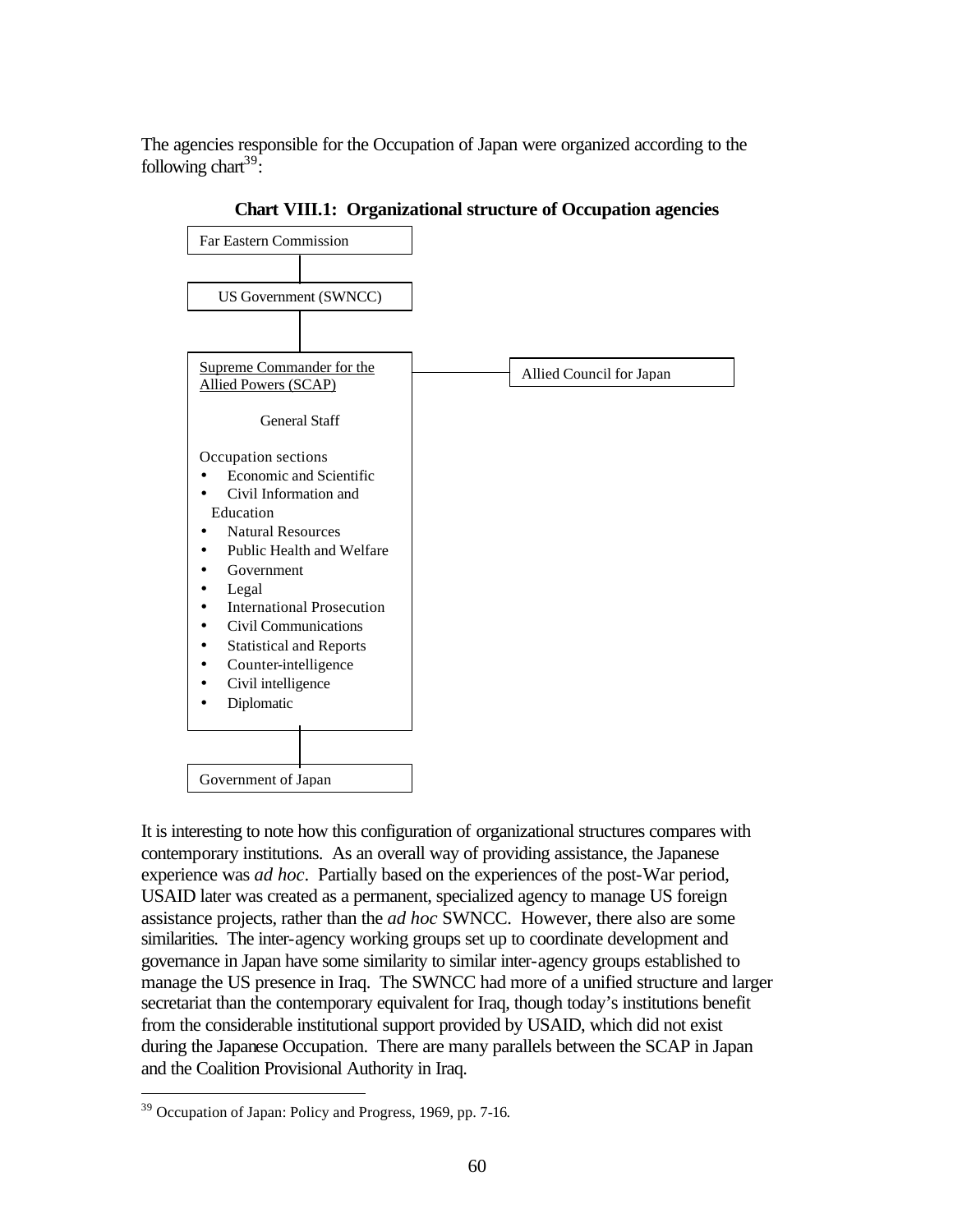The agencies responsible for the Occupation of Japan were organized according to the following chart[39]:

**Chart VIII.1: Organizational structure of Occupation agencies**

Far Eastern Commission

US Government (SWNCC)

Supreme Commander for the Allied Powers (SCAP) — Allied Council for Japan

General Staff

Occupation sections

- Economic and Scientific
- Civil Information and Education
- Natural Resources
- Public Health and Welfare
- Government
- Legal
- International Prosecution
- Civil Communications
- Statistical and Reports
- Counter-intelligence
- Civil intelligence
- Diplomatic

Government of Japan

It is interesting to note how this configuration of organizational structures compares with contemporary institutions. As an overall way of providing assistance, the Japanese experience was *ad hoc*. Partially based on the experiences of the post-War period, USAID later was created as a permanent, specialized agency to manage US foreign assistance projects, rather than the *ad hoc* SWNCC. However, there also are some similarities. The inter-agency working groups set up to coordinate development and governance in Japan have some similarity to similar inter-agency groups established to manage the US presence in Iraq. The SWNCC had more of a unified structure and larger secretariat than the contemporary equivalent for Iraq, though today's institutions benefit from the considerable institutional support provided by USAID, which did not exist during the Japanese Occupation. There are many parallels between the SCAP in Japan and the Coalition Provisional Authority in Iraq.

[39] Occupation of Japan: Policy and Progress, 1969, pp. 7-16.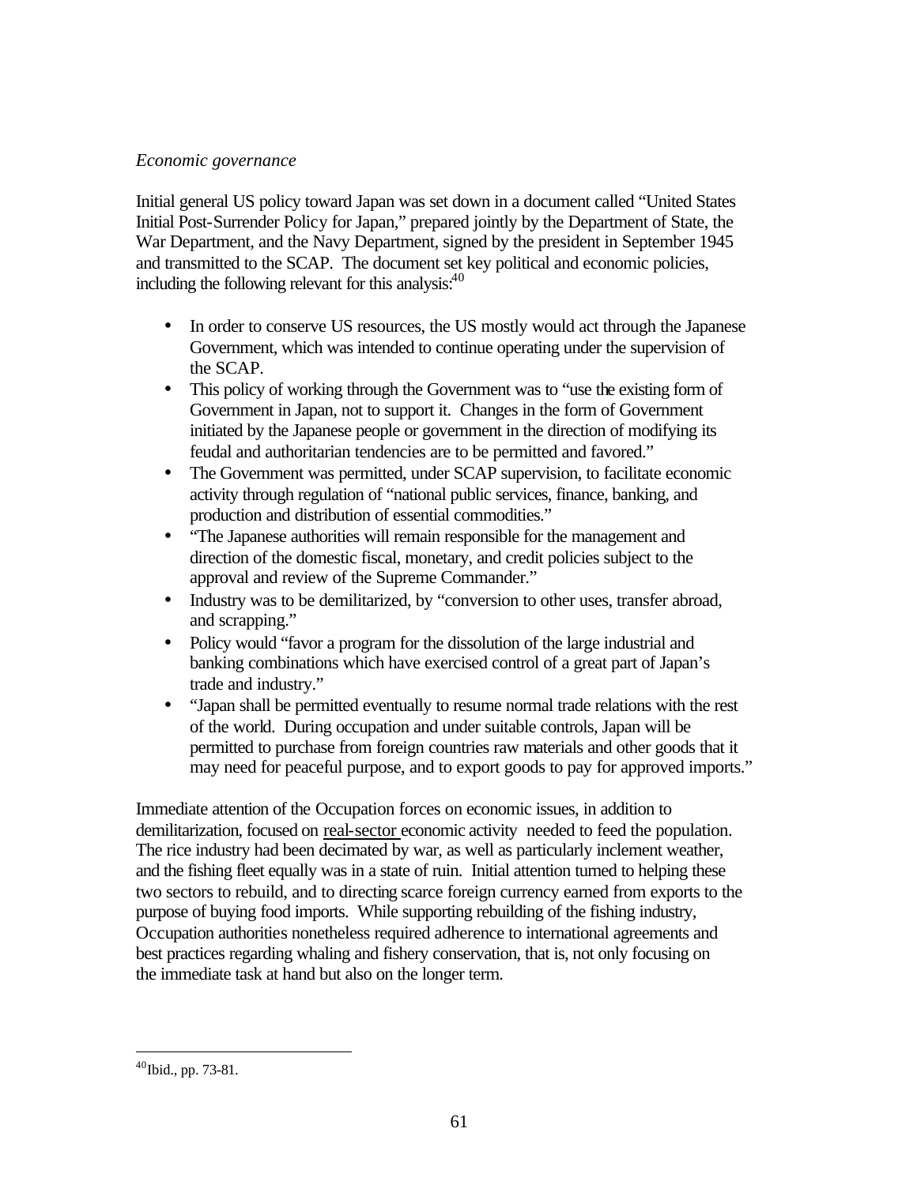*Economic governance*

Initial general US policy toward Japan was set down in a document called "United States Initial Post-Surrender Policy for Japan," prepared jointly by the Department of State, the War Department, and the Navy Department, signed by the president in September 1945 and transmitted to the SCAP. The document set key political and economic policies, including the following relevant for this analysis:[40]

- In order to conserve US resources, the US mostly would act through the Japanese Government, which was intended to continue operating under the supervision of the SCAP.
- This policy of working through the Government was to "use the existing form of Government in Japan, not to support it. Changes in the form of Government initiated by the Japanese people or government in the direction of modifying its feudal and authoritarian tendencies are to be permitted and favored."
- The Government was permitted, under SCAP supervision, to facilitate economic activity through regulation of "national public services, finance, banking, and production and distribution of essential commodities."
- "The Japanese authorities will remain responsible for the management and direction of the domestic fiscal, monetary, and credit policies subject to the approval and review of the Supreme Commander."
- Industry was to be demilitarized, by "conversion to other uses, transfer abroad, and scrapping."
- Policy would "favor a program for the dissolution of the large industrial and banking combinations which have exercised control of a great part of Japan's trade and industry."
- "Japan shall be permitted eventually to resume normal trade relations with the rest of the world. During occupation and under suitable controls, Japan will be permitted to purchase from foreign countries raw materials and other goods that it may need for peaceful purpose, and to export goods to pay for approved imports."

Immediate attention of the Occupation forces on economic issues, in addition to demilitarization, focused on real-sector economic activity needed to feed the population. The rice industry had been decimated by war, as well as particularly inclement weather, and the fishing fleet equally was in a state of ruin. Initial attention turned to helping these two sectors to rebuild, and to directing scarce foreign currency earned from exports to the purpose of buying food imports. While supporting rebuilding of the fishing industry, Occupation authorities nonetheless required adherence to international agreements and best practices regarding whaling and fishery conservation, that is, not only focusing on the immediate task at hand but also on the longer term.

---

[40] Ibid., pp. 73-81.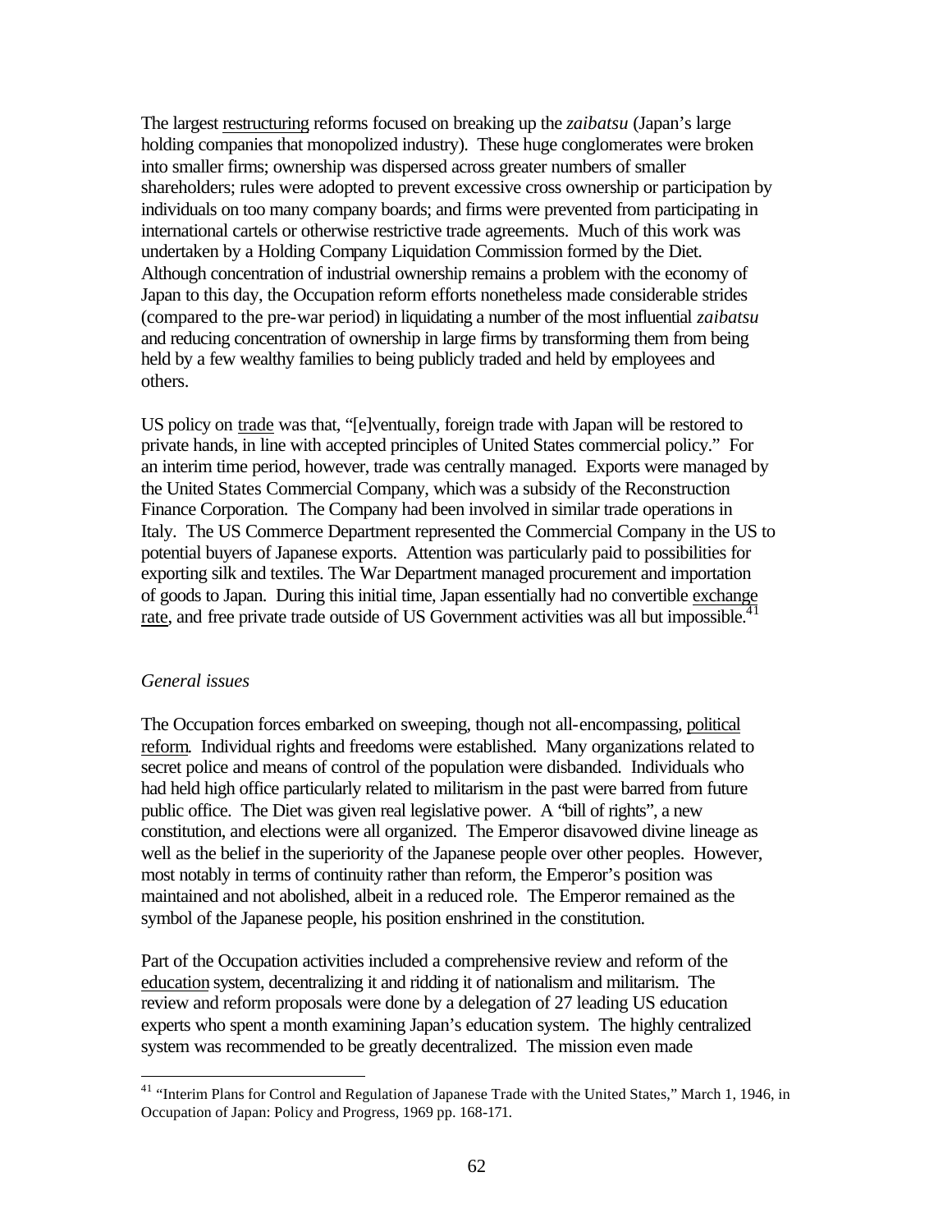The largest restructuring reforms focused on breaking up the *zaibatsu* (Japan's large holding companies that monopolized industry). These huge conglomerates were broken into smaller firms; ownership was dispersed across greater numbers of smaller shareholders; rules were adopted to prevent excessive cross ownership or participation by individuals on too many company boards; and firms were prevented from participating in international cartels or otherwise restrictive trade agreements. Much of this work was undertaken by a Holding Company Liquidation Commission formed by the Diet. Although concentration of industrial ownership remains a problem with the economy of Japan to this day, the Occupation reform efforts nonetheless made considerable strides (compared to the pre-war period) in liquidating a number of the most influential *zaibatsu* and reducing concentration of ownership in large firms by transforming them from being held by a few wealthy families to being publicly traded and held by employees and others.

US policy on trade was that, "[e]ventually, foreign trade with Japan will be restored to private hands, in line with accepted principles of United States commercial policy." For an interim time period, however, trade was centrally managed. Exports were managed by the United States Commercial Company, which was a subsidy of the Reconstruction Finance Corporation. The Company had been involved in similar trade operations in Italy. The US Commerce Department represented the Commercial Company in the US to potential buyers of Japanese exports. Attention was particularly paid to possibilities for exporting silk and textiles. The War Department managed procurement and importation of goods to Japan. During this initial time, Japan essentially had no convertible exchange rate, and free private trade outside of US Government activities was all but impossible.[41]

*General issues*

The Occupation forces embarked on sweeping, though not all-encompassing, political reform. Individual rights and freedoms were established. Many organizations related to secret police and means of control of the population were disbanded. Individuals who had held high office particularly related to militarism in the past were barred from future public office. The Diet was given real legislative power. A "bill of rights", a new constitution, and elections were all organized. The Emperor disavowed divine lineage as well as the belief in the superiority of the Japanese people over other peoples. However, most notably in terms of continuity rather than reform, the Emperor's position was maintained and not abolished, albeit in a reduced role. The Emperor remained as the symbol of the Japanese people, his position enshrined in the constitution.

Part of the Occupation activities included a comprehensive review and reform of the education system, decentralizing it and ridding it of nationalism and militarism. The review and reform proposals were done by a delegation of 27 leading US education experts who spent a month examining Japan's education system. The highly centralized system was recommended to be greatly decentralized. The mission even made

[41] "Interim Plans for Control and Regulation of Japanese Trade with the United States," March 1, 1946, in Occupation of Japan: Policy and Progress, 1969 pp. 168-171.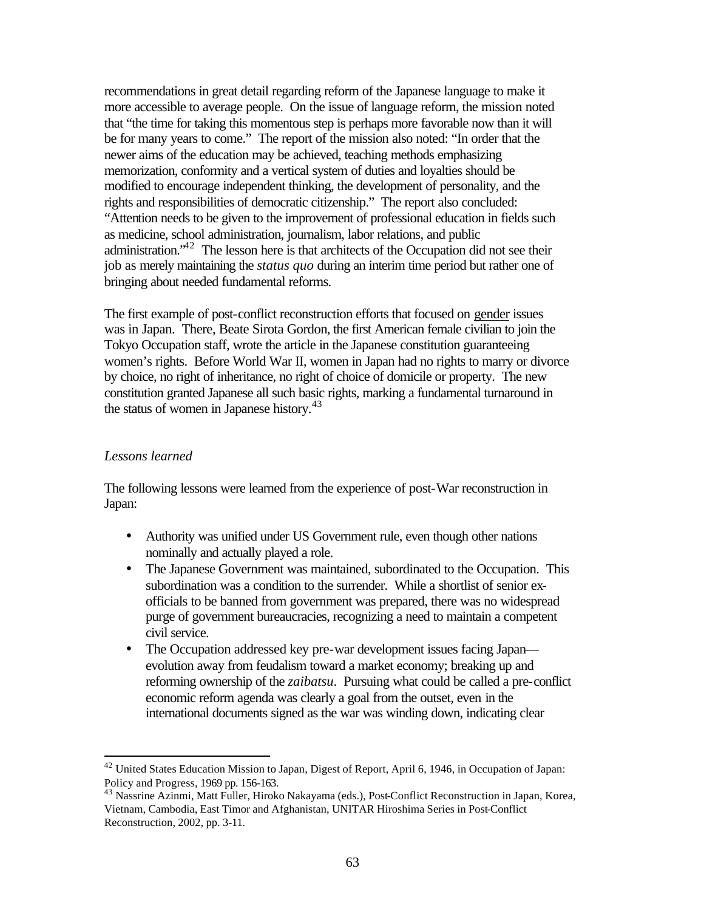recommendations in great detail regarding reform of the Japanese language to make it more accessible to average people. On the issue of language reform, the mission noted that "the time for taking this momentous step is perhaps more favorable now than it will be for many years to come." The report of the mission also noted: "In order that the newer aims of the education may be achieved, teaching methods emphasizing memorization, conformity and a vertical system of duties and loyalties should be modified to encourage independent thinking, the development of personality, and the rights and responsibilities of democratic citizenship." The report also concluded: "Attention needs to be given to the improvement of professional education in fields such as medicine, school administration, journalism, labor relations, and public administration."[42] The lesson here is that architects of the Occupation did not see their job as merely maintaining the *status quo* during an interim time period but rather one of bringing about needed fundamental reforms.

The first example of post-conflict reconstruction efforts that focused on <u>gender</u> issues was in Japan. There, Beate Sirota Gordon, the first American female civilian to join the Tokyo Occupation staff, wrote the article in the Japanese constitution guaranteeing women's rights. Before World War II, women in Japan had no rights to marry or divorce by choice, no right of inheritance, no right of choice of domicile or property. The new constitution granted Japanese all such basic rights, marking a fundamental turnaround in the status of women in Japanese history.[43]

*Lessons learned*

The following lessons were learned from the experience of post-War reconstruction in Japan:

- Authority was unified under US Government rule, even though other nations nominally and actually played a role.
- The Japanese Government was maintained, subordinated to the Occupation. This subordination was a condition to the surrender. While a shortlist of senior ex-officials to be banned from government was prepared, there was no widespread purge of government bureaucracies, recognizing a need to maintain a competent civil service.
- The Occupation addressed key pre-war development issues facing Japan—evolution away from feudalism toward a market economy; breaking up and reforming ownership of the *zaibatsu*. Pursuing what could be called a pre-conflict economic reform agenda was clearly a goal from the outset, even in the international documents signed as the war was winding down, indicating clear

[42] United States Education Mission to Japan, Digest of Report, April 6, 1946, in Occupation of Japan: Policy and Progress, 1969 pp. 156-163.

[43] Nassrine Azinmi, Matt Fuller, Hiroko Nakayama (eds.), Post-Conflict Reconstruction in Japan, Korea, Vietnam, Cambodia, East Timor and Afghanistan, UNITAR Hiroshima Series in Post-Conflict Reconstruction, 2002, pp. 3-11.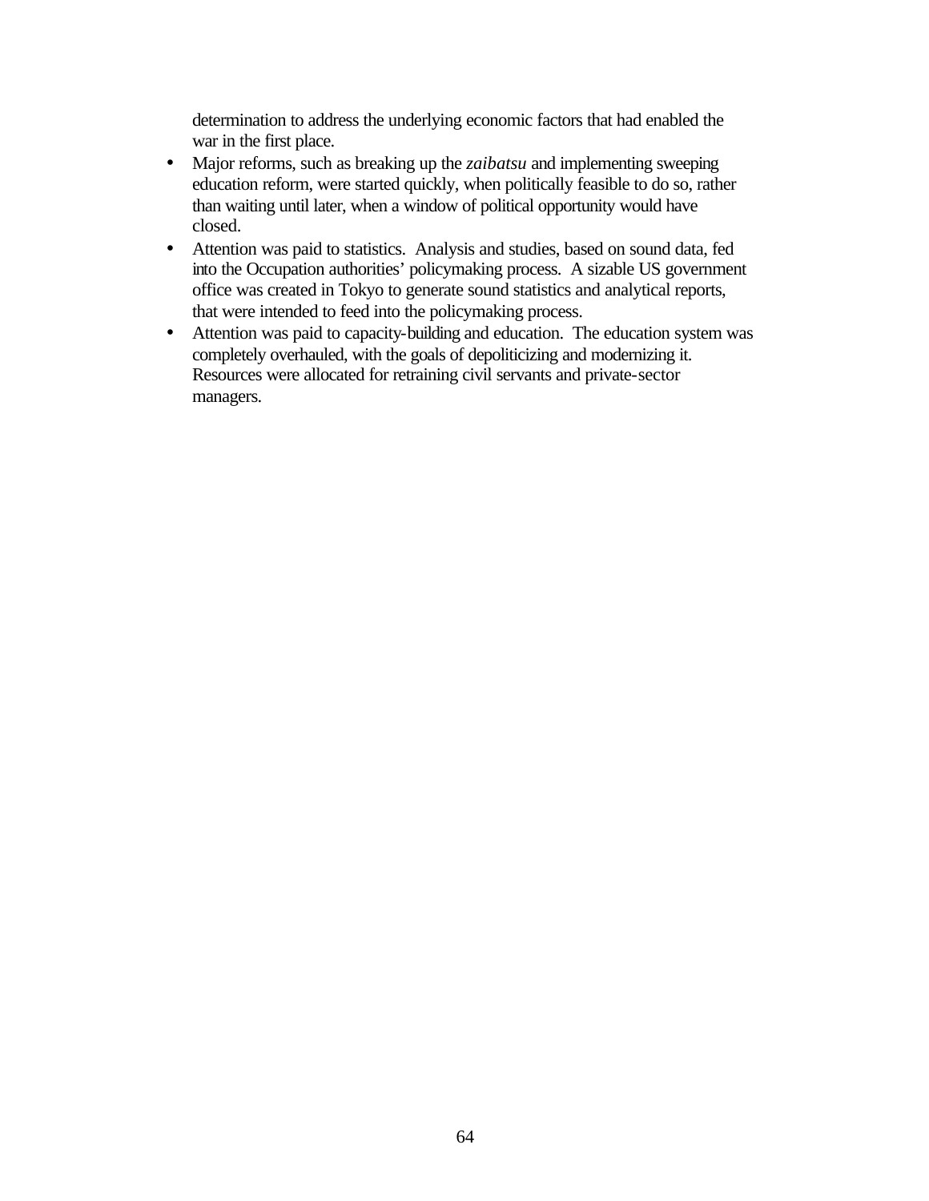determination to address the underlying economic factors that had enabled the war in the first place.

- Major reforms, such as breaking up the *zaibatsu* and implementing sweeping education reform, were started quickly, when politically feasible to do so, rather than waiting until later, when a window of political opportunity would have closed.
- Attention was paid to statistics. Analysis and studies, based on sound data, fed into the Occupation authorities' policymaking process. A sizable US government office was created in Tokyo to generate sound statistics and analytical reports, that were intended to feed into the policymaking process.
- Attention was paid to capacity-building and education. The education system was completely overhauled, with the goals of depoliticizing and modernizing it. Resources were allocated for retraining civil servants and private-sector managers.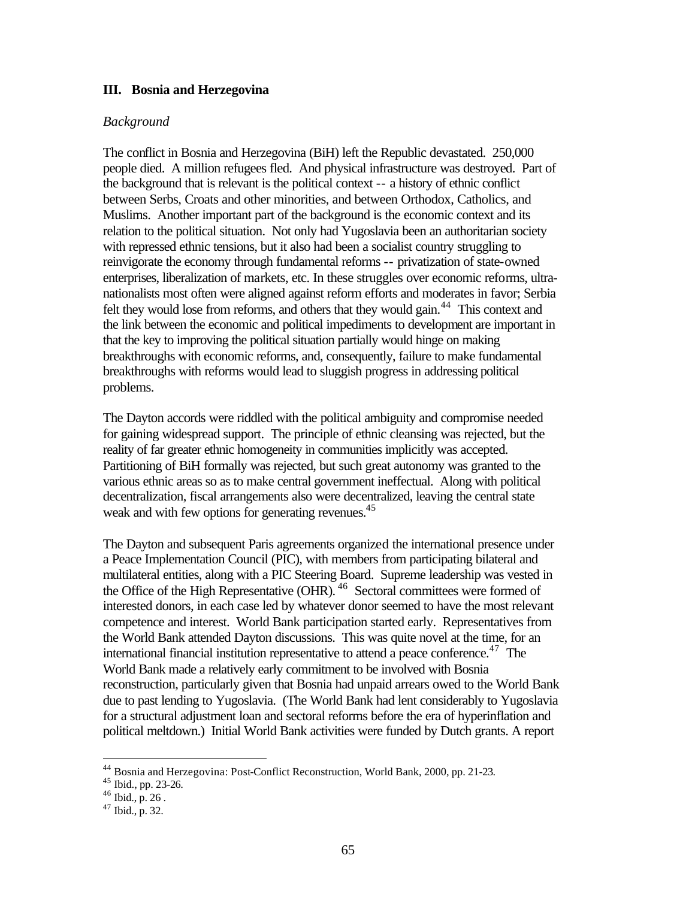## III. Bosnia and Herzegovina

*Background*

The conflict in Bosnia and Herzegovina (BiH) left the Republic devastated. 250,000 people died. A million refugees fled. And physical infrastructure was destroyed. Part of the background that is relevant is the political context -- a history of ethnic conflict between Serbs, Croats and other minorities, and between Orthodox, Catholics, and Muslims. Another important part of the background is the economic context and its relation to the political situation. Not only had Yugoslavia been an authoritarian society with repressed ethnic tensions, but it also had been a socialist country struggling to reinvigorate the economy through fundamental reforms -- privatization of state-owned enterprises, liberalization of markets, etc. In these struggles over economic reforms, ultra-nationalists most often were aligned against reform efforts and moderates in favor; Serbia felt they would lose from reforms, and others that they would gain.[44] This context and the link between the economic and political impediments to development are important in that the key to improving the political situation partially would hinge on making breakthroughs with economic reforms, and, consequently, failure to make fundamental breakthroughs with reforms would lead to sluggish progress in addressing political problems.

The Dayton accords were riddled with the political ambiguity and compromise needed for gaining widespread support. The principle of ethnic cleansing was rejected, but the reality of far greater ethnic homogeneity in communities implicitly was accepted. Partitioning of BiH formally was rejected, but such great autonomy was granted to the various ethnic areas so as to make central government ineffectual. Along with political decentralization, fiscal arrangements also were decentralized, leaving the central state weak and with few options for generating revenues.[45]

The Dayton and subsequent Paris agreements organized the international presence under a Peace Implementation Council (PIC), with members from participating bilateral and multilateral entities, along with a PIC Steering Board. Supreme leadership was vested in the Office of the High Representative (OHR).[46] Sectoral committees were formed of interested donors, in each case led by whatever donor seemed to have the most relevant competence and interest. World Bank participation started early. Representatives from the World Bank attended Dayton discussions. This was quite novel at the time, for an international financial institution representative to attend a peace conference.[47] The World Bank made a relatively early commitment to be involved with Bosnia reconstruction, particularly given that Bosnia had unpaid arrears owed to the World Bank due to past lending to Yugoslavia. (The World Bank had lent considerably to Yugoslavia for a structural adjustment loan and sectoral reforms before the era of hyperinflation and political meltdown.) Initial World Bank activities were funded by Dutch grants. A report

---

[44] Bosnia and Herzegovina: Post-Conflict Reconstruction, World Bank, 2000, pp. 21-23.
[45] Ibid., pp. 23-26.
[46] Ibid., p. 26 .
[47] Ibid., p. 32.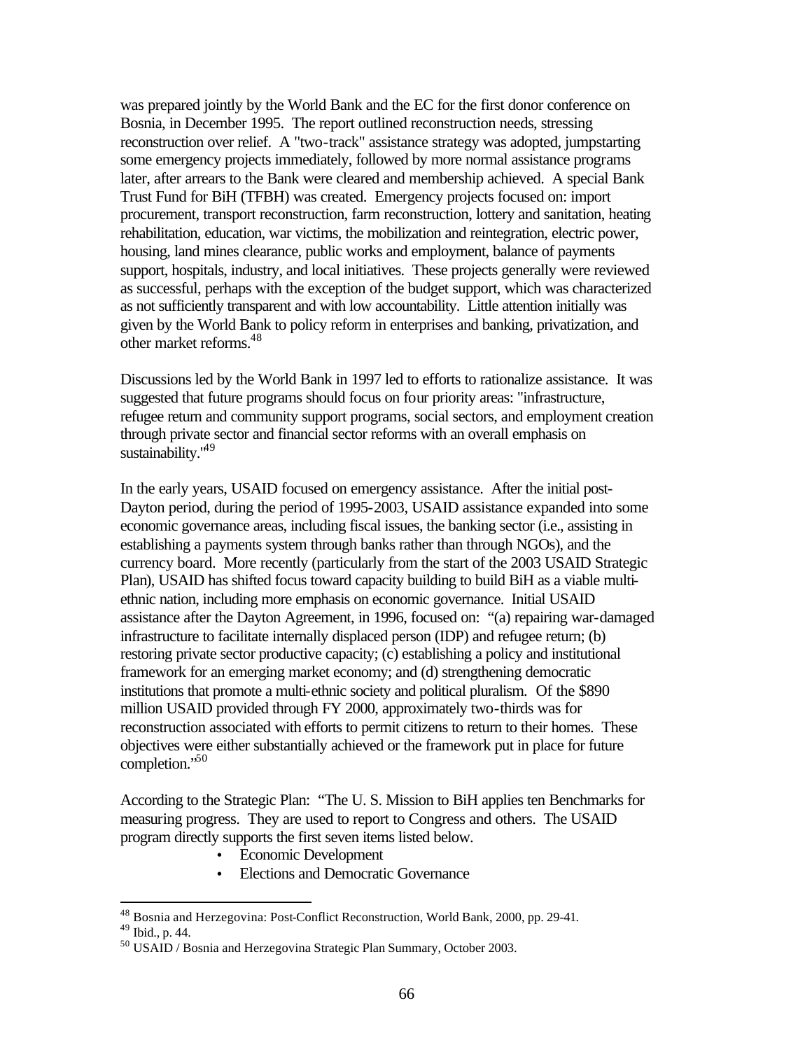was prepared jointly by the World Bank and the EC for the first donor conference on Bosnia, in December 1995. The report outlined reconstruction needs, stressing reconstruction over relief. A "two-track" assistance strategy was adopted, jumpstarting some emergency projects immediately, followed by more normal assistance programs later, after arrears to the Bank were cleared and membership achieved. A special Bank Trust Fund for BiH (TFBH) was created. Emergency projects focused on: import procurement, transport reconstruction, farm reconstruction, lottery and sanitation, heating rehabilitation, education, war victims, the mobilization and reintegration, electric power, housing, land mines clearance, public works and employment, balance of payments support, hospitals, industry, and local initiatives. These projects generally were reviewed as successful, perhaps with the exception of the budget support, which was characterized as not sufficiently transparent and with low accountability. Little attention initially was given by the World Bank to policy reform in enterprises and banking, privatization, and other market reforms.[48]

Discussions led by the World Bank in 1997 led to efforts to rationalize assistance. It was suggested that future programs should focus on four priority areas: "infrastructure, refugee return and community support programs, social sectors, and employment creation through private sector and financial sector reforms with an overall emphasis on sustainability."[49]

In the early years, USAID focused on emergency assistance. After the initial post-Dayton period, during the period of 1995-2003, USAID assistance expanded into some economic governance areas, including fiscal issues, the banking sector (i.e., assisting in establishing a payments system through banks rather than through NGOs), and the currency board. More recently (particularly from the start of the 2003 USAID Strategic Plan), USAID has shifted focus toward capacity building to build BiH as a viable multi-ethnic nation, including more emphasis on economic governance. Initial USAID assistance after the Dayton Agreement, in 1996, focused on: "(a) repairing war-damaged infrastructure to facilitate internally displaced person (IDP) and refugee return; (b) restoring private sector productive capacity; (c) establishing a policy and institutional framework for an emerging market economy; and (d) strengthening democratic institutions that promote a multi-ethnic society and political pluralism. Of the $890 million USAID provided through FY 2000, approximately two-thirds was for reconstruction associated with efforts to permit citizens to return to their homes. These objectives were either substantially achieved or the framework put in place for future completion."[50]

According to the Strategic Plan: "The U. S. Mission to BiH applies ten Benchmarks for measuring progress. They are used to report to Congress and others. The USAID program directly supports the first seven items listed below.

- Economic Development
- Elections and Democratic Governance

---

[48] Bosnia and Herzegovina: Post-Conflict Reconstruction, World Bank, 2000, pp. 29-41.

[49] Ibid., p. 44.

[50] USAID / Bosnia and Herzegovina Strategic Plan Summary, October 2003.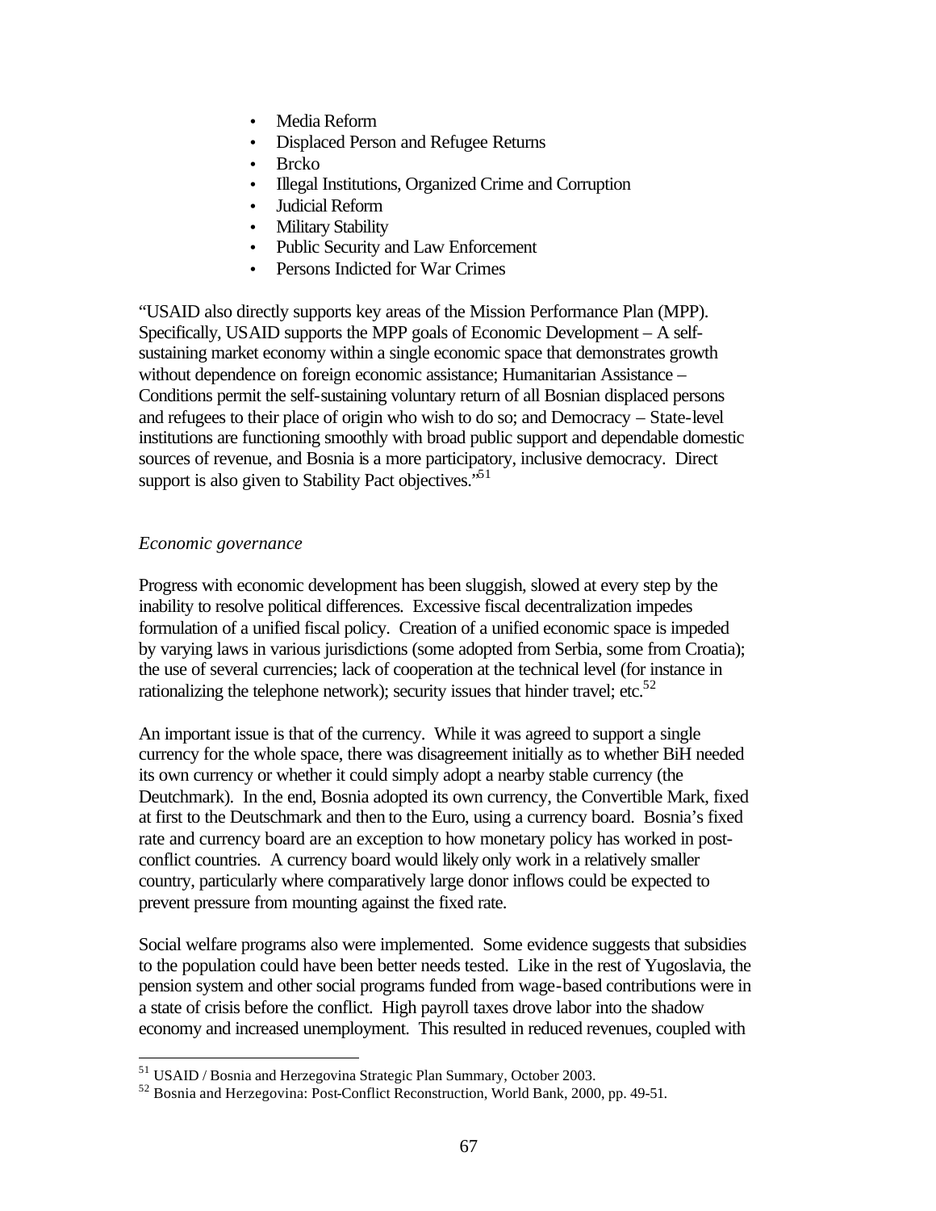- Media Reform
- Displaced Person and Refugee Returns
- Brcko
- Illegal Institutions, Organized Crime and Corruption
- Judicial Reform
- Military Stability
- Public Security and Law Enforcement
- Persons Indicted for War Crimes

"USAID also directly supports key areas of the Mission Performance Plan (MPP). Specifically, USAID supports the MPP goals of Economic Development – A self-sustaining market economy within a single economic space that demonstrates growth without dependence on foreign economic assistance; Humanitarian Assistance – Conditions permit the self-sustaining voluntary return of all Bosnian displaced persons and refugees to their place of origin who wish to do so; and Democracy – State-level institutions are functioning smoothly with broad public support and dependable domestic sources of revenue, and Bosnia is a more participatory, inclusive democracy. Direct support is also given to Stability Pact objectives."[51]

*Economic governance*

Progress with economic development has been sluggish, slowed at every step by the inability to resolve political differences. Excessive fiscal decentralization impedes formulation of a unified fiscal policy. Creation of a unified economic space is impeded by varying laws in various jurisdictions (some adopted from Serbia, some from Croatia); the use of several currencies; lack of cooperation at the technical level (for instance in rationalizing the telephone network); security issues that hinder travel; etc.[52]

An important issue is that of the currency. While it was agreed to support a single currency for the whole space, there was disagreement initially as to whether BiH needed its own currency or whether it could simply adopt a nearby stable currency (the Deutchmark). In the end, Bosnia adopted its own currency, the Convertible Mark, fixed at first to the Deutschmark and then to the Euro, using a currency board. Bosnia's fixed rate and currency board are an exception to how monetary policy has worked in post-conflict countries. A currency board would likely only work in a relatively smaller country, particularly where comparatively large donor inflows could be expected to prevent pressure from mounting against the fixed rate.

Social welfare programs also were implemented. Some evidence suggests that subsidies to the population could have been better needs tested. Like in the rest of Yugoslavia, the pension system and other social programs funded from wage-based contributions were in a state of crisis before the conflict. High payroll taxes drove labor into the shadow economy and increased unemployment. This resulted in reduced revenues, coupled with

---

[51] USAID / Bosnia and Herzegovina Strategic Plan Summary, October 2003.

[52] Bosnia and Herzegovina: Post-Conflict Reconstruction, World Bank, 2000, pp. 49-51.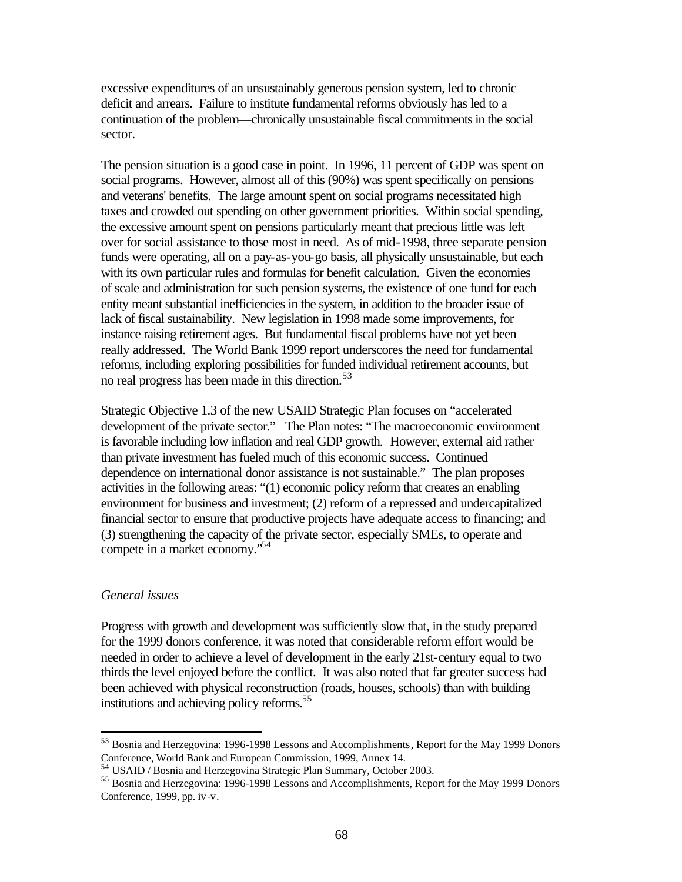excessive expenditures of an unsustainably generous pension system, led to chronic deficit and arrears. Failure to institute fundamental reforms obviously has led to a continuation of the problem—chronically unsustainable fiscal commitments in the social sector.

The pension situation is a good case in point. In 1996, 11 percent of GDP was spent on social programs. However, almost all of this (90%) was spent specifically on pensions and veterans' benefits. The large amount spent on social programs necessitated high taxes and crowded out spending on other government priorities. Within social spending, the excessive amount spent on pensions particularly meant that precious little was left over for social assistance to those most in need. As of mid-1998, three separate pension funds were operating, all on a pay-as-you-go basis, all physically unsustainable, but each with its own particular rules and formulas for benefit calculation. Given the economies of scale and administration for such pension systems, the existence of one fund for each entity meant substantial inefficiencies in the system, in addition to the broader issue of lack of fiscal sustainability. New legislation in 1998 made some improvements, for instance raising retirement ages. But fundamental fiscal problems have not yet been really addressed. The World Bank 1999 report underscores the need for fundamental reforms, including exploring possibilities for funded individual retirement accounts, but no real progress has been made in this direction.[53]

Strategic Objective 1.3 of the new USAID Strategic Plan focuses on "accelerated development of the private sector." The Plan notes: "The macroeconomic environment is favorable including low inflation and real GDP growth. However, external aid rather than private investment has fueled much of this economic success. Continued dependence on international donor assistance is not sustainable." The plan proposes activities in the following areas: "(1) economic policy reform that creates an enabling environment for business and investment; (2) reform of a repressed and undercapitalized financial sector to ensure that productive projects have adequate access to financing; and (3) strengthening the capacity of the private sector, especially SMEs, to operate and compete in a market economy."[54]

*General issues*

Progress with growth and development was sufficiently slow that, in the study prepared for the 1999 donors conference, it was noted that considerable reform effort would be needed in order to achieve a level of development in the early 21st-century equal to two thirds the level enjoyed before the conflict. It was also noted that far greater success had been achieved with physical reconstruction (roads, houses, schools) than with building institutions and achieving policy reforms.[55]

---

[53] Bosnia and Herzegovina: 1996-1998 Lessons and Accomplishments, Report for the May 1999 Donors Conference, World Bank and European Commission, 1999, Annex 14.

[54] USAID / Bosnia and Herzegovina Strategic Plan Summary, October 2003.

[55] Bosnia and Herzegovina: 1996-1998 Lessons and Accomplishments, Report for the May 1999 Donors Conference, 1999, pp. iv-v.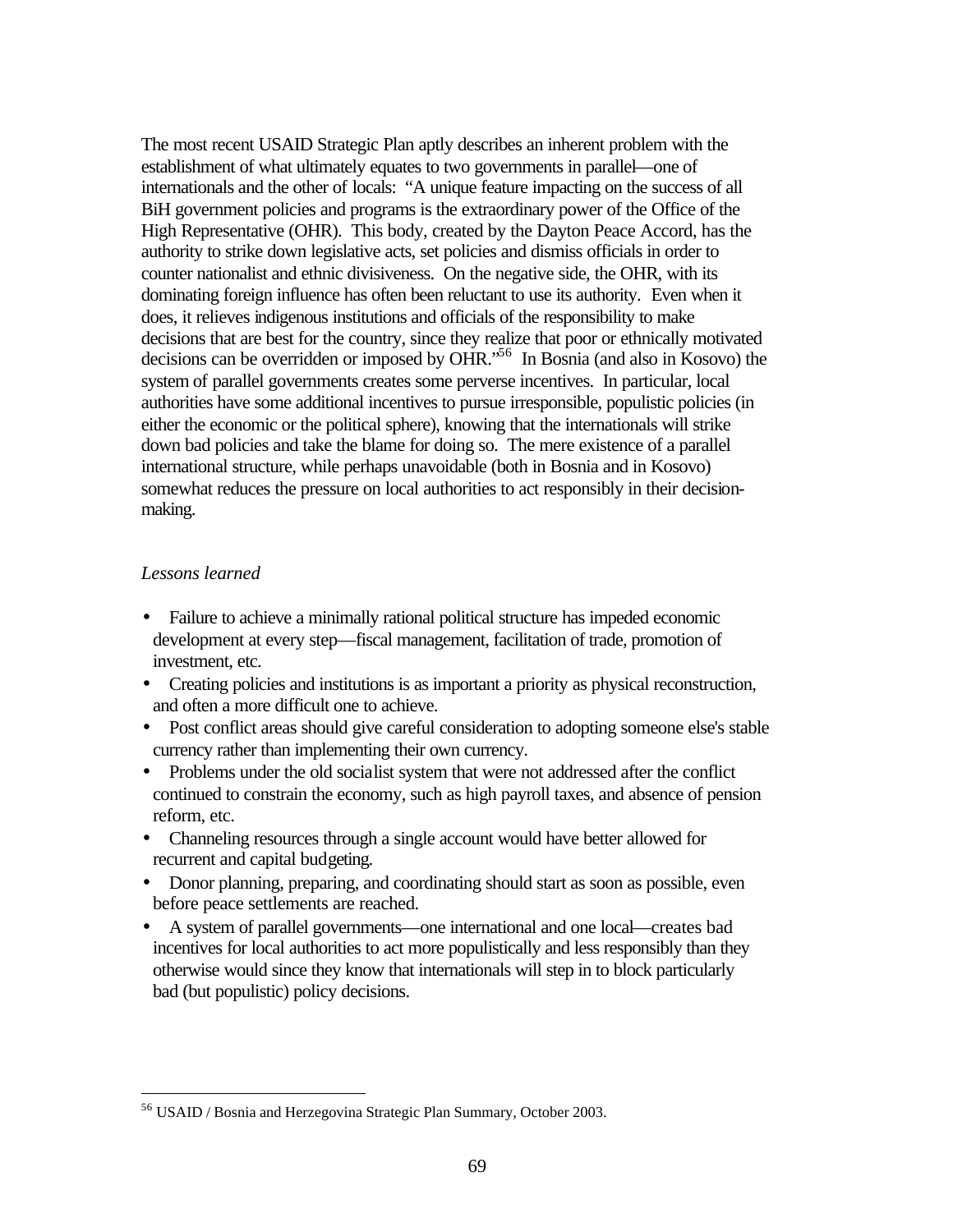The most recent USAID Strategic Plan aptly describes an inherent problem with the establishment of what ultimately equates to two governments in parallel—one of internationals and the other of locals: "A unique feature impacting on the success of all BiH government policies and programs is the extraordinary power of the Office of the High Representative (OHR). This body, created by the Dayton Peace Accord, has the authority to strike down legislative acts, set policies and dismiss officials in order to counter nationalist and ethnic divisiveness. On the negative side, the OHR, with its dominating foreign influence has often been reluctant to use its authority. Even when it does, it relieves indigenous institutions and officials of the responsibility to make decisions that are best for the country, since they realize that poor or ethnically motivated decisions can be overridden or imposed by OHR."[56] In Bosnia (and also in Kosovo) the system of parallel governments creates some perverse incentives. In particular, local authorities have some additional incentives to pursue irresponsible, populistic policies (in either the economic or the political sphere), knowing that the internationals will strike down bad policies and take the blame for doing so. The mere existence of a parallel international structure, while perhaps unavoidable (both in Bosnia and in Kosovo) somewhat reduces the pressure on local authorities to act responsibly in their decision-making.

*Lessons learned*

- Failure to achieve a minimally rational political structure has impeded economic development at every step—fiscal management, facilitation of trade, promotion of investment, etc.
- Creating policies and institutions is as important a priority as physical reconstruction, and often a more difficult one to achieve.
- Post conflict areas should give careful consideration to adopting someone else's stable currency rather than implementing their own currency.
- Problems under the old socialist system that were not addressed after the conflict continued to constrain the economy, such as high payroll taxes, and absence of pension reform, etc.
- Channeling resources through a single account would have better allowed for recurrent and capital budgeting.
- Donor planning, preparing, and coordinating should start as soon as possible, even before peace settlements are reached.
- A system of parallel governments—one international and one local—creates bad incentives for local authorities to act more populistically and less responsibly than they otherwise would since they know that internationals will step in to block particularly bad (but populistic) policy decisions.

---

[56] USAID / Bosnia and Herzegovina Strategic Plan Summary, October 2003.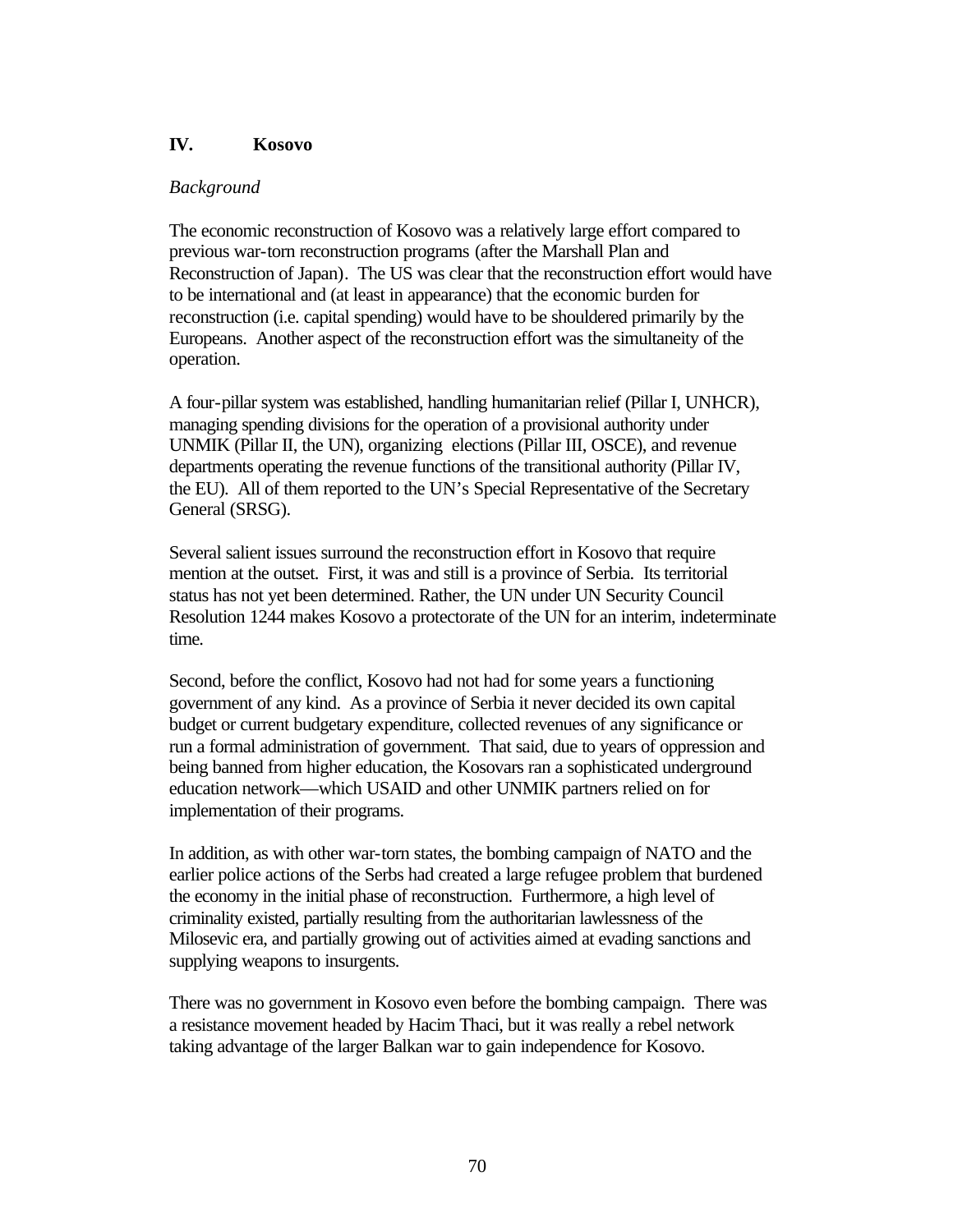## IV. Kosovo

*Background*

The economic reconstruction of Kosovo was a relatively large effort compared to previous war-torn reconstruction programs (after the Marshall Plan and Reconstruction of Japan). The US was clear that the reconstruction effort would have to be international and (at least in appearance) that the economic burden for reconstruction (i.e. capital spending) would have to be shouldered primarily by the Europeans. Another aspect of the reconstruction effort was the simultaneity of the operation.

A four-pillar system was established, handling humanitarian relief (Pillar I, UNHCR), managing spending divisions for the operation of a provisional authority under UNMIK (Pillar II, the UN), organizing elections (Pillar III, OSCE), and revenue departments operating the revenue functions of the transitional authority (Pillar IV, the EU). All of them reported to the UN's Special Representative of the Secretary General (SRSG).

Several salient issues surround the reconstruction effort in Kosovo that require mention at the outset. First, it was and still is a province of Serbia. Its territorial status has not yet been determined. Rather, the UN under UN Security Council Resolution 1244 makes Kosovo a protectorate of the UN for an interim, indeterminate time.

Second, before the conflict, Kosovo had not had for some years a functioning government of any kind. As a province of Serbia it never decided its own capital budget or current budgetary expenditure, collected revenues of any significance or run a formal administration of government. That said, due to years of oppression and being banned from higher education, the Kosovars ran a sophisticated underground education network—which USAID and other UNMIK partners relied on for implementation of their programs.

In addition, as with other war-torn states, the bombing campaign of NATO and the earlier police actions of the Serbs had created a large refugee problem that burdened the economy in the initial phase of reconstruction. Furthermore, a high level of criminality existed, partially resulting from the authoritarian lawlessness of the Milosevic era, and partially growing out of activities aimed at evading sanctions and supplying weapons to insurgents.

There was no government in Kosovo even before the bombing campaign. There was a resistance movement headed by Hacim Thaci, but it was really a rebel network taking advantage of the larger Balkan war to gain independence for Kosovo.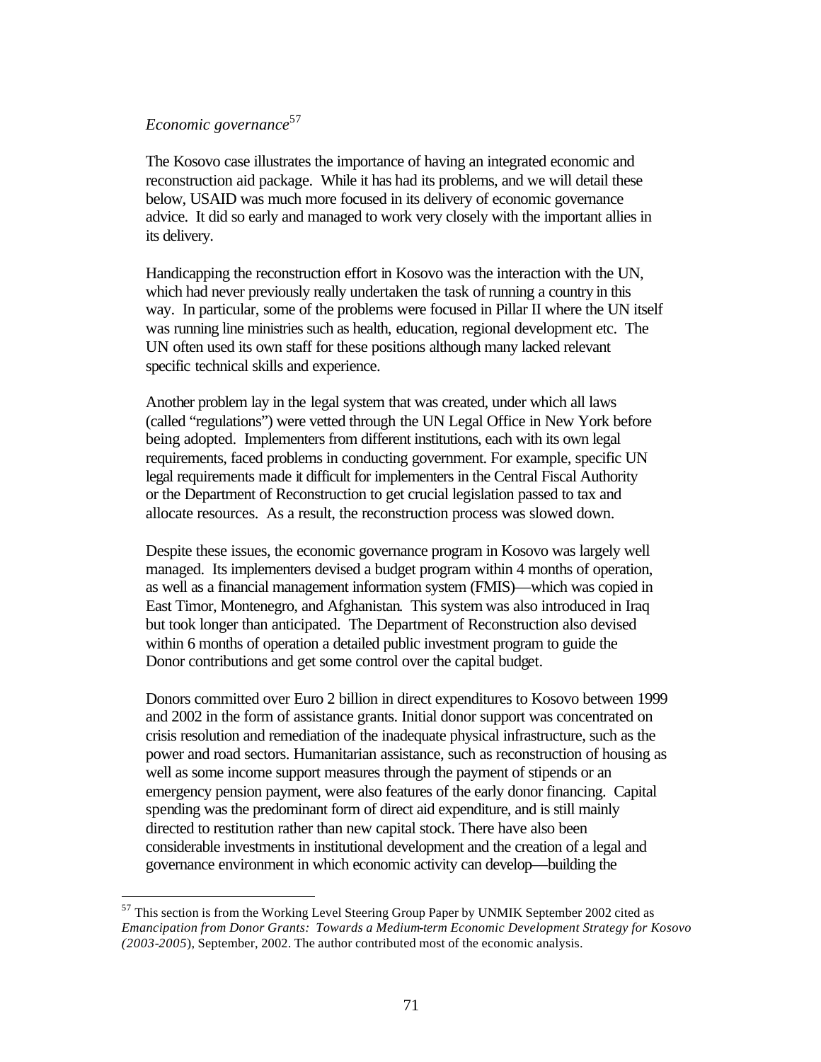*Economic governance*[57]

The Kosovo case illustrates the importance of having an integrated economic and reconstruction aid package. While it has had its problems, and we will detail these below, USAID was much more focused in its delivery of economic governance advice. It did so early and managed to work very closely with the important allies in its delivery.

Handicapping the reconstruction effort in Kosovo was the interaction with the UN, which had never previously really undertaken the task of running a country in this way. In particular, some of the problems were focused in Pillar II where the UN itself was running line ministries such as health, education, regional development etc. The UN often used its own staff for these positions although many lacked relevant specific technical skills and experience.

Another problem lay in the legal system that was created, under which all laws (called "regulations") were vetted through the UN Legal Office in New York before being adopted. Implementers from different institutions, each with its own legal requirements, faced problems in conducting government. For example, specific UN legal requirements made it difficult for implementers in the Central Fiscal Authority or the Department of Reconstruction to get crucial legislation passed to tax and allocate resources. As a result, the reconstruction process was slowed down.

Despite these issues, the economic governance program in Kosovo was largely well managed. Its implementers devised a budget program within 4 months of operation, as well as a financial management information system (FMIS)—which was copied in East Timor, Montenegro, and Afghanistan. This system was also introduced in Iraq but took longer than anticipated. The Department of Reconstruction also devised within 6 months of operation a detailed public investment program to guide the Donor contributions and get some control over the capital budget.

Donors committed over Euro 2 billion in direct expenditures to Kosovo between 1999 and 2002 in the form of assistance grants. Initial donor support was concentrated on crisis resolution and remediation of the inadequate physical infrastructure, such as the power and road sectors. Humanitarian assistance, such as reconstruction of housing as well as some income support measures through the payment of stipends or an emergency pension payment, were also features of the early donor financing. Capital spending was the predominant form of direct aid expenditure, and is still mainly directed to restitution rather than new capital stock. There have also been considerable investments in institutional development and the creation of a legal and governance environment in which economic activity can develop—building the

[57] This section is from the Working Level Steering Group Paper by UNMIK September 2002 cited as *Emancipation from Donor Grants: Towards a Medium-term Economic Development Strategy for Kosovo (2003-2005)*, September, 2002. The author contributed most of the economic analysis.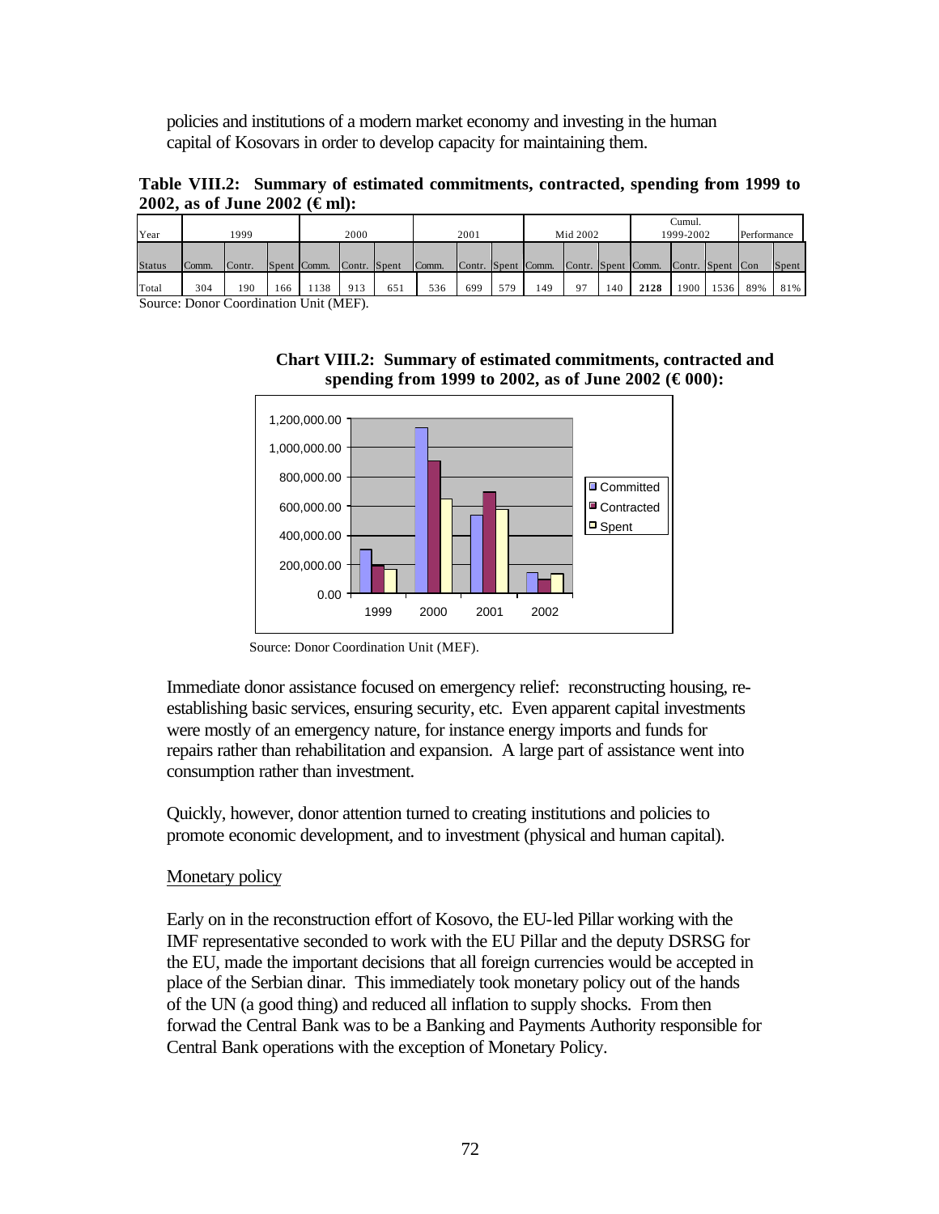policies and institutions of a modern market economy and investing in the human capital of Kosovars in order to develop capacity for maintaining them.

**Table VIII.2: Summary of estimated commitments, contracted, spending from 1999 to 2002, as of June 2002 (€ ml):**

| Year | 1999 | | | 2000 | | | 2001 | | | Mid 2002 | | | Cumul. 1999-2002 | | | Performance | |
|---|---|---|---|---|---|---|---|---|---|---|---|---|---|---|---|---|---|
| Status | Comm. | Contr. | Spent | Comm. | Contr. | Spent | Comm. | Contr. | Spent | Comm. | Contr. | Spent | Comm. | Contr. | Spent | Con | Spent |
| Total | 304 | 190 | 166 | 1138 | 913 | 651 | 536 | 699 | 579 | 149 | 97 | 140 | **2128** | 1900 | 1536 | 89% | 81% |

Source: Donor Coordination Unit (MEF).

**Chart VIII.2: Summary of estimated commitments, contracted and spending from 1999 to 2002, as of June 2002 (€ 000):**

Source: Donor Coordination Unit (MEF).

Immediate donor assistance focused on emergency relief: reconstructing housing, re-establishing basic services, ensuring security, etc. Even apparent capital investments were mostly of an emergency nature, for instance energy imports and funds for repairs rather than rehabilitation and expansion. A large part of assistance went into consumption rather than investment.

Quickly, however, donor attention turned to creating institutions and policies to promote economic development, and to investment (physical and human capital).

Monetary policy

Early on in the reconstruction effort of Kosovo, the EU-led Pillar working with the IMF representative seconded to work with the EU Pillar and the deputy DSRSG for the EU, made the important decisions that all foreign currencies would be accepted in place of the Serbian dinar. This immediately took monetary policy out of the hands of the UN (a good thing) and reduced all inflation to supply shocks. From then forwad the Central Bank was to be a Banking and Payments Authority responsible for Central Bank operations with the exception of Monetary Policy.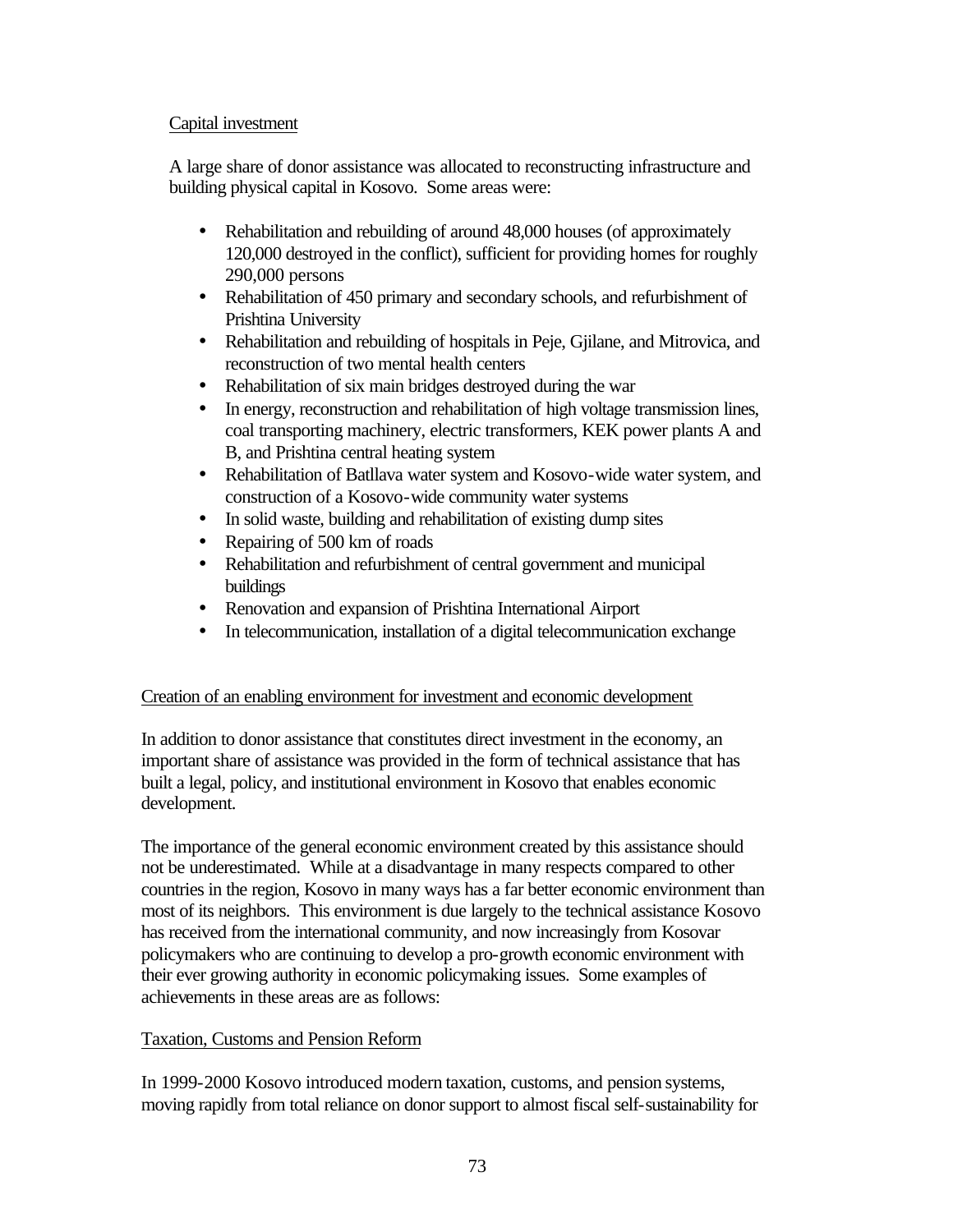Capital investment

A large share of donor assistance was allocated to reconstructing infrastructure and building physical capital in Kosovo. Some areas were:

- Rehabilitation and rebuilding of around 48,000 houses (of approximately 120,000 destroyed in the conflict), sufficient for providing homes for roughly 290,000 persons
- Rehabilitation of 450 primary and secondary schools, and refurbishment of Prishtina University
- Rehabilitation and rebuilding of hospitals in Peje, Gjilane, and Mitrovica, and reconstruction of two mental health centers
- Rehabilitation of six main bridges destroyed during the war
- In energy, reconstruction and rehabilitation of high voltage transmission lines, coal transporting machinery, electric transformers, KEK power plants A and B, and Prishtina central heating system
- Rehabilitation of Batllava water system and Kosovo-wide water system, and construction of a Kosovo-wide community water systems
- In solid waste, building and rehabilitation of existing dump sites
- Repairing of 500 km of roads
- Rehabilitation and refurbishment of central government and municipal buildings
- Renovation and expansion of Prishtina International Airport
- In telecommunication, installation of a digital telecommunication exchange

Creation of an enabling environment for investment and economic development

In addition to donor assistance that constitutes direct investment in the economy, an important share of assistance was provided in the form of technical assistance that has built a legal, policy, and institutional environment in Kosovo that enables economic development.

The importance of the general economic environment created by this assistance should not be underestimated. While at a disadvantage in many respects compared to other countries in the region, Kosovo in many ways has a far better economic environment than most of its neighbors. This environment is due largely to the technical assistance Kosovo has received from the international community, and now increasingly from Kosovar policymakers who are continuing to develop a pro-growth economic environment with their ever growing authority in economic policymaking issues. Some examples of achievements in these areas are as follows:

Taxation, Customs and Pension Reform

In 1999-2000 Kosovo introduced modern taxation, customs, and pension systems, moving rapidly from total reliance on donor support to almost fiscal self-sustainability for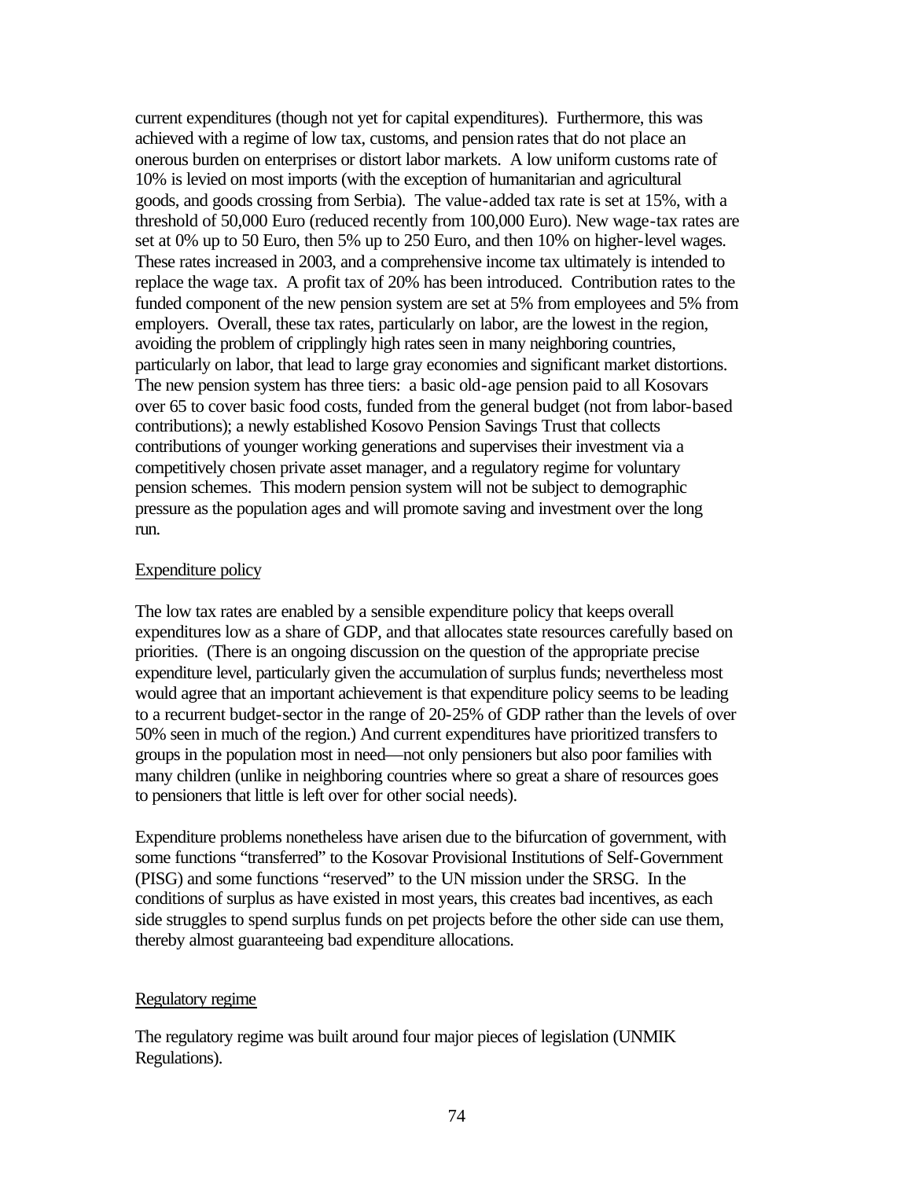current expenditures (though not yet for capital expenditures). Furthermore, this was achieved with a regime of low tax, customs, and pension rates that do not place an onerous burden on enterprises or distort labor markets. A low uniform customs rate of 10% is levied on most imports (with the exception of humanitarian and agricultural goods, and goods crossing from Serbia). The value-added tax rate is set at 15%, with a threshold of 50,000 Euro (reduced recently from 100,000 Euro). New wage-tax rates are set at 0% up to 50 Euro, then 5% up to 250 Euro, and then 10% on higher-level wages. These rates increased in 2003, and a comprehensive income tax ultimately is intended to replace the wage tax. A profit tax of 20% has been introduced. Contribution rates to the funded component of the new pension system are set at 5% from employees and 5% from employers. Overall, these tax rates, particularly on labor, are the lowest in the region, avoiding the problem of cripplingly high rates seen in many neighboring countries, particularly on labor, that lead to large gray economies and significant market distortions. The new pension system has three tiers: a basic old-age pension paid to all Kosovars over 65 to cover basic food costs, funded from the general budget (not from labor-based contributions); a newly established Kosovo Pension Savings Trust that collects contributions of younger working generations and supervises their investment via a competitively chosen private asset manager, and a regulatory regime for voluntary pension schemes. This modern pension system will not be subject to demographic pressure as the population ages and will promote saving and investment over the long run.

Expenditure policy

The low tax rates are enabled by a sensible expenditure policy that keeps overall expenditures low as a share of GDP, and that allocates state resources carefully based on priorities. (There is an ongoing discussion on the question of the appropriate precise expenditure level, particularly given the accumulation of surplus funds; nevertheless most would agree that an important achievement is that expenditure policy seems to be leading to a recurrent budget-sector in the range of 20-25% of GDP rather than the levels of over 50% seen in much of the region.) And current expenditures have prioritized transfers to groups in the population most in need—not only pensioners but also poor families with many children (unlike in neighboring countries where so great a share of resources goes to pensioners that little is left over for other social needs).

Expenditure problems nonetheless have arisen due to the bifurcation of government, with some functions "transferred" to the Kosovar Provisional Institutions of Self-Government (PISG) and some functions "reserved" to the UN mission under the SRSG. In the conditions of surplus as have existed in most years, this creates bad incentives, as each side struggles to spend surplus funds on pet projects before the other side can use them, thereby almost guaranteeing bad expenditure allocations.

Regulatory regime

The regulatory regime was built around four major pieces of legislation (UNMIK Regulations).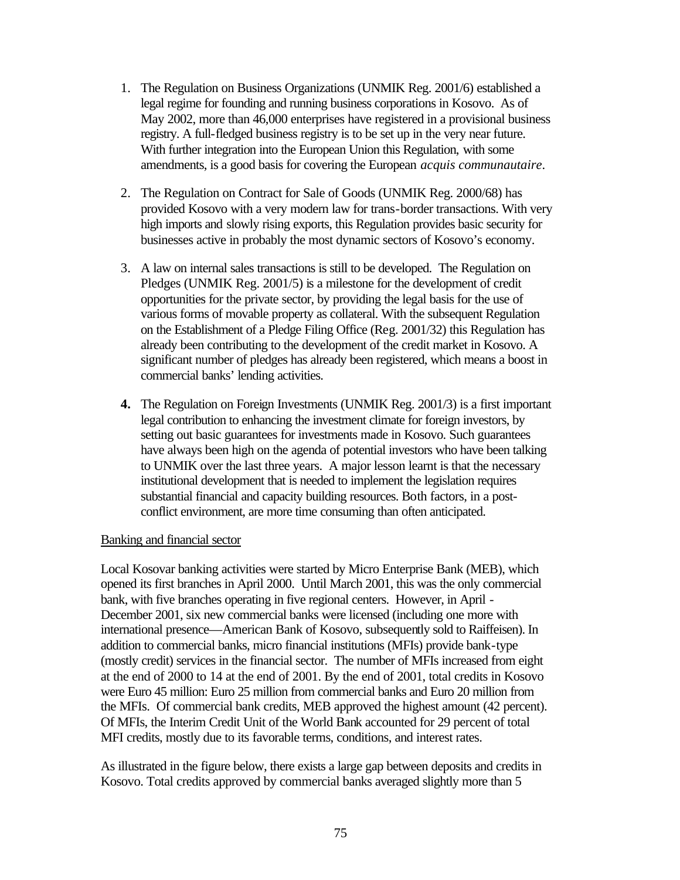1. The Regulation on Business Organizations (UNMIK Reg. 2001/6) established a legal regime for founding and running business corporations in Kosovo. As of May 2002, more than 46,000 enterprises have registered in a provisional business registry. A full-fledged business registry is to be set up in the very near future. With further integration into the European Union this Regulation, with some amendments, is a good basis for covering the European *acquis communautaire*.

2. The Regulation on Contract for Sale of Goods (UNMIK Reg. 2000/68) has provided Kosovo with a very modern law for trans-border transactions. With very high imports and slowly rising exports, this Regulation provides basic security for businesses active in probably the most dynamic sectors of Kosovo's economy.

3. A law on internal sales transactions is still to be developed. The Regulation on Pledges (UNMIK Reg. 2001/5) is a milestone for the development of credit opportunities for the private sector, by providing the legal basis for the use of various forms of movable property as collateral. With the subsequent Regulation on the Establishment of a Pledge Filing Office (Reg. 2001/32) this Regulation has already been contributing to the development of the credit market in Kosovo. A significant number of pledges has already been registered, which means a boost in commercial banks' lending activities.

4. The Regulation on Foreign Investments (UNMIK Reg. 2001/3) is a first important legal contribution to enhancing the investment climate for foreign investors, by setting out basic guarantees for investments made in Kosovo. Such guarantees have always been high on the agenda of potential investors who have been talking to UNMIK over the last three years. A major lesson learnt is that the necessary institutional development that is needed to implement the legislation requires substantial financial and capacity building resources. Both factors, in a post-conflict environment, are more time consuming than often anticipated.

Banking and financial sector

Local Kosovar banking activities were started by Micro Enterprise Bank (MEB), which opened its first branches in April 2000. Until March 2001, this was the only commercial bank, with five branches operating in five regional centers. However, in April - December 2001, six new commercial banks were licensed (including one more with international presence—American Bank of Kosovo, subsequently sold to Raiffeisen). In addition to commercial banks, micro financial institutions (MFIs) provide bank-type (mostly credit) services in the financial sector. The number of MFIs increased from eight at the end of 2000 to 14 at the end of 2001. By the end of 2001, total credits in Kosovo were Euro 45 million: Euro 25 million from commercial banks and Euro 20 million from the MFIs. Of commercial bank credits, MEB approved the highest amount (42 percent). Of MFIs, the Interim Credit Unit of the World Bank accounted for 29 percent of total MFI credits, mostly due to its favorable terms, conditions, and interest rates.

As illustrated in the figure below, there exists a large gap between deposits and credits in Kosovo. Total credits approved by commercial banks averaged slightly more than 5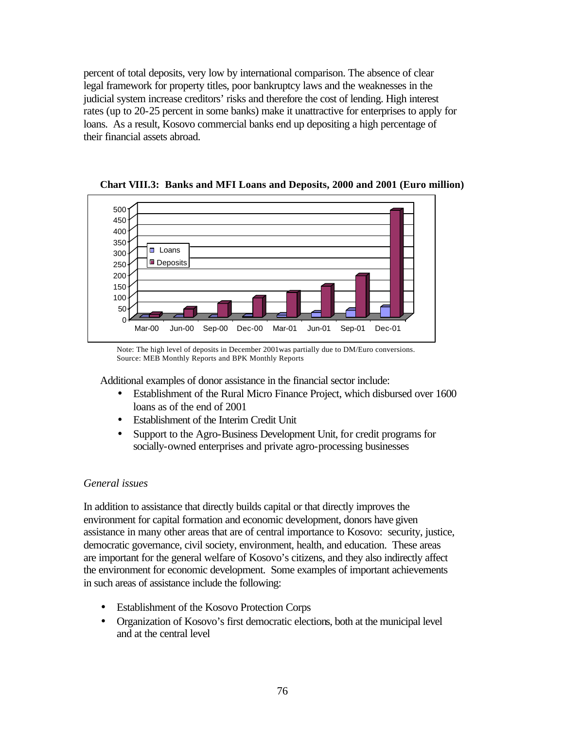percent of total deposits, very low by international comparison. The absence of clear legal framework for property titles, poor bankruptcy laws and the weaknesses in the judicial system increase creditors' risks and therefore the cost of lending. High interest rates (up to 20-25 percent in some banks) make it unattractive for enterprises to apply for loans. As a result, Kosovo commercial banks end up depositing a high percentage of their financial assets abroad.

**Chart VIII.3: Banks and MFI Loans and Deposits, 2000 and 2001 (Euro million)**

Note: The high level of deposits in December 2001was partially due to DM/Euro conversions.
Source: MEB Monthly Reports and BPK Monthly Reports

Additional examples of donor assistance in the financial sector include:

- Establishment of the Rural Micro Finance Project, which disbursed over 1600 loans as of the end of 2001
- Establishment of the Interim Credit Unit
- Support to the Agro-Business Development Unit, for credit programs for socially-owned enterprises and private agro-processing businesses

*General issues*

In addition to assistance that directly builds capital or that directly improves the environment for capital formation and economic development, donors have given assistance in many other areas that are of central importance to Kosovo: security, justice, democratic governance, civil society, environment, health, and education. These areas are important for the general welfare of Kosovo's citizens, and they also indirectly affect the environment for economic development. Some examples of important achievements in such areas of assistance include the following:

- Establishment of the Kosovo Protection Corps
- Organization of Kosovo's first democratic elections, both at the municipal level and at the central level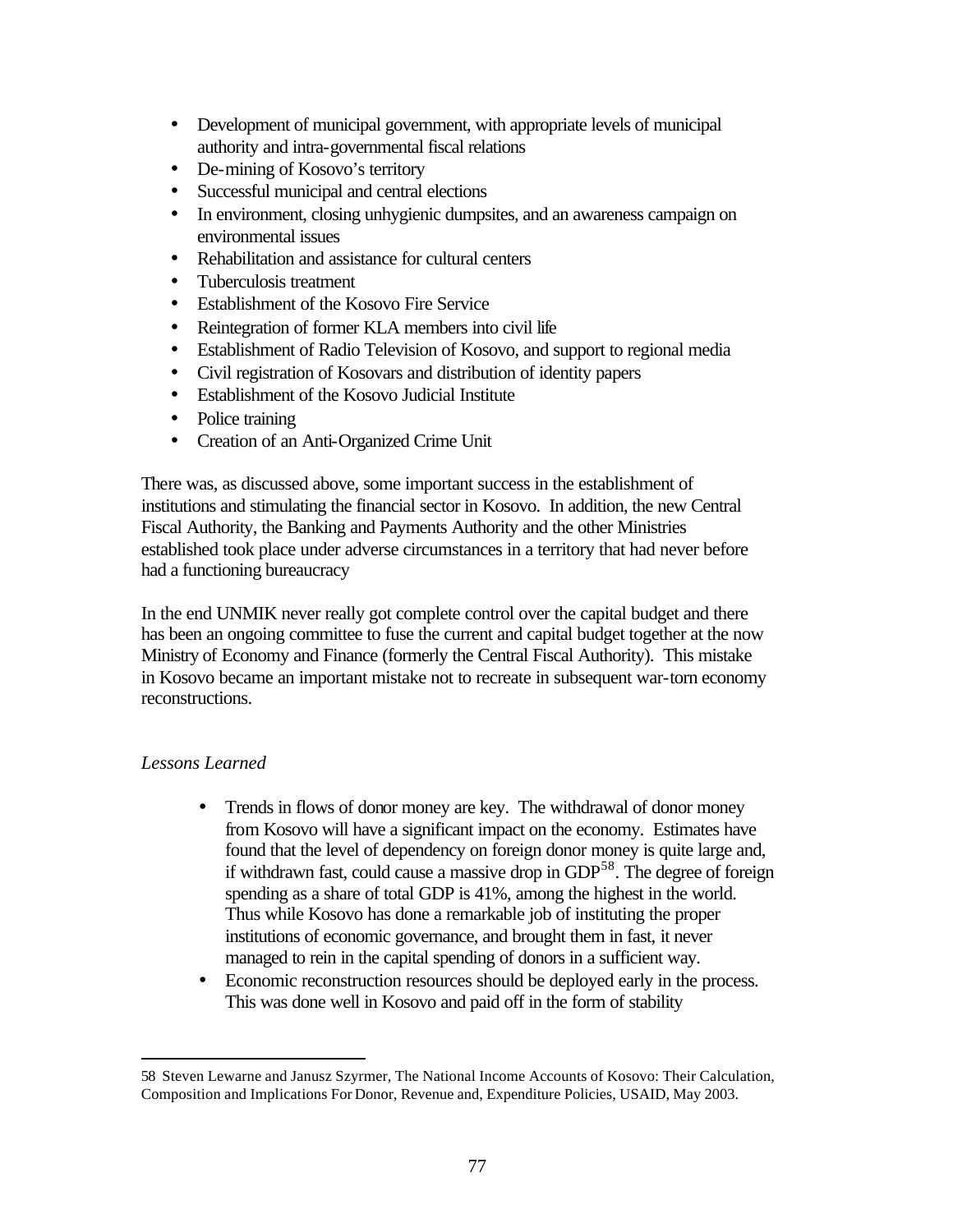- Development of municipal government, with appropriate levels of municipal authority and intra-governmental fiscal relations
- De-mining of Kosovo's territory
- Successful municipal and central elections
- In environment, closing unhygienic dumpsites, and an awareness campaign on environmental issues
- Rehabilitation and assistance for cultural centers
- Tuberculosis treatment
- Establishment of the Kosovo Fire Service
- Reintegration of former KLA members into civil life
- Establishment of Radio Television of Kosovo, and support to regional media
- Civil registration of Kosovars and distribution of identity papers
- Establishment of the Kosovo Judicial Institute
- Police training
- Creation of an Anti-Organized Crime Unit

There was, as discussed above, some important success in the establishment of institutions and stimulating the financial sector in Kosovo. In addition, the new Central Fiscal Authority, the Banking and Payments Authority and the other Ministries established took place under adverse circumstances in a territory that had never before had a functioning bureaucracy

In the end UNMIK never really got complete control over the capital budget and there has been an ongoing committee to fuse the current and capital budget together at the now Ministry of Economy and Finance (formerly the Central Fiscal Authority). This mistake in Kosovo became an important mistake not to recreate in subsequent war-torn economy reconstructions.

*Lessons Learned*

- Trends in flows of donor money are key. The withdrawal of donor money from Kosovo will have a significant impact on the economy. Estimates have found that the level of dependency on foreign donor money is quite large and, if withdrawn fast, could cause a massive drop in GDP[58]. The degree of foreign spending as a share of total GDP is 41%, among the highest in the world. Thus while Kosovo has done a remarkable job of instituting the proper institutions of economic governance, and brought them in fast, it never managed to rein in the capital spending of donors in a sufficient way.
- Economic reconstruction resources should be deployed early in the process. This was done well in Kosovo and paid off in the form of stability

58 Steven Lewarne and Janusz Szyrmer, The National Income Accounts of Kosovo: Their Calculation, Composition and Implications For Donor, Revenue and, Expenditure Policies, USAID, May 2003.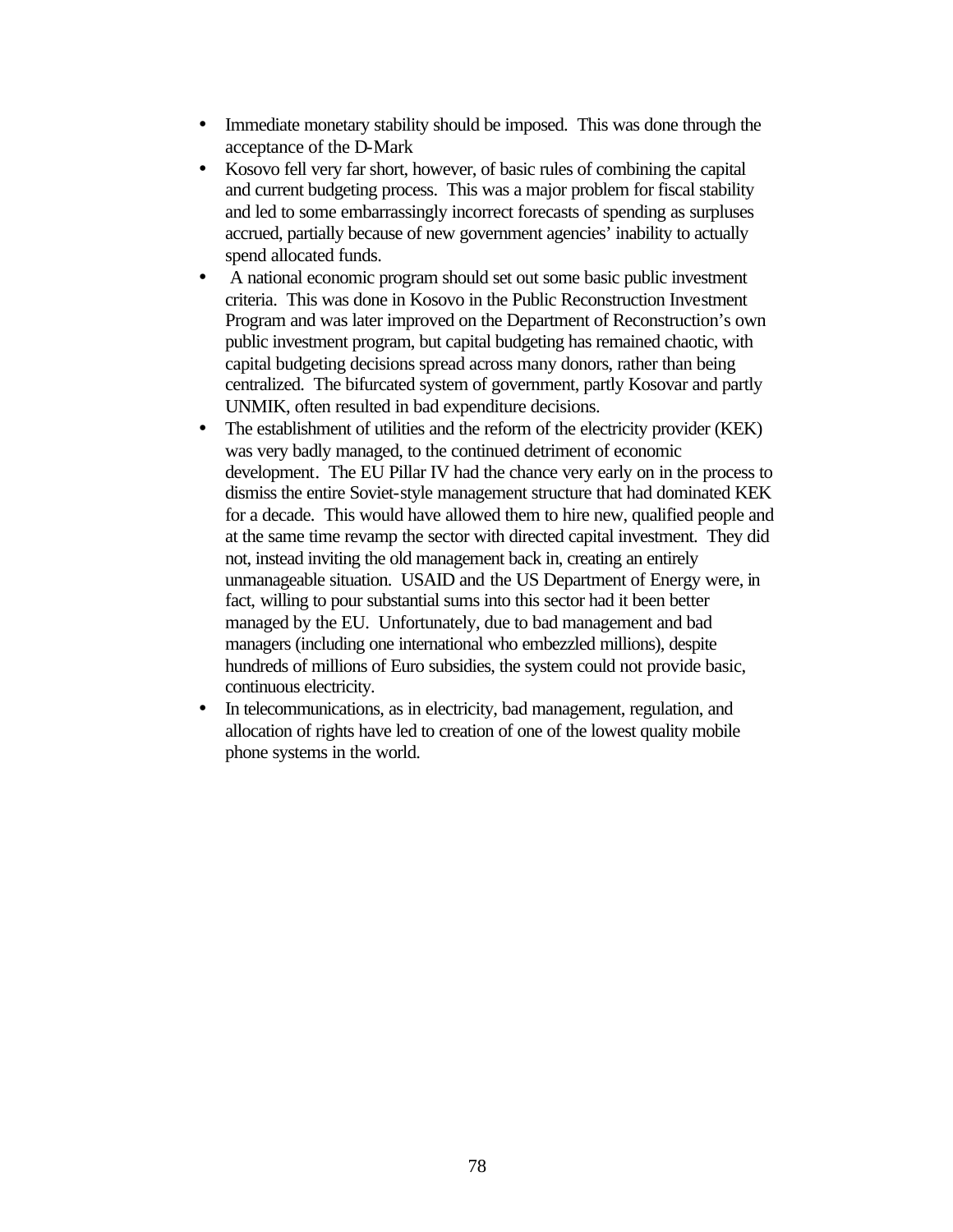- Immediate monetary stability should be imposed. This was done through the acceptance of the D-Mark
- Kosovo fell very far short, however, of basic rules of combining the capital and current budgeting process. This was a major problem for fiscal stability and led to some embarrassingly incorrect forecasts of spending as surpluses accrued, partially because of new government agencies' inability to actually spend allocated funds.
- A national economic program should set out some basic public investment criteria. This was done in Kosovo in the Public Reconstruction Investment Program and was later improved on the Department of Reconstruction's own public investment program, but capital budgeting has remained chaotic, with capital budgeting decisions spread across many donors, rather than being centralized. The bifurcated system of government, partly Kosovar and partly UNMIK, often resulted in bad expenditure decisions.
- The establishment of utilities and the reform of the electricity provider (KEK) was very badly managed, to the continued detriment of economic development. The EU Pillar IV had the chance very early on in the process to dismiss the entire Soviet-style management structure that had dominated KEK for a decade. This would have allowed them to hire new, qualified people and at the same time revamp the sector with directed capital investment. They did not, instead inviting the old management back in, creating an entirely unmanageable situation. USAID and the US Department of Energy were, in fact, willing to pour substantial sums into this sector had it been better managed by the EU. Unfortunately, due to bad management and bad managers (including one international who embezzled millions), despite hundreds of millions of Euro subsidies, the system could not provide basic, continuous electricity.
- In telecommunications, as in electricity, bad management, regulation, and allocation of rights have led to creation of one of the lowest quality mobile phone systems in the world.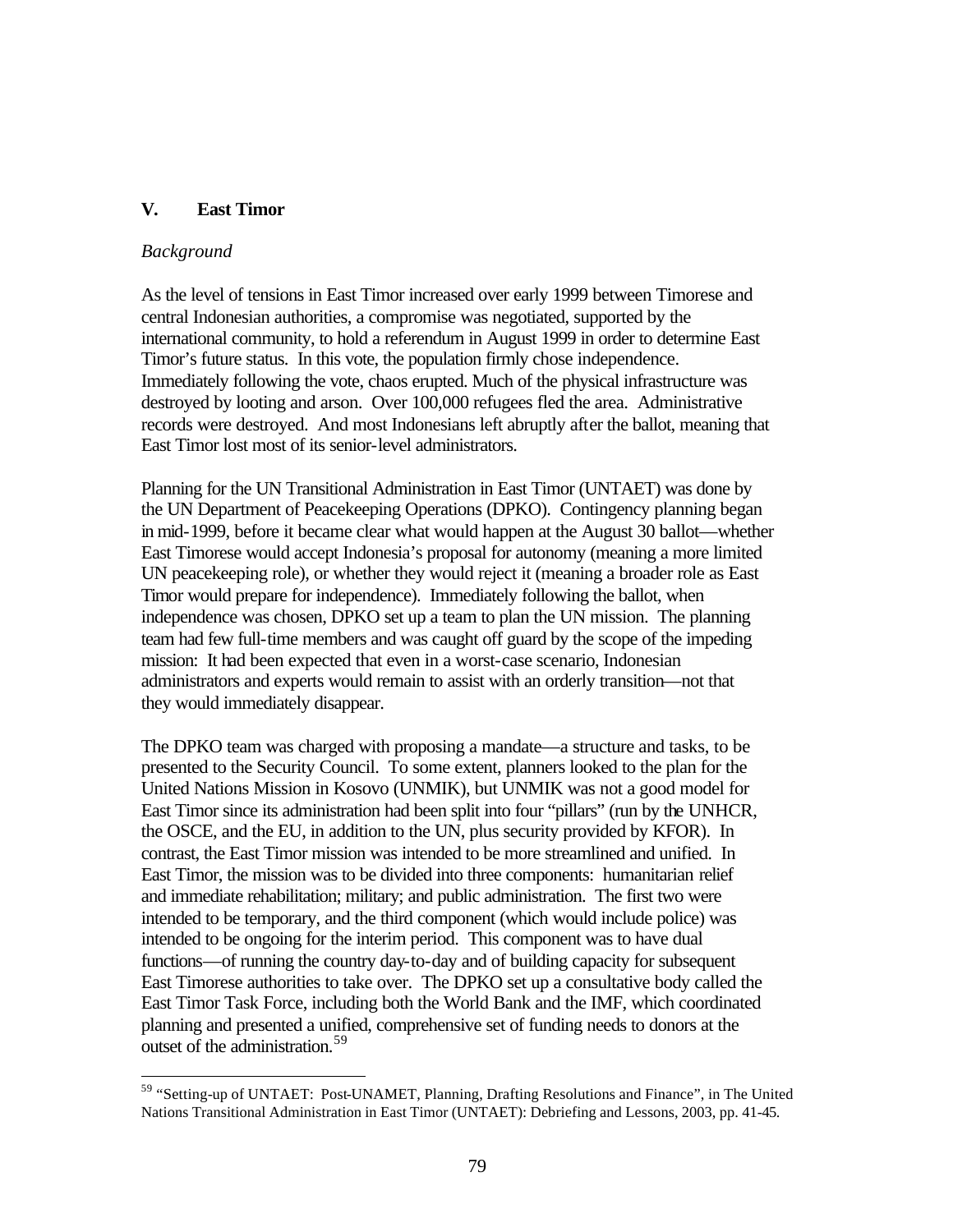## V. East Timor

*Background*

As the level of tensions in East Timor increased over early 1999 between Timorese and central Indonesian authorities, a compromise was negotiated, supported by the international community, to hold a referendum in August 1999 in order to determine East Timor's future status. In this vote, the population firmly chose independence. Immediately following the vote, chaos erupted. Much of the physical infrastructure was destroyed by looting and arson. Over 100,000 refugees fled the area. Administrative records were destroyed. And most Indonesians left abruptly after the ballot, meaning that East Timor lost most of its senior-level administrators.

Planning for the UN Transitional Administration in East Timor (UNTAET) was done by the UN Department of Peacekeeping Operations (DPKO). Contingency planning began in mid-1999, before it became clear what would happen at the August 30 ballot—whether East Timorese would accept Indonesia's proposal for autonomy (meaning a more limited UN peacekeeping role), or whether they would reject it (meaning a broader role as East Timor would prepare for independence). Immediately following the ballot, when independence was chosen, DPKO set up a team to plan the UN mission. The planning team had few full-time members and was caught off guard by the scope of the impeding mission: It had been expected that even in a worst-case scenario, Indonesian administrators and experts would remain to assist with an orderly transition—not that they would immediately disappear.

The DPKO team was charged with proposing a mandate—a structure and tasks, to be presented to the Security Council. To some extent, planners looked to the plan for the United Nations Mission in Kosovo (UNMIK), but UNMIK was not a good model for East Timor since its administration had been split into four "pillars" (run by the UNHCR, the OSCE, and the EU, in addition to the UN, plus security provided by KFOR). In contrast, the East Timor mission was intended to be more streamlined and unified. In East Timor, the mission was to be divided into three components: humanitarian relief and immediate rehabilitation; military; and public administration. The first two were intended to be temporary, and the third component (which would include police) was intended to be ongoing for the interim period. This component was to have dual functions—of running the country day-to-day and of building capacity for subsequent East Timorese authorities to take over. The DPKO set up a consultative body called the East Timor Task Force, including both the World Bank and the IMF, which coordinated planning and presented a unified, comprehensive set of funding needs to donors at the outset of the administration.[59]

[59] "Setting-up of UNTAET: Post-UNAMET, Planning, Drafting Resolutions and Finance", in The United Nations Transitional Administration in East Timor (UNTAET): Debriefing and Lessons, 2003, pp. 41-45.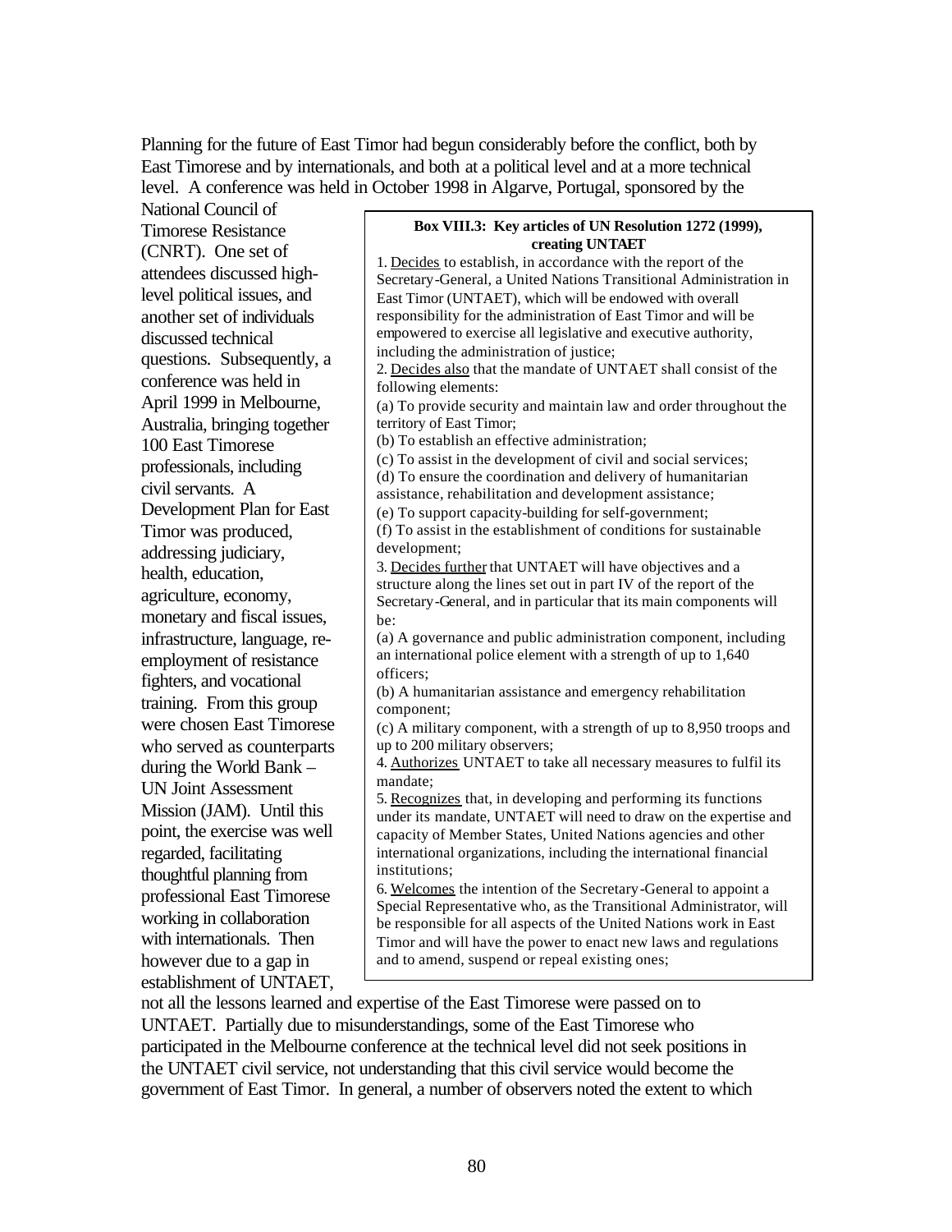Planning for the future of East Timor had begun considerably before the conflict, both by East Timorese and by internationals, and both at a political level and at a more technical level. A conference was held in October 1998 in Algarve, Portugal, sponsored by the National Council of Timorese Resistance (CNRT). One set of attendees discussed high-level political issues, and another set of individuals discussed technical questions. Subsequently, a conference was held in April 1999 in Melbourne, Australia, bringing together 100 East Timorese professionals, including civil servants. A Development Plan for East Timor was produced, addressing judiciary, health, education, agriculture, economy, monetary and fiscal issues, infrastructure, language, re-employment of resistance fighters, and vocational training. From this group were chosen East Timorese who served as counterparts during the World Bank – UN Joint Assessment Mission (JAM). Until this point, the exercise was well regarded, facilitating thoughtful planning from professional East Timorese working in collaboration with internationals. Then however due to a gap in establishment of UNTAET, not all the lessons learned and expertise of the East Timorese were passed on to UNTAET. Partially due to misunderstandings, some of the East Timorese who participated in the Melbourne conference at the technical level did not seek positions in the UNTAET civil service, not understanding that this civil service would become the government of East Timor. In general, a number of observers noted the extent to which

> **Box VIII.3: Key articles of UN Resolution 1272 (1999), creating UNTAET**
>
> 1. Decides to establish, in accordance with the report of the Secretary-General, a United Nations Transitional Administration in East Timor (UNTAET), which will be endowed with overall responsibility for the administration of East Timor and will be empowered to exercise all legislative and executive authority, including the administration of justice;
>
> 2. Decides also that the mandate of UNTAET shall consist of the following elements:
>
> (a) To provide security and maintain law and order throughout the territory of East Timor;
>
> (b) To establish an effective administration;
>
> (c) To assist in the development of civil and social services;
>
> (d) To ensure the coordination and delivery of humanitarian assistance, rehabilitation and development assistance;
>
> (e) To support capacity-building for self-government;
>
> (f) To assist in the establishment of conditions for sustainable development;
>
> 3. Decides further that UNTAET will have objectives and a structure along the lines set out in part IV of the report of the Secretary-General, and in particular that its main components will be:
>
> (a) A governance and public administration component, including an international police element with a strength of up to 1,640 officers;
>
> (b) A humanitarian assistance and emergency rehabilitation component;
>
> (c) A military component, with a strength of up to 8,950 troops and up to 200 military observers;
>
> 4. Authorizes UNTAET to take all necessary measures to fulfil its mandate;
>
> 5. Recognizes that, in developing and performing its functions under its mandate, UNTAET will need to draw on the expertise and capacity of Member States, United Nations agencies and other international organizations, including the international financial institutions;
>
> 6. Welcomes the intention of the Secretary-General to appoint a Special Representative who, as the Transitional Administrator, will be responsible for all aspects of the United Nations work in East Timor and will have the power to enact new laws and regulations and to amend, suspend or repeal existing ones;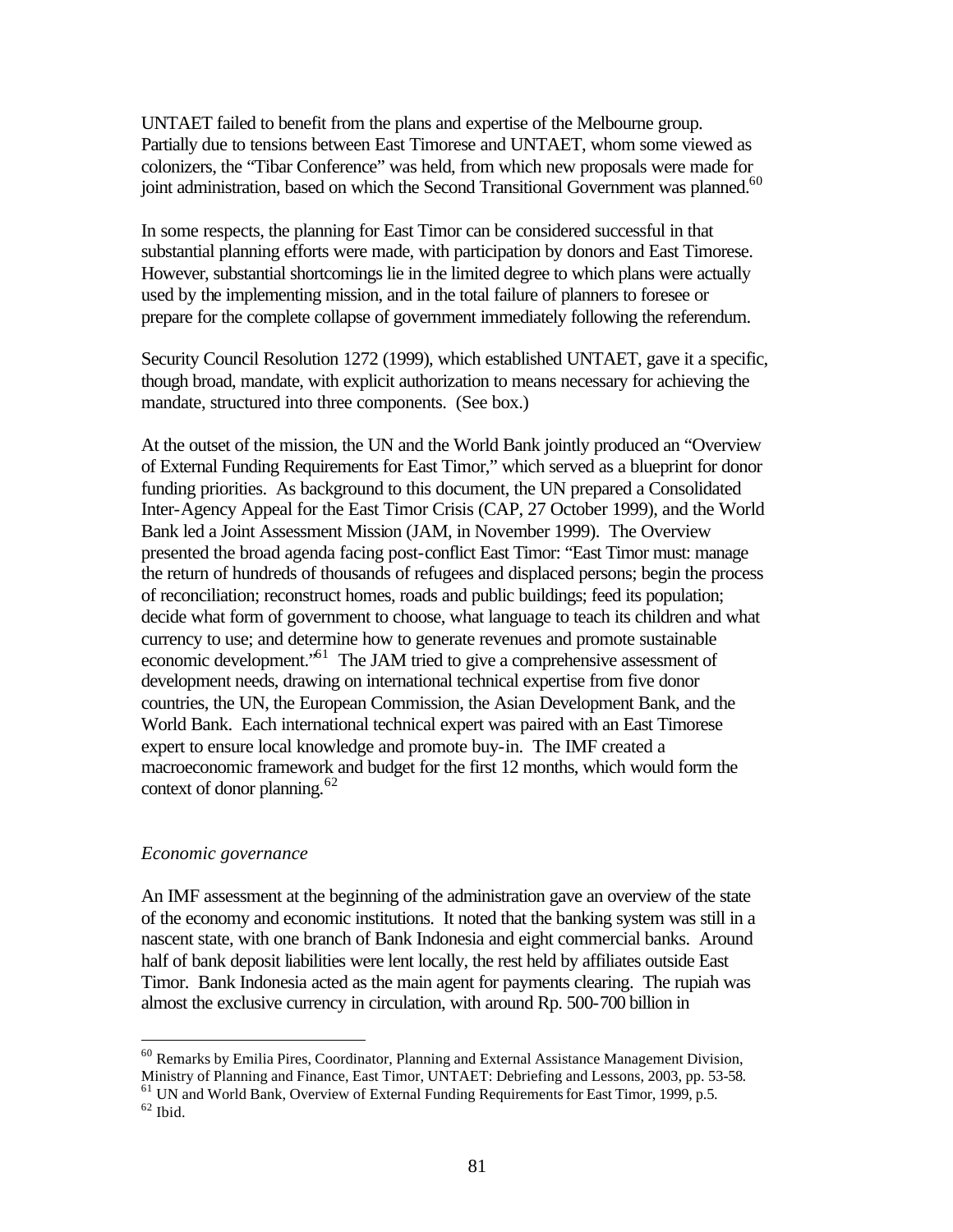UNTAET failed to benefit from the plans and expertise of the Melbourne group. Partially due to tensions between East Timorese and UNTAET, whom some viewed as colonizers, the "Tibar Conference" was held, from which new proposals were made for joint administration, based on which the Second Transitional Government was planned.[60]

In some respects, the planning for East Timor can be considered successful in that substantial planning efforts were made, with participation by donors and East Timorese. However, substantial shortcomings lie in the limited degree to which plans were actually used by the implementing mission, and in the total failure of planners to foresee or prepare for the complete collapse of government immediately following the referendum.

Security Council Resolution 1272 (1999), which established UNTAET, gave it a specific, though broad, mandate, with explicit authorization to means necessary for achieving the mandate, structured into three components. (See box.)

At the outset of the mission, the UN and the World Bank jointly produced an "Overview of External Funding Requirements for East Timor," which served as a blueprint for donor funding priorities. As background to this document, the UN prepared a Consolidated Inter-Agency Appeal for the East Timor Crisis (CAP, 27 October 1999), and the World Bank led a Joint Assessment Mission (JAM, in November 1999). The Overview presented the broad agenda facing post-conflict East Timor: "East Timor must: manage the return of hundreds of thousands of refugees and displaced persons; begin the process of reconciliation; reconstruct homes, roads and public buildings; feed its population; decide what form of government to choose, what language to teach its children and what currency to use; and determine how to generate revenues and promote sustainable economic development."[61] The JAM tried to give a comprehensive assessment of development needs, drawing on international technical expertise from five donor countries, the UN, the European Commission, the Asian Development Bank, and the World Bank. Each international technical expert was paired with an East Timorese expert to ensure local knowledge and promote buy-in. The IMF created a macroeconomic framework and budget for the first 12 months, which would form the context of donor planning.[62]

*Economic governance*

An IMF assessment at the beginning of the administration gave an overview of the state of the economy and economic institutions. It noted that the banking system was still in a nascent state, with one branch of Bank Indonesia and eight commercial banks. Around half of bank deposit liabilities were lent locally, the rest held by affiliates outside East Timor. Bank Indonesia acted as the main agent for payments clearing. The rupiah was almost the exclusive currency in circulation, with around Rp. 500-700 billion in

---

[60] Remarks by Emilia Pires, Coordinator, Planning and External Assistance Management Division, Ministry of Planning and Finance, East Timor, UNTAET: Debriefing and Lessons, 2003, pp. 53-58.

[61] UN and World Bank, Overview of External Funding Requirements for East Timor, 1999, p.5.

[62] Ibid.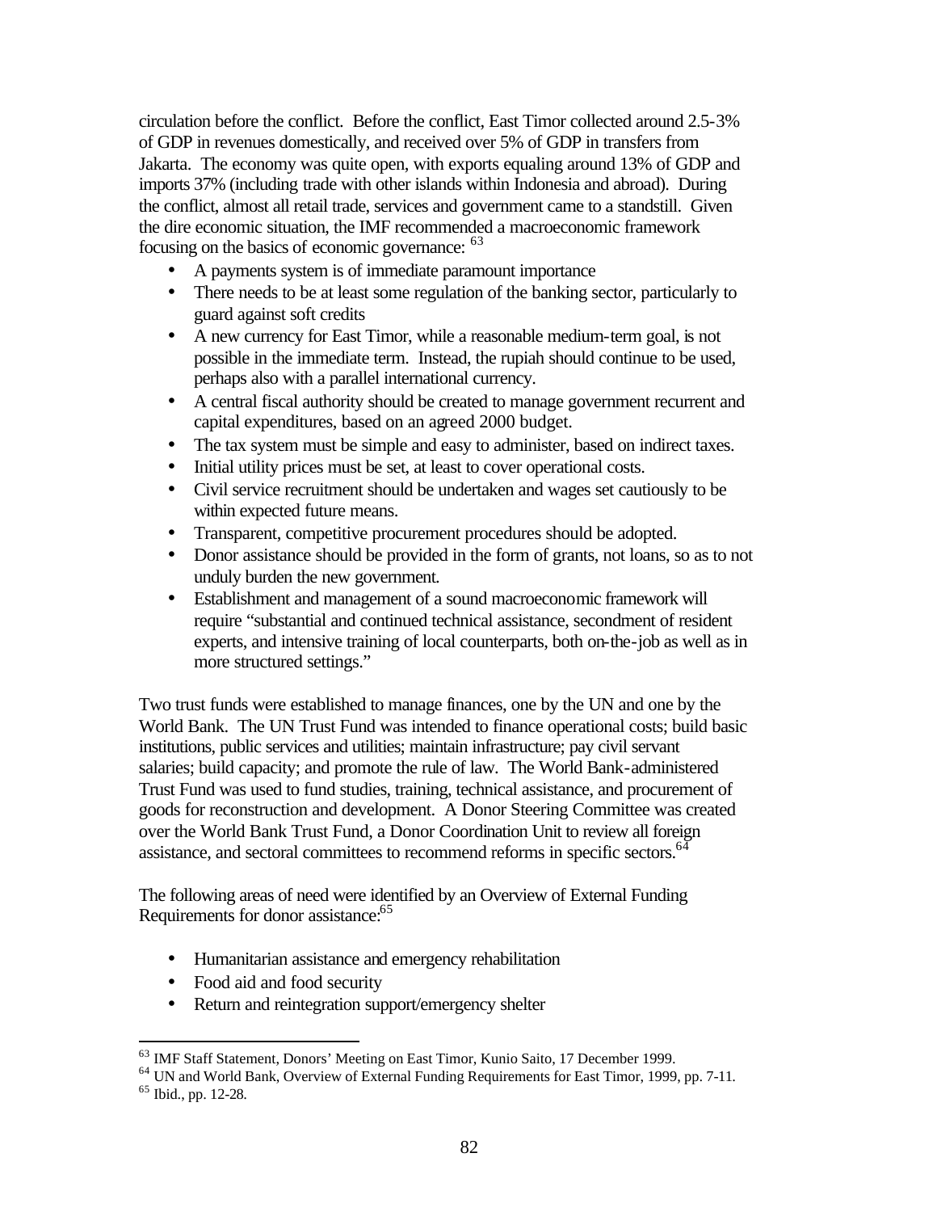circulation before the conflict. Before the conflict, East Timor collected around 2.5-3% of GDP in revenues domestically, and received over 5% of GDP in transfers from Jakarta. The economy was quite open, with exports equaling around 13% of GDP and imports 37% (including trade with other islands within Indonesia and abroad). During the conflict, almost all retail trade, services and government came to a standstill. Given the dire economic situation, the IMF recommended a macroeconomic framework focusing on the basics of economic governance: [63]

- A payments system is of immediate paramount importance
- There needs to be at least some regulation of the banking sector, particularly to guard against soft credits
- A new currency for East Timor, while a reasonable medium-term goal, is not possible in the immediate term. Instead, the rupiah should continue to be used, perhaps also with a parallel international currency.
- A central fiscal authority should be created to manage government recurrent and capital expenditures, based on an agreed 2000 budget.
- The tax system must be simple and easy to administer, based on indirect taxes.
- Initial utility prices must be set, at least to cover operational costs.
- Civil service recruitment should be undertaken and wages set cautiously to be within expected future means.
- Transparent, competitive procurement procedures should be adopted.
- Donor assistance should be provided in the form of grants, not loans, so as to not unduly burden the new government.
- Establishment and management of a sound macroeconomic framework will require "substantial and continued technical assistance, secondment of resident experts, and intensive training of local counterparts, both on-the-job as well as in more structured settings."

Two trust funds were established to manage finances, one by the UN and one by the World Bank. The UN Trust Fund was intended to finance operational costs; build basic institutions, public services and utilities; maintain infrastructure; pay civil servant salaries; build capacity; and promote the rule of law. The World Bank-administered Trust Fund was used to fund studies, training, technical assistance, and procurement of goods for reconstruction and development. A Donor Steering Committee was created over the World Bank Trust Fund, a Donor Coordination Unit to review all foreign assistance, and sectoral committees to recommend reforms in specific sectors.[64]

The following areas of need were identified by an Overview of External Funding Requirements for donor assistance:[65]

- Humanitarian assistance and emergency rehabilitation
- Food aid and food security
- Return and reintegration support/emergency shelter

---

[63] IMF Staff Statement, Donors' Meeting on East Timor, Kunio Saito, 17 December 1999.
[64] UN and World Bank, Overview of External Funding Requirements for East Timor, 1999, pp. 7-11.
[65] Ibid., pp. 12-28.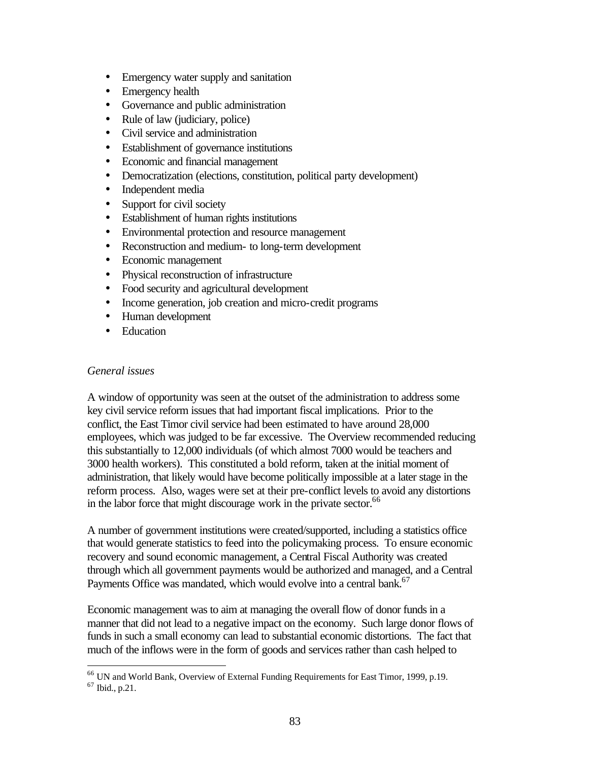- Emergency water supply and sanitation
- Emergency health
- Governance and public administration
- Rule of law (judiciary, police)
- Civil service and administration
- Establishment of governance institutions
- Economic and financial management
- Democratization (elections, constitution, political party development)
- Independent media
- Support for civil society
- Establishment of human rights institutions
- Environmental protection and resource management
- Reconstruction and medium- to long-term development
- Economic management
- Physical reconstruction of infrastructure
- Food security and agricultural development
- Income generation, job creation and micro-credit programs
- Human development
- Education

*General issues*

A window of opportunity was seen at the outset of the administration to address some key civil service reform issues that had important fiscal implications. Prior to the conflict, the East Timor civil service had been estimated to have around 28,000 employees, which was judged to be far excessive. The Overview recommended reducing this substantially to 12,000 individuals (of which almost 7000 would be teachers and 3000 health workers). This constituted a bold reform, taken at the initial moment of administration, that likely would have become politically impossible at a later stage in the reform process. Also, wages were set at their pre-conflict levels to avoid any distortions in the labor force that might discourage work in the private sector.[66]

A number of government institutions were created/supported, including a statistics office that would generate statistics to feed into the policymaking process. To ensure economic recovery and sound economic management, a Central Fiscal Authority was created through which all government payments would be authorized and managed, and a Central Payments Office was mandated, which would evolve into a central bank.[67]

Economic management was to aim at managing the overall flow of donor funds in a manner that did not lead to a negative impact on the economy. Such large donor flows of funds in such a small economy can lead to substantial economic distortions. The fact that much of the inflows were in the form of goods and services rather than cash helped to

---

[66] UN and World Bank, Overview of External Funding Requirements for East Timor, 1999, p.19.
[67] Ibid., p.21.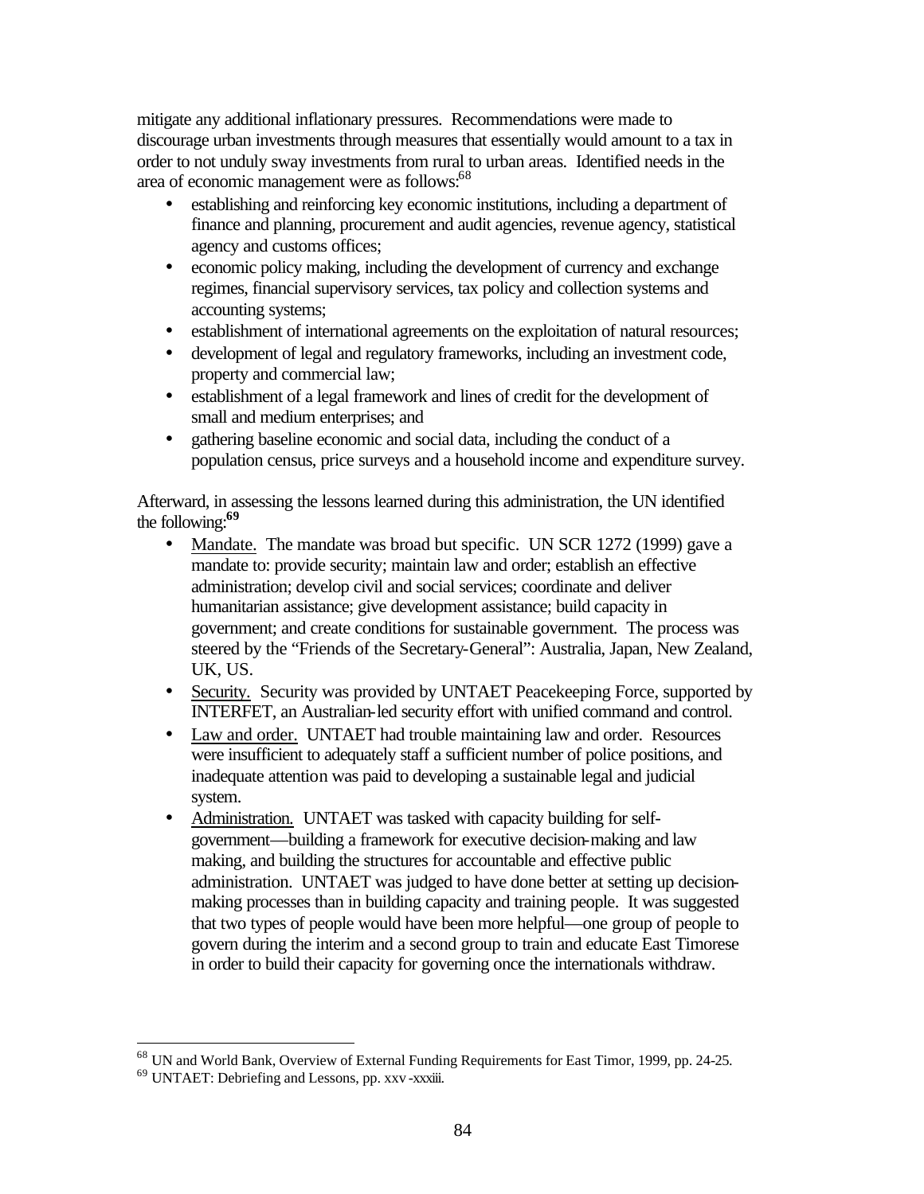mitigate any additional inflationary pressures. Recommendations were made to discourage urban investments through measures that essentially would amount to a tax in order to not unduly sway investments from rural to urban areas. Identified needs in the area of economic management were as follows:[68]

- establishing and reinforcing key economic institutions, including a department of finance and planning, procurement and audit agencies, revenue agency, statistical agency and customs offices;
- economic policy making, including the development of currency and exchange regimes, financial supervisory services, tax policy and collection systems and accounting systems;
- establishment of international agreements on the exploitation of natural resources;
- development of legal and regulatory frameworks, including an investment code, property and commercial law;
- establishment of a legal framework and lines of credit for the development of small and medium enterprises; and
- gathering baseline economic and social data, including the conduct of a population census, price surveys and a household income and expenditure survey.

Afterward, in assessing the lessons learned during this administration, the UN identified the following:[69]

- Mandate. The mandate was broad but specific. UN SCR 1272 (1999) gave a mandate to: provide security; maintain law and order; establish an effective administration; develop civil and social services; coordinate and deliver humanitarian assistance; give development assistance; build capacity in government; and create conditions for sustainable government. The process was steered by the "Friends of the Secretary-General": Australia, Japan, New Zealand, UK, US.
- Security. Security was provided by UNTAET Peacekeeping Force, supported by INTERFET, an Australian-led security effort with unified command and control.
- Law and order. UNTAET had trouble maintaining law and order. Resources were insufficient to adequately staff a sufficient number of police positions, and inadequate attention was paid to developing a sustainable legal and judicial system.
- Administration. UNTAET was tasked with capacity building for self-government—building a framework for executive decision-making and law making, and building the structures for accountable and effective public administration. UNTAET was judged to have done better at setting up decision-making processes than in building capacity and training people. It was suggested that two types of people would have been more helpful—one group of people to govern during the interim and a second group to train and educate East Timorese in order to build their capacity for governing once the internationals withdraw.

---

[68] UN and World Bank, Overview of External Funding Requirements for East Timor, 1999, pp. 24-25.

[69] UNTAET: Debriefing and Lessons, pp. xxv-xxxiii.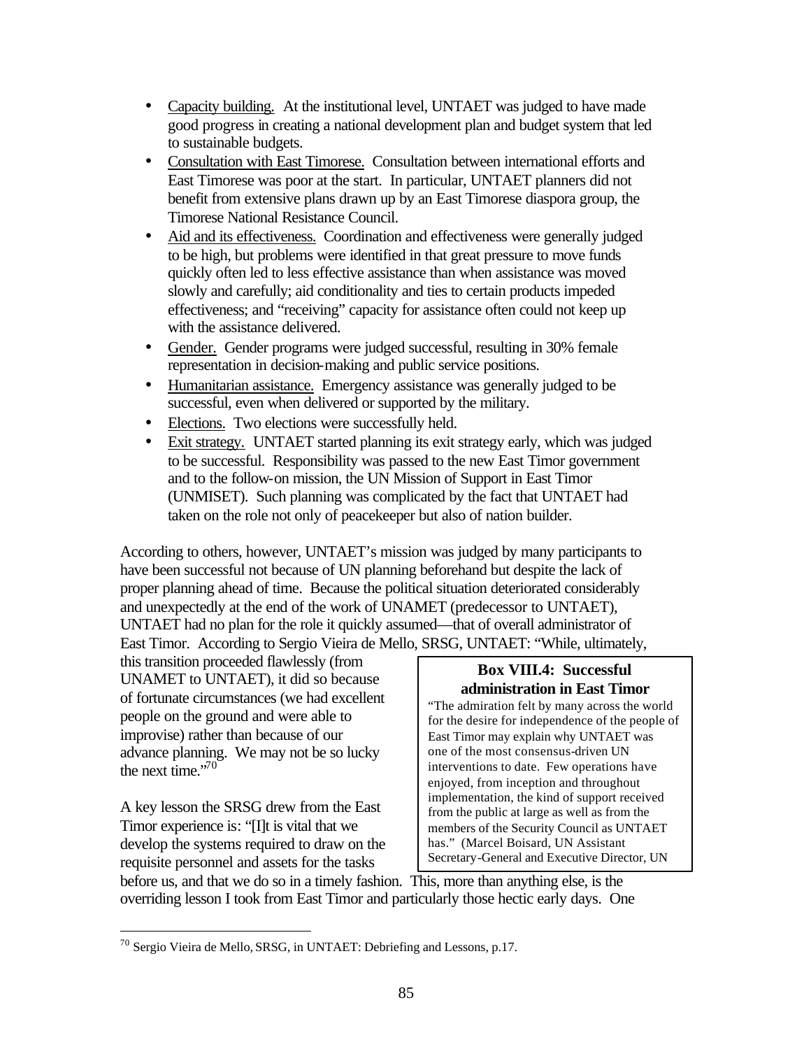- Capacity building. At the institutional level, UNTAET was judged to have made good progress in creating a national development plan and budget system that led to sustainable budgets.
- Consultation with East Timorese. Consultation between international efforts and East Timorese was poor at the start. In particular, UNTAET planners did not benefit from extensive plans drawn up by an East Timorese diaspora group, the Timorese National Resistance Council.
- Aid and its effectiveness. Coordination and effectiveness were generally judged to be high, but problems were identified in that great pressure to move funds quickly often led to less effective assistance than when assistance was moved slowly and carefully; aid conditionality and ties to certain products impeded effectiveness; and "receiving" capacity for assistance often could not keep up with the assistance delivered.
- Gender. Gender programs were judged successful, resulting in 30% female representation in decision-making and public service positions.
- Humanitarian assistance. Emergency assistance was generally judged to be successful, even when delivered or supported by the military.
- Elections. Two elections were successfully held.
- Exit strategy. UNTAET started planning its exit strategy early, which was judged to be successful. Responsibility was passed to the new East Timor government and to the follow-on mission, the UN Mission of Support in East Timor (UNMISET). Such planning was complicated by the fact that UNTAET had taken on the role not only of peacekeeper but also of nation builder.

According to others, however, UNTAET's mission was judged by many participants to have been successful not because of UN planning beforehand but despite the lack of proper planning ahead of time. Because the political situation deteriorated considerably and unexpectedly at the end of the work of UNAMET (predecessor to UNTAET), UNTAET had no plan for the role it quickly assumed—that of overall administrator of East Timor. According to Sergio Vieira de Mello, SRSG, UNTAET: "While, ultimately, this transition proceeded flawlessly (from UNAMET to UNTAET), it did so because of fortunate circumstances (we had excellent people on the ground and were able to improvise) rather than because of our advance planning. We may not be so lucky the next time."[70]

> **Box VIII.4: Successful administration in East Timor**
>
> "The admiration felt by many across the world for the desire for independence of the people of East Timor may explain why UNTAET was one of the most consensus-driven UN interventions to date. Few operations have enjoyed, from inception and throughout implementation, the kind of support received from the public at large as well as from the members of the Security Council as UNTAET has." (Marcel Boisard, UN Assistant Secretary-General and Executive Director, UN

A key lesson the SRSG drew from the East Timor experience is: "[I]t is vital that we develop the systems required to draw on the requisite personnel and assets for the tasks before us, and that we do so in a timely fashion. This, more than anything else, is the overriding lesson I took from East Timor and particularly those hectic early days. One

[70] Sergio Vieira de Mello, SRSG, in UNTAET: Debriefing and Lessons, p.17.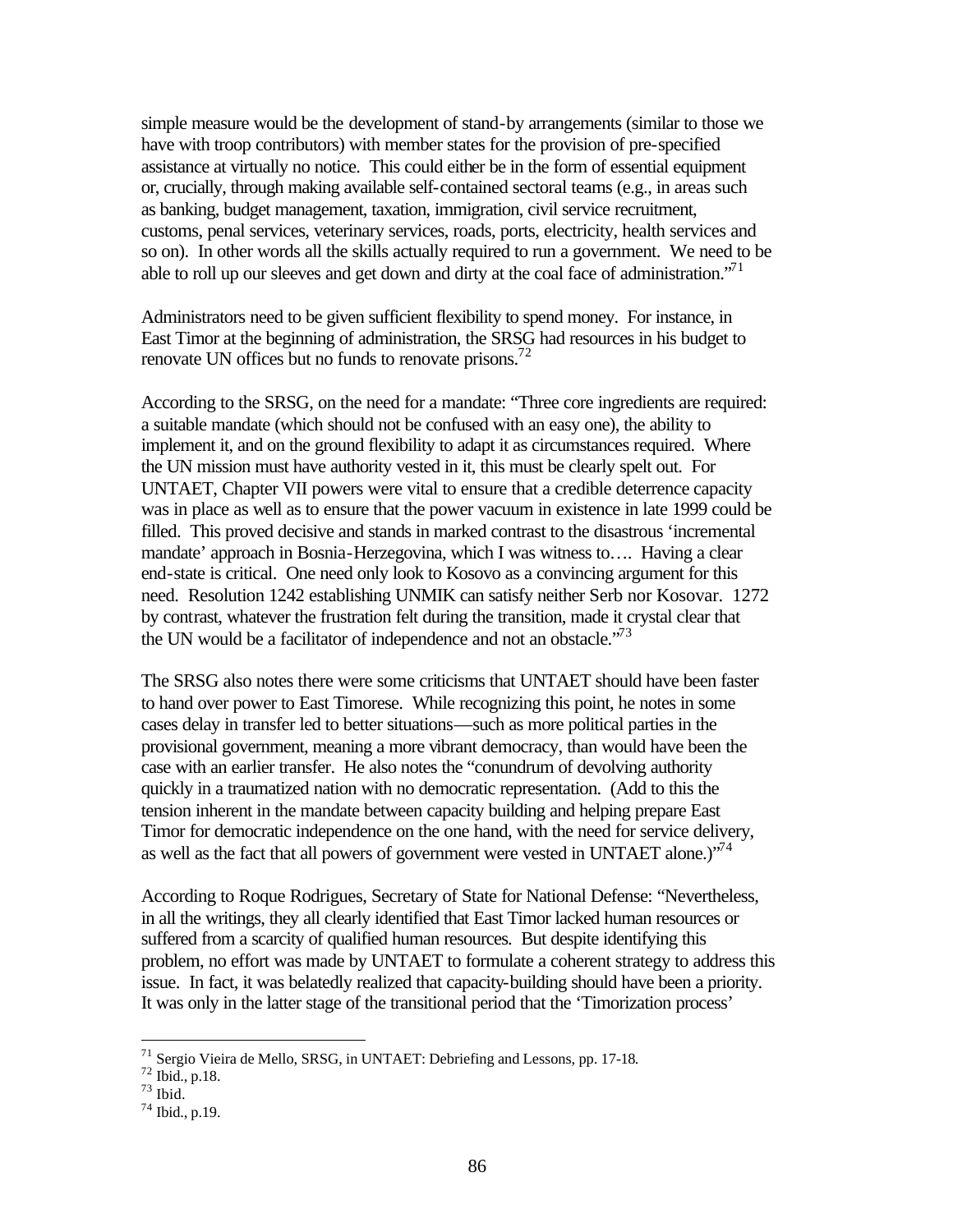simple measure would be the development of stand-by arrangements (similar to those we have with troop contributors) with member states for the provision of pre-specified assistance at virtually no notice. This could either be in the form of essential equipment or, crucially, through making available self-contained sectoral teams (e.g., in areas such as banking, budget management, taxation, immigration, civil service recruitment, customs, penal services, veterinary services, roads, ports, electricity, health services and so on). In other words all the skills actually required to run a government. We need to be able to roll up our sleeves and get down and dirty at the coal face of administration."[71]

Administrators need to be given sufficient flexibility to spend money. For instance, in East Timor at the beginning of administration, the SRSG had resources in his budget to renovate UN offices but no funds to renovate prisons.[72]

According to the SRSG, on the need for a mandate: "Three core ingredients are required: a suitable mandate (which should not be confused with an easy one), the ability to implement it, and on the ground flexibility to adapt it as circumstances required. Where the UN mission must have authority vested in it, this must be clearly spelt out. For UNTAET, Chapter VII powers were vital to ensure that a credible deterrence capacity was in place as well as to ensure that the power vacuum in existence in late 1999 could be filled. This proved decisive and stands in marked contrast to the disastrous 'incremental mandate' approach in Bosnia-Herzegovina, which I was witness to…. Having a clear end-state is critical. One need only look to Kosovo as a convincing argument for this need. Resolution 1242 establishing UNMIK can satisfy neither Serb nor Kosovar. 1272 by contrast, whatever the frustration felt during the transition, made it crystal clear that the UN would be a facilitator of independence and not an obstacle."[73]

The SRSG also notes there were some criticisms that UNTAET should have been faster to hand over power to East Timorese. While recognizing this point, he notes in some cases delay in transfer led to better situations—such as more political parties in the provisional government, meaning a more vibrant democracy, than would have been the case with an earlier transfer. He also notes the "conundrum of devolving authority quickly in a traumatized nation with no democratic representation. (Add to this the tension inherent in the mandate between capacity building and helping prepare East Timor for democratic independence on the one hand, with the need for service delivery, as well as the fact that all powers of government were vested in UNTAET alone.)"[74]

According to Roque Rodrigues, Secretary of State for National Defense: "Nevertheless, in all the writings, they all clearly identified that East Timor lacked human resources or suffered from a scarcity of qualified human resources. But despite identifying this problem, no effort was made by UNTAET to formulate a coherent strategy to address this issue. In fact, it was belatedly realized that capacity-building should have been a priority. It was only in the latter stage of the transitional period that the 'Timorization process'

---

[71] Sergio Vieira de Mello, SRSG, in UNTAET: Debriefing and Lessons, pp. 17-18.

[72] Ibid., p.18.

[73] Ibid.

[74] Ibid., p.19.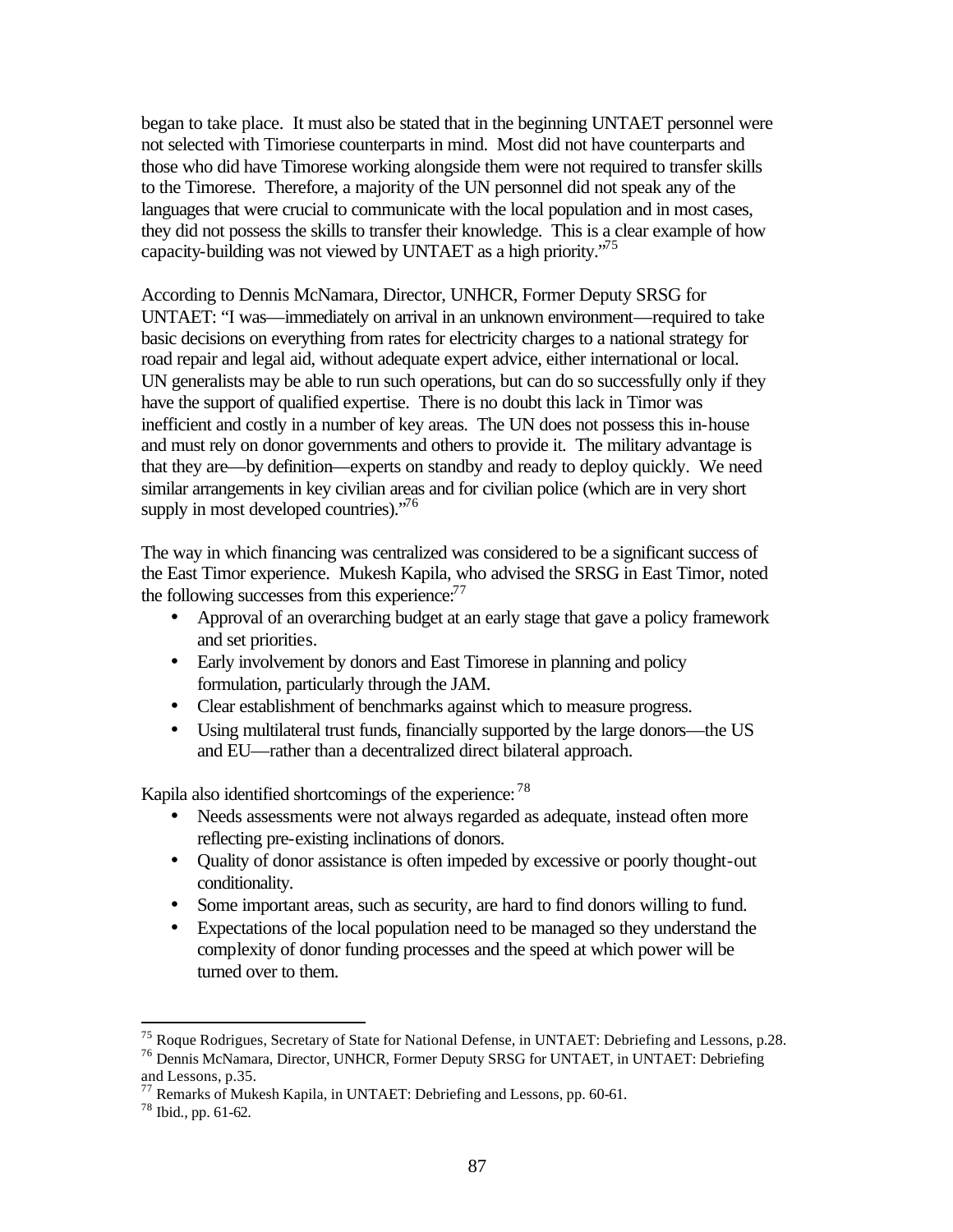began to take place. It must also be stated that in the beginning UNTAET personnel were not selected with Timoriese counterparts in mind. Most did not have counterparts and those who did have Timorese working alongside them were not required to transfer skills to the Timorese. Therefore, a majority of the UN personnel did not speak any of the languages that were crucial to communicate with the local population and in most cases, they did not possess the skills to transfer their knowledge. This is a clear example of how capacity-building was not viewed by UNTAET as a high priority."[75]

According to Dennis McNamara, Director, UNHCR, Former Deputy SRSG for UNTAET: "I was—immediately on arrival in an unknown environment—required to take basic decisions on everything from rates for electricity charges to a national strategy for road repair and legal aid, without adequate expert advice, either international or local. UN generalists may be able to run such operations, but can do so successfully only if they have the support of qualified expertise. There is no doubt this lack in Timor was inefficient and costly in a number of key areas. The UN does not possess this in-house and must rely on donor governments and others to provide it. The military advantage is that they are—by definition—experts on standby and ready to deploy quickly. We need similar arrangements in key civilian areas and for civilian police (which are in very short supply in most developed countries)."[76]

The way in which financing was centralized was considered to be a significant success of the East Timor experience. Mukesh Kapila, who advised the SRSG in East Timor, noted the following successes from this experience:[77]

- Approval of an overarching budget at an early stage that gave a policy framework and set priorities.
- Early involvement by donors and East Timorese in planning and policy formulation, particularly through the JAM.
- Clear establishment of benchmarks against which to measure progress.
- Using multilateral trust funds, financially supported by the large donors—the US and EU—rather than a decentralized direct bilateral approach.

Kapila also identified shortcomings of the experience:[78]

- Needs assessments were not always regarded as adequate, instead often more reflecting pre-existing inclinations of donors.
- Quality of donor assistance is often impeded by excessive or poorly thought-out conditionality.
- Some important areas, such as security, are hard to find donors willing to fund.
- Expectations of the local population need to be managed so they understand the complexity of donor funding processes and the speed at which power will be turned over to them.

---

[75] Roque Rodrigues, Secretary of State for National Defense, in UNTAET: Debriefing and Lessons, p.28.
[76] Dennis McNamara, Director, UNHCR, Former Deputy SRSG for UNTAET, in UNTAET: Debriefing and Lessons, p.35.
[77] Remarks of Mukesh Kapila, in UNTAET: Debriefing and Lessons, pp. 60-61.
[78] Ibid., pp. 61-62.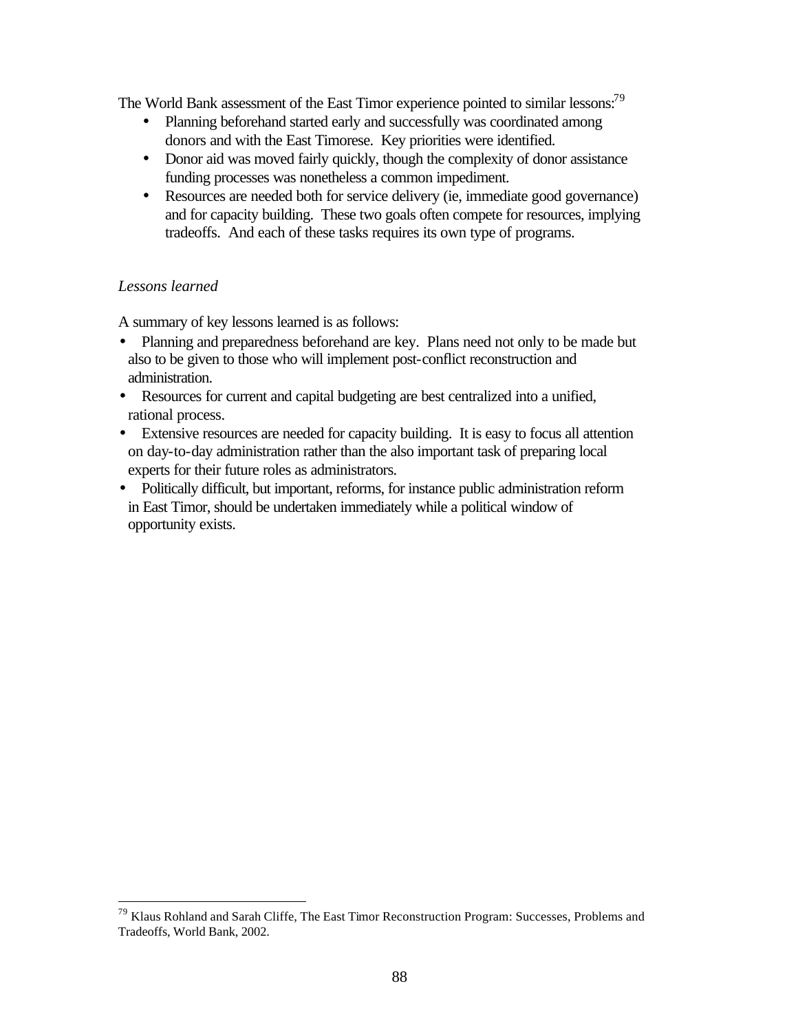The World Bank assessment of the East Timor experience pointed to similar lessons:[79]

- Planning beforehand started early and successfully was coordinated among donors and with the East Timorese. Key priorities were identified.
- Donor aid was moved fairly quickly, though the complexity of donor assistance funding processes was nonetheless a common impediment.
- Resources are needed both for service delivery (ie, immediate good governance) and for capacity building. These two goals often compete for resources, implying tradeoffs. And each of these tasks requires its own type of programs.

*Lessons learned*

A summary of key lessons learned is as follows:

- Planning and preparedness beforehand are key. Plans need not only to be made but also to be given to those who will implement post-conflict reconstruction and administration.
- Resources for current and capital budgeting are best centralized into a unified, rational process.
- Extensive resources are needed for capacity building. It is easy to focus all attention on day-to-day administration rather than the also important task of preparing local experts for their future roles as administrators.
- Politically difficult, but important, reforms, for instance public administration reform in East Timor, should be undertaken immediately while a political window of opportunity exists.

[79] Klaus Rohland and Sarah Cliffe, The East Timor Reconstruction Program: Successes, Problems and Tradeoffs, World Bank, 2002.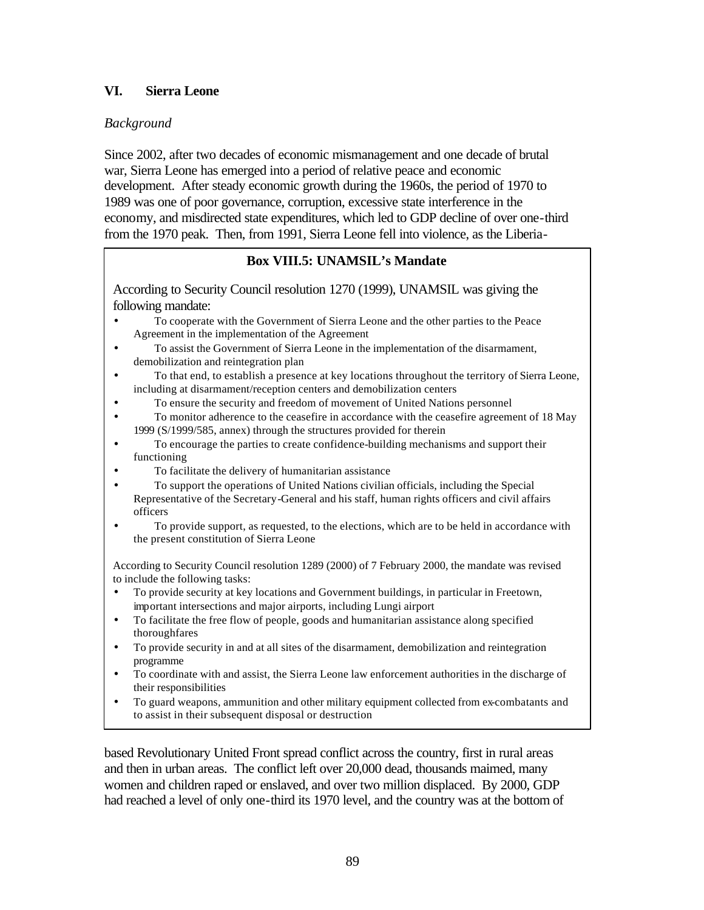## VI. Sierra Leone

*Background*

Since 2002, after two decades of economic mismanagement and one decade of brutal war, Sierra Leone has emerged into a period of relative peace and economic development. After steady economic growth during the 1960s, the period of 1970 to 1989 was one of poor governance, corruption, excessive state interference in the economy, and misdirected state expenditures, which led to GDP decline of over one-third from the 1970 peak. Then, from 1991, Sierra Leone fell into violence, as the Liberia-based Revolutionary United Front spread conflict across the country, first in rural areas and then in urban areas. The conflict left over 20,000 dead, thousands maimed, many women and children raped or enslaved, and over two million displaced. By 2000, GDP had reached a level of only one-third its 1970 level, and the country was at the bottom of

> **Box VIII.5: UNAMSIL's Mandate**
>
> According to Security Council resolution 1270 (1999), UNAMSIL was giving the following mandate:
>
> - To cooperate with the Government of Sierra Leone and the other parties to the Peace Agreement in the implementation of the Agreement
> - To assist the Government of Sierra Leone in the implementation of the disarmament, demobilization and reintegration plan
> - To that end, to establish a presence at key locations throughout the territory of Sierra Leone, including at disarmament/reception centers and demobilization centers
> - To ensure the security and freedom of movement of United Nations personnel
> - To monitor adherence to the ceasefire in accordance with the ceasefire agreement of 18 May 1999 (S/1999/585, annex) through the structures provided for therein
> - To encourage the parties to create confidence-building mechanisms and support their functioning
> - To facilitate the delivery of humanitarian assistance
> - To support the operations of United Nations civilian officials, including the Special Representative of the Secretary-General and his staff, human rights officers and civil affairs officers
> - To provide support, as requested, to the elections, which are to be held in accordance with the present constitution of Sierra Leone
>
> According to Security Council resolution 1289 (2000) of 7 February 2000, the mandate was revised to include the following tasks:
>
> - To provide security at key locations and Government buildings, in particular in Freetown, important intersections and major airports, including Lungi airport
> - To facilitate the free flow of people, goods and humanitarian assistance along specified thoroughfares
> - To provide security in and at all sites of the disarmament, demobilization and reintegration programme
> - To coordinate with and assist, the Sierra Leone law enforcement authorities in the discharge of their responsibilities
> - To guard weapons, ammunition and other military equipment collected from ex-combatants and to assist in their subsequent disposal or destruction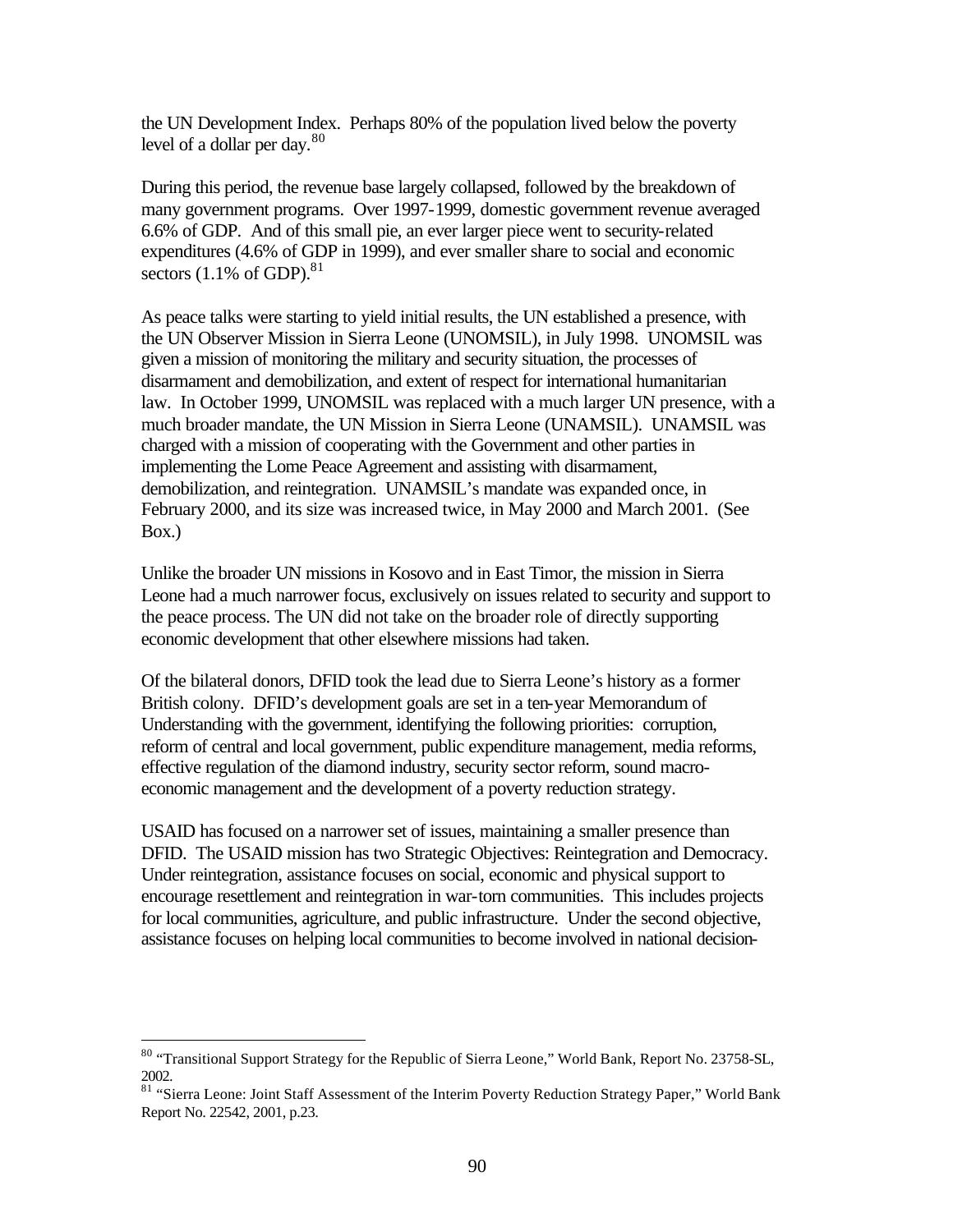the UN Development Index. Perhaps 80% of the population lived below the poverty level of a dollar per day.[80]

During this period, the revenue base largely collapsed, followed by the breakdown of many government programs. Over 1997-1999, domestic government revenue averaged 6.6% of GDP. And of this small pie, an ever larger piece went to security-related expenditures (4.6% of GDP in 1999), and ever smaller share to social and economic sectors (1.1% of GDP).[81]

As peace talks were starting to yield initial results, the UN established a presence, with the UN Observer Mission in Sierra Leone (UNOMSIL), in July 1998. UNOMSIL was given a mission of monitoring the military and security situation, the processes of disarmament and demobilization, and extent of respect for international humanitarian law. In October 1999, UNOMSIL was replaced with a much larger UN presence, with a much broader mandate, the UN Mission in Sierra Leone (UNAMSIL). UNAMSIL was charged with a mission of cooperating with the Government and other parties in implementing the Lome Peace Agreement and assisting with disarmament, demobilization, and reintegration. UNAMSIL's mandate was expanded once, in February 2000, and its size was increased twice, in May 2000 and March 2001. (See Box.)

Unlike the broader UN missions in Kosovo and in East Timor, the mission in Sierra Leone had a much narrower focus, exclusively on issues related to security and support to the peace process. The UN did not take on the broader role of directly supporting economic development that other elsewhere missions had taken.

Of the bilateral donors, DFID took the lead due to Sierra Leone's history as a former British colony. DFID's development goals are set in a ten-year Memorandum of Understanding with the government, identifying the following priorities: corruption, reform of central and local government, public expenditure management, media reforms, effective regulation of the diamond industry, security sector reform, sound macro-economic management and the development of a poverty reduction strategy.

USAID has focused on a narrower set of issues, maintaining a smaller presence than DFID. The USAID mission has two Strategic Objectives: Reintegration and Democracy. Under reintegration, assistance focuses on social, economic and physical support to encourage resettlement and reintegration in war-torn communities. This includes projects for local communities, agriculture, and public infrastructure. Under the second objective, assistance focuses on helping local communities to become involved in national decision-

[80] "Transitional Support Strategy for the Republic of Sierra Leone," World Bank, Report No. 23758-SL, 2002.

[81] "Sierra Leone: Joint Staff Assessment of the Interim Poverty Reduction Strategy Paper," World Bank Report No. 22542, 2001, p.23.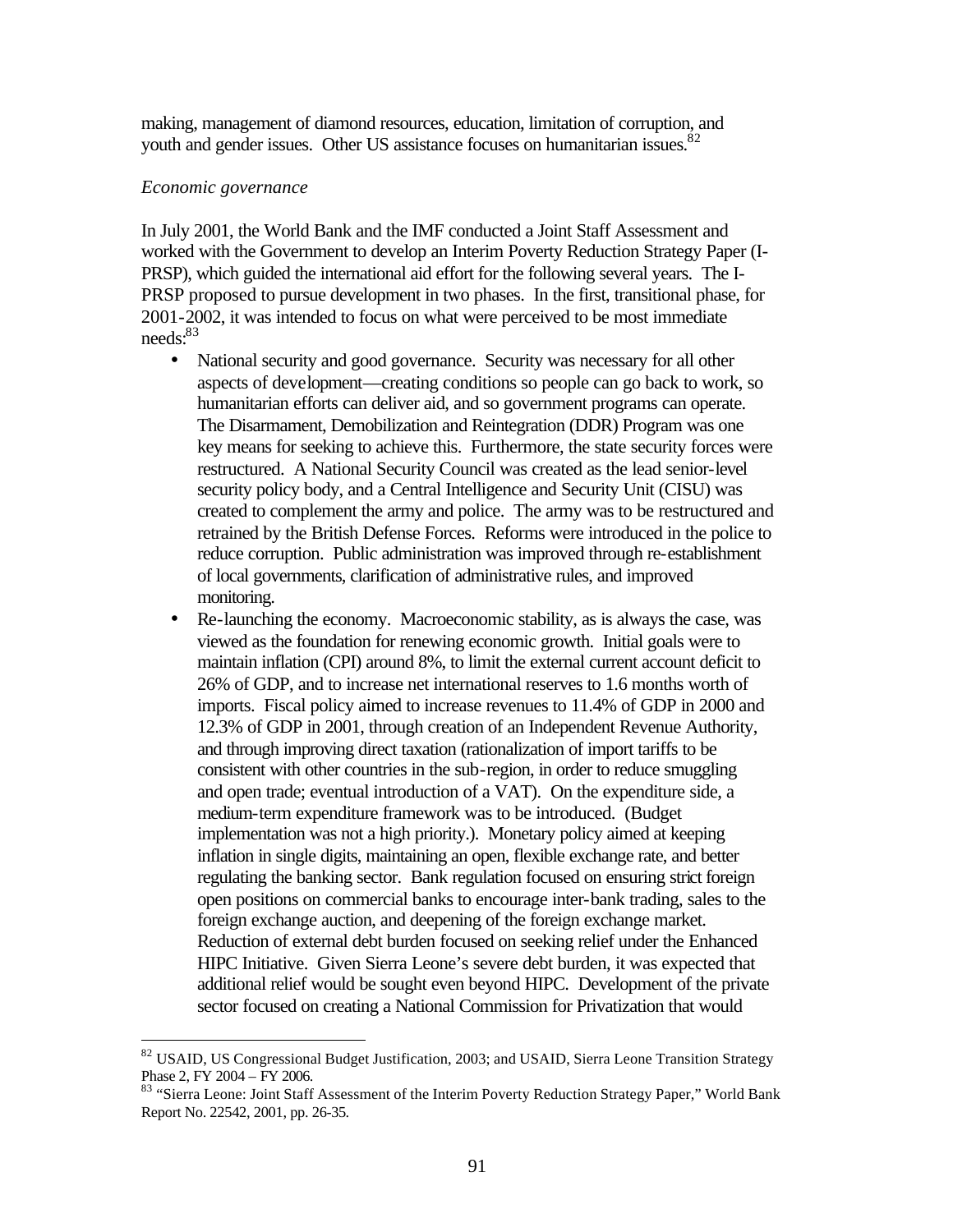making, management of diamond resources, education, limitation of corruption, and youth and gender issues. Other US assistance focuses on humanitarian issues.[82]

*Economic governance*

In July 2001, the World Bank and the IMF conducted a Joint Staff Assessment and worked with the Government to develop an Interim Poverty Reduction Strategy Paper (I-PRSP), which guided the international aid effort for the following several years. The I-PRSP proposed to pursue development in two phases. In the first, transitional phase, for 2001-2002, it was intended to focus on what were perceived to be most immediate needs:[83]

- National security and good governance. Security was necessary for all other aspects of development—creating conditions so people can go back to work, so humanitarian efforts can deliver aid, and so government programs can operate. The Disarmament, Demobilization and Reintegration (DDR) Program was one key means for seeking to achieve this. Furthermore, the state security forces were restructured. A National Security Council was created as the lead senior-level security policy body, and a Central Intelligence and Security Unit (CISU) was created to complement the army and police. The army was to be restructured and retrained by the British Defense Forces. Reforms were introduced in the police to reduce corruption. Public administration was improved through re-establishment of local governments, clarification of administrative rules, and improved monitoring.
- Re-launching the economy. Macroeconomic stability, as is always the case, was viewed as the foundation for renewing economic growth. Initial goals were to maintain inflation (CPI) around 8%, to limit the external current account deficit to 26% of GDP, and to increase net international reserves to 1.6 months worth of imports. Fiscal policy aimed to increase revenues to 11.4% of GDP in 2000 and 12.3% of GDP in 2001, through creation of an Independent Revenue Authority, and through improving direct taxation (rationalization of import tariffs to be consistent with other countries in the sub-region, in order to reduce smuggling and open trade; eventual introduction of a VAT). On the expenditure side, a medium-term expenditure framework was to be introduced. (Budget implementation was not a high priority.). Monetary policy aimed at keeping inflation in single digits, maintaining an open, flexible exchange rate, and better regulating the banking sector. Bank regulation focused on ensuring strict foreign open positions on commercial banks to encourage inter-bank trading, sales to the foreign exchange auction, and deepening of the foreign exchange market. Reduction of external debt burden focused on seeking relief under the Enhanced HIPC Initiative. Given Sierra Leone's severe debt burden, it was expected that additional relief would be sought even beyond HIPC. Development of the private sector focused on creating a National Commission for Privatization that would

[82] USAID, US Congressional Budget Justification, 2003; and USAID, Sierra Leone Transition Strategy Phase 2, FY 2004 – FY 2006.

[83] "Sierra Leone: Joint Staff Assessment of the Interim Poverty Reduction Strategy Paper," World Bank Report No. 22542, 2001, pp. 26-35.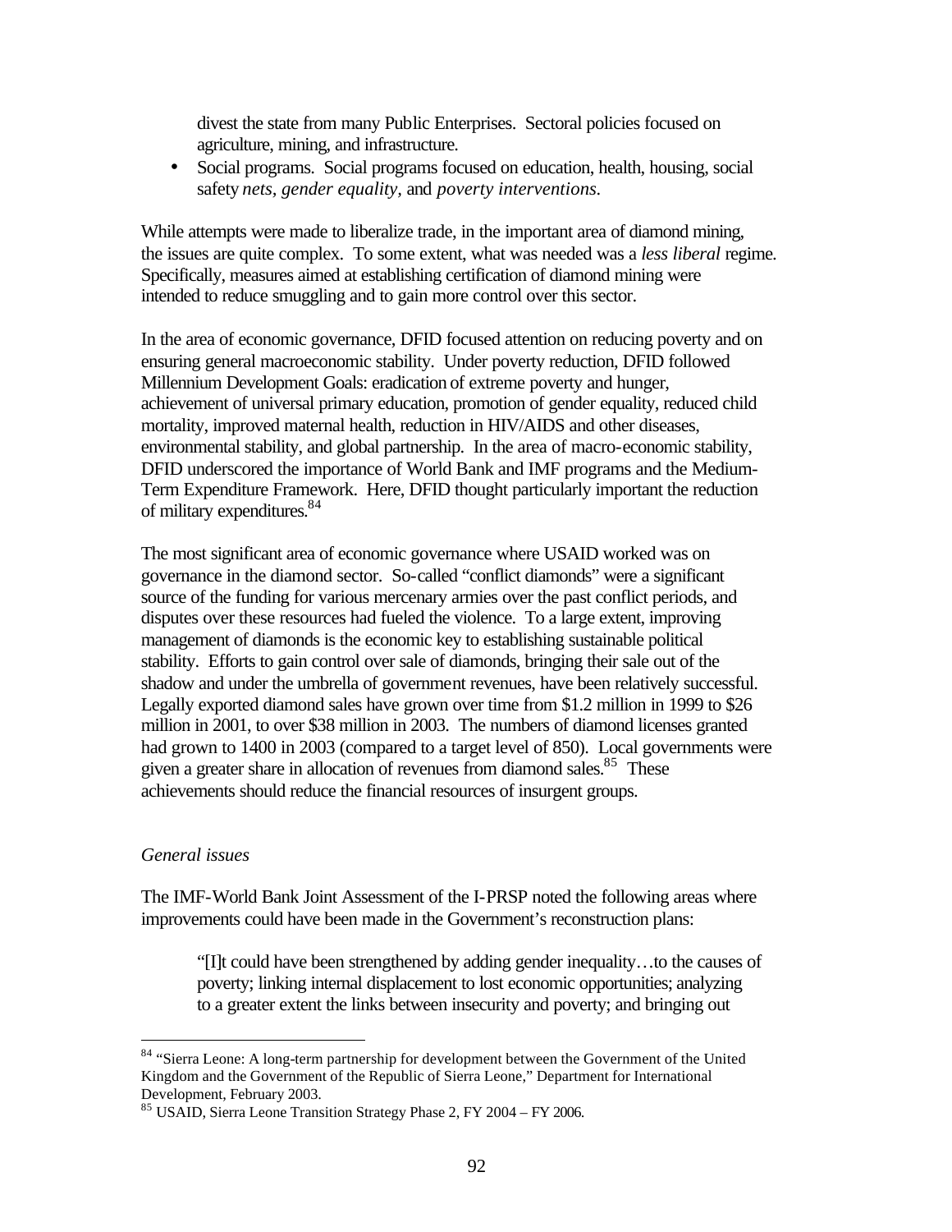divest the state from many Public Enterprises. Sectoral policies focused on agriculture, mining, and infrastructure.

- Social programs. Social programs focused on education, health, housing, social safety *nets, gender equality,* and *poverty interventions*.

While attempts were made to liberalize trade, in the important area of diamond mining, the issues are quite complex. To some extent, what was needed was a *less liberal* regime. Specifically, measures aimed at establishing certification of diamond mining were intended to reduce smuggling and to gain more control over this sector.

In the area of economic governance, DFID focused attention on reducing poverty and on ensuring general macroeconomic stability. Under poverty reduction, DFID followed Millennium Development Goals: eradication of extreme poverty and hunger, achievement of universal primary education, promotion of gender equality, reduced child mortality, improved maternal health, reduction in HIV/AIDS and other diseases, environmental stability, and global partnership. In the area of macro-economic stability, DFID underscored the importance of World Bank and IMF programs and the Medium-Term Expenditure Framework. Here, DFID thought particularly important the reduction of military expenditures.[84]

The most significant area of economic governance where USAID worked was on governance in the diamond sector. So-called "conflict diamonds" were a significant source of the funding for various mercenary armies over the past conflict periods, and disputes over these resources had fueled the violence. To a large extent, improving management of diamonds is the economic key to establishing sustainable political stability. Efforts to gain control over sale of diamonds, bringing their sale out of the shadow and under the umbrella of government revenues, have been relatively successful. Legally exported diamond sales have grown over time from $1.2 million in 1999 to $26 million in 2001, to over $38 million in 2003. The numbers of diamond licenses granted had grown to 1400 in 2003 (compared to a target level of 850). Local governments were given a greater share in allocation of revenues from diamond sales.[85] These achievements should reduce the financial resources of insurgent groups.

*General issues*

The IMF-World Bank Joint Assessment of the I-PRSP noted the following areas where improvements could have been made in the Government's reconstruction plans:

> "[I]t could have been strengthened by adding gender inequality…to the causes of poverty; linking internal displacement to lost economic opportunities; analyzing to a greater extent the links between insecurity and poverty; and bringing out

[84] "Sierra Leone: A long-term partnership for development between the Government of the United Kingdom and the Government of the Republic of Sierra Leone," Department for International Development, February 2003.

[85] USAID, Sierra Leone Transition Strategy Phase 2, FY 2004 – FY 2006.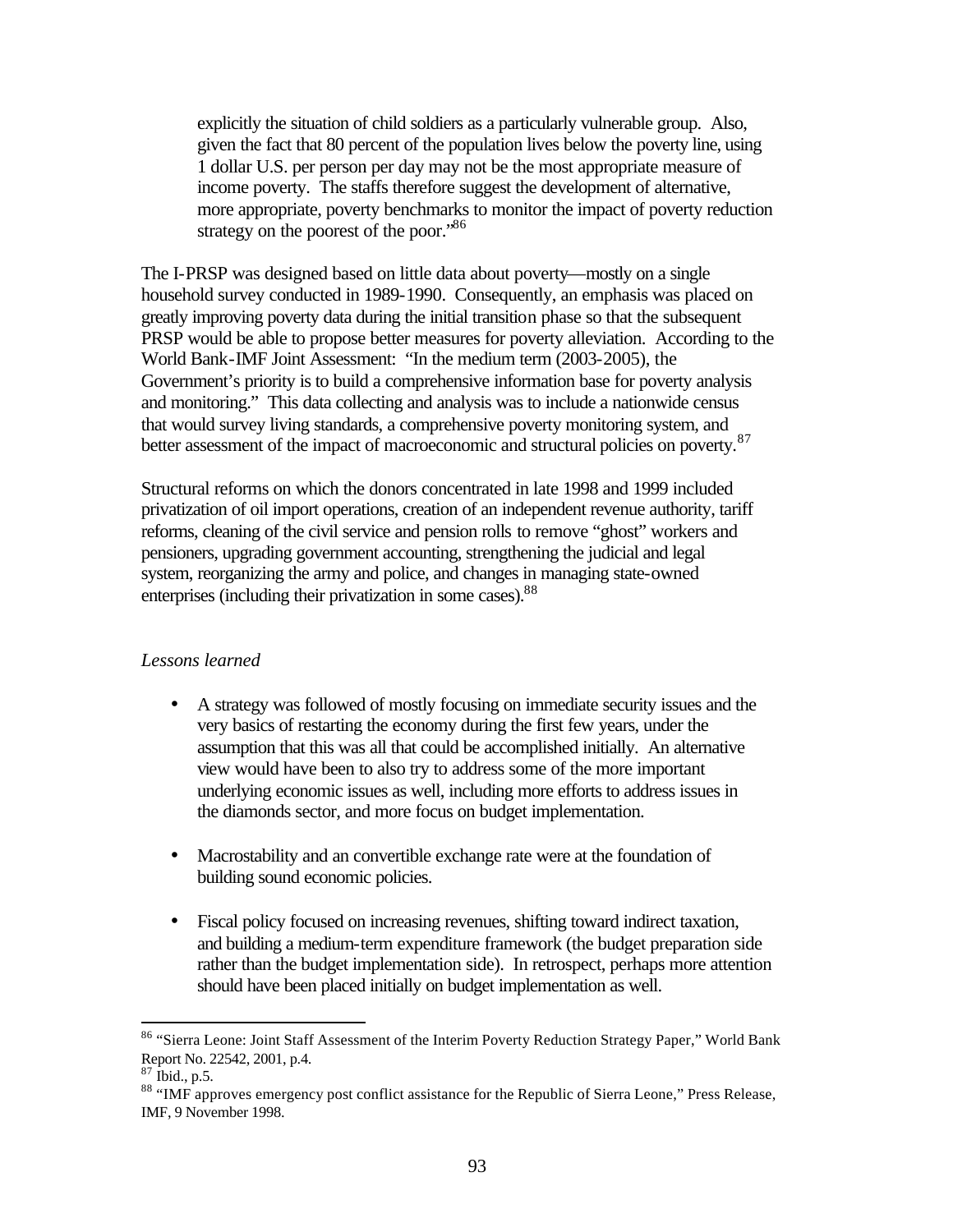explicitly the situation of child soldiers as a particularly vulnerable group. Also, given the fact that 80 percent of the population lives below the poverty line, using 1 dollar U.S. per person per day may not be the most appropriate measure of income poverty. The staffs therefore suggest the development of alternative, more appropriate, poverty benchmarks to monitor the impact of poverty reduction strategy on the poorest of the poor."[86]

The I-PRSP was designed based on little data about poverty—mostly on a single household survey conducted in 1989-1990. Consequently, an emphasis was placed on greatly improving poverty data during the initial transition phase so that the subsequent PRSP would be able to propose better measures for poverty alleviation. According to the World Bank-IMF Joint Assessment: "In the medium term (2003-2005), the Government's priority is to build a comprehensive information base for poverty analysis and monitoring." This data collecting and analysis was to include a nationwide census that would survey living standards, a comprehensive poverty monitoring system, and better assessment of the impact of macroeconomic and structural policies on poverty.[87]

Structural reforms on which the donors concentrated in late 1998 and 1999 included privatization of oil import operations, creation of an independent revenue authority, tariff reforms, cleaning of the civil service and pension rolls to remove "ghost" workers and pensioners, upgrading government accounting, strengthening the judicial and legal system, reorganizing the army and police, and changes in managing state-owned enterprises (including their privatization in some cases).[88]

*Lessons learned*

- A strategy was followed of mostly focusing on immediate security issues and the very basics of restarting the economy during the first few years, under the assumption that this was all that could be accomplished initially. An alternative view would have been to also try to address some of the more important underlying economic issues as well, including more efforts to address issues in the diamonds sector, and more focus on budget implementation.

- Macrostability and an convertible exchange rate were at the foundation of building sound economic policies.

- Fiscal policy focused on increasing revenues, shifting toward indirect taxation, and building a medium-term expenditure framework (the budget preparation side rather than the budget implementation side). In retrospect, perhaps more attention should have been placed initially on budget implementation as well.

---

[86] "Sierra Leone: Joint Staff Assessment of the Interim Poverty Reduction Strategy Paper," World Bank Report No. 22542, 2001, p.4.

[87] Ibid., p.5.

[88] "IMF approves emergency post conflict assistance for the Republic of Sierra Leone," Press Release, IMF, 9 November 1998.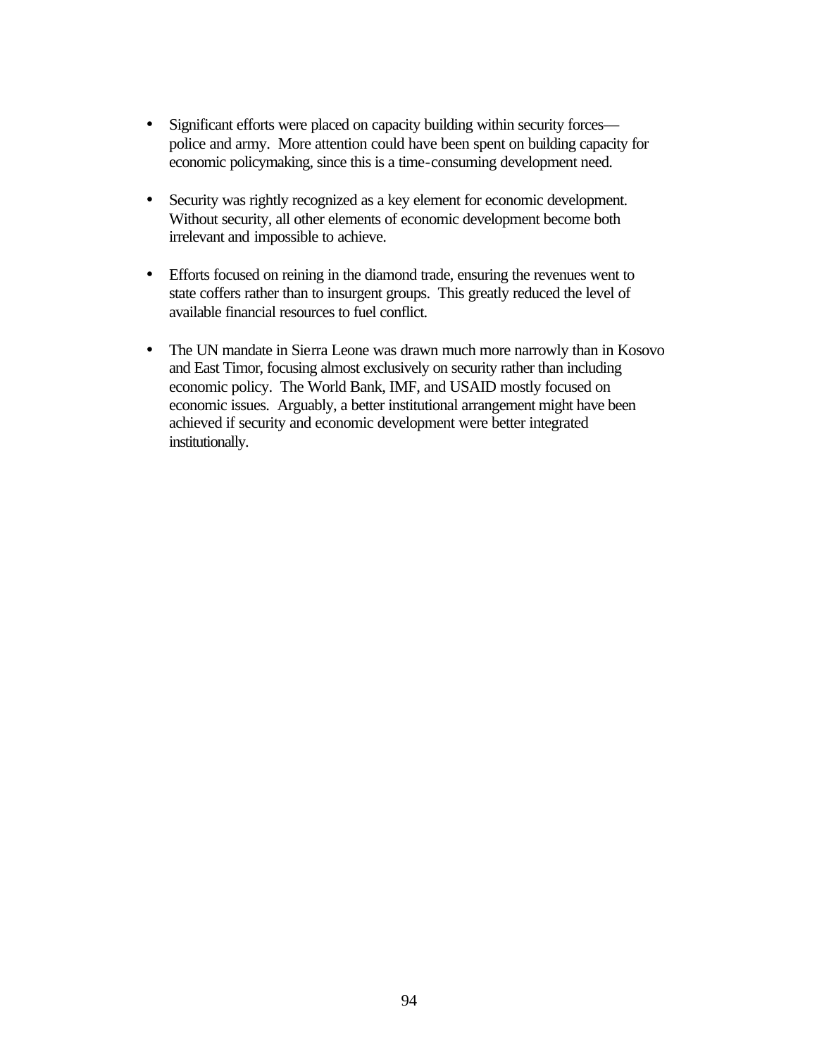- Significant efforts were placed on capacity building within security forces—police and army. More attention could have been spent on building capacity for economic policymaking, since this is a time-consuming development need.

- Security was rightly recognized as a key element for economic development. Without security, all other elements of economic development become both irrelevant and impossible to achieve.

- Efforts focused on reining in the diamond trade, ensuring the revenues went to state coffers rather than to insurgent groups. This greatly reduced the level of available financial resources to fuel conflict.

- The UN mandate in Sierra Leone was drawn much more narrowly than in Kosovo and East Timor, focusing almost exclusively on security rather than including economic policy. The World Bank, IMF, and USAID mostly focused on economic issues. Arguably, a better institutional arrangement might have been achieved if security and economic development were better integrated institutionally.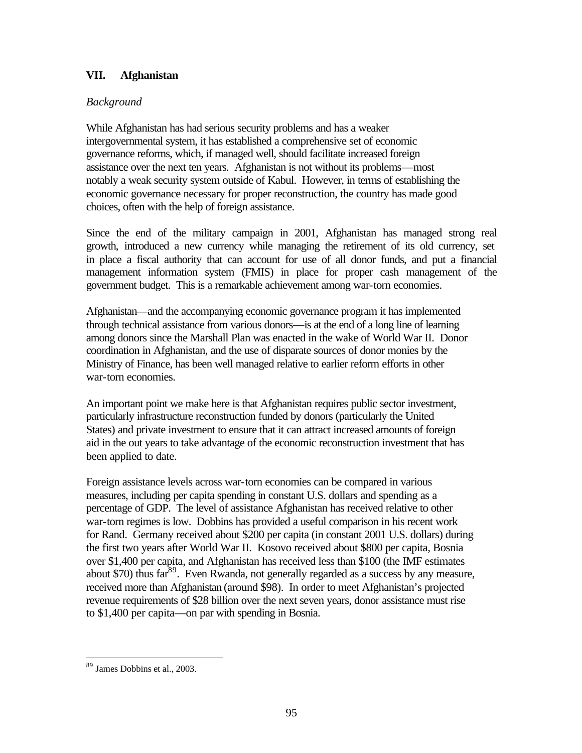## VII. Afghanistan

*Background*

While Afghanistan has had serious security problems and has a weaker intergovernmental system, it has established a comprehensive set of economic governance reforms, which, if managed well, should facilitate increased foreign assistance over the next ten years. Afghanistan is not without its problems—most notably a weak security system outside of Kabul. However, in terms of establishing the economic governance necessary for proper reconstruction, the country has made good choices, often with the help of foreign assistance.

Since the end of the military campaign in 2001, Afghanistan has managed strong real growth, introduced a new currency while managing the retirement of its old currency, set in place a fiscal authority that can account for use of all donor funds, and put a financial management information system (FMIS) in place for proper cash management of the government budget. This is a remarkable achievement among war-torn economies.

Afghanistan—and the accompanying economic governance program it has implemented through technical assistance from various donors—is at the end of a long line of learning among donors since the Marshall Plan was enacted in the wake of World War II. Donor coordination in Afghanistan, and the use of disparate sources of donor monies by the Ministry of Finance, has been well managed relative to earlier reform efforts in other war-torn economies.

An important point we make here is that Afghanistan requires public sector investment, particularly infrastructure reconstruction funded by donors (particularly the United States) and private investment to ensure that it can attract increased amounts of foreign aid in the out years to take advantage of the economic reconstruction investment that has been applied to date.

Foreign assistance levels across war-torn economies can be compared in various measures, including per capita spending in constant U.S. dollars and spending as a percentage of GDP. The level of assistance Afghanistan has received relative to other war-torn regimes is low. Dobbins has provided a useful comparison in his recent work for Rand. Germany received about $200 per capita (in constant 2001 U.S. dollars) during the first two years after World War II. Kosovo received about $800 per capita, Bosnia over $1,400 per capita, and Afghanistan has received less than $100 (the IMF estimates about $70) thus far[89]. Even Rwanda, not generally regarded as a success by any measure, received more than Afghanistan (around $98). In order to meet Afghanistan's projected revenue requirements of $28 billion over the next seven years, donor assistance must rise to $1,400 per capita—on par with spending in Bosnia.

---

[89] James Dobbins et al., 2003.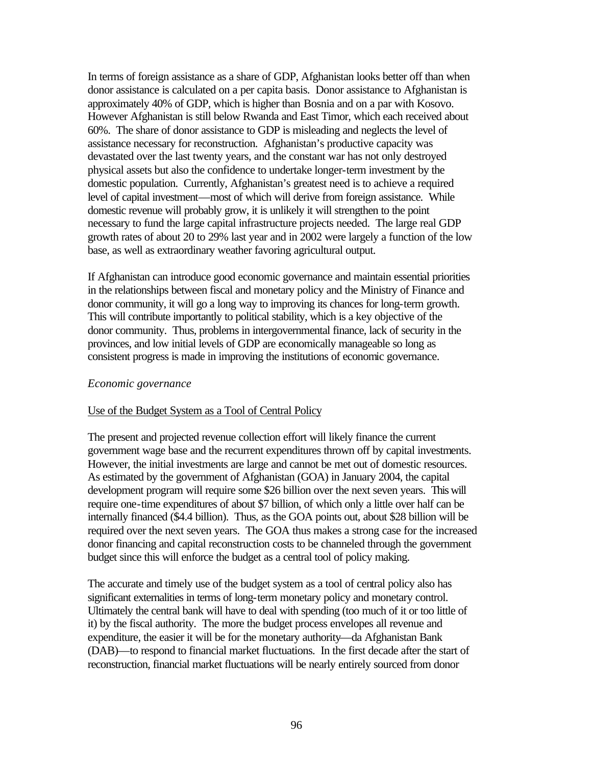In terms of foreign assistance as a share of GDP, Afghanistan looks better off than when donor assistance is calculated on a per capita basis. Donor assistance to Afghanistan is approximately 40% of GDP, which is higher than Bosnia and on a par with Kosovo. However Afghanistan is still below Rwanda and East Timor, which each received about 60%. The share of donor assistance to GDP is misleading and neglects the level of assistance necessary for reconstruction. Afghanistan's productive capacity was devastated over the last twenty years, and the constant war has not only destroyed physical assets but also the confidence to undertake longer-term investment by the domestic population. Currently, Afghanistan's greatest need is to achieve a required level of capital investment—most of which will derive from foreign assistance. While domestic revenue will probably grow, it is unlikely it will strengthen to the point necessary to fund the large capital infrastructure projects needed. The large real GDP growth rates of about 20 to 29% last year and in 2002 were largely a function of the low base, as well as extraordinary weather favoring agricultural output.

If Afghanistan can introduce good economic governance and maintain essential priorities in the relationships between fiscal and monetary policy and the Ministry of Finance and donor community, it will go a long way to improving its chances for long-term growth. This will contribute importantly to political stability, which is a key objective of the donor community. Thus, problems in intergovernmental finance, lack of security in the provinces, and low initial levels of GDP are economically manageable so long as consistent progress is made in improving the institutions of economic governance.

*Economic governance*

Use of the Budget System as a Tool of Central Policy

The present and projected revenue collection effort will likely finance the current government wage base and the recurrent expenditures thrown off by capital investments. However, the initial investments are large and cannot be met out of domestic resources. As estimated by the government of Afghanistan (GOA) in January 2004, the capital development program will require some $26 billion over the next seven years. This will require one-time expenditures of about $7 billion, of which only a little over half can be internally financed ($4.4 billion). Thus, as the GOA points out, about $28 billion will be required over the next seven years. The GOA thus makes a strong case for the increased donor financing and capital reconstruction costs to be channeled through the government budget since this will enforce the budget as a central tool of policy making.

The accurate and timely use of the budget system as a tool of central policy also has significant externalities in terms of long-term monetary policy and monetary control. Ultimately the central bank will have to deal with spending (too much of it or too little of it) by the fiscal authority. The more the budget process envelopes all revenue and expenditure, the easier it will be for the monetary authority—da Afghanistan Bank (DAB)—to respond to financial market fluctuations. In the first decade after the start of reconstruction, financial market fluctuations will be nearly entirely sourced from donor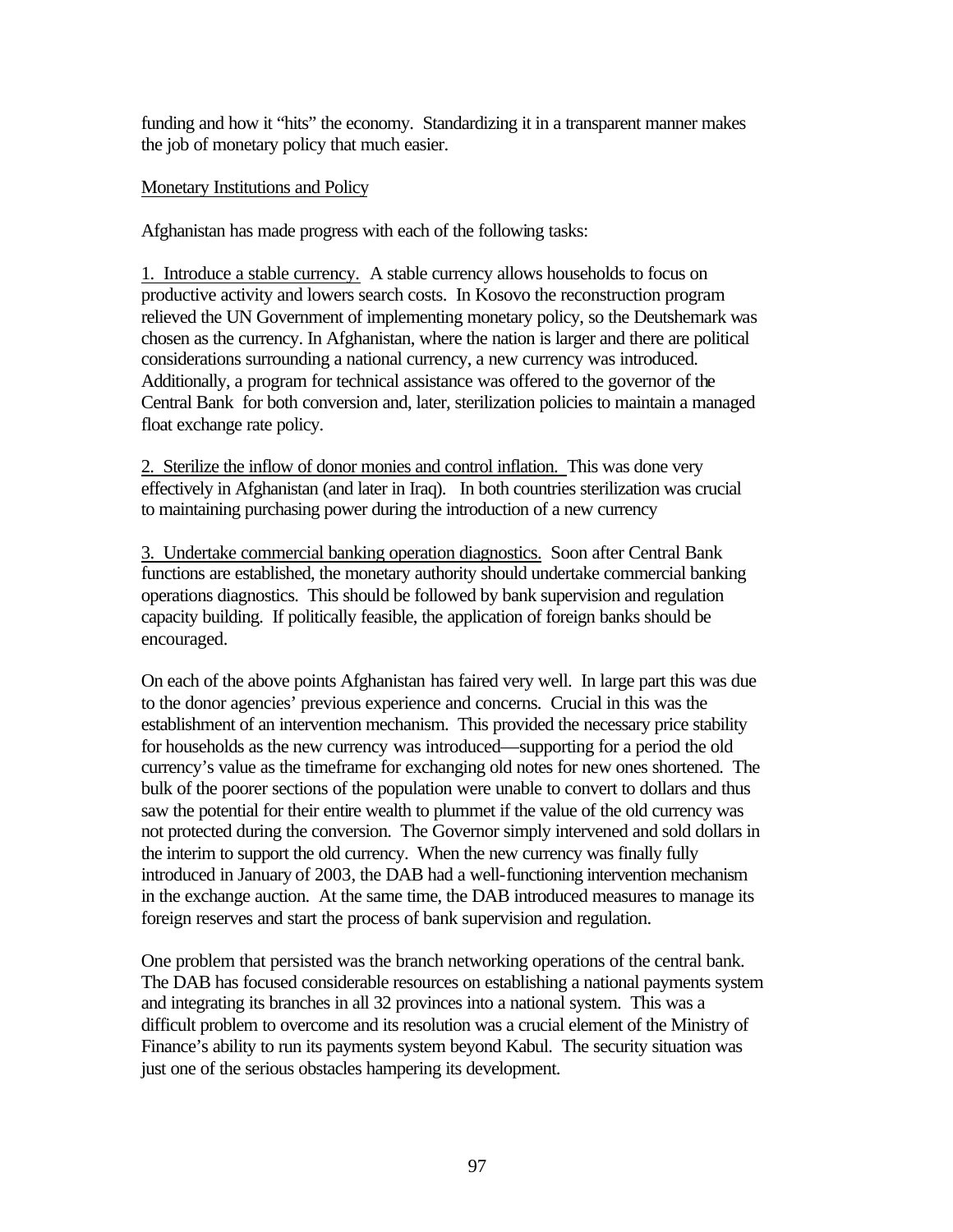funding and how it "hits" the economy. Standardizing it in a transparent manner makes the job of monetary policy that much easier.

Monetary Institutions and Policy

Afghanistan has made progress with each of the following tasks:

1. Introduce a stable currency. A stable currency allows households to focus on productive activity and lowers search costs. In Kosovo the reconstruction program relieved the UN Government of implementing monetary policy, so the Deutshemark was chosen as the currency. In Afghanistan, where the nation is larger and there are political considerations surrounding a national currency, a new currency was introduced. Additionally, a program for technical assistance was offered to the governor of the Central Bank for both conversion and, later, sterilization policies to maintain a managed float exchange rate policy.

2. Sterilize the inflow of donor monies and control inflation. This was done very effectively in Afghanistan (and later in Iraq). In both countries sterilization was crucial to maintaining purchasing power during the introduction of a new currency

3. Undertake commercial banking operation diagnostics. Soon after Central Bank functions are established, the monetary authority should undertake commercial banking operations diagnostics. This should be followed by bank supervision and regulation capacity building. If politically feasible, the application of foreign banks should be encouraged.

On each of the above points Afghanistan has faired very well. In large part this was due to the donor agencies' previous experience and concerns. Crucial in this was the establishment of an intervention mechanism. This provided the necessary price stability for households as the new currency was introduced—supporting for a period the old currency's value as the timeframe for exchanging old notes for new ones shortened. The bulk of the poorer sections of the population were unable to convert to dollars and thus saw the potential for their entire wealth to plummet if the value of the old currency was not protected during the conversion. The Governor simply intervened and sold dollars in the interim to support the old currency. When the new currency was finally fully introduced in January of 2003, the DAB had a well-functioning intervention mechanism in the exchange auction. At the same time, the DAB introduced measures to manage its foreign reserves and start the process of bank supervision and regulation.

One problem that persisted was the branch networking operations of the central bank. The DAB has focused considerable resources on establishing a national payments system and integrating its branches in all 32 provinces into a national system. This was a difficult problem to overcome and its resolution was a crucial element of the Ministry of Finance's ability to run its payments system beyond Kabul. The security situation was just one of the serious obstacles hampering its development.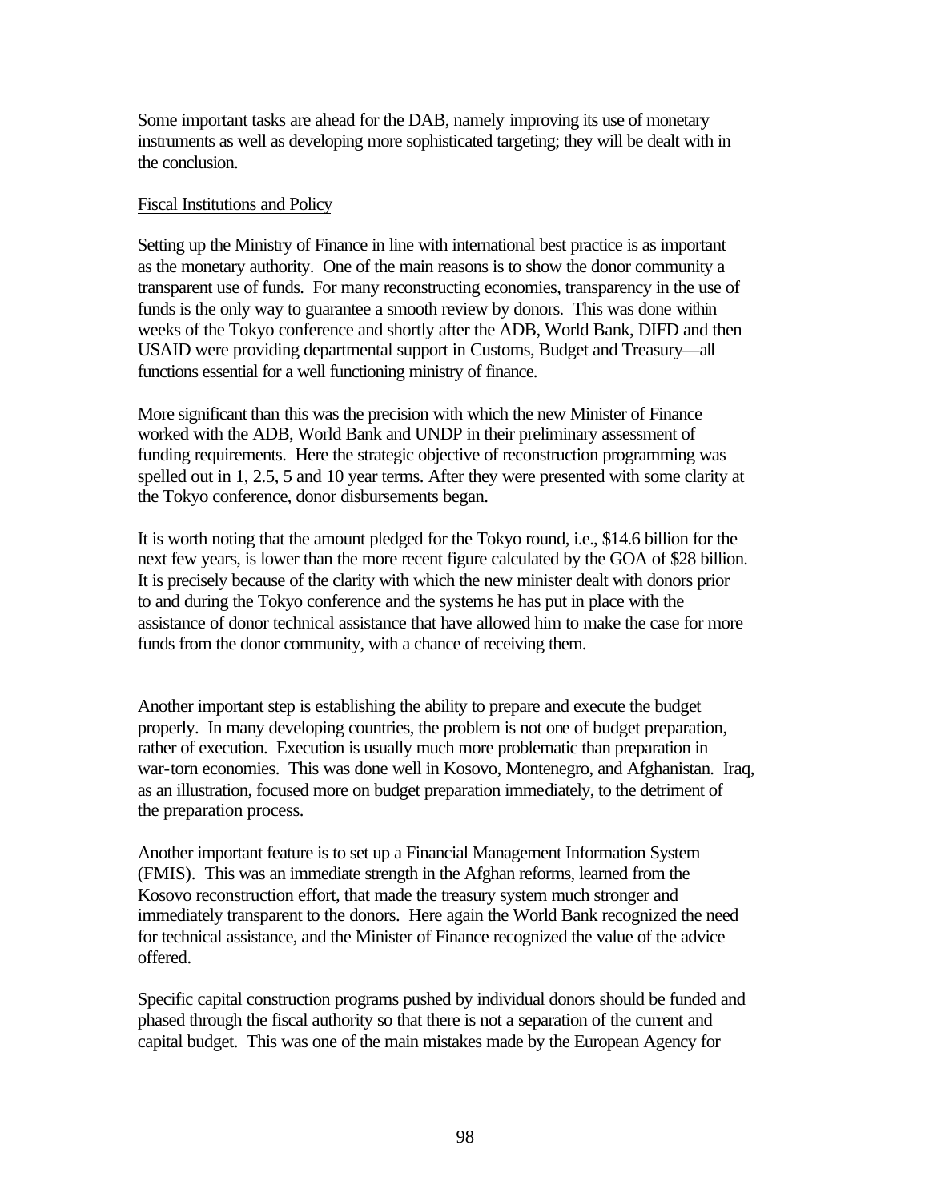Some important tasks are ahead for the DAB, namely improving its use of monetary instruments as well as developing more sophisticated targeting; they will be dealt with in the conclusion.

<u>Fiscal Institutions and Policy</u>

Setting up the Ministry of Finance in line with international best practice is as important as the monetary authority. One of the main reasons is to show the donor community a transparent use of funds. For many reconstructing economies, transparency in the use of funds is the only way to guarantee a smooth review by donors. This was done within weeks of the Tokyo conference and shortly after the ADB, World Bank, DIFD and then USAID were providing departmental support in Customs, Budget and Treasury—all functions essential for a well functioning ministry of finance.

More significant than this was the precision with which the new Minister of Finance worked with the ADB, World Bank and UNDP in their preliminary assessment of funding requirements. Here the strategic objective of reconstruction programming was spelled out in 1, 2.5, 5 and 10 year terms. After they were presented with some clarity at the Tokyo conference, donor disbursements began.

It is worth noting that the amount pledged for the Tokyo round, i.e., \$14.6 billion for the next few years, is lower than the more recent figure calculated by the GOA of \$28 billion. It is precisely because of the clarity with which the new minister dealt with donors prior to and during the Tokyo conference and the systems he has put in place with the assistance of donor technical assistance that have allowed him to make the case for more funds from the donor community, with a chance of receiving them.

Another important step is establishing the ability to prepare and execute the budget properly. In many developing countries, the problem is not one of budget preparation, rather of execution. Execution is usually much more problematic than preparation in war-torn economies. This was done well in Kosovo, Montenegro, and Afghanistan. Iraq, as an illustration, focused more on budget preparation immediately, to the detriment of the preparation process.

Another important feature is to set up a Financial Management Information System (FMIS). This was an immediate strength in the Afghan reforms, learned from the Kosovo reconstruction effort, that made the treasury system much stronger and immediately transparent to the donors. Here again the World Bank recognized the need for technical assistance, and the Minister of Finance recognized the value of the advice offered.

Specific capital construction programs pushed by individual donors should be funded and phased through the fiscal authority so that there is not a separation of the current and capital budget. This was one of the main mistakes made by the European Agency for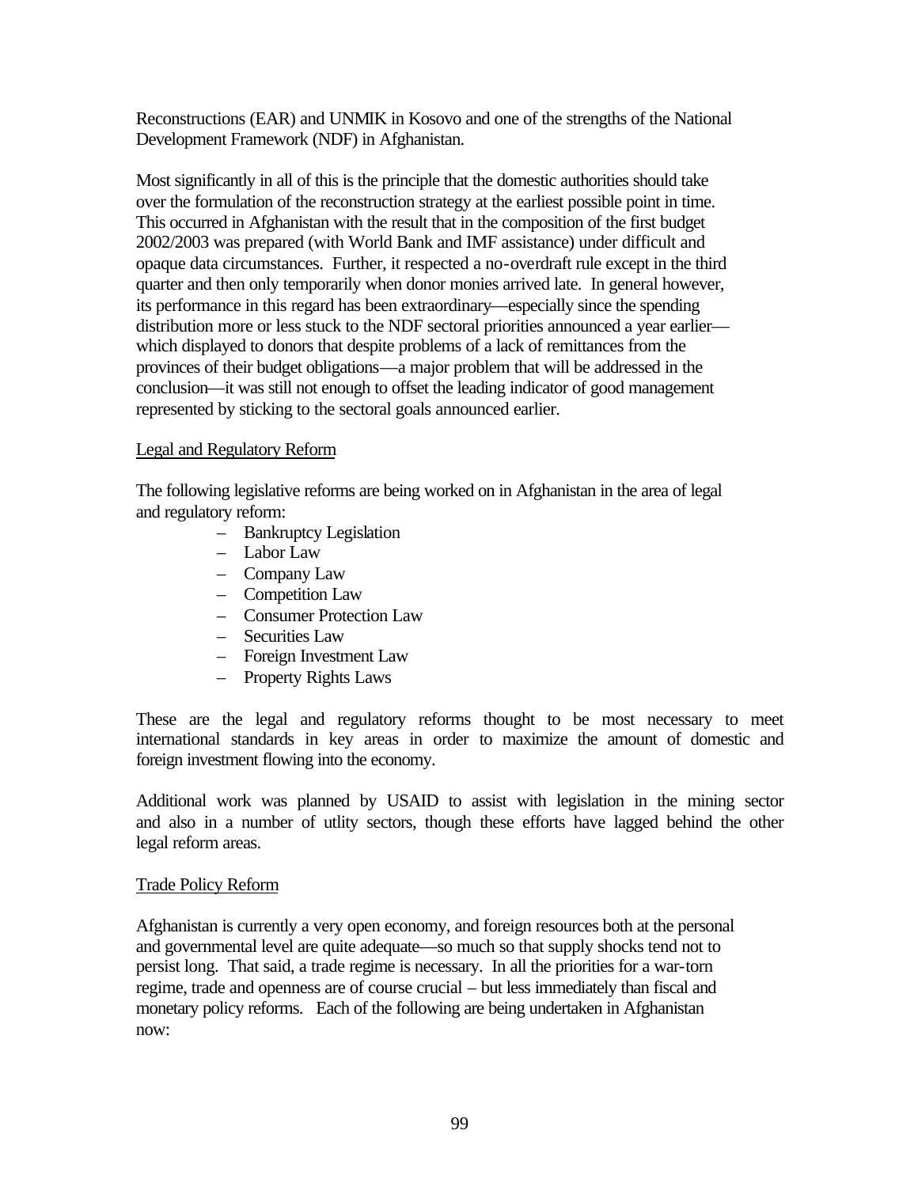Reconstructions (EAR) and UNMIK in Kosovo and one of the strengths of the National Development Framework (NDF) in Afghanistan.

Most significantly in all of this is the principle that the domestic authorities should take over the formulation of the reconstruction strategy at the earliest possible point in time. This occurred in Afghanistan with the result that in the composition of the first budget 2002/2003 was prepared (with World Bank and IMF assistance) under difficult and opaque data circumstances. Further, it respected a no-overdraft rule except in the third quarter and then only temporarily when donor monies arrived late. In general however, its performance in this regard has been extraordinary—especially since the spending distribution more or less stuck to the NDF sectoral priorities announced a year earlier—which displayed to donors that despite problems of a lack of remittances from the provinces of their budget obligations—a major problem that will be addressed in the conclusion—it was still not enough to offset the leading indicator of good management represented by sticking to the sectoral goals announced earlier.

<u>Legal and Regulatory Reform</u>

The following legislative reforms are being worked on in Afghanistan in the area of legal and regulatory reform:

- Bankruptcy Legislation
- Labor Law
- Company Law
- Competition Law
- Consumer Protection Law
- Securities Law
- Foreign Investment Law
- Property Rights Laws

These are the legal and regulatory reforms thought to be most necessary to meet international standards in key areas in order to maximize the amount of domestic and foreign investment flowing into the economy.

Additional work was planned by USAID to assist with legislation in the mining sector and also in a number of utlity sectors, though these efforts have lagged behind the other legal reform areas.

<u>Trade Policy Reform</u>

Afghanistan is currently a very open economy, and foreign resources both at the personal and governmental level are quite adequate—so much so that supply shocks tend not to persist long. That said, a trade regime is necessary. In all the priorities for a war-torn regime, trade and openness are of course crucial – but less immediately than fiscal and monetary policy reforms. Each of the following are being undertaken in Afghanistan now: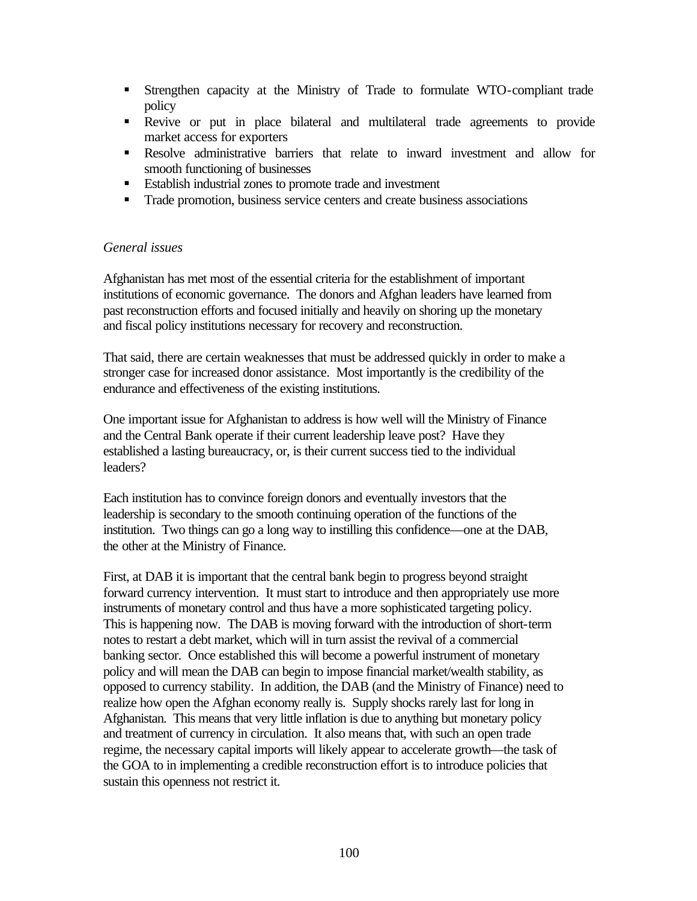- Strengthen capacity at the Ministry of Trade to formulate WTO-compliant trade policy
- Revive or put in place bilateral and multilateral trade agreements to provide market access for exporters
- Resolve administrative barriers that relate to inward investment and allow for smooth functioning of businesses
- Establish industrial zones to promote trade and investment
- Trade promotion, business service centers and create business associations

*General issues*

Afghanistan has met most of the essential criteria for the establishment of important institutions of economic governance. The donors and Afghan leaders have learned from past reconstruction efforts and focused initially and heavily on shoring up the monetary and fiscal policy institutions necessary for recovery and reconstruction.

That said, there are certain weaknesses that must be addressed quickly in order to make a stronger case for increased donor assistance. Most importantly is the credibility of the endurance and effectiveness of the existing institutions.

One important issue for Afghanistan to address is how well will the Ministry of Finance and the Central Bank operate if their current leadership leave post? Have they established a lasting bureaucracy, or, is their current success tied to the individual leaders?

Each institution has to convince foreign donors and eventually investors that the leadership is secondary to the smooth continuing operation of the functions of the institution. Two things can go a long way to instilling this confidence—one at the DAB, the other at the Ministry of Finance.

First, at DAB it is important that the central bank begin to progress beyond straight forward currency intervention. It must start to introduce and then appropriately use more instruments of monetary control and thus have a more sophisticated targeting policy. This is happening now. The DAB is moving forward with the introduction of short-term notes to restart a debt market, which will in turn assist the revival of a commercial banking sector. Once established this will become a powerful instrument of monetary policy and will mean the DAB can begin to impose financial market/wealth stability, as opposed to currency stability. In addition, the DAB (and the Ministry of Finance) need to realize how open the Afghan economy really is. Supply shocks rarely last for long in Afghanistan. This means that very little inflation is due to anything but monetary policy and treatment of currency in circulation. It also means that, with such an open trade regime, the necessary capital imports will likely appear to accelerate growth—the task of the GOA to in implementing a credible reconstruction effort is to introduce policies that sustain this openness not restrict it.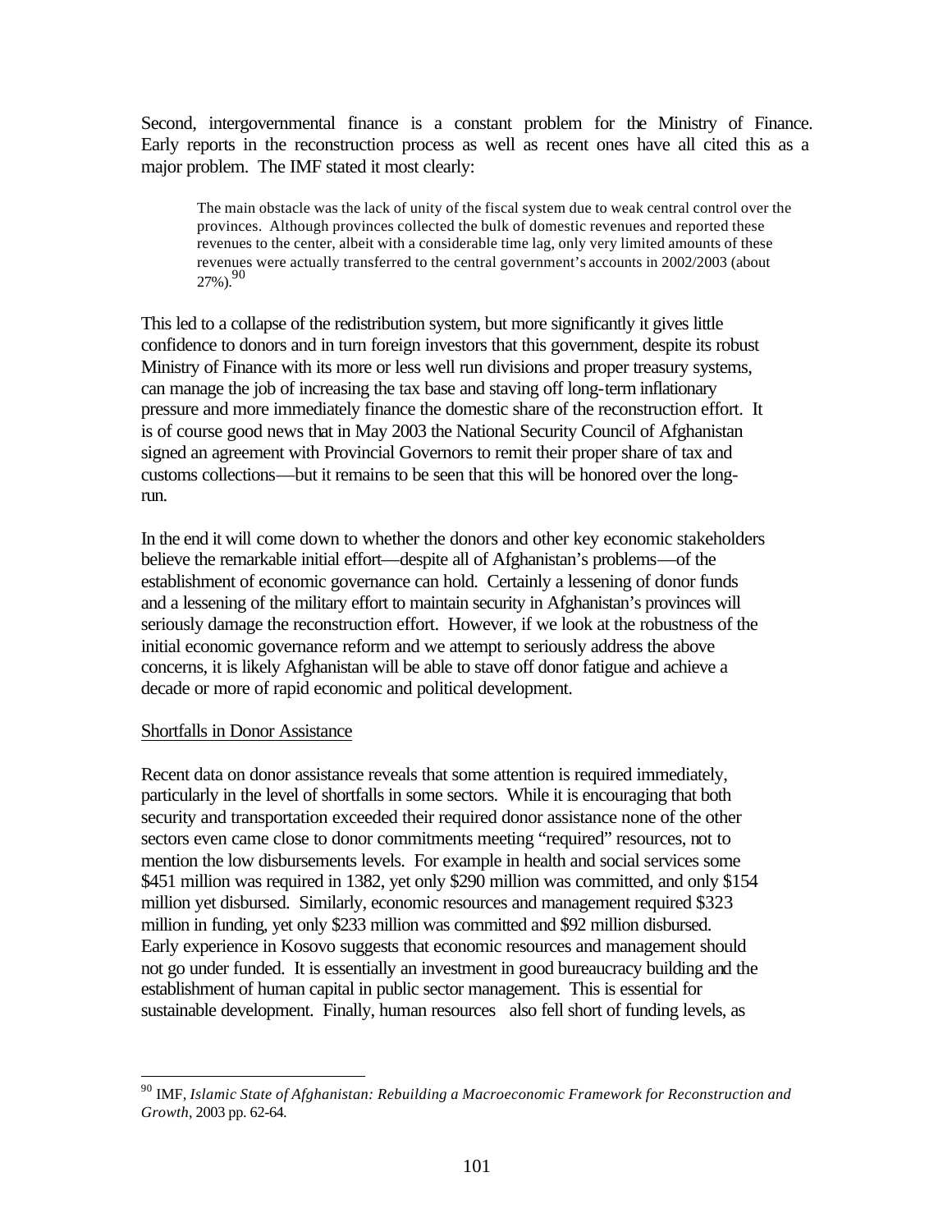Second, intergovernmental finance is a constant problem for the Ministry of Finance. Early reports in the reconstruction process as well as recent ones have all cited this as a major problem. The IMF stated it most clearly:

> The main obstacle was the lack of unity of the fiscal system due to weak central control over the provinces. Although provinces collected the bulk of domestic revenues and reported these revenues to the center, albeit with a considerable time lag, only very limited amounts of these revenues were actually transferred to the central government's accounts in 2002/2003 (about 27%).[90]

This led to a collapse of the redistribution system, but more significantly it gives little confidence to donors and in turn foreign investors that this government, despite its robust Ministry of Finance with its more or less well run divisions and proper treasury systems, can manage the job of increasing the tax base and staving off long-term inflationary pressure and more immediately finance the domestic share of the reconstruction effort. It is of course good news that in May 2003 the National Security Council of Afghanistan signed an agreement with Provincial Governors to remit their proper share of tax and customs collections—but it remains to be seen that this will be honored over the long-run.

In the end it will come down to whether the donors and other key economic stakeholders believe the remarkable initial effort—despite all of Afghanistan's problems—of the establishment of economic governance can hold. Certainly a lessening of donor funds and a lessening of the military effort to maintain security in Afghanistan's provinces will seriously damage the reconstruction effort. However, if we look at the robustness of the initial economic governance reform and we attempt to seriously address the above concerns, it is likely Afghanistan will be able to stave off donor fatigue and achieve a decade or more of rapid economic and political development.

Shortfalls in Donor Assistance

Recent data on donor assistance reveals that some attention is required immediately, particularly in the level of shortfalls in some sectors. While it is encouraging that both security and transportation exceeded their required donor assistance none of the other sectors even came close to donor commitments meeting "required" resources, not to mention the low disbursements levels. For example in health and social services some $451 million was required in 1382, yet only $290 million was committed, and only $154 million yet disbursed. Similarly, economic resources and management required $323 million in funding, yet only $233 million was committed and $92 million disbursed. Early experience in Kosovo suggests that economic resources and management should not go under funded. It is essentially an investment in good bureaucracy building and the establishment of human capital in public sector management. This is essential for sustainable development. Finally, human resources also fell short of funding levels, as

[90] IMF, *Islamic State of Afghanistan: Rebuilding a Macroeconomic Framework for Reconstruction and Growth*, 2003 pp. 62-64.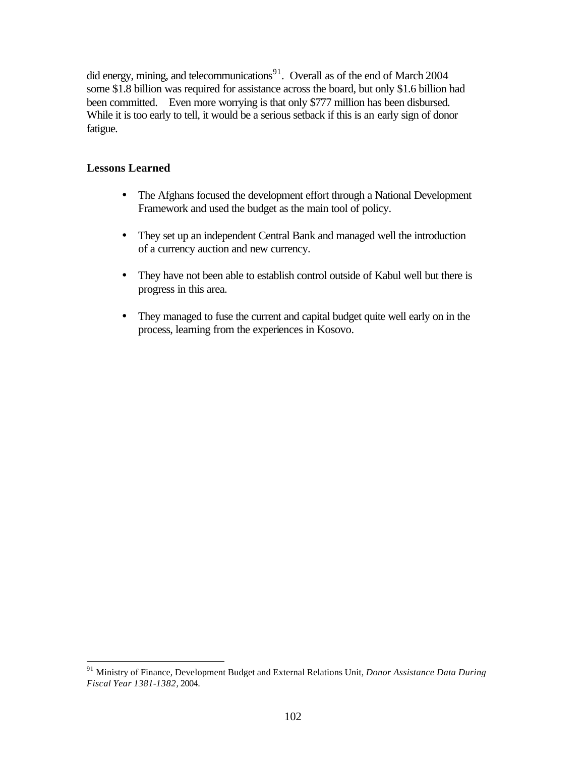did energy, mining, and telecommunications[91]. Overall as of the end of March 2004 some $1.8 billion was required for assistance across the board, but only $1.6 billion had been committed. Even more worrying is that only $777 million has been disbursed. While it is too early to tell, it would be a serious setback if this is an early sign of donor fatigue.

## Lessons Learned

- The Afghans focused the development effort through a National Development Framework and used the budget as the main tool of policy.
- They set up an independent Central Bank and managed well the introduction of a currency auction and new currency.
- They have not been able to establish control outside of Kabul well but there is progress in this area.
- They managed to fuse the current and capital budget quite well early on in the process, learning from the experiences in Kosovo.

[91] Ministry of Finance, Development Budget and External Relations Unit, *Donor Assistance Data During Fiscal Year 1381-1382*, 2004.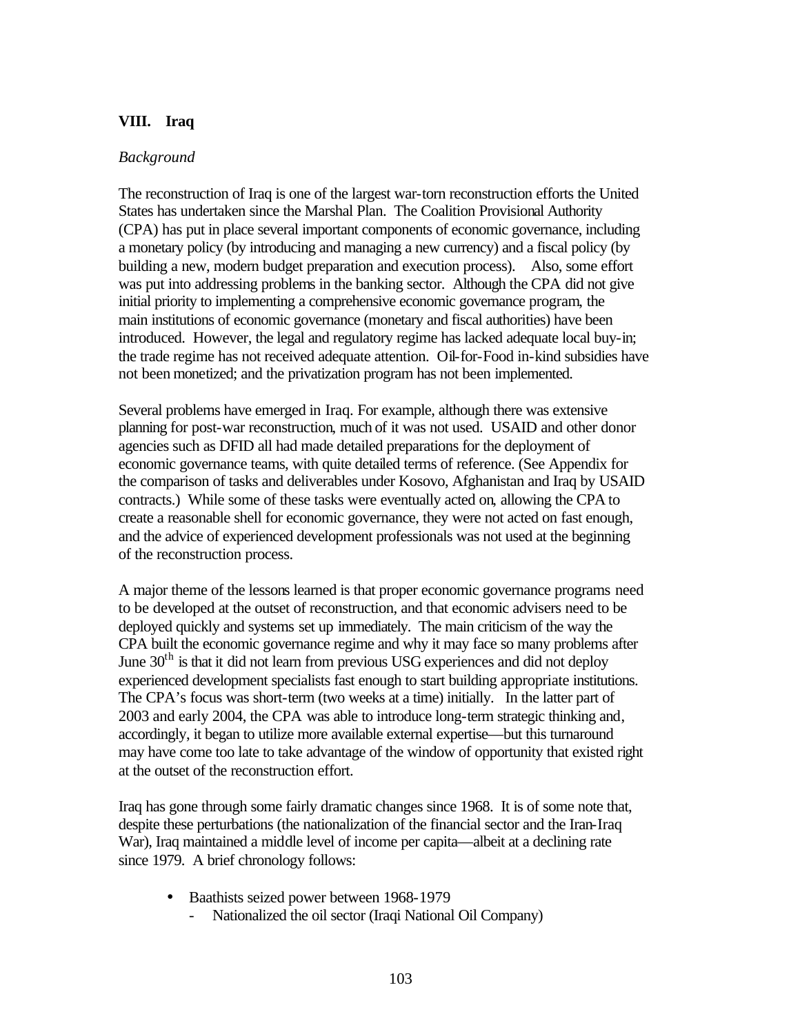## VIII. Iraq

*Background*

The reconstruction of Iraq is one of the largest war-torn reconstruction efforts the United States has undertaken since the Marshal Plan. The Coalition Provisional Authority (CPA) has put in place several important components of economic governance, including a monetary policy (by introducing and managing a new currency) and a fiscal policy (by building a new, modern budget preparation and execution process). Also, some effort was put into addressing problems in the banking sector. Although the CPA did not give initial priority to implementing a comprehensive economic governance program, the main institutions of economic governance (monetary and fiscal authorities) have been introduced. However, the legal and regulatory regime has lacked adequate local buy-in; the trade regime has not received adequate attention. Oil-for-Food in-kind subsidies have not been monetized; and the privatization program has not been implemented.

Several problems have emerged in Iraq. For example, although there was extensive planning for post-war reconstruction, much of it was not used. USAID and other donor agencies such as DFID all had made detailed preparations for the deployment of economic governance teams, with quite detailed terms of reference. (See Appendix for the comparison of tasks and deliverables under Kosovo, Afghanistan and Iraq by USAID contracts.) While some of these tasks were eventually acted on, allowing the CPA to create a reasonable shell for economic governance, they were not acted on fast enough, and the advice of experienced development professionals was not used at the beginning of the reconstruction process.

A major theme of the lessons learned is that proper economic governance programs need to be developed at the outset of reconstruction, and that economic advisers need to be deployed quickly and systems set up immediately. The main criticism of the way the CPA built the economic governance regime and why it may face so many problems after June 30th is that it did not learn from previous USG experiences and did not deploy experienced development specialists fast enough to start building appropriate institutions. The CPA's focus was short-term (two weeks at a time) initially. In the latter part of 2003 and early 2004, the CPA was able to introduce long-term strategic thinking and, accordingly, it began to utilize more available external expertise—but this turnaround may have come too late to take advantage of the window of opportunity that existed right at the outset of the reconstruction effort.

Iraq has gone through some fairly dramatic changes since 1968. It is of some note that, despite these perturbations (the nationalization of the financial sector and the Iran-Iraq War), Iraq maintained a middle level of income per capita—albeit at a declining rate since 1979. A brief chronology follows:

- Baathists seized power between 1968-1979
  - Nationalized the oil sector (Iraqi National Oil Company)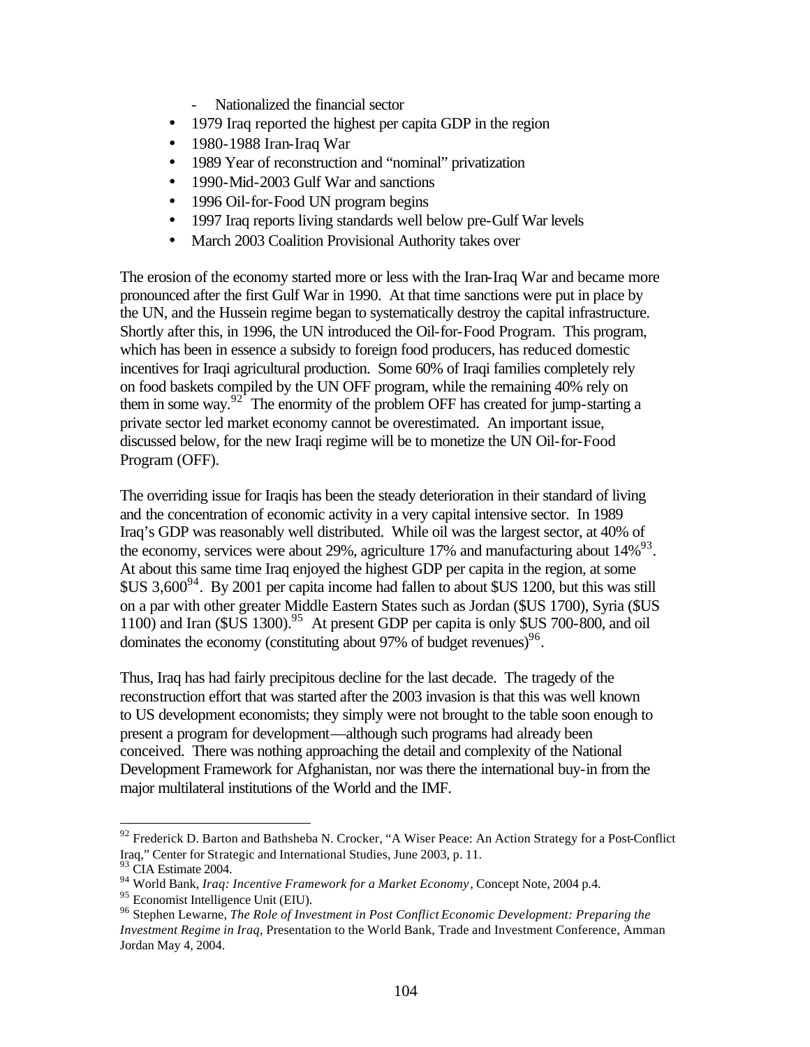- Nationalized the financial sector

- 1979 Iraq reported the highest per capita GDP in the region
- 1980-1988 Iran-Iraq War
- 1989 Year of reconstruction and "nominal" privatization
- 1990-Mid-2003 Gulf War and sanctions
- 1996 Oil-for-Food UN program begins
- 1997 Iraq reports living standards well below pre-Gulf War levels
- March 2003 Coalition Provisional Authority takes over

The erosion of the economy started more or less with the Iran-Iraq War and became more pronounced after the first Gulf War in 1990. At that time sanctions were put in place by the UN, and the Hussein regime began to systematically destroy the capital infrastructure. Shortly after this, in 1996, the UN introduced the Oil-for-Food Program. This program, which has been in essence a subsidy to foreign food producers, has reduced domestic incentives for Iraqi agricultural production. Some 60% of Iraqi families completely rely on food baskets compiled by the UN OFF program, while the remaining 40% rely on them in some way.[92] The enormity of the problem OFF has created for jump-starting a private sector led market economy cannot be overestimated. An important issue, discussed below, for the new Iraqi regime will be to monetize the UN Oil-for-Food Program (OFF).

The overriding issue for Iraqis has been the steady deterioration in their standard of living and the concentration of economic activity in a very capital intensive sector. In 1989 Iraq's GDP was reasonably well distributed. While oil was the largest sector, at 40% of the economy, services were about 29%, agriculture 17% and manufacturing about 14%[93]. At about this same time Iraq enjoyed the highest GDP per capita in the region, at some $US 3,600[94]. By 2001 per capita income had fallen to about $US 1200, but this was still on a par with other greater Middle Eastern States such as Jordan ($US 1700), Syria ($US 1100) and Iran ($US 1300).[95] At present GDP per capita is only $US 700-800, and oil dominates the economy (constituting about 97% of budget revenues)[96].

Thus, Iraq has had fairly precipitous decline for the last decade. The tragedy of the reconstruction effort that was started after the 2003 invasion is that this was well known to US development economists; they simply were not brought to the table soon enough to present a program for development—although such programs had already been conceived. There was nothing approaching the detail and complexity of the National Development Framework for Afghanistan, nor was there the international buy-in from the major multilateral institutions of the World and the IMF.

[92] Frederick D. Barton and Bathsheba N. Crocker, "A Wiser Peace: An Action Strategy for a Post-Conflict Iraq," Center for Strategic and International Studies, June 2003, p. 11.

[93] CIA Estimate 2004.

[94] World Bank, *Iraq: Incentive Framework for a Market Economy*, Concept Note, 2004 p.4.

[95] Economist Intelligence Unit (EIU).

[96] Stephen Lewarne, *The Role of Investment in Post Conflict Economic Development: Preparing the Investment Regime in Iraq*, Presentation to the World Bank, Trade and Investment Conference, Amman Jordan May 4, 2004.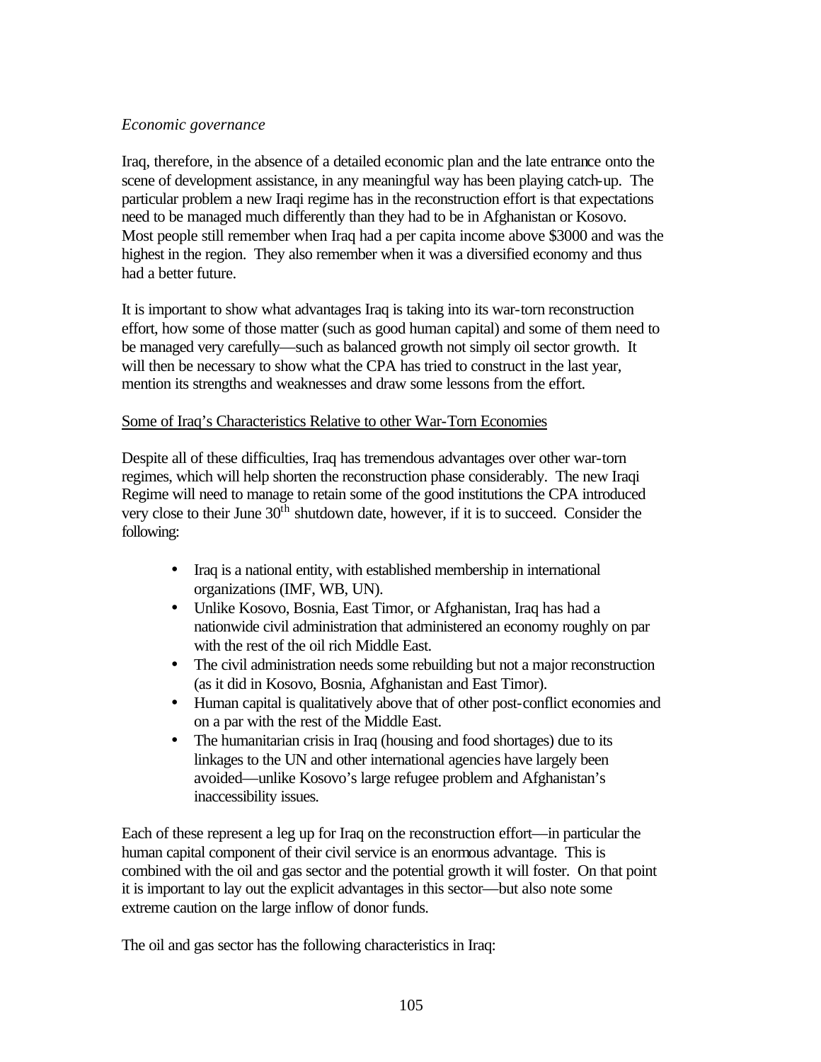*Economic governance*

Iraq, therefore, in the absence of a detailed economic plan and the late entrance onto the scene of development assistance, in any meaningful way has been playing catch-up. The particular problem a new Iraqi regime has in the reconstruction effort is that expectations need to be managed much differently than they had to be in Afghanistan or Kosovo. Most people still remember when Iraq had a per capita income above $3000 and was the highest in the region. They also remember when it was a diversified economy and thus had a better future.

It is important to show what advantages Iraq is taking into its war-torn reconstruction effort, how some of those matter (such as good human capital) and some of them need to be managed very carefully—such as balanced growth not simply oil sector growth. It will then be necessary to show what the CPA has tried to construct in the last year, mention its strengths and weaknesses and draw some lessons from the effort.

Some of Iraq's Characteristics Relative to other War-Torn Economies

Despite all of these difficulties, Iraq has tremendous advantages over other war-torn regimes, which will help shorten the reconstruction phase considerably. The new Iraqi Regime will need to manage to retain some of the good institutions the CPA introduced very close to their June 30th shutdown date, however, if it is to succeed. Consider the following:

- Iraq is a national entity, with established membership in international organizations (IMF, WB, UN).
- Unlike Kosovo, Bosnia, East Timor, or Afghanistan, Iraq has had a nationwide civil administration that administered an economy roughly on par with the rest of the oil rich Middle East.
- The civil administration needs some rebuilding but not a major reconstruction (as it did in Kosovo, Bosnia, Afghanistan and East Timor).
- Human capital is qualitatively above that of other post-conflict economies and on a par with the rest of the Middle East.
- The humanitarian crisis in Iraq (housing and food shortages) due to its linkages to the UN and other international agencies have largely been avoided—unlike Kosovo's large refugee problem and Afghanistan's inaccessibility issues.

Each of these represent a leg up for Iraq on the reconstruction effort—in particular the human capital component of their civil service is an enormous advantage. This is combined with the oil and gas sector and the potential growth it will foster. On that point it is important to lay out the explicit advantages in this sector—but also note some extreme caution on the large inflow of donor funds.

The oil and gas sector has the following characteristics in Iraq: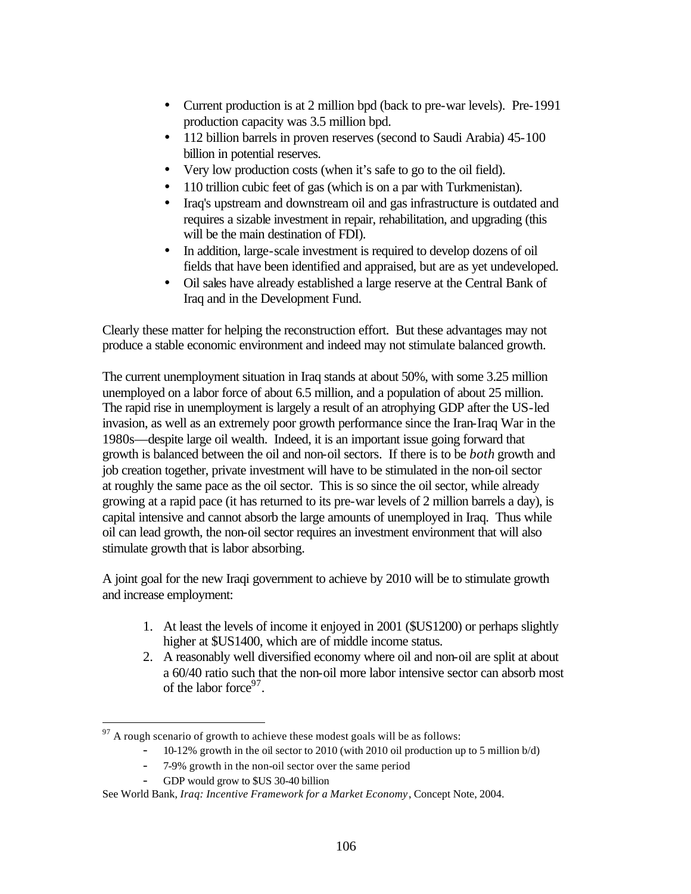- Current production is at 2 million bpd (back to pre-war levels). Pre-1991 production capacity was 3.5 million bpd.
- 112 billion barrels in proven reserves (second to Saudi Arabia) 45-100 billion in potential reserves.
- Very low production costs (when it's safe to go to the oil field).
- 110 trillion cubic feet of gas (which is on a par with Turkmenistan).
- Iraq's upstream and downstream oil and gas infrastructure is outdated and requires a sizable investment in repair, rehabilitation, and upgrading (this will be the main destination of FDI).
- In addition, large-scale investment is required to develop dozens of oil fields that have been identified and appraised, but are as yet undeveloped.
- Oil sales have already established a large reserve at the Central Bank of Iraq and in the Development Fund.

Clearly these matter for helping the reconstruction effort. But these advantages may not produce a stable economic environment and indeed may not stimulate balanced growth.

The current unemployment situation in Iraq stands at about 50%, with some 3.25 million unemployed on a labor force of about 6.5 million, and a population of about 25 million. The rapid rise in unemployment is largely a result of an atrophying GDP after the US-led invasion, as well as an extremely poor growth performance since the Iran-Iraq War in the 1980s—despite large oil wealth. Indeed, it is an important issue going forward that growth is balanced between the oil and non-oil sectors. If there is to be *both* growth and job creation together, private investment will have to be stimulated in the non-oil sector at roughly the same pace as the oil sector. This is so since the oil sector, while already growing at a rapid pace (it has returned to its pre-war levels of 2 million barrels a day), is capital intensive and cannot absorb the large amounts of unemployed in Iraq. Thus while oil can lead growth, the non-oil sector requires an investment environment that will also stimulate growth that is labor absorbing.

A joint goal for the new Iraqi government to achieve by 2010 will be to stimulate growth and increase employment:

1. At least the levels of income it enjoyed in 2001 ($US1200) or perhaps slightly higher at $US1400, which are of middle income status.
2. A reasonably well diversified economy where oil and non-oil are split at about a 60/40 ratio such that the non-oil more labor intensive sector can absorb most of the labor force[97].

---

[97] A rough scenario of growth to achieve these modest goals will be as follows:

- 10-12% growth in the oil sector to 2010 (with 2010 oil production up to 5 million b/d)
- 7-9% growth in the non-oil sector over the same period
- GDP would grow to $US 30-40 billion

See World Bank, *Iraq: Incentive Framework for a Market Economy*, Concept Note, 2004.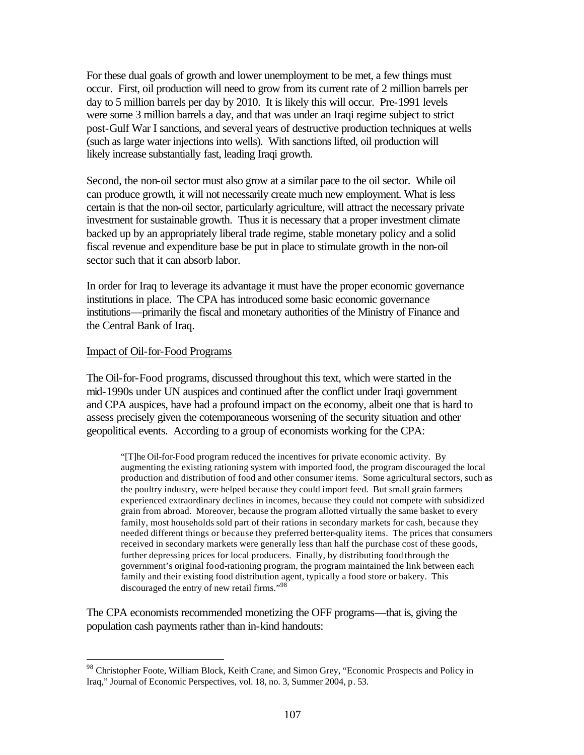For these dual goals of growth and lower unemployment to be met, a few things must occur. First, oil production will need to grow from its current rate of 2 million barrels per day to 5 million barrels per day by 2010. It is likely this will occur. Pre-1991 levels were some 3 million barrels a day, and that was under an Iraqi regime subject to strict post-Gulf War I sanctions, and several years of destructive production techniques at wells (such as large water injections into wells). With sanctions lifted, oil production will likely increase substantially fast, leading Iraqi growth.

Second, the non-oil sector must also grow at a similar pace to the oil sector. While oil can produce growth, it will not necessarily create much new employment. What is less certain is that the non-oil sector, particularly agriculture, will attract the necessary private investment for sustainable growth. Thus it is necessary that a proper investment climate backed up by an appropriately liberal trade regime, stable monetary policy and a solid fiscal revenue and expenditure base be put in place to stimulate growth in the non-oil sector such that it can absorb labor.

In order for Iraq to leverage its advantage it must have the proper economic governance institutions in place. The CPA has introduced some basic economic governance institutions—primarily the fiscal and monetary authorities of the Ministry of Finance and the Central Bank of Iraq.

Impact of Oil-for-Food Programs

The Oil-for-Food programs, discussed throughout this text, which were started in the mid-1990s under UN auspices and continued after the conflict under Iraqi government and CPA auspices, have had a profound impact on the economy, albeit one that is hard to assess precisely given the cotemporaneous worsening of the security situation and other geopolitical events. According to a group of economists working for the CPA:

> "[T]he Oil-for-Food program reduced the incentives for private economic activity. By augmenting the existing rationing system with imported food, the program discouraged the local production and distribution of food and other consumer items. Some agricultural sectors, such as the poultry industry, were helped because they could import feed. But small grain farmers experienced extraordinary declines in incomes, because they could not compete with subsidized grain from abroad. Moreover, because the program allotted virtually the same basket to every family, most households sold part of their rations in secondary markets for cash, because they needed different things or because they preferred better-quality items. The prices that consumers received in secondary markets were generally less than half the purchase cost of these goods, further depressing prices for local producers. Finally, by distributing food through the government's original food-rationing program, the program maintained the link between each family and their existing food distribution agent, typically a food store or bakery. This discouraged the entry of new retail firms."[98]

The CPA economists recommended monetizing the OFF programs—that is, giving the population cash payments rather than in-kind handouts:

[98] Christopher Foote, William Block, Keith Crane, and Simon Grey, "Economic Prospects and Policy in Iraq," Journal of Economic Perspectives, vol. 18, no. 3, Summer 2004, p. 53.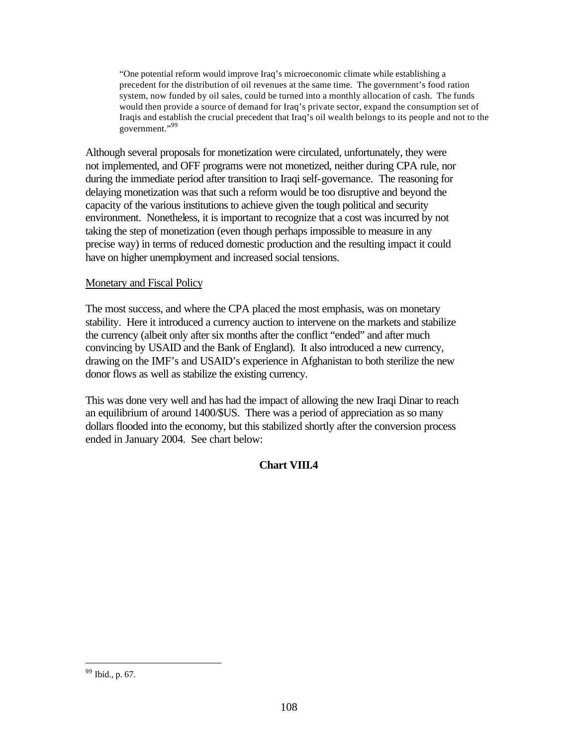> "One potential reform would improve Iraq's microeconomic climate while establishing a precedent for the distribution of oil revenues at the same time. The government's food ration system, now funded by oil sales, could be turned into a monthly allocation of cash. The funds would then provide a source of demand for Iraq's private sector, expand the consumption set of Iraqis and establish the crucial precedent that Iraq's oil wealth belongs to its people and not to the government."[99]

Although several proposals for monetization were circulated, unfortunately, they were not implemented, and OFF programs were not monetized, neither during CPA rule, nor during the immediate period after transition to Iraqi self-governance. The reasoning for delaying monetization was that such a reform would be too disruptive and beyond the capacity of the various institutions to achieve given the tough political and security environment. Nonetheless, it is important to recognize that a cost was incurred by not taking the step of monetization (even though perhaps impossible to measure in any precise way) in terms of reduced domestic production and the resulting impact it could have on higher unemployment and increased social tensions.

Monetary and Fiscal Policy

The most success, and where the CPA placed the most emphasis, was on monetary stability. Here it introduced a currency auction to intervene on the markets and stabilize the currency (albeit only after six months after the conflict "ended" and after much convincing by USAID and the Bank of England). It also introduced a new currency, drawing on the IMF's and USAID's experience in Afghanistan to both sterilize the new donor flows as well as stabilize the existing currency.

This was done very well and has had the impact of allowing the new Iraqi Dinar to reach an equilibrium of around 1400/$US. There was a period of appreciation as so many dollars flooded into the economy, but this stabilized shortly after the conversion process ended in January 2004. See chart below:

**Chart VIII.4**

---

[99] Ibid., p. 67.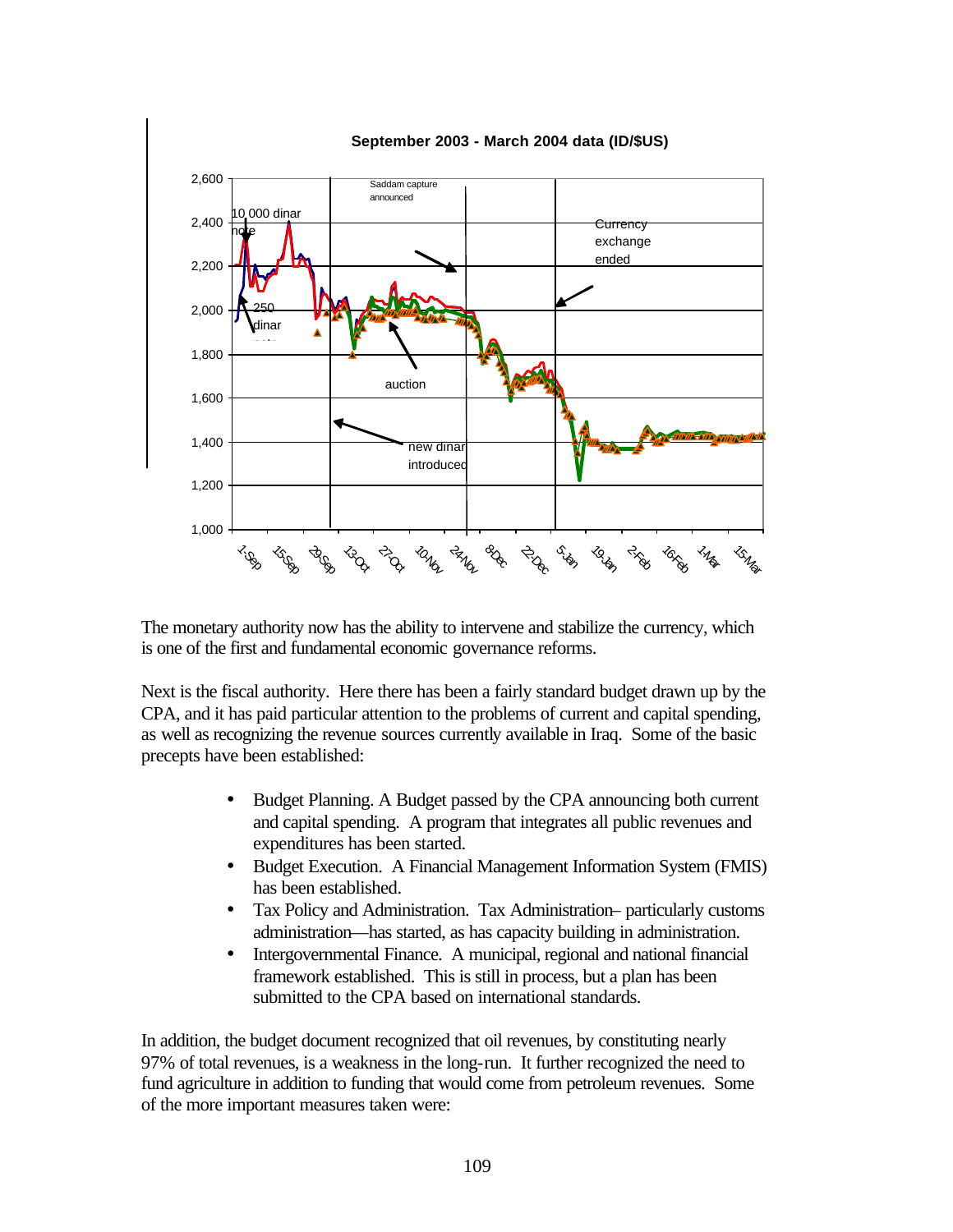**September 2003 - March 2004 data (ID/$US)**

The monetary authority now has the ability to intervene and stabilize the currency, which is one of the first and fundamental economic governance reforms.

Next is the fiscal authority. Here there has been a fairly standard budget drawn up by the CPA, and it has paid particular attention to the problems of current and capital spending, as well as recognizing the revenue sources currently available in Iraq. Some of the basic precepts have been established:

- Budget Planning. A Budget passed by the CPA announcing both current and capital spending. A program that integrates all public revenues and expenditures has been started.
- Budget Execution. A Financial Management Information System (FMIS) has been established.
- Tax Policy and Administration. Tax Administration– particularly customs administration—has started, as has capacity building in administration.
- Intergovernmental Finance. A municipal, regional and national financial framework established. This is still in process, but a plan has been submitted to the CPA based on international standards.

In addition, the budget document recognized that oil revenues, by constituting nearly 97% of total revenues, is a weakness in the long-run. It further recognized the need to fund agriculture in addition to funding that would come from petroleum revenues. Some of the more important measures taken were: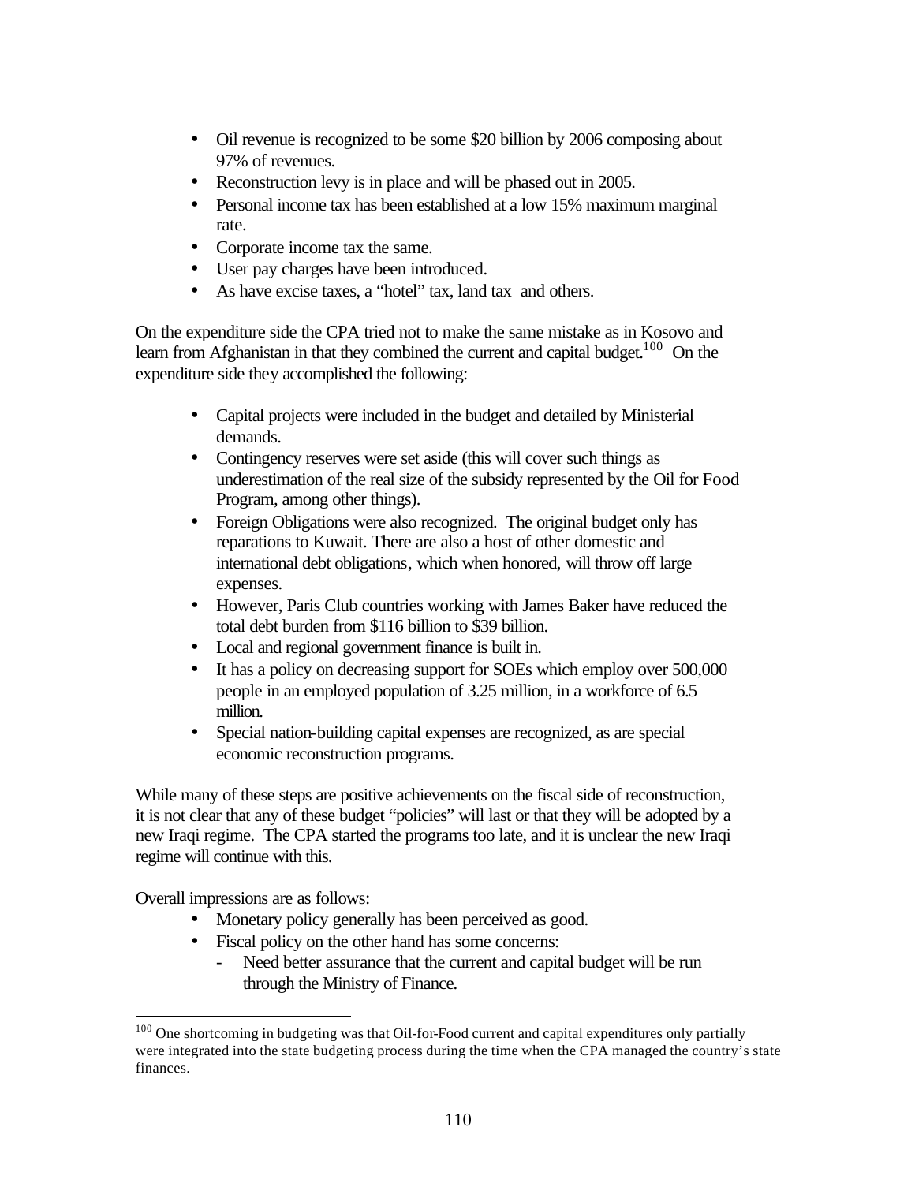- Oil revenue is recognized to be some $20 billion by 2006 composing about 97% of revenues.
- Reconstruction levy is in place and will be phased out in 2005.
- Personal income tax has been established at a low 15% maximum marginal rate.
- Corporate income tax the same.
- User pay charges have been introduced.
- As have excise taxes, a "hotel" tax, land tax and others.

On the expenditure side the CPA tried not to make the same mistake as in Kosovo and learn from Afghanistan in that they combined the current and capital budget.[100] On the expenditure side they accomplished the following:

- Capital projects were included in the budget and detailed by Ministerial demands.
- Contingency reserves were set aside (this will cover such things as underestimation of the real size of the subsidy represented by the Oil for Food Program, among other things).
- Foreign Obligations were also recognized. The original budget only has reparations to Kuwait. There are also a host of other domestic and international debt obligations, which when honored, will throw off large expenses.
- However, Paris Club countries working with James Baker have reduced the total debt burden from $116 billion to $39 billion.
- Local and regional government finance is built in.
- It has a policy on decreasing support for SOEs which employ over 500,000 people in an employed population of 3.25 million, in a workforce of 6.5 million.
- Special nation-building capital expenses are recognized, as are special economic reconstruction programs.

While many of these steps are positive achievements on the fiscal side of reconstruction, it is not clear that any of these budget "policies" will last or that they will be adopted by a new Iraqi regime. The CPA started the programs too late, and it is unclear the new Iraqi regime will continue with this.

Overall impressions are as follows:

- Monetary policy generally has been perceived as good.
- Fiscal policy on the other hand has some concerns:
  - Need better assurance that the current and capital budget will be run through the Ministry of Finance.

[100] One shortcoming in budgeting was that Oil-for-Food current and capital expenditures only partially were integrated into the state budgeting process during the time when the CPA managed the country's state finances.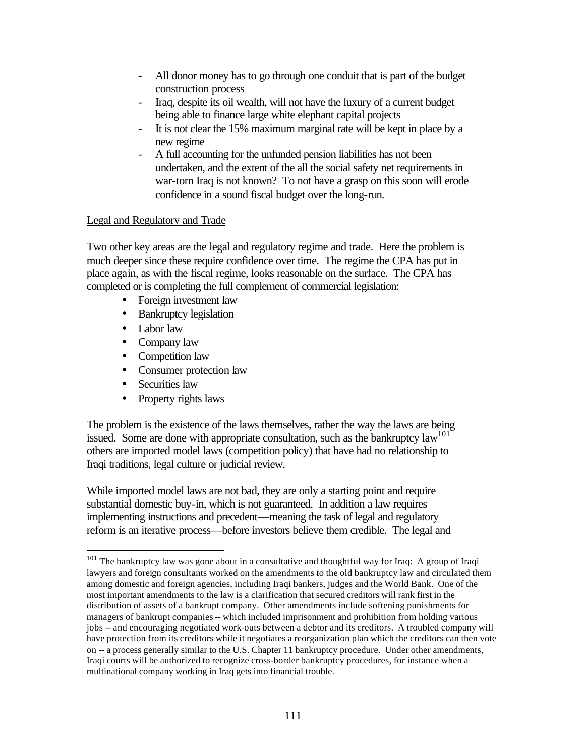- All donor money has to go through one conduit that is part of the budget construction process
- Iraq, despite its oil wealth, will not have the luxury of a current budget being able to finance large white elephant capital projects
- It is not clear the 15% maximum marginal rate will be kept in place by a new regime
- A full accounting for the unfunded pension liabilities has not been undertaken, and the extent of the all the social safety net requirements in war-torn Iraq is not known? To not have a grasp on this soon will erode confidence in a sound fiscal budget over the long-run.

Legal and Regulatory and Trade

Two other key areas are the legal and regulatory regime and trade. Here the problem is much deeper since these require confidence over time. The regime the CPA has put in place again, as with the fiscal regime, looks reasonable on the surface. The CPA has completed or is completing the full complement of commercial legislation:

- Foreign investment law
- Bankruptcy legislation
- Labor law
- Company law
- Competition law
- Consumer protection law
- Securities law
- Property rights laws

The problem is the existence of the laws themselves, rather the way the laws are being issued. Some are done with appropriate consultation, such as the bankruptcy law[101] others are imported model laws (competition policy) that have had no relationship to Iraqi traditions, legal culture or judicial review.

While imported model laws are not bad, they are only a starting point and require substantial domestic buy-in, which is not guaranteed. In addition a law requires implementing instructions and precedent—meaning the task of legal and regulatory reform is an iterative process—before investors believe them credible. The legal and

[101] The bankruptcy law was gone about in a consultative and thoughtful way for Iraq: A group of Iraqi lawyers and foreign consultants worked on the amendments to the old bankruptcy law and circulated them among domestic and foreign agencies, including Iraqi bankers, judges and the World Bank. One of the most important amendments to the law is a clarification that secured creditors will rank first in the distribution of assets of a bankrupt company. Other amendments include softening punishments for managers of bankrupt companies -- which included imprisonment and prohibition from holding various jobs -- and encouraging negotiated work-outs between a debtor and its creditors. A troubled company will have protection from its creditors while it negotiates a reorganization plan which the creditors can then vote on -- a process generally similar to the U.S. Chapter 11 bankruptcy procedure. Under other amendments, Iraqi courts will be authorized to recognize cross-border bankruptcy procedures, for instance when a multinational company working in Iraq gets into financial trouble.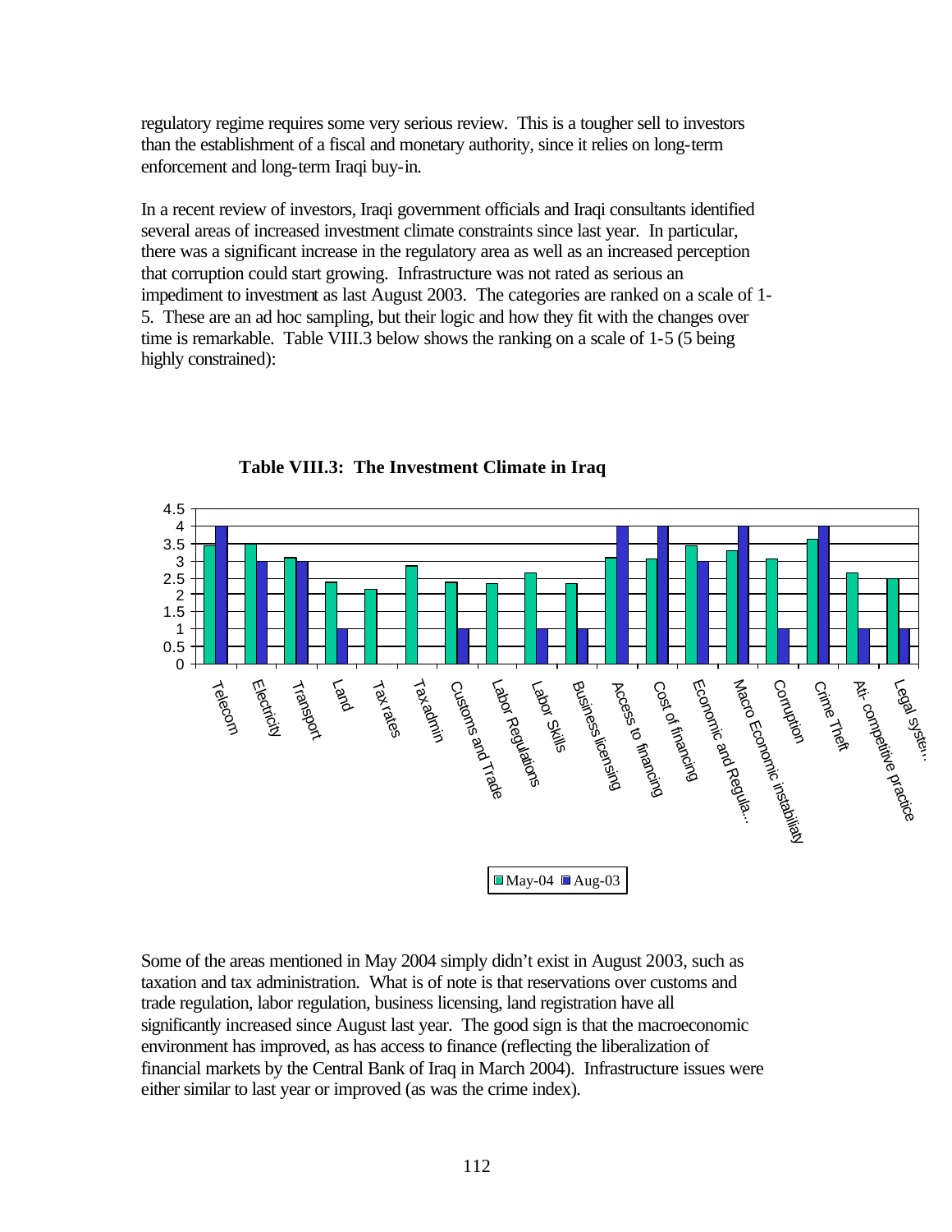regulatory regime requires some very serious review. This is a tougher sell to investors than the establishment of a fiscal and monetary authority, since it relies on long-term enforcement and long-term Iraqi buy-in.

In a recent review of investors, Iraqi government officials and Iraqi consultants identified several areas of increased investment climate constraints since last year. In particular, there was a significant increase in the regulatory area as well as an increased perception that corruption could start growing. Infrastructure was not rated as serious an impediment to investment as last August 2003. The categories are ranked on a scale of 1-5. These are an ad hoc sampling, but their logic and how they fit with the changes over time is remarkable. Table VIII.3 below shows the ranking on a scale of 1-5 (5 being highly constrained):

**Table VIII.3: The Investment Climate in Iraq**

| Category | May-04 | Aug-03 |
|---|---|---|
| Telecom | 3.45 | 4 |
| Electricity | 3.5 | 3 |
| Transport | 3.1 | 3 |
| Land | 2.4 | 1 |
| Tax rates | 2.15 | |
| Taxadmin | 2.85 | |
| Customs and Trade | 2.4 | 1 |
| Labor Regulations | 2.35 | |
| Labor Skills | 2.65 | 1 |
| Business licensing | 2.35 | 1 |
| Access to financing | 3.1 | 4 |
| Cost of financing | 3.05 | 4 |
| Economic and Regula... | 3.45 | 3 |
| Macro Economic instabiliaty | 3.3 | 4 |
| Corruption | 3.05 | 1 |
| Crime Theft | 3.65 | 4 |
| Ati- competitive practice | 2.65 | 1 |
| Legal system | 2.5 | 1 |

Some of the areas mentioned in May 2004 simply didn't exist in August 2003, such as taxation and tax administration. What is of note is that reservations over customs and trade regulation, labor regulation, business licensing, land registration have all significantly increased since August last year. The good sign is that the macroeconomic environment has improved, as has access to finance (reflecting the liberalization of financial markets by the Central Bank of Iraq in March 2004). Infrastructure issues were either similar to last year or improved (as was the crime index).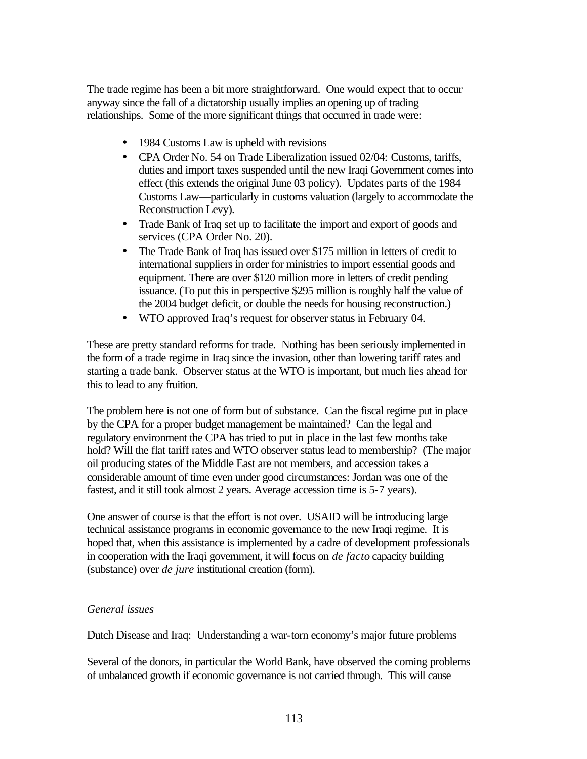The trade regime has been a bit more straightforward. One would expect that to occur anyway since the fall of a dictatorship usually implies an opening up of trading relationships. Some of the more significant things that occurred in trade were:

- 1984 Customs Law is upheld with revisions
- CPA Order No. 54 on Trade Liberalization issued 02/04: Customs, tariffs, duties and import taxes suspended until the new Iraqi Government comes into effect (this extends the original June 03 policy). Updates parts of the 1984 Customs Law—particularly in customs valuation (largely to accommodate the Reconstruction Levy).
- Trade Bank of Iraq set up to facilitate the import and export of goods and services (CPA Order No. 20).
- The Trade Bank of Iraq has issued over $175 million in letters of credit to international suppliers in order for ministries to import essential goods and equipment. There are over $120 million more in letters of credit pending issuance. (To put this in perspective $295 million is roughly half the value of the 2004 budget deficit, or double the needs for housing reconstruction.)
- WTO approved Iraq's request for observer status in February 04.

These are pretty standard reforms for trade. Nothing has been seriously implemented in the form of a trade regime in Iraq since the invasion, other than lowering tariff rates and starting a trade bank. Observer status at the WTO is important, but much lies ahead for this to lead to any fruition.

The problem here is not one of form but of substance. Can the fiscal regime put in place by the CPA for a proper budget management be maintained? Can the legal and regulatory environment the CPA has tried to put in place in the last few months take hold? Will the flat tariff rates and WTO observer status lead to membership? (The major oil producing states of the Middle East are not members, and accession takes a considerable amount of time even under good circumstances: Jordan was one of the fastest, and it still took almost 2 years. Average accession time is 5-7 years).

One answer of course is that the effort is not over. USAID will be introducing large technical assistance programs in economic governance to the new Iraqi regime. It is hoped that, when this assistance is implemented by a cadre of development professionals in cooperation with the Iraqi government, it will focus on *de facto* capacity building (substance) over *de jure* institutional creation (form).

*General issues*

<u>Dutch Disease and Iraq: Understanding a war-torn economy's major future problems</u>

Several of the donors, in particular the World Bank, have observed the coming problems of unbalanced growth if economic governance is not carried through. This will cause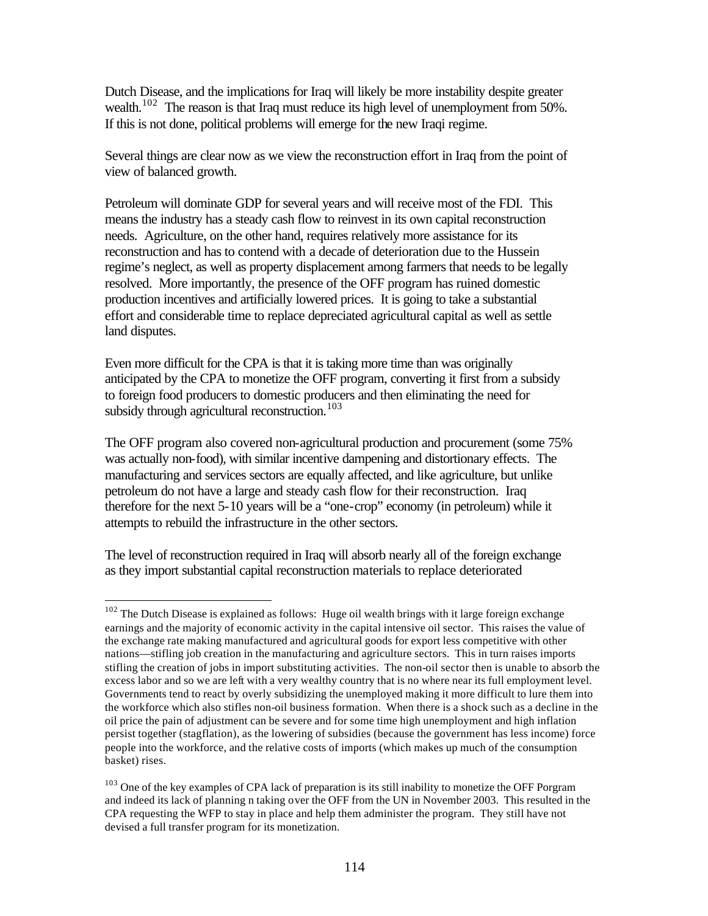Dutch Disease, and the implications for Iraq will likely be more instability despite greater wealth.[102] The reason is that Iraq must reduce its high level of unemployment from 50%. If this is not done, political problems will emerge for the new Iraqi regime.

Several things are clear now as we view the reconstruction effort in Iraq from the point of view of balanced growth.

Petroleum will dominate GDP for several years and will receive most of the FDI. This means the industry has a steady cash flow to reinvest in its own capital reconstruction needs. Agriculture, on the other hand, requires relatively more assistance for its reconstruction and has to contend with a decade of deterioration due to the Hussein regime's neglect, as well as property displacement among farmers that needs to be legally resolved. More importantly, the presence of the OFF program has ruined domestic production incentives and artificially lowered prices. It is going to take a substantial effort and considerable time to replace depreciated agricultural capital as well as settle land disputes.

Even more difficult for the CPA is that it is taking more time than was originally anticipated by the CPA to monetize the OFF program, converting it first from a subsidy to foreign food producers to domestic producers and then eliminating the need for subsidy through agricultural reconstruction.[103]

The OFF program also covered non-agricultural production and procurement (some 75% was actually non-food), with similar incentive dampening and distortionary effects. The manufacturing and services sectors are equally affected, and like agriculture, but unlike petroleum do not have a large and steady cash flow for their reconstruction. Iraq therefore for the next 5-10 years will be a "one-crop" economy (in petroleum) while it attempts to rebuild the infrastructure in the other sectors.

The level of reconstruction required in Iraq will absorb nearly all of the foreign exchange as they import substantial capital reconstruction materials to replace deteriorated

---

[102] The Dutch Disease is explained as follows: Huge oil wealth brings with it large foreign exchange earnings and the majority of economic activity in the capital intensive oil sector. This raises the value of the exchange rate making manufactured and agricultural goods for export less competitive with other nations—stifling job creation in the manufacturing and agriculture sectors. This in turn raises imports stifling the creation of jobs in import substituting activities. The non-oil sector then is unable to absorb the excess labor and so we are left with a very wealthy country that is no where near its full employment level. Governments tend to react by overly subsidizing the unemployed making it more difficult to lure them into the workforce which also stifles non-oil business formation. When there is a shock such as a decline in the oil price the pain of adjustment can be severe and for some time high unemployment and high inflation persist together (stagflation), as the lowering of subsidies (because the government has less income) force people into the workforce, and the relative costs of imports (which makes up much of the consumption basket) rises.

[103] One of the key examples of CPA lack of preparation is its still inability to monetize the OFF Porgram and indeed its lack of planning n taking over the OFF from the UN in November 2003. This resulted in the CPA requesting the WFP to stay in place and help them administer the program. They still have not devised a full transfer program for its monetization.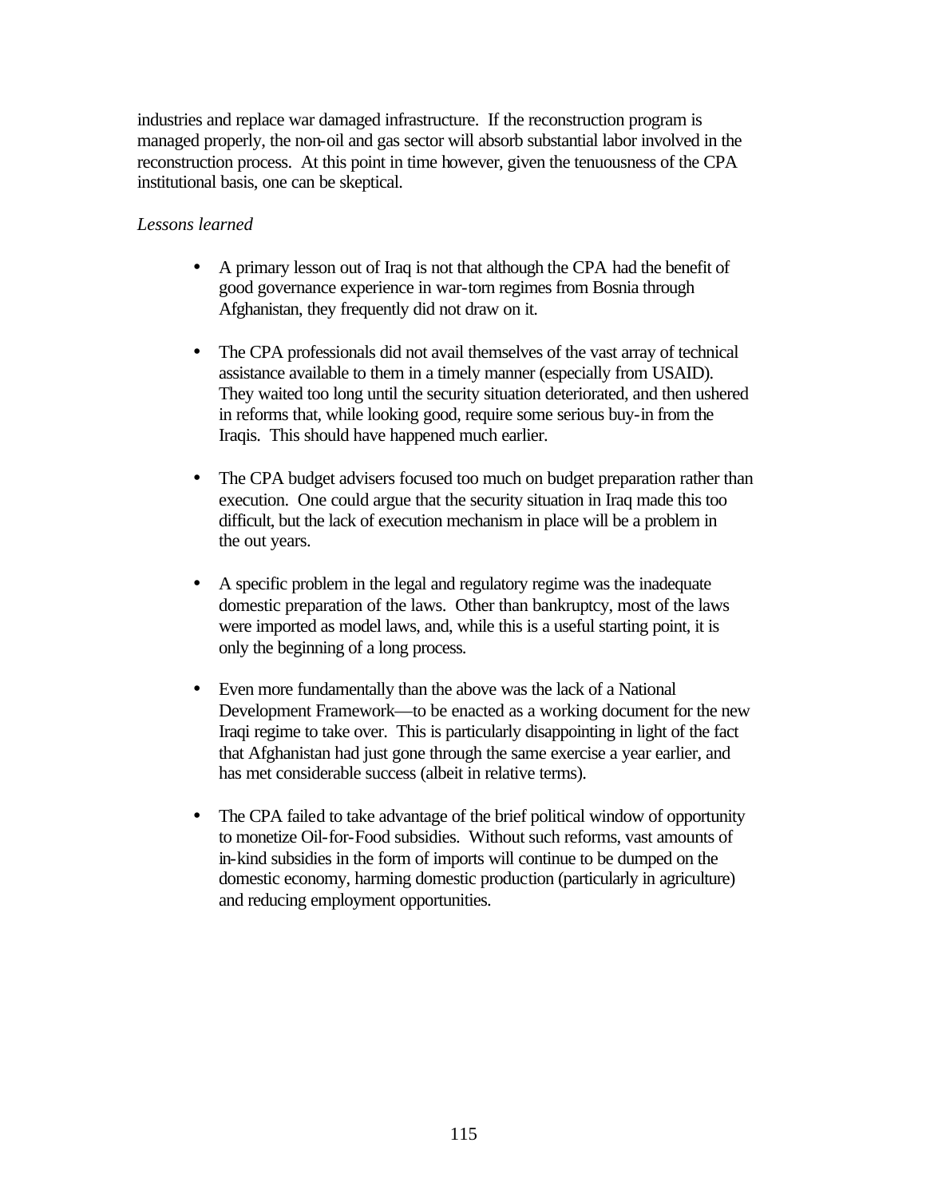industries and replace war damaged infrastructure. If the reconstruction program is managed properly, the non-oil and gas sector will absorb substantial labor involved in the reconstruction process. At this point in time however, given the tenuousness of the CPA institutional basis, one can be skeptical.

*Lessons learned*

- A primary lesson out of Iraq is not that although the CPA had the benefit of good governance experience in war-torn regimes from Bosnia through Afghanistan, they frequently did not draw on it.

- The CPA professionals did not avail themselves of the vast array of technical assistance available to them in a timely manner (especially from USAID). They waited too long until the security situation deteriorated, and then ushered in reforms that, while looking good, require some serious buy-in from the Iraqis. This should have happened much earlier.

- The CPA budget advisers focused too much on budget preparation rather than execution. One could argue that the security situation in Iraq made this too difficult, but the lack of execution mechanism in place will be a problem in the out years.

- A specific problem in the legal and regulatory regime was the inadequate domestic preparation of the laws. Other than bankruptcy, most of the laws were imported as model laws, and, while this is a useful starting point, it is only the beginning of a long process.

- Even more fundamentally than the above was the lack of a National Development Framework—to be enacted as a working document for the new Iraqi regime to take over. This is particularly disappointing in light of the fact that Afghanistan had just gone through the same exercise a year earlier, and has met considerable success (albeit in relative terms).

- The CPA failed to take advantage of the brief political window of opportunity to monetize Oil-for-Food subsidies. Without such reforms, vast amounts of in-kind subsidies in the form of imports will continue to be dumped on the domestic economy, harming domestic production (particularly in agriculture) and reducing employment opportunities.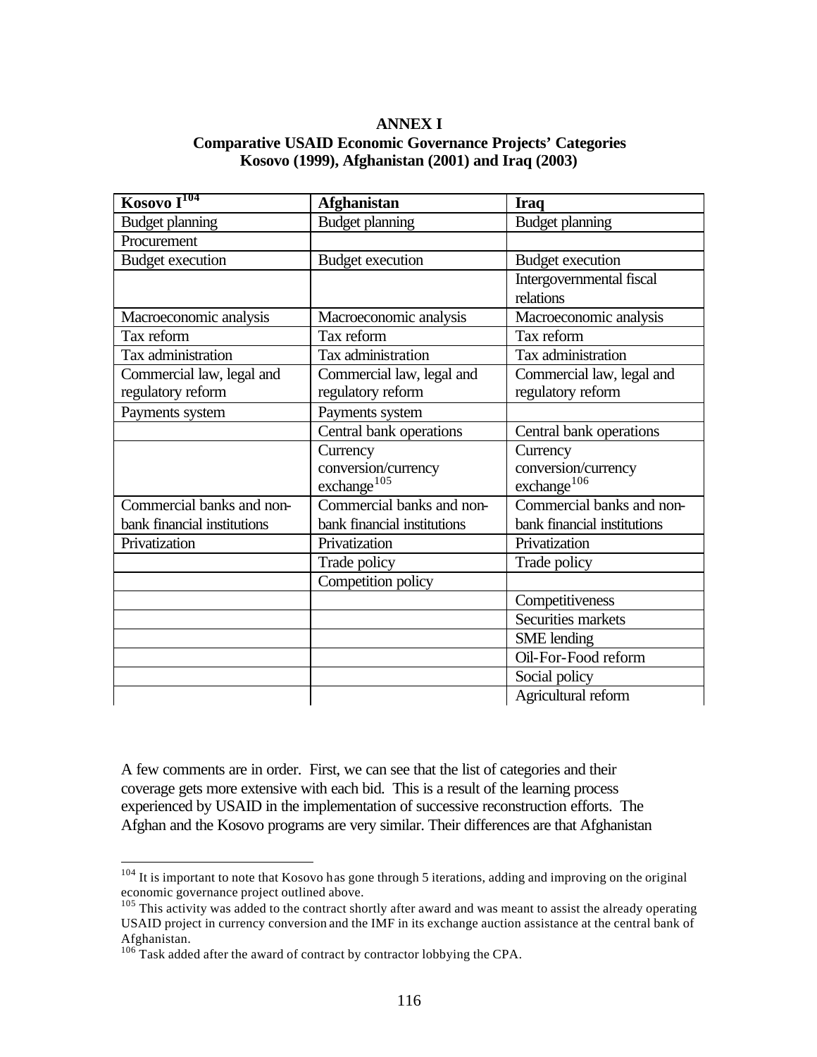**ANNEX I**
**Comparative USAID Economic Governance Projects' Categories**
**Kosovo (1999), Afghanistan (2001) and Iraq (2003)**

| Kosovo I[104] | Afghanistan | Iraq |
|---|---|---|
| Budget planning | Budget planning | Budget planning |
| Procurement | | |
| Budget execution | Budget execution | Budget execution |
| | | Intergovernmental fiscal relations |
| Macroeconomic analysis | Macroeconomic analysis | Macroeconomic analysis |
| Tax reform | Tax reform | Tax reform |
| Tax administration | Tax administration | Tax administration |
| Commercial law, legal and regulatory reform | Commercial law, legal and regulatory reform | Commercial law, legal and regulatory reform |
| Payments system | Payments system | |
| | Central bank operations | Central bank operations |
| | Currency conversion/currency exchange[105] | Currency conversion/currency exchange[106] |
| Commercial banks and non-bank financial institutions | Commercial banks and non-bank financial institutions | Commercial banks and non-bank financial institutions |
| Privatization | Privatization | Privatization |
| | Trade policy | Trade policy |
| | Competition policy | |
| | | Competitiveness |
| | | Securities markets |
| | | SME lending |
| | | Oil-For-Food reform |
| | | Social policy |
| | | Agricultural reform |

A few comments are in order. First, we can see that the list of categories and their coverage gets more extensive with each bid. This is a result of the learning process experienced by USAID in the implementation of successive reconstruction efforts. The Afghan and the Kosovo programs are very similar. Their differences are that Afghanistan

---

[104] It is important to note that Kosovo has gone through 5 iterations, adding and improving on the original economic governance project outlined above.

[105] This activity was added to the contract shortly after award and was meant to assist the already operating USAID project in currency conversion and the IMF in its exchange auction assistance at the central bank of Afghanistan.

[106] Task added after the award of contract by contractor lobbying the CPA.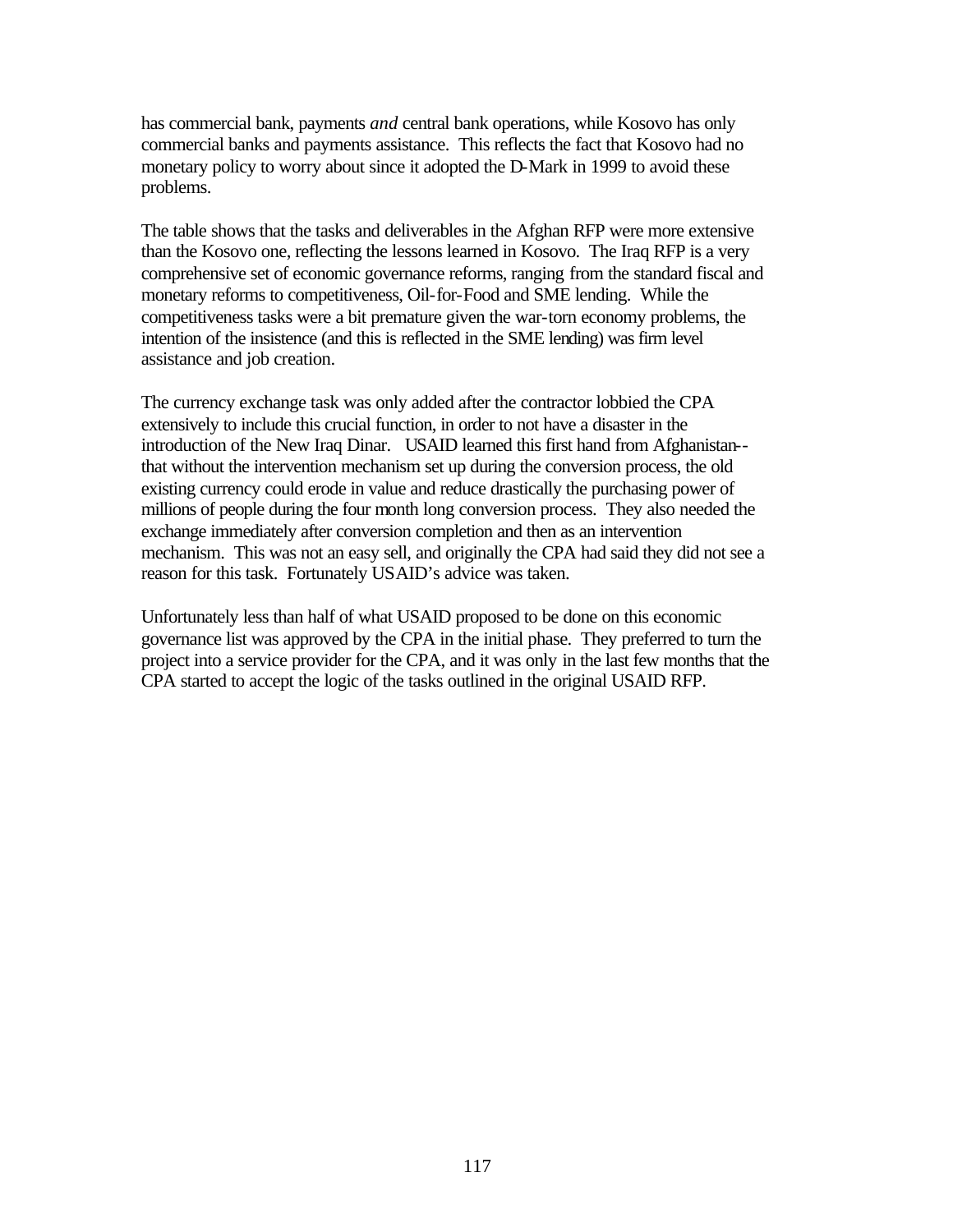has commercial bank, payments *and* central bank operations, while Kosovo has only commercial banks and payments assistance. This reflects the fact that Kosovo had no monetary policy to worry about since it adopted the D-Mark in 1999 to avoid these problems.

The table shows that the tasks and deliverables in the Afghan RFP were more extensive than the Kosovo one, reflecting the lessons learned in Kosovo. The Iraq RFP is a very comprehensive set of economic governance reforms, ranging from the standard fiscal and monetary reforms to competitiveness, Oil-for-Food and SME lending. While the competitiveness tasks were a bit premature given the war-torn economy problems, the intention of the insistence (and this is reflected in the SME lending) was firm level assistance and job creation.

The currency exchange task was only added after the contractor lobbied the CPA extensively to include this crucial function, in order to not have a disaster in the introduction of the New Iraq Dinar. USAID learned this first hand from Afghanistan--that without the intervention mechanism set up during the conversion process, the old existing currency could erode in value and reduce drastically the purchasing power of millions of people during the four month long conversion process. They also needed the exchange immediately after conversion completion and then as an intervention mechanism. This was not an easy sell, and originally the CPA had said they did not see a reason for this task. Fortunately USAID's advice was taken.

Unfortunately less than half of what USAID proposed to be done on this economic governance list was approved by the CPA in the initial phase. They preferred to turn the project into a service provider for the CPA, and it was only in the last few months that the CPA started to accept the logic of the tasks outlined in the original USAID RFP.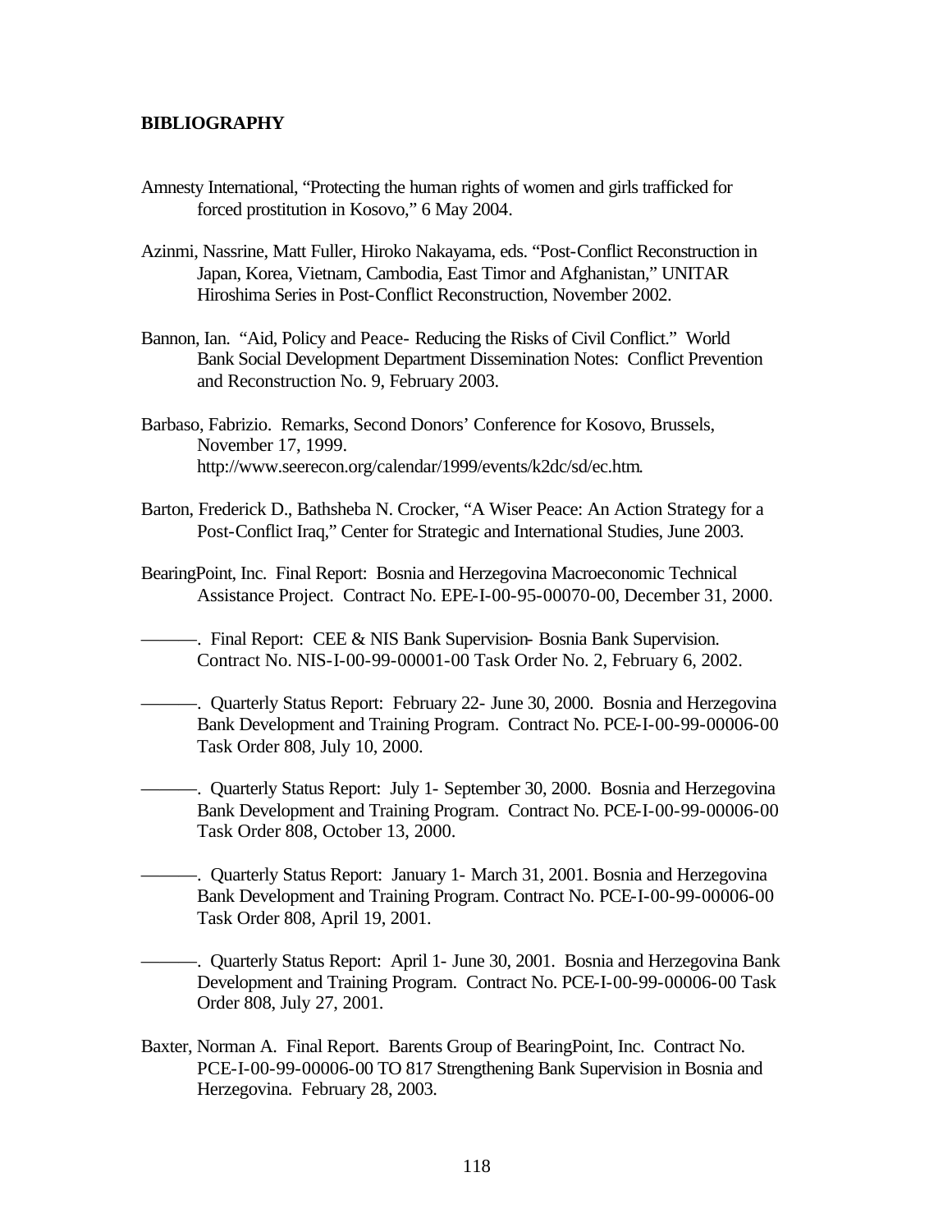**BIBLIOGRAPHY**

Amnesty International, "Protecting the human rights of women and girls trafficked for forced prostitution in Kosovo," 6 May 2004.

Azinmi, Nassrine, Matt Fuller, Hiroko Nakayama, eds. "Post-Conflict Reconstruction in Japan, Korea, Vietnam, Cambodia, East Timor and Afghanistan," UNITAR Hiroshima Series in Post-Conflict Reconstruction, November 2002.

Bannon, Ian. "Aid, Policy and Peace- Reducing the Risks of Civil Conflict." World Bank Social Development Department Dissemination Notes: Conflict Prevention and Reconstruction No. 9, February 2003.

Barbaso, Fabrizio. Remarks, Second Donors' Conference for Kosovo, Brussels, November 17, 1999. http://www.seerecon.org/calendar/1999/events/k2dc/sd/ec.htm.

Barton, Frederick D., Bathsheba N. Crocker, "A Wiser Peace: An Action Strategy for a Post-Conflict Iraq," Center for Strategic and International Studies, June 2003.

BearingPoint, Inc. Final Report: Bosnia and Herzegovina Macroeconomic Technical Assistance Project. Contract No. EPE-I-00-95-00070-00, December 31, 2000.

———. Final Report: CEE & NIS Bank Supervision- Bosnia Bank Supervision. Contract No. NIS-I-00-99-00001-00 Task Order No. 2, February 6, 2002.

———. Quarterly Status Report: February 22- June 30, 2000. Bosnia and Herzegovina Bank Development and Training Program. Contract No. PCE-I-00-99-00006-00 Task Order 808, July 10, 2000.

———. Quarterly Status Report: July 1- September 30, 2000. Bosnia and Herzegovina Bank Development and Training Program. Contract No. PCE-I-00-99-00006-00 Task Order 808, October 13, 2000.

———. Quarterly Status Report: January 1- March 31, 2001. Bosnia and Herzegovina Bank Development and Training Program. Contract No. PCE-I-00-99-00006-00 Task Order 808, April 19, 2001.

———. Quarterly Status Report: April 1- June 30, 2001. Bosnia and Herzegovina Bank Development and Training Program. Contract No. PCE-I-00-99-00006-00 Task Order 808, July 27, 2001.

Baxter, Norman A. Final Report. Barents Group of BearingPoint, Inc. Contract No. PCE-I-00-99-00006-00 TO 817 Strengthening Bank Supervision in Bosnia and Herzegovina. February 28, 2003.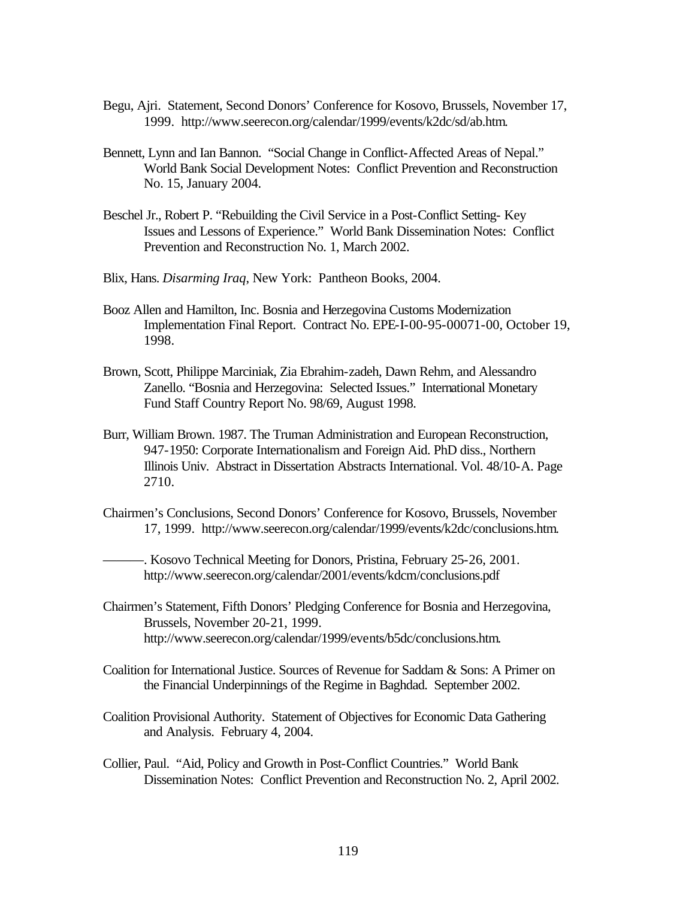Begu, Ajri. Statement, Second Donors' Conference for Kosovo, Brussels, November 17, 1999. http://www.seerecon.org/calendar/1999/events/k2dc/sd/ab.htm.

Bennett, Lynn and Ian Bannon. "Social Change in Conflict-Affected Areas of Nepal." World Bank Social Development Notes: Conflict Prevention and Reconstruction No. 15, January 2004.

Beschel Jr., Robert P. "Rebuilding the Civil Service in a Post-Conflict Setting- Key Issues and Lessons of Experience." World Bank Dissemination Notes: Conflict Prevention and Reconstruction No. 1, March 2002.

Blix, Hans. *Disarming Iraq*, New York: Pantheon Books, 2004.

Booz Allen and Hamilton, Inc. Bosnia and Herzegovina Customs Modernization Implementation Final Report. Contract No. EPE-I-00-95-00071-00, October 19, 1998.

Brown, Scott, Philippe Marciniak, Zia Ebrahim-zadeh, Dawn Rehm, and Alessandro Zanello. "Bosnia and Herzegovina: Selected Issues." International Monetary Fund Staff Country Report No. 98/69, August 1998.

Burr, William Brown. 1987. The Truman Administration and European Reconstruction, 947-1950: Corporate Internationalism and Foreign Aid. PhD diss., Northern Illinois Univ. Abstract in Dissertation Abstracts International. Vol. 48/10-A. Page 2710.

Chairmen's Conclusions, Second Donors' Conference for Kosovo, Brussels, November 17, 1999. http://www.seerecon.org/calendar/1999/events/k2dc/conclusions.htm.

———. Kosovo Technical Meeting for Donors, Pristina, February 25-26, 2001. http://www.seerecon.org/calendar/2001/events/kdcm/conclusions.pdf

Chairmen's Statement, Fifth Donors' Pledging Conference for Bosnia and Herzegovina, Brussels, November 20-21, 1999. http://www.seerecon.org/calendar/1999/events/b5dc/conclusions.htm.

Coalition for International Justice. Sources of Revenue for Saddam & Sons: A Primer on the Financial Underpinnings of the Regime in Baghdad. September 2002.

Coalition Provisional Authority. Statement of Objectives for Economic Data Gathering and Analysis. February 4, 2004.

Collier, Paul. "Aid, Policy and Growth in Post-Conflict Countries." World Bank Dissemination Notes: Conflict Prevention and Reconstruction No. 2, April 2002.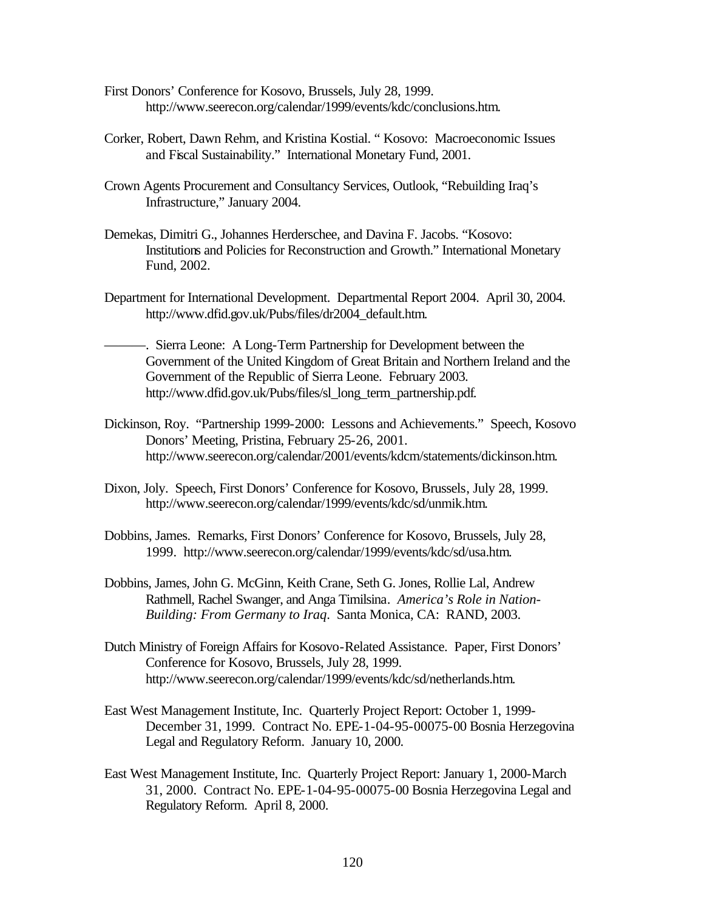First Donors' Conference for Kosovo, Brussels, July 28, 1999. http://www.seerecon.org/calendar/1999/events/kdc/conclusions.htm.

Corker, Robert, Dawn Rehm, and Kristina Kostial. " Kosovo: Macroeconomic Issues and Fiscal Sustainability." International Monetary Fund, 2001.

Crown Agents Procurement and Consultancy Services, Outlook, "Rebuilding Iraq's Infrastructure," January 2004.

Demekas, Dimitri G., Johannes Herderschee, and Davina F. Jacobs. "Kosovo: Institutions and Policies for Reconstruction and Growth." International Monetary Fund, 2002.

Department for International Development. Departmental Report 2004. April 30, 2004. http://www.dfid.gov.uk/Pubs/files/dr2004_default.htm.

———. Sierra Leone: A Long-Term Partnership for Development between the Government of the United Kingdom of Great Britain and Northern Ireland and the Government of the Republic of Sierra Leone. February 2003. http://www.dfid.gov.uk/Pubs/files/sl_long_term_partnership.pdf.

Dickinson, Roy. "Partnership 1999-2000: Lessons and Achievements." Speech, Kosovo Donors' Meeting, Pristina, February 25-26, 2001. http://www.seerecon.org/calendar/2001/events/kdcm/statements/dickinson.htm.

Dixon, Joly. Speech, First Donors' Conference for Kosovo, Brussels, July 28, 1999. http://www.seerecon.org/calendar/1999/events/kdc/sd/unmik.htm.

Dobbins, James. Remarks, First Donors' Conference for Kosovo, Brussels, July 28, 1999. http://www.seerecon.org/calendar/1999/events/kdc/sd/usa.htm.

Dobbins, James, John G. McGinn, Keith Crane, Seth G. Jones, Rollie Lal, Andrew Rathmell, Rachel Swanger, and Anga Timilsina. *America's Role in Nation-Building: From Germany to Iraq*. Santa Monica, CA: RAND, 2003.

Dutch Ministry of Foreign Affairs for Kosovo-Related Assistance. Paper, First Donors' Conference for Kosovo, Brussels, July 28, 1999. http://www.seerecon.org/calendar/1999/events/kdc/sd/netherlands.htm.

East West Management Institute, Inc. Quarterly Project Report: October 1, 1999-December 31, 1999. Contract No. EPE-1-04-95-00075-00 Bosnia Herzegovina Legal and Regulatory Reform. January 10, 2000.

East West Management Institute, Inc. Quarterly Project Report: January 1, 2000-March 31, 2000. Contract No. EPE-1-04-95-00075-00 Bosnia Herzegovina Legal and Regulatory Reform. April 8, 2000.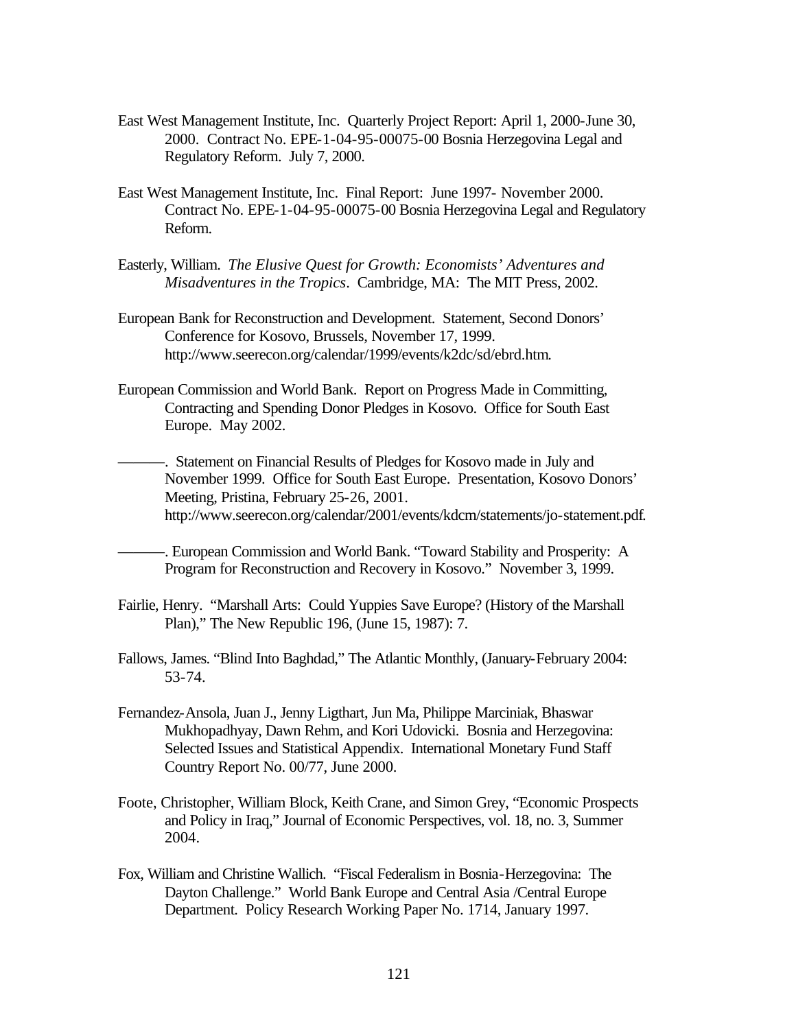East West Management Institute, Inc. Quarterly Project Report: April 1, 2000-June 30, 2000. Contract No. EPE-1-04-95-00075-00 Bosnia Herzegovina Legal and Regulatory Reform. July 7, 2000.

East West Management Institute, Inc. Final Report: June 1997- November 2000. Contract No. EPE-1-04-95-00075-00 Bosnia Herzegovina Legal and Regulatory Reform.

Easterly, William. *The Elusive Quest for Growth: Economists' Adventures and Misadventures in the Tropics*. Cambridge, MA: The MIT Press, 2002.

European Bank for Reconstruction and Development. Statement, Second Donors' Conference for Kosovo, Brussels, November 17, 1999. http://www.seerecon.org/calendar/1999/events/k2dc/sd/ebrd.htm.

European Commission and World Bank. Report on Progress Made in Committing, Contracting and Spending Donor Pledges in Kosovo. Office for South East Europe. May 2002.

———. Statement on Financial Results of Pledges for Kosovo made in July and November 1999. Office for South East Europe. Presentation, Kosovo Donors' Meeting, Pristina, February 25-26, 2001. http://www.seerecon.org/calendar/2001/events/kdcm/statements/jo-statement.pdf.

———. European Commission and World Bank. "Toward Stability and Prosperity: A Program for Reconstruction and Recovery in Kosovo." November 3, 1999.

Fairlie, Henry. "Marshall Arts: Could Yuppies Save Europe? (History of the Marshall Plan)," The New Republic 196, (June 15, 1987): 7.

Fallows, James. "Blind Into Baghdad," The Atlantic Monthly, (January-February 2004: 53-74.

Fernandez-Ansola, Juan J., Jenny Ligthart, Jun Ma, Philippe Marciniak, Bhaswar Mukhopadhyay, Dawn Rehm, and Kori Udovicki. Bosnia and Herzegovina: Selected Issues and Statistical Appendix. International Monetary Fund Staff Country Report No. 00/77, June 2000.

Foote, Christopher, William Block, Keith Crane, and Simon Grey, "Economic Prospects and Policy in Iraq," Journal of Economic Perspectives, vol. 18, no. 3, Summer 2004.

Fox, William and Christine Wallich. "Fiscal Federalism in Bosnia-Herzegovina: The Dayton Challenge." World Bank Europe and Central Asia /Central Europe Department. Policy Research Working Paper No. 1714, January 1997.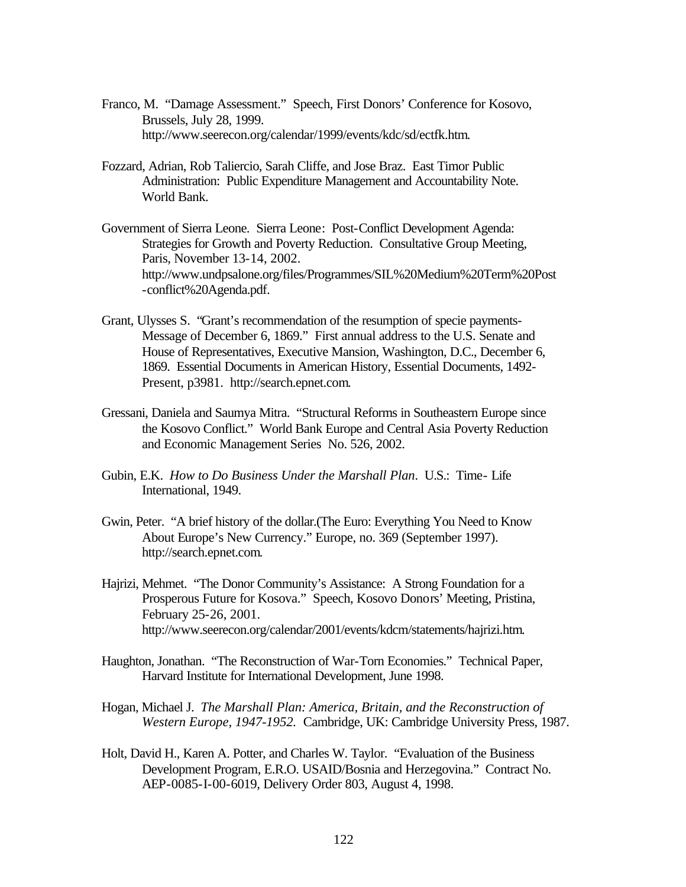Franco, M. "Damage Assessment." Speech, First Donors' Conference for Kosovo, Brussels, July 28, 1999. http://www.seerecon.org/calendar/1999/events/kdc/sd/ectfk.htm.

Fozzard, Adrian, Rob Taliercio, Sarah Cliffe, and Jose Braz. East Timor Public Administration: Public Expenditure Management and Accountability Note. World Bank.

Government of Sierra Leone. Sierra Leone: Post-Conflict Development Agenda: Strategies for Growth and Poverty Reduction. Consultative Group Meeting, Paris, November 13-14, 2002. http://www.undpsalone.org/files/Programmes/SIL%20Medium%20Term%20Post-conflict%20Agenda.pdf.

Grant, Ulysses S. "Grant's recommendation of the resumption of specie payments-Message of December 6, 1869." First annual address to the U.S. Senate and House of Representatives, Executive Mansion, Washington, D.C., December 6, 1869. Essential Documents in American History, Essential Documents, 1492-Present, p3981. http://search.epnet.com.

Gressani, Daniela and Saumya Mitra. "Structural Reforms in Southeastern Europe since the Kosovo Conflict." World Bank Europe and Central Asia Poverty Reduction and Economic Management Series No. 526, 2002.

Gubin, E.K. *How to Do Business Under the Marshall Plan*. U.S.: Time- Life International, 1949.

Gwin, Peter. "A brief history of the dollar.(The Euro: Everything You Need to Know About Europe's New Currency." Europe, no. 369 (September 1997). http://search.epnet.com.

Hajrizi, Mehmet. "The Donor Community's Assistance: A Strong Foundation for a Prosperous Future for Kosova." Speech, Kosovo Donors' Meeting, Pristina, February 25-26, 2001. http://www.seerecon.org/calendar/2001/events/kdcm/statements/hajrizi.htm.

Haughton, Jonathan. "The Reconstruction of War-Torn Economies." Technical Paper, Harvard Institute for International Development, June 1998.

Hogan, Michael J. *The Marshall Plan: America, Britain, and the Reconstruction of Western Europe, 1947-1952*. Cambridge, UK: Cambridge University Press, 1987.

Holt, David H., Karen A. Potter, and Charles W. Taylor. "Evaluation of the Business Development Program, E.R.O. USAID/Bosnia and Herzegovina." Contract No. AEP-0085-I-00-6019, Delivery Order 803, August 4, 1998.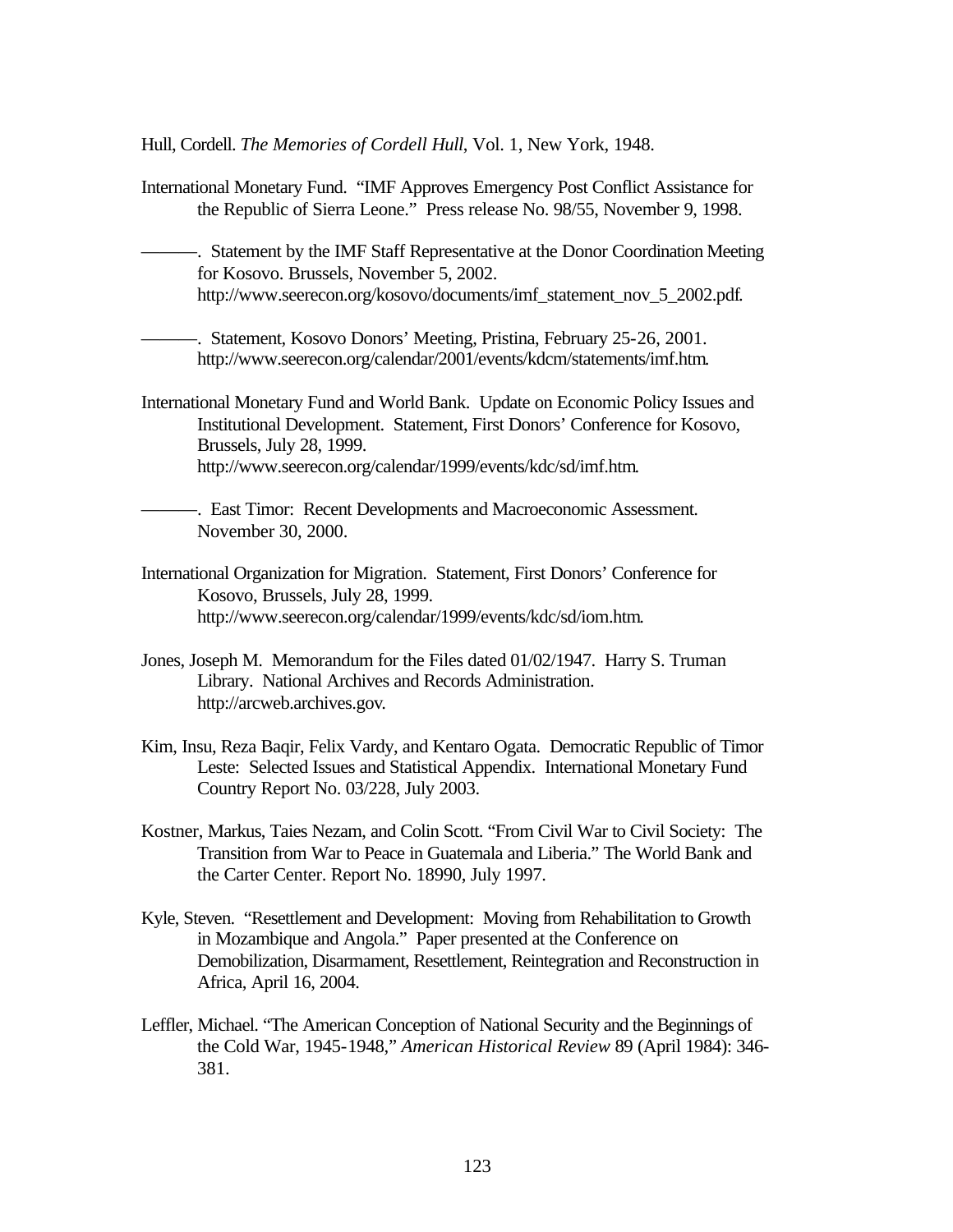Hull, Cordell. *The Memories of Cordell Hull*, Vol. 1, New York, 1948.

International Monetary Fund. "IMF Approves Emergency Post Conflict Assistance for the Republic of Sierra Leone." Press release No. 98/55, November 9, 1998.

———. Statement by the IMF Staff Representative at the Donor Coordination Meeting for Kosovo. Brussels, November 5, 2002. http://www.seerecon.org/kosovo/documents/imf_statement_nov_5_2002.pdf.

———. Statement, Kosovo Donors' Meeting, Pristina, February 25-26, 2001. http://www.seerecon.org/calendar/2001/events/kdcm/statements/imf.htm.

International Monetary Fund and World Bank. Update on Economic Policy Issues and Institutional Development. Statement, First Donors' Conference for Kosovo, Brussels, July 28, 1999. http://www.seerecon.org/calendar/1999/events/kdc/sd/imf.htm.

———. East Timor: Recent Developments and Macroeconomic Assessment. November 30, 2000.

International Organization for Migration. Statement, First Donors' Conference for Kosovo, Brussels, July 28, 1999. http://www.seerecon.org/calendar/1999/events/kdc/sd/iom.htm.

Jones, Joseph M. Memorandum for the Files dated 01/02/1947. Harry S. Truman Library. National Archives and Records Administration. http://arcweb.archives.gov.

Kim, Insu, Reza Baqir, Felix Vardy, and Kentaro Ogata. Democratic Republic of Timor Leste: Selected Issues and Statistical Appendix. International Monetary Fund Country Report No. 03/228, July 2003.

Kostner, Markus, Taies Nezam, and Colin Scott. "From Civil War to Civil Society: The Transition from War to Peace in Guatemala and Liberia." The World Bank and the Carter Center. Report No. 18990, July 1997.

Kyle, Steven. "Resettlement and Development: Moving from Rehabilitation to Growth in Mozambique and Angola." Paper presented at the Conference on Demobilization, Disarmament, Resettlement, Reintegration and Reconstruction in Africa, April 16, 2004.

Leffler, Michael. "The American Conception of National Security and the Beginnings of the Cold War, 1945-1948," *American Historical Review* 89 (April 1984): 346-381.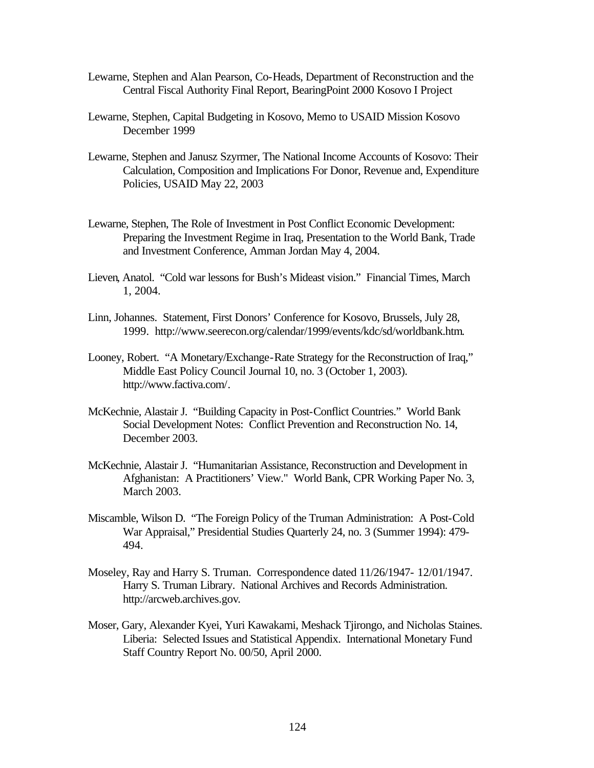Lewarne, Stephen and Alan Pearson, Co-Heads, Department of Reconstruction and the Central Fiscal Authority Final Report, BearingPoint 2000 Kosovo I Project

Lewarne, Stephen, Capital Budgeting in Kosovo, Memo to USAID Mission Kosovo December 1999

Lewarne, Stephen and Janusz Szyrmer, The National Income Accounts of Kosovo: Their Calculation, Composition and Implications For Donor, Revenue and, Expenditure Policies, USAID May 22, 2003

Lewarne, Stephen, The Role of Investment in Post Conflict Economic Development: Preparing the Investment Regime in Iraq, Presentation to the World Bank, Trade and Investment Conference, Amman Jordan May 4, 2004.

Lieven, Anatol. "Cold war lessons for Bush's Mideast vision." Financial Times, March 1, 2004.

Linn, Johannes. Statement, First Donors' Conference for Kosovo, Brussels, July 28, 1999. http://www.seerecon.org/calendar/1999/events/kdc/sd/worldbank.htm.

Looney, Robert. "A Monetary/Exchange-Rate Strategy for the Reconstruction of Iraq," Middle East Policy Council Journal 10, no. 3 (October 1, 2003). http://www.factiva.com/.

McKechnie, Alastair J. "Building Capacity in Post-Conflict Countries." World Bank Social Development Notes: Conflict Prevention and Reconstruction No. 14, December 2003.

McKechnie, Alastair J. "Humanitarian Assistance, Reconstruction and Development in Afghanistan: A Practitioners' View." World Bank, CPR Working Paper No. 3, March 2003.

Miscamble, Wilson D. "The Foreign Policy of the Truman Administration: A Post-Cold War Appraisal," Presidential Studies Quarterly 24, no. 3 (Summer 1994): 479-494.

Moseley, Ray and Harry S. Truman. Correspondence dated 11/26/1947- 12/01/1947. Harry S. Truman Library. National Archives and Records Administration. http://arcweb.archives.gov.

Moser, Gary, Alexander Kyei, Yuri Kawakami, Meshack Tjirongo, and Nicholas Staines. Liberia: Selected Issues and Statistical Appendix. International Monetary Fund Staff Country Report No. 00/50, April 2000.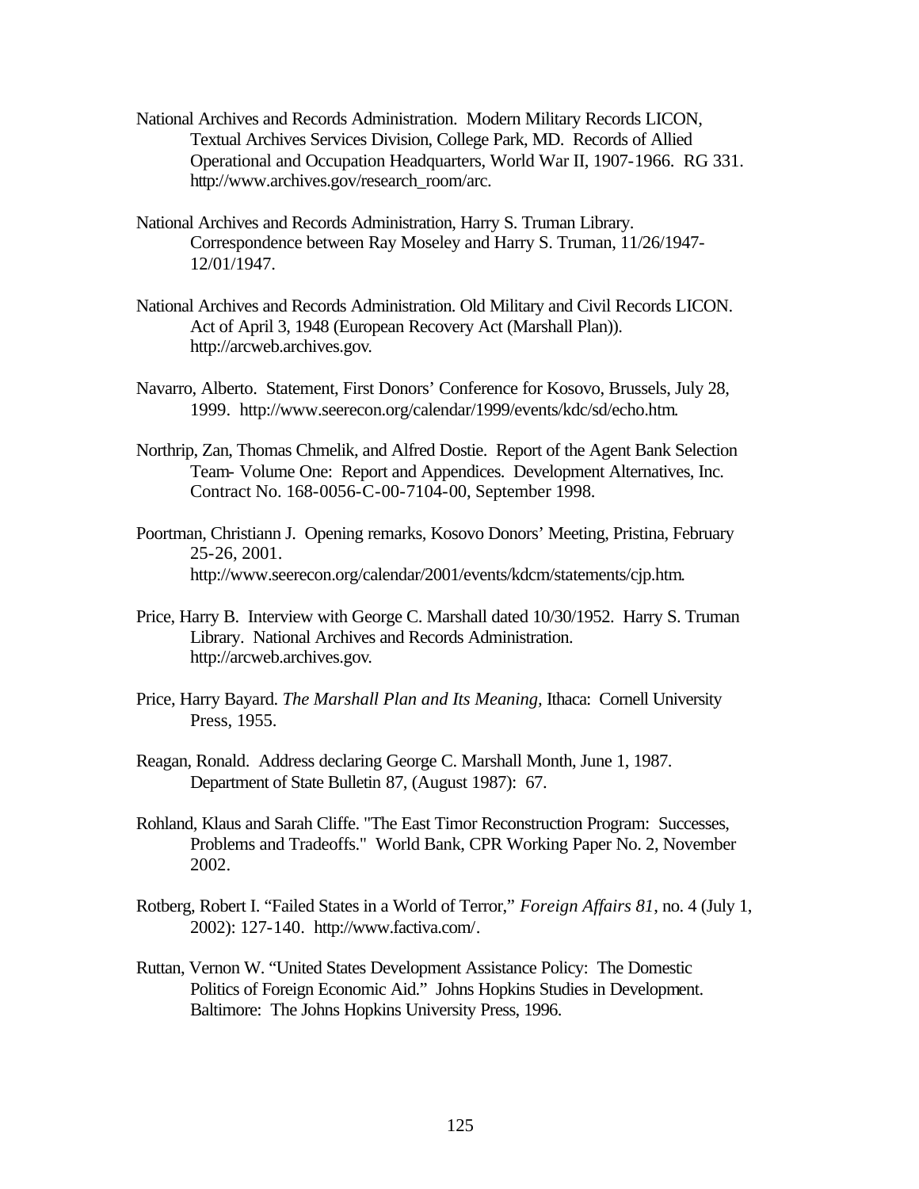National Archives and Records Administration. Modern Military Records LICON, Textual Archives Services Division, College Park, MD. Records of Allied Operational and Occupation Headquarters, World War II, 1907-1966. RG 331. http://www.archives.gov/research_room/arc.

National Archives and Records Administration, Harry S. Truman Library. Correspondence between Ray Moseley and Harry S. Truman, 11/26/1947-12/01/1947.

National Archives and Records Administration. Old Military and Civil Records LICON. Act of April 3, 1948 (European Recovery Act (Marshall Plan)). http://arcweb.archives.gov.

Navarro, Alberto. Statement, First Donors' Conference for Kosovo, Brussels, July 28, 1999. http://www.seerecon.org/calendar/1999/events/kdc/sd/echo.htm.

Northrip, Zan, Thomas Chmelik, and Alfred Dostie. Report of the Agent Bank Selection Team- Volume One: Report and Appendices. Development Alternatives, Inc. Contract No. 168-0056-C-00-7104-00, September 1998.

Poortman, Christiann J. Opening remarks, Kosovo Donors' Meeting, Pristina, February 25-26, 2001. http://www.seerecon.org/calendar/2001/events/kdcm/statements/cjp.htm.

Price, Harry B. Interview with George C. Marshall dated 10/30/1952. Harry S. Truman Library. National Archives and Records Administration. http://arcweb.archives.gov.

Price, Harry Bayard. *The Marshall Plan and Its Meaning*, Ithaca: Cornell University Press, 1955.

Reagan, Ronald. Address declaring George C. Marshall Month, June 1, 1987. Department of State Bulletin 87, (August 1987): 67.

Rohland, Klaus and Sarah Cliffe. "The East Timor Reconstruction Program: Successes, Problems and Tradeoffs." World Bank, CPR Working Paper No. 2, November 2002.

Rotberg, Robert I. "Failed States in a World of Terror," *Foreign Affairs 81*, no. 4 (July 1, 2002): 127-140. http://www.factiva.com/.

Ruttan, Vernon W. "United States Development Assistance Policy: The Domestic Politics of Foreign Economic Aid." Johns Hopkins Studies in Development. Baltimore: The Johns Hopkins University Press, 1996.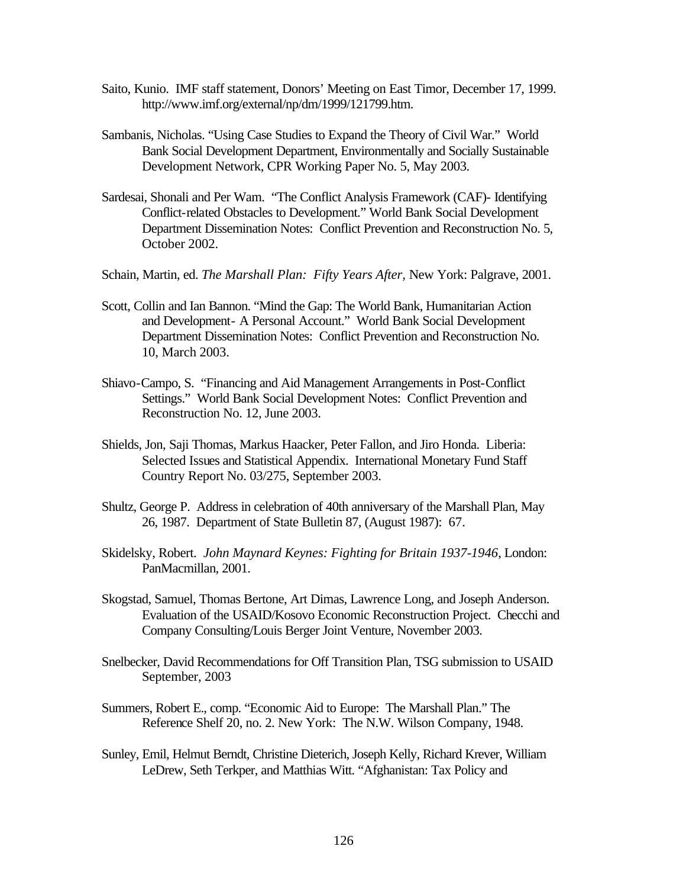Saito, Kunio. IMF staff statement, Donors' Meeting on East Timor, December 17, 1999. http://www.imf.org/external/np/dm/1999/121799.htm.

Sambanis, Nicholas. "Using Case Studies to Expand the Theory of Civil War." World Bank Social Development Department, Environmentally and Socially Sustainable Development Network, CPR Working Paper No. 5, May 2003.

Sardesai, Shonali and Per Wam. "The Conflict Analysis Framework (CAF)- Identifying Conflict-related Obstacles to Development." World Bank Social Development Department Dissemination Notes: Conflict Prevention and Reconstruction No. 5, October 2002.

Schain, Martin, ed. *The Marshall Plan: Fifty Years After*, New York: Palgrave, 2001.

Scott, Collin and Ian Bannon. "Mind the Gap: The World Bank, Humanitarian Action and Development- A Personal Account." World Bank Social Development Department Dissemination Notes: Conflict Prevention and Reconstruction No. 10, March 2003.

Shiavo-Campo, S. "Financing and Aid Management Arrangements in Post-Conflict Settings." World Bank Social Development Notes: Conflict Prevention and Reconstruction No. 12, June 2003.

Shields, Jon, Saji Thomas, Markus Haacker, Peter Fallon, and Jiro Honda. Liberia: Selected Issues and Statistical Appendix. International Monetary Fund Staff Country Report No. 03/275, September 2003.

Shultz, George P. Address in celebration of 40th anniversary of the Marshall Plan, May 26, 1987. Department of State Bulletin 87, (August 1987): 67.

Skidelsky, Robert. *John Maynard Keynes: Fighting for Britain 1937-1946*, London: PanMacmillan, 2001.

Skogstad, Samuel, Thomas Bertone, Art Dimas, Lawrence Long, and Joseph Anderson. Evaluation of the USAID/Kosovo Economic Reconstruction Project. Checchi and Company Consulting/Louis Berger Joint Venture, November 2003.

Snelbecker, David Recommendations for Off Transition Plan, TSG submission to USAID September, 2003

Summers, Robert E., comp. "Economic Aid to Europe: The Marshall Plan." The Reference Shelf 20, no. 2. New York: The N.W. Wilson Company, 1948.

Sunley, Emil, Helmut Berndt, Christine Dieterich, Joseph Kelly, Richard Krever, William LeDrew, Seth Terkper, and Matthias Witt. "Afghanistan: Tax Policy and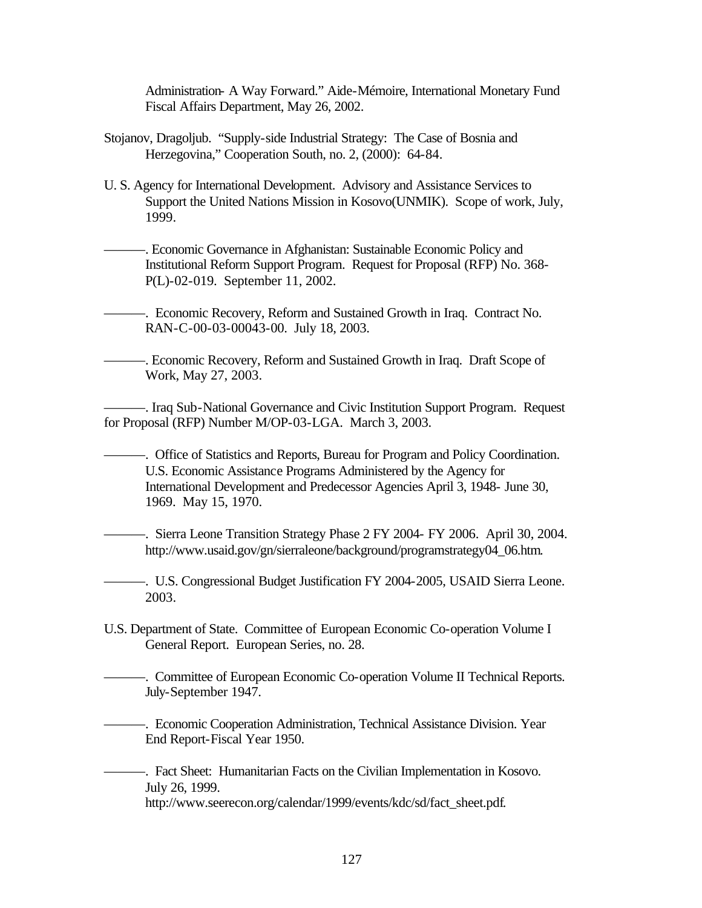Administration- A Way Forward." Aide-Mémoire, International Monetary Fund Fiscal Affairs Department, May 26, 2002.

Stojanov, Dragoljub. "Supply-side Industrial Strategy: The Case of Bosnia and Herzegovina," Cooperation South, no. 2, (2000): 64-84.

U. S. Agency for International Development. Advisory and Assistance Services to Support the United Nations Mission in Kosovo(UNMIK). Scope of work, July, 1999.

———. Economic Governance in Afghanistan: Sustainable Economic Policy and Institutional Reform Support Program. Request for Proposal (RFP) No. 368-P(L)-02-019. September 11, 2002.

———. Economic Recovery, Reform and Sustained Growth in Iraq. Contract No. RAN-C-00-03-00043-00. July 18, 2003.

———. Economic Recovery, Reform and Sustained Growth in Iraq. Draft Scope of Work, May 27, 2003.

———. Iraq Sub-National Governance and Civic Institution Support Program. Request for Proposal (RFP) Number M/OP-03-LGA. March 3, 2003.

———. Office of Statistics and Reports, Bureau for Program and Policy Coordination. U.S. Economic Assistance Programs Administered by the Agency for International Development and Predecessor Agencies April 3, 1948- June 30, 1969. May 15, 1970.

———. Sierra Leone Transition Strategy Phase 2 FY 2004- FY 2006. April 30, 2004. http://www.usaid.gov/gn/sierraleone/background/programstrategy04_06.htm.

———. U.S. Congressional Budget Justification FY 2004-2005, USAID Sierra Leone. 2003.

U.S. Department of State. Committee of European Economic Co-operation Volume I General Report. European Series, no. 28.

———. Committee of European Economic Co-operation Volume II Technical Reports. July-September 1947.

———. Economic Cooperation Administration, Technical Assistance Division. Year End Report-Fiscal Year 1950.

———. Fact Sheet: Humanitarian Facts on the Civilian Implementation in Kosovo. July 26, 1999. http://www.seerecon.org/calendar/1999/events/kdc/sd/fact_sheet.pdf.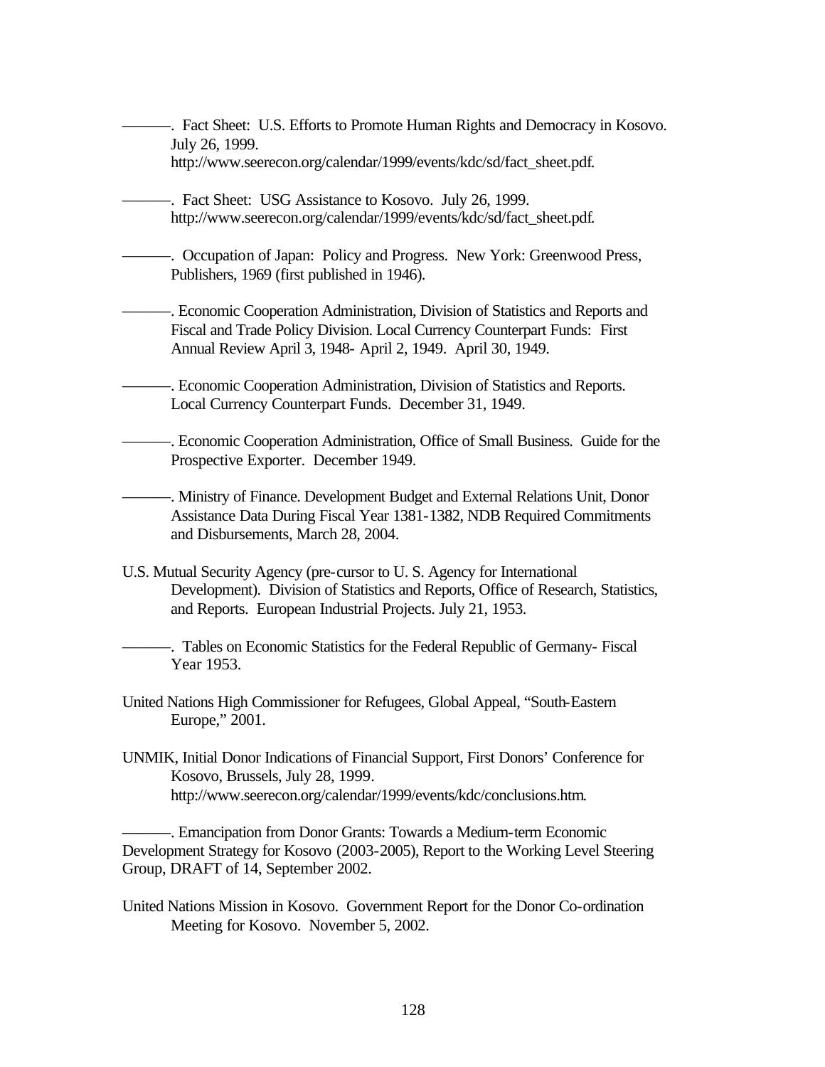———. Fact Sheet: U.S. Efforts to Promote Human Rights and Democracy in Kosovo. July 26, 1999. http://www.seerecon.org/calendar/1999/events/kdc/sd/fact_sheet.pdf.

———. Fact Sheet: USG Assistance to Kosovo. July 26, 1999. http://www.seerecon.org/calendar/1999/events/kdc/sd/fact_sheet.pdf.

———. Occupation of Japan: Policy and Progress. New York: Greenwood Press, Publishers, 1969 (first published in 1946).

———. Economic Cooperation Administration, Division of Statistics and Reports and Fiscal and Trade Policy Division. Local Currency Counterpart Funds: First Annual Review April 3, 1948- April 2, 1949. April 30, 1949.

———. Economic Cooperation Administration, Division of Statistics and Reports. Local Currency Counterpart Funds. December 31, 1949.

———. Economic Cooperation Administration, Office of Small Business. Guide for the Prospective Exporter. December 1949.

———. Ministry of Finance. Development Budget and External Relations Unit, Donor Assistance Data During Fiscal Year 1381-1382, NDB Required Commitments and Disbursements, March 28, 2004.

U.S. Mutual Security Agency (pre-cursor to U. S. Agency for International Development). Division of Statistics and Reports, Office of Research, Statistics, and Reports. European Industrial Projects. July 21, 1953.

———. Tables on Economic Statistics for the Federal Republic of Germany- Fiscal Year 1953.

United Nations High Commissioner for Refugees, Global Appeal, "South-Eastern Europe," 2001.

UNMIK, Initial Donor Indications of Financial Support, First Donors' Conference for Kosovo, Brussels, July 28, 1999. http://www.seerecon.org/calendar/1999/events/kdc/conclusions.htm.

———. Emancipation from Donor Grants: Towards a Medium-term Economic Development Strategy for Kosovo (2003-2005), Report to the Working Level Steering Group, DRAFT of 14, September 2002.

United Nations Mission in Kosovo. Government Report for the Donor Co-ordination Meeting for Kosovo. November 5, 2002.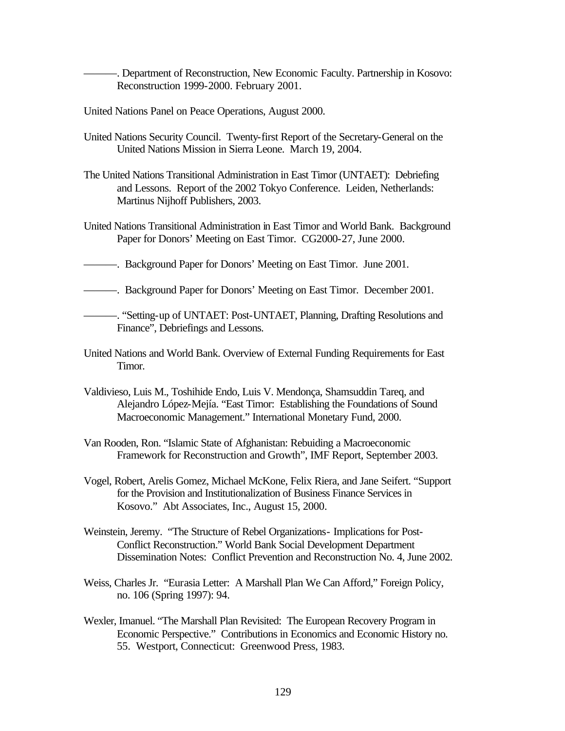———. Department of Reconstruction, New Economic Faculty. Partnership in Kosovo: Reconstruction 1999-2000. February 2001.

United Nations Panel on Peace Operations, August 2000.

United Nations Security Council. Twenty-first Report of the Secretary-General on the United Nations Mission in Sierra Leone. March 19, 2004.

The United Nations Transitional Administration in East Timor (UNTAET): Debriefing and Lessons. Report of the 2002 Tokyo Conference. Leiden, Netherlands: Martinus Nijhoff Publishers, 2003.

United Nations Transitional Administration in East Timor and World Bank. Background Paper for Donors' Meeting on East Timor. CG2000-27, June 2000.

———. Background Paper for Donors' Meeting on East Timor. June 2001.

———. Background Paper for Donors' Meeting on East Timor. December 2001.

———. "Setting-up of UNTAET: Post-UNTAET, Planning, Drafting Resolutions and Finance", Debriefings and Lessons.

United Nations and World Bank. Overview of External Funding Requirements for East Timor.

Valdivieso, Luis M., Toshihide Endo, Luis V. Mendonça, Shamsuddin Tareq, and Alejandro López-Mejía. "East Timor: Establishing the Foundations of Sound Macroeconomic Management." International Monetary Fund, 2000.

Van Rooden, Ron. "Islamic State of Afghanistan: Rebuiding a Macroeconomic Framework for Reconstruction and Growth", IMF Report, September 2003.

Vogel, Robert, Arelis Gomez, Michael McKone, Felix Riera, and Jane Seifert. "Support for the Provision and Institutionalization of Business Finance Services in Kosovo." Abt Associates, Inc., August 15, 2000.

Weinstein, Jeremy. "The Structure of Rebel Organizations- Implications for Post-Conflict Reconstruction." World Bank Social Development Department Dissemination Notes: Conflict Prevention and Reconstruction No. 4, June 2002.

Weiss, Charles Jr. "Eurasia Letter: A Marshall Plan We Can Afford," Foreign Policy, no. 106 (Spring 1997): 94.

Wexler, Imanuel. "The Marshall Plan Revisited: The European Recovery Program in Economic Perspective." Contributions in Economics and Economic History no. 55. Westport, Connecticut: Greenwood Press, 1983.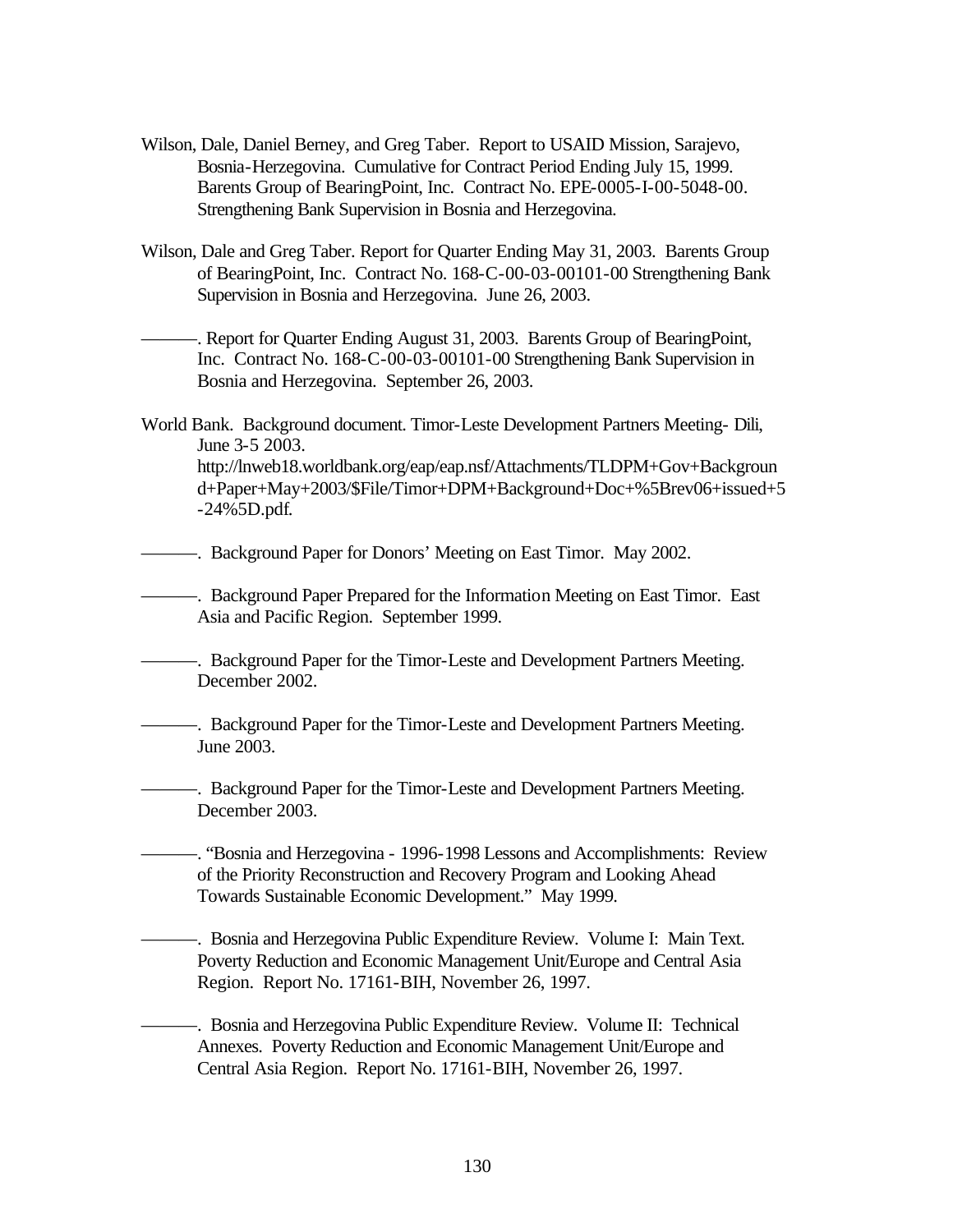Wilson, Dale, Daniel Berney, and Greg Taber. Report to USAID Mission, Sarajevo, Bosnia-Herzegovina. Cumulative for Contract Period Ending July 15, 1999. Barents Group of BearingPoint, Inc. Contract No. EPE-0005-I-00-5048-00. Strengthening Bank Supervision in Bosnia and Herzegovina.

Wilson, Dale and Greg Taber. Report for Quarter Ending May 31, 2003. Barents Group of BearingPoint, Inc. Contract No. 168-C-00-03-00101-00 Strengthening Bank Supervision in Bosnia and Herzegovina. June 26, 2003.

———. Report for Quarter Ending August 31, 2003. Barents Group of BearingPoint, Inc. Contract No. 168-C-00-03-00101-00 Strengthening Bank Supervision in Bosnia and Herzegovina. September 26, 2003.

World Bank. Background document. Timor-Leste Development Partners Meeting- Dili, June 3-5 2003. http://lnweb18.worldbank.org/eap/eap.nsf/Attachments/TLDPM+Gov+Background+Paper+May+2003/$File/Timor+DPM+Background+Doc+%5Brev06+issued+5-24%5D.pdf.

———. Background Paper for Donors' Meeting on East Timor. May 2002.

———. Background Paper Prepared for the Information Meeting on East Timor. East Asia and Pacific Region. September 1999.

———. Background Paper for the Timor-Leste and Development Partners Meeting. December 2002.

———. Background Paper for the Timor-Leste and Development Partners Meeting. June 2003.

———. Background Paper for the Timor-Leste and Development Partners Meeting. December 2003.

———. "Bosnia and Herzegovina - 1996-1998 Lessons and Accomplishments: Review of the Priority Reconstruction and Recovery Program and Looking Ahead Towards Sustainable Economic Development." May 1999.

———. Bosnia and Herzegovina Public Expenditure Review. Volume I: Main Text. Poverty Reduction and Economic Management Unit/Europe and Central Asia Region. Report No. 17161-BIH, November 26, 1997.

———. Bosnia and Herzegovina Public Expenditure Review. Volume II: Technical Annexes. Poverty Reduction and Economic Management Unit/Europe and Central Asia Region. Report No. 17161-BIH, November 26, 1997.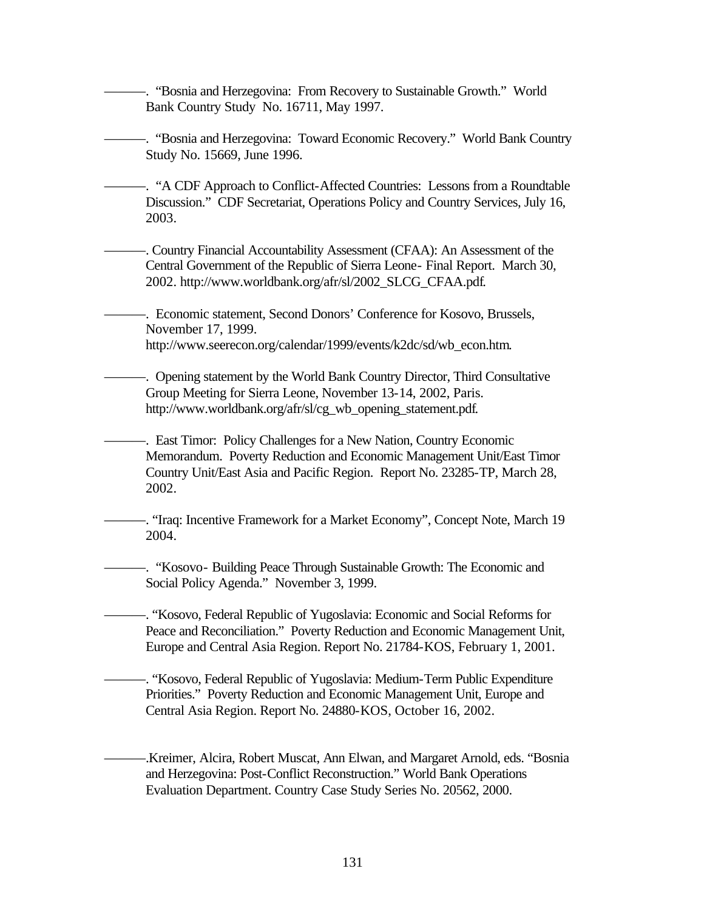———. "Bosnia and Herzegovina: From Recovery to Sustainable Growth." World Bank Country Study No. 16711, May 1997.

———. "Bosnia and Herzegovina: Toward Economic Recovery." World Bank Country Study No. 15669, June 1996.

———. "A CDF Approach to Conflict-Affected Countries: Lessons from a Roundtable Discussion." CDF Secretariat, Operations Policy and Country Services, July 16, 2003.

———. Country Financial Accountability Assessment (CFAA): An Assessment of the Central Government of the Republic of Sierra Leone- Final Report. March 30, 2002. http://www.worldbank.org/afr/sl/2002_SLCG_CFAA.pdf.

———. Economic statement, Second Donors' Conference for Kosovo, Brussels, November 17, 1999. http://www.seerecon.org/calendar/1999/events/k2dc/sd/wb_econ.htm.

———. Opening statement by the World Bank Country Director, Third Consultative Group Meeting for Sierra Leone, November 13-14, 2002, Paris. http://www.worldbank.org/afr/sl/cg_wb_opening_statement.pdf.

———. East Timor: Policy Challenges for a New Nation, Country Economic Memorandum. Poverty Reduction and Economic Management Unit/East Timor Country Unit/East Asia and Pacific Region. Report No. 23285-TP, March 28, 2002.

———. "Iraq: Incentive Framework for a Market Economy", Concept Note, March 19 2004.

———. "Kosovo- Building Peace Through Sustainable Growth: The Economic and Social Policy Agenda." November 3, 1999.

———. "Kosovo, Federal Republic of Yugoslavia: Economic and Social Reforms for Peace and Reconciliation." Poverty Reduction and Economic Management Unit, Europe and Central Asia Region. Report No. 21784-KOS, February 1, 2001.

———. "Kosovo, Federal Republic of Yugoslavia: Medium-Term Public Expenditure Priorities." Poverty Reduction and Economic Management Unit, Europe and Central Asia Region. Report No. 24880-KOS, October 16, 2002.

———.Kreimer, Alcira, Robert Muscat, Ann Elwan, and Margaret Arnold, eds. "Bosnia and Herzegovina: Post-Conflict Reconstruction." World Bank Operations Evaluation Department. Country Case Study Series No. 20562, 2000.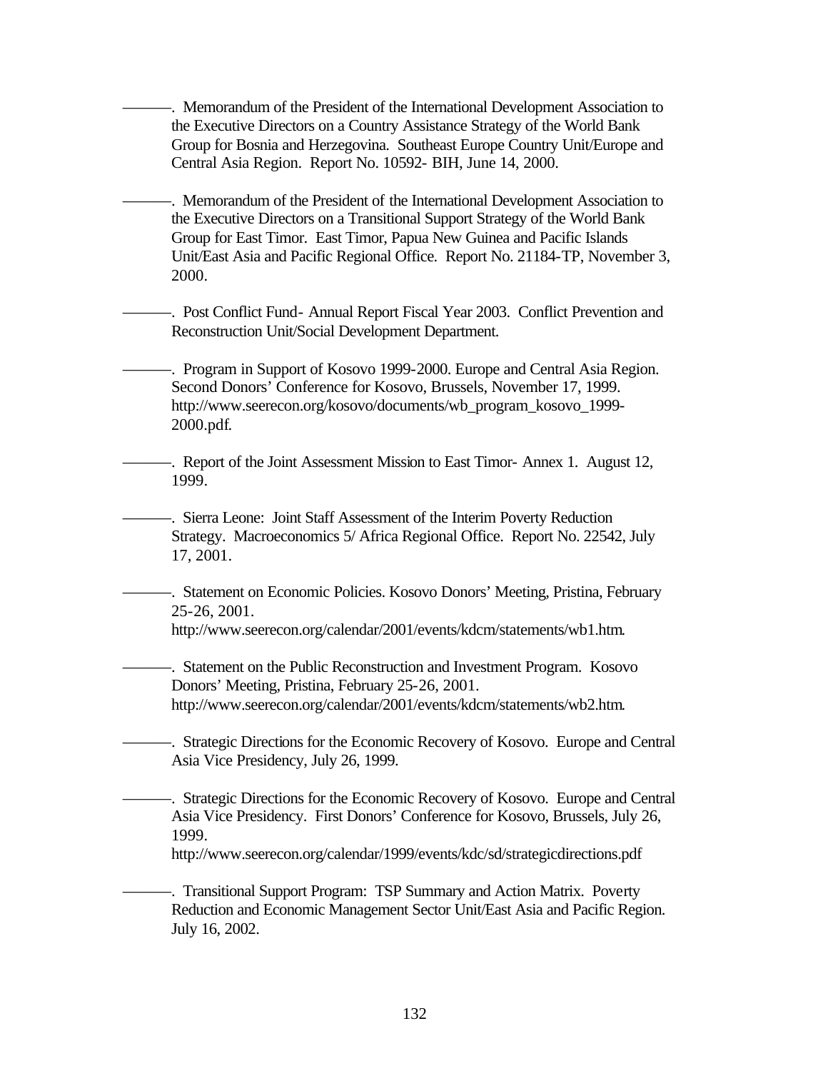———. Memorandum of the President of the International Development Association to the Executive Directors on a Country Assistance Strategy of the World Bank Group for Bosnia and Herzegovina. Southeast Europe Country Unit/Europe and Central Asia Region. Report No. 10592- BIH, June 14, 2000.

———. Memorandum of the President of the International Development Association to the Executive Directors on a Transitional Support Strategy of the World Bank Group for East Timor. East Timor, Papua New Guinea and Pacific Islands Unit/East Asia and Pacific Regional Office. Report No. 21184-TP, November 3, 2000.

———. Post Conflict Fund- Annual Report Fiscal Year 2003. Conflict Prevention and Reconstruction Unit/Social Development Department.

———. Program in Support of Kosovo 1999-2000. Europe and Central Asia Region. Second Donors' Conference for Kosovo, Brussels, November 17, 1999. http://www.seerecon.org/kosovo/documents/wb_program_kosovo_1999-2000.pdf.

———. Report of the Joint Assessment Mission to East Timor- Annex 1. August 12, 1999.

———. Sierra Leone: Joint Staff Assessment of the Interim Poverty Reduction Strategy. Macroeconomics 5/ Africa Regional Office. Report No. 22542, July 17, 2001.

———. Statement on Economic Policies. Kosovo Donors' Meeting, Pristina, February 25-26, 2001. http://www.seerecon.org/calendar/2001/events/kdcm/statements/wb1.htm.

———. Statement on the Public Reconstruction and Investment Program. Kosovo Donors' Meeting, Pristina, February 25-26, 2001. http://www.seerecon.org/calendar/2001/events/kdcm/statements/wb2.htm.

———. Strategic Directions for the Economic Recovery of Kosovo. Europe and Central Asia Vice Presidency, July 26, 1999.

———. Strategic Directions for the Economic Recovery of Kosovo. Europe and Central Asia Vice Presidency. First Donors' Conference for Kosovo, Brussels, July 26, 1999. http://www.seerecon.org/calendar/1999/events/kdc/sd/strategicdirections.pdf

———. Transitional Support Program: TSP Summary and Action Matrix. Poverty Reduction and Economic Management Sector Unit/East Asia and Pacific Region. July 16, 2002.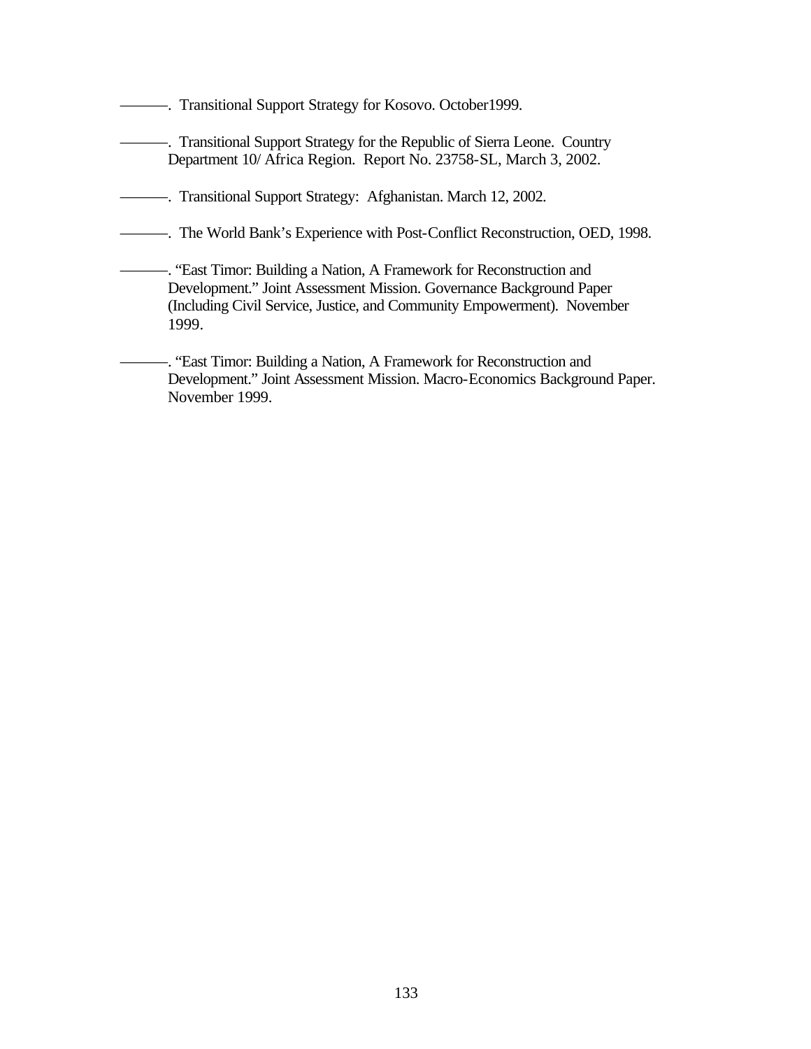———. Transitional Support Strategy for Kosovo. October1999.

———. Transitional Support Strategy for the Republic of Sierra Leone. Country Department 10/ Africa Region. Report No. 23758-SL, March 3, 2002.

———. Transitional Support Strategy: Afghanistan. March 12, 2002.

———. The World Bank's Experience with Post-Conflict Reconstruction, OED, 1998.

———. "East Timor: Building a Nation, A Framework for Reconstruction and Development." Joint Assessment Mission. Governance Background Paper (Including Civil Service, Justice, and Community Empowerment). November 1999.

———. "East Timor: Building a Nation, A Framework for Reconstruction and Development." Joint Assessment Mission. Macro-Economics Background Paper. November 1999.